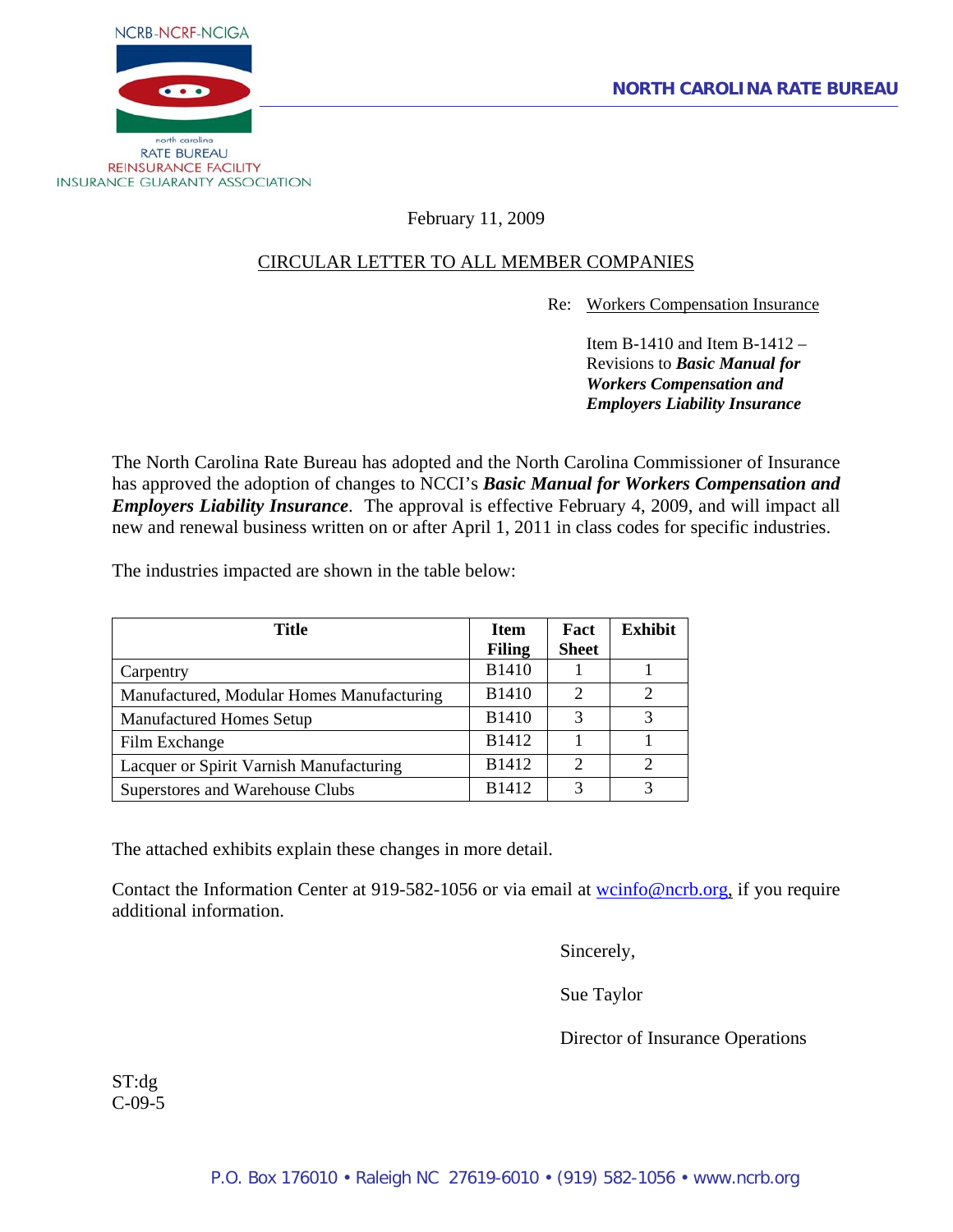NCRB-NCRF-NCIGA

north carolina
RATE BUREAU
REINSURANCE FACILITY
INSURANCE GUARANTY ASSOCIATION

**NORTH CAROLINA RATE BUREAU**

February 11, 2009

CIRCULAR LETTER TO ALL MEMBER COMPANIES

Re: Workers Compensation Insurance

Item B-1410 and Item B-1412 – Revisions to ***Basic Manual for Workers Compensation and Employers Liability Insurance***

The North Carolina Rate Bureau has adopted and the North Carolina Commissioner of Insurance has approved the adoption of changes to NCCI's ***Basic Manual for Workers Compensation and Employers Liability Insurance***. The approval is effective February 4, 2009, and will impact all new and renewal business written on or after April 1, 2011 in class codes for specific industries.

The industries impacted are shown in the table below:

| Title | Item Filing | Fact Sheet | Exhibit |
|---|---|---|---|
| Carpentry | B1410 | 1 | 1 |
| Manufactured, Modular Homes Manufacturing | B1410 | 2 | 2 |
| Manufactured Homes Setup | B1410 | 3 | 3 |
| Film Exchange | B1412 | 1 | 1 |
| Lacquer or Spirit Varnish Manufacturing | B1412 | 2 | 2 |
| Superstores and Warehouse Clubs | B1412 | 3 | 3 |

The attached exhibits explain these changes in more detail.

Contact the Information Center at 919-582-1056 or via email at wcinfo@ncrb.org, if you require additional information.

Sincerely,

Sue Taylor

Director of Insurance Operations

ST:dg
C-09-5

P.O. Box 176010 • Raleigh NC 27619-6010 • (919) 582-1056 • www.ncrb.org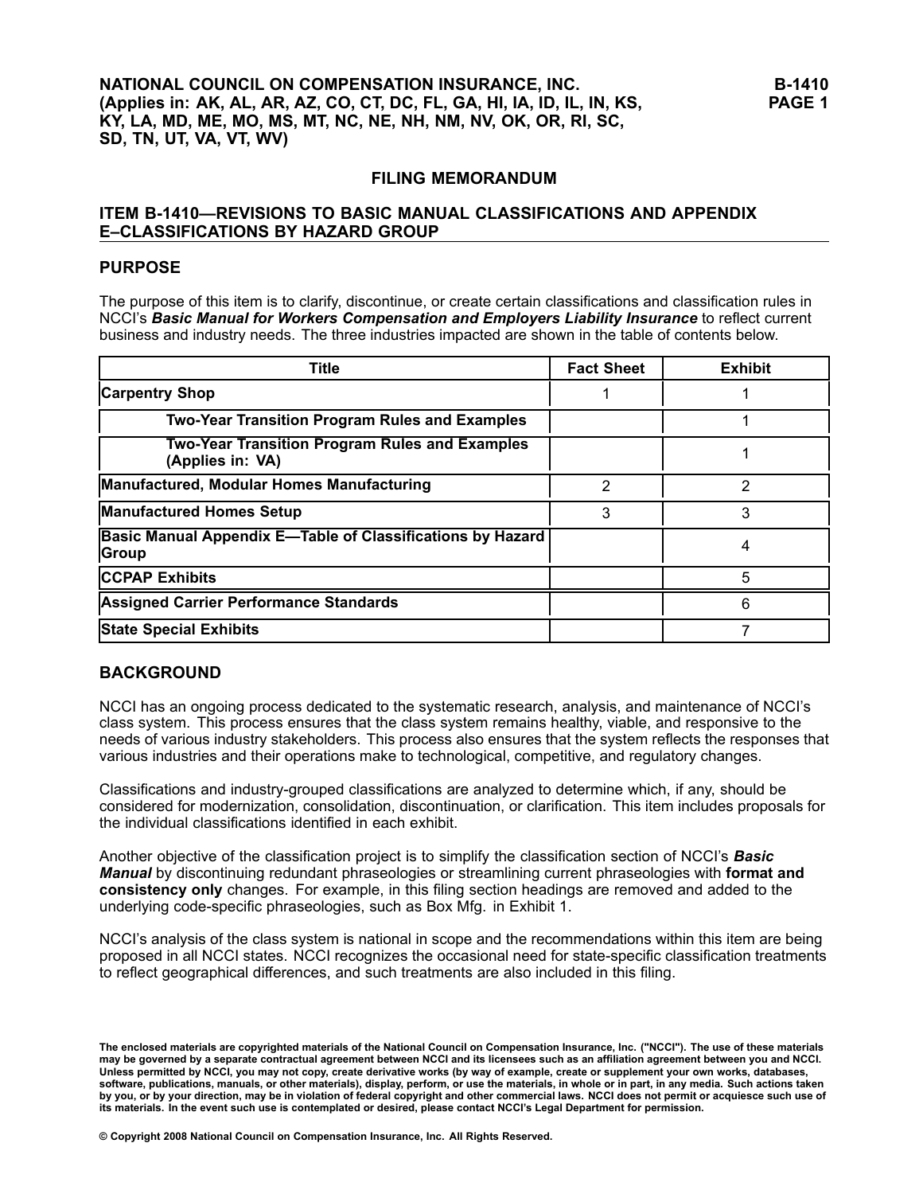NATIONAL COUNCIL ON COMPENSATION INSURANCE, INC.
(Applies in: AK, AL, AR, AZ, CO, CT, DC, FL, GA, HI, IA, ID, IL, IN, KS, KY, LA, MD, ME, MO, MS, MT, NC, NE, NH, NM, NV, OK, OR, RI, SC, SD, TN, UT, VA, VT, WV)

## FILING MEMORANDUM

## ITEM B-1410—REVISIONS TO BASIC MANUAL CLASSIFICATIONS AND APPENDIX E–CLASSIFICATIONS BY HAZARD GROUP

### PURPOSE

The purpose of this item is to clarify, discontinue, or create certain classifications and classification rules in NCCI's ***Basic Manual for Workers Compensation and Employers Liability Insurance*** to reflect current business and industry needs. The three industries impacted are shown in the table of contents below.

| Title | Fact Sheet | Exhibit |
|---|---|---|
| **Carpentry Shop** | 1 | 1 |
| **Two-Year Transition Program Rules and Examples** | | 1 |
| **Two-Year Transition Program Rules and Examples (Applies in: VA)** | | 1 |
| **Manufactured, Modular Homes Manufacturing** | 2 | 2 |
| **Manufactured Homes Setup** | 3 | 3 |
| **Basic Manual Appendix E—Table of Classifications by Hazard Group** | | 4 |
| **CCPAP Exhibits** | | 5 |
| **Assigned Carrier Performance Standards** | | 6 |
| **State Special Exhibits** | | 7 |

### BACKGROUND

NCCI has an ongoing process dedicated to the systematic research, analysis, and maintenance of NCCI's class system. This process ensures that the class system remains healthy, viable, and responsive to the needs of various industry stakeholders. This process also ensures that the system reflects the responses that various industries and their operations make to technological, competitive, and regulatory changes.

Classifications and industry-grouped classifications are analyzed to determine which, if any, should be considered for modernization, consolidation, discontinuation, or clarification. This item includes proposals for the individual classifications identified in each exhibit.

Another objective of the classification project is to simplify the classification section of NCCI's ***Basic Manual*** by discontinuing redundant phraseologies or streamlining current phraseologies with **format and consistency only** changes. For example, in this filing section headings are removed and added to the underlying code-specific phraseologies, such as Box Mfg. in Exhibit 1.

NCCI's analysis of the class system is national in scope and the recommendations within this item are being proposed in all NCCI states. NCCI recognizes the occasional need for state-specific classification treatments to reflect geographical differences, and such treatments are also included in this filing.

**The enclosed materials are copyrighted materials of the National Council on Compensation Insurance, Inc. ("NCCI"). The use of these materials may be governed by a separate contractual agreement between NCCI and its licensees such as an affiliation agreement between you and NCCI. Unless permitted by NCCI, you may not copy, create derivative works (by way of example, create or supplement your own works, databases, software, publications, manuals, or other materials), display, perform, or use the materials, in whole or in part, in any media. Such actions taken by you, or by your direction, may be in violation of federal copyright and other commercial laws. NCCI does not permit or acquiesce such use of its materials. In the event such use is contemplated or desired, please contact NCCI's Legal Department for permission.**

**© Copyright 2008 National Council on Compensation Insurance, Inc. All Rights Reserved.**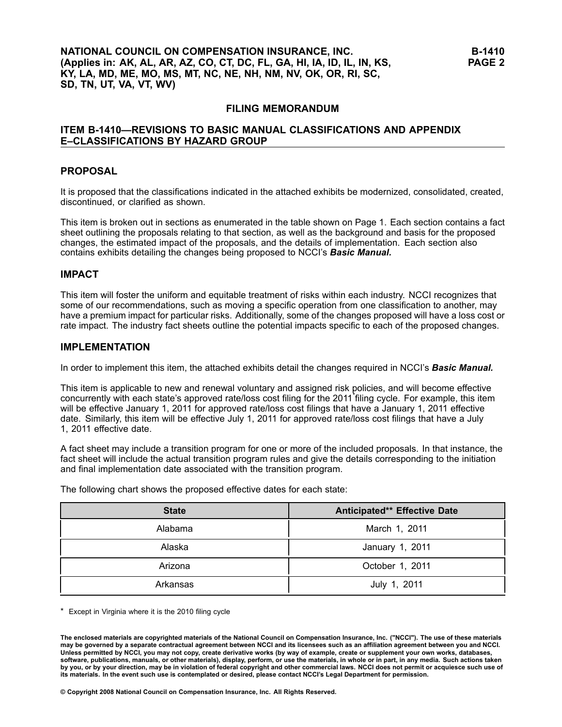# FILING MEMORANDUM

## ITEM B-1410—REVISIONS TO BASIC MANUAL CLASSIFICATIONS AND APPENDIX E–CLASSIFICATIONS BY HAZARD GROUP

### PROPOSAL

It is proposed that the classifications indicated in the attached exhibits be modernized, consolidated, created, discontinued, or clarified as shown.

This item is broken out in sections as enumerated in the table shown on Page 1. Each section contains a fact sheet outlining the proposals relating to that section, as well as the background and basis for the proposed changes, the estimated impact of the proposals, and the details of implementation. Each section also contains exhibits detailing the changes being proposed to NCCI's ***Basic Manual.***

### IMPACT

This item will foster the uniform and equitable treatment of risks within each industry. NCCI recognizes that some of our recommendations, such as moving a specific operation from one classification to another, may have a premium impact for particular risks. Additionally, some of the changes proposed will have a loss cost or rate impact. The industry fact sheets outline the potential impacts specific to each of the proposed changes.

### IMPLEMENTATION

In order to implement this item, the attached exhibits detail the changes required in NCCI's ***Basic Manual.***

This item is applicable to new and renewal voluntary and assigned risk policies, and will become effective concurrently with each state's approved rate/loss cost filing for the 2011* filing cycle. For example, this item will be effective January 1, 2011 for approved rate/loss cost filings that have a January 1, 2011 effective date. Similarly, this item will be effective July 1, 2011 for approved rate/loss cost filings that have a July 1, 2011 effective date.

A fact sheet may include a transition program for one or more of the included proposals. In that instance, the fact sheet will include the actual transition program rules and give the details corresponding to the initiation and final implementation date associated with the transition program.

The following chart shows the proposed effective dates for each state:

| State | Anticipated** Effective Date |
|---|---|
| Alabama | March 1, 2011 |
| Alaska | January 1, 2011 |
| Arizona | October 1, 2011 |
| Arkansas | July 1, 2011 |

\* Except in Virginia where it is the 2010 filing cycle

**The enclosed materials are copyrighted materials of the National Council on Compensation Insurance, Inc. ("NCCI"). The use of these materials may be governed by a separate contractual agreement between NCCI and its licensees such as an affiliation agreement between you and NCCI. Unless permitted by NCCI, you may not copy, create derivative works (by way of example, create or supplement your own works, databases, software, publications, manuals, or other materials), display, perform, or use the materials, in whole or in part, in any media. Such actions taken by you, or by your direction, may be in violation of federal copyright and other commercial laws. NCCI does not permit or acquiesce such use of its materials. In the event such use is contemplated or desired, please contact NCCI's Legal Department for permission.**

**© Copyright 2008 National Council on Compensation Insurance, Inc. All Rights Reserved.**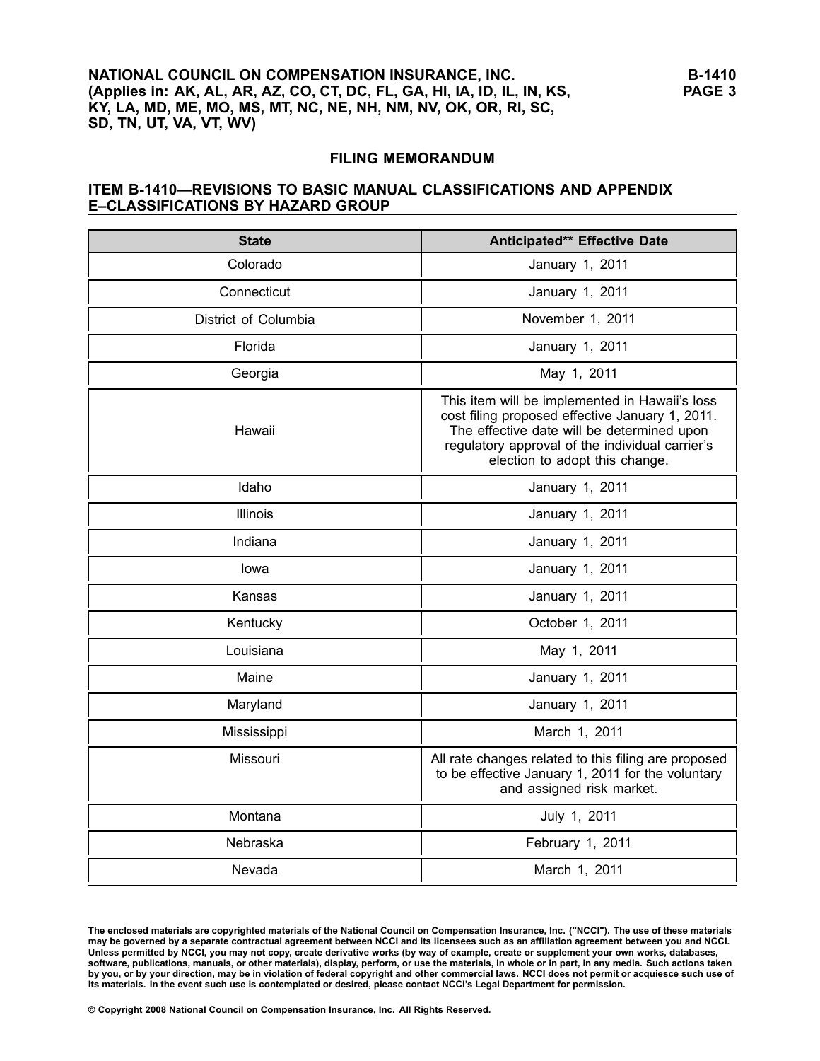## FILING MEMORANDUM

### ITEM B-1410—REVISIONS TO BASIC MANUAL CLASSIFICATIONS AND APPENDIX E–CLASSIFICATIONS BY HAZARD GROUP

| State | Anticipated** Effective Date |
|---|---|
| Colorado | January 1, 2011 |
| Connecticut | January 1, 2011 |
| District of Columbia | November 1, 2011 |
| Florida | January 1, 2011 |
| Georgia | May 1, 2011 |
| Hawaii | This item will be implemented in Hawaii's loss cost filing proposed effective January 1, 2011. The effective date will be determined upon regulatory approval of the individual carrier's election to adopt this change. |
| Idaho | January 1, 2011 |
| Illinois | January 1, 2011 |
| Indiana | January 1, 2011 |
| Iowa | January 1, 2011 |
| Kansas | January 1, 2011 |
| Kentucky | October 1, 2011 |
| Louisiana | May 1, 2011 |
| Maine | January 1, 2011 |
| Maryland | January 1, 2011 |
| Mississippi | March 1, 2011 |
| Missouri | All rate changes related to this filing are proposed to be effective January 1, 2011 for the voluntary and assigned risk market. |
| Montana | July 1, 2011 |
| Nebraska | February 1, 2011 |
| Nevada | March 1, 2011 |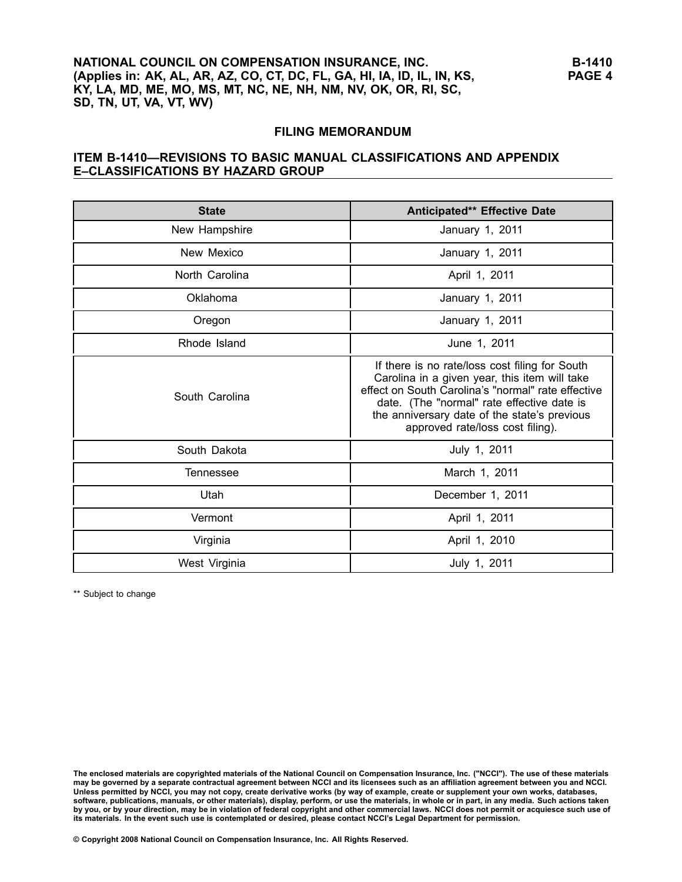## FILING MEMORANDUM

### ITEM B-1410—REVISIONS TO BASIC MANUAL CLASSIFICATIONS AND APPENDIX E–CLASSIFICATIONS BY HAZARD GROUP

| State | Anticipated** Effective Date |
|---|---|
| New Hampshire | January 1, 2011 |
| New Mexico | January 1, 2011 |
| North Carolina | April 1, 2011 |
| Oklahoma | January 1, 2011 |
| Oregon | January 1, 2011 |
| Rhode Island | June 1, 2011 |
| South Carolina | If there is no rate/loss cost filing for South Carolina in a given year, this item will take effect on South Carolina's "normal" rate effective date. (The "normal" rate effective date is the anniversary date of the state's previous approved rate/loss cost filing). |
| South Dakota | July 1, 2011 |
| Tennessee | March 1, 2011 |
| Utah | December 1, 2011 |
| Vermont | April 1, 2011 |
| Virginia | April 1, 2010 |
| West Virginia | July 1, 2011 |

** Subject to change

The enclosed materials are copyrighted materials of the National Council on Compensation Insurance, Inc. ("NCCI"). The use of these materials may be governed by a separate contractual agreement between NCCI and its licensees such as an affiliation agreement between you and NCCI. Unless permitted by NCCI, you may not copy, create derivative works (by way of example, create or supplement your own works, databases, software, publications, manuals, or other materials), display, perform, or use the materials, in whole or in part, in any media. Such actions taken by you, or by your direction, may be in violation of federal copyright and other commercial laws. NCCI does not permit or acquiesce such use of its materials. In the event such use is contemplated or desired, please contact NCCI's Legal Department for permission.

© Copyright 2008 National Council on Compensation Insurance, Inc. All Rights Reserved.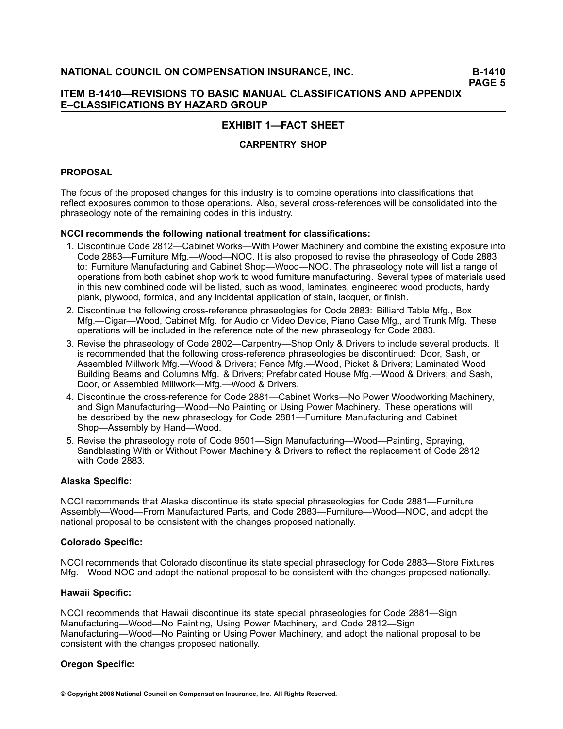## EXHIBIT 1—FACT SHEET

### CARPENTRY SHOP

**PROPOSAL**

The focus of the proposed changes for this industry is to combine operations into classifications that reflect exposures common to those operations. Also, several cross-references will be consolidated into the phraseology note of the remaining codes in this industry.

**NCCI recommends the following national treatment for classifications:**

1. Discontinue Code 2812—Cabinet Works—With Power Machinery and combine the existing exposure into Code 2883—Furniture Mfg.—Wood—NOC. It is also proposed to revise the phraseology of Code 2883 to: Furniture Manufacturing and Cabinet Shop—Wood—NOC. The phraseology note will list a range of operations from both cabinet shop work to wood furniture manufacturing. Several types of materials used in this new combined code will be listed, such as wood, laminates, engineered wood products, hardy plank, plywood, formica, and any incidental application of stain, lacquer, or finish.
2. Discontinue the following cross-reference phraseologies for Code 2883: Billiard Table Mfg., Box Mfg.—Cigar—Wood, Cabinet Mfg. for Audio or Video Device, Piano Case Mfg., and Trunk Mfg. These operations will be included in the reference note of the new phraseology for Code 2883.
3. Revise the phraseology of Code 2802—Carpentry—Shop Only & Drivers to include several products. It is recommended that the following cross-reference phraseologies be discontinued: Door, Sash, or Assembled Millwork Mfg.—Wood & Drivers; Fence Mfg.—Wood, Picket & Drivers; Laminated Wood Building Beams and Columns Mfg. & Drivers; Prefabricated House Mfg.—Wood & Drivers; and Sash, Door, or Assembled Millwork—Mfg.—Wood & Drivers.
4. Discontinue the cross-reference for Code 2881—Cabinet Works—No Power Woodworking Machinery, and Sign Manufacturing—Wood—No Painting or Using Power Machinery. These operations will be described by the new phraseology for Code 2881—Furniture Manufacturing and Cabinet Shop—Assembly by Hand—Wood.
5. Revise the phraseology note of Code 9501—Sign Manufacturing—Wood—Painting, Spraying, Sandblasting With or Without Power Machinery & Drivers to reflect the replacement of Code 2812 with Code 2883.

**Alaska Specific:**

NCCI recommends that Alaska discontinue its state special phraseologies for Code 2881—Furniture Assembly—Wood—From Manufactured Parts, and Code 2883—Furniture—Wood—NOC, and adopt the national proposal to be consistent with the changes proposed nationally.

**Colorado Specific:**

NCCI recommends that Colorado discontinue its state special phraseology for Code 2883—Store Fixtures Mfg.—Wood NOC and adopt the national proposal to be consistent with the changes proposed nationally.

**Hawaii Specific:**

NCCI recommends that Hawaii discontinue its state special phraseologies for Code 2881—Sign Manufacturing—Wood—No Painting, Using Power Machinery, and Code 2812—Sign Manufacturing—Wood—No Painting or Using Power Machinery, and adopt the national proposal to be consistent with the changes proposed nationally.

**Oregon Specific:**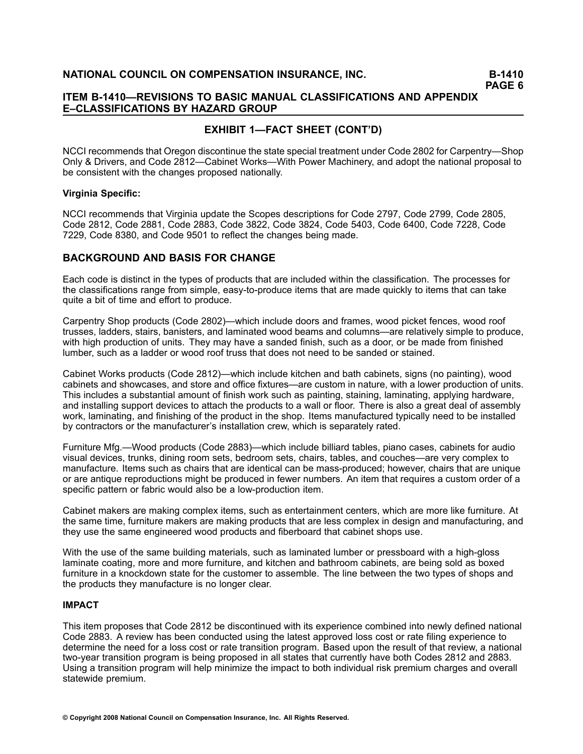## EXHIBIT 1—FACT SHEET (CONT'D)

NCCI recommends that Oregon discontinue the state special treatment under Code 2802 for Carpentry—Shop Only & Drivers, and Code 2812—Cabinet Works—With Power Machinery, and adopt the national proposal to be consistent with the changes proposed nationally.

**Virginia Specific:**

NCCI recommends that Virginia update the Scopes descriptions for Code 2797, Code 2799, Code 2805, Code 2812, Code 2881, Code 2883, Code 3822, Code 3824, Code 5403, Code 6400, Code 7228, Code 7229, Code 8380, and Code 9501 to reflect the changes being made.

## BACKGROUND AND BASIS FOR CHANGE

Each code is distinct in the types of products that are included within the classification. The processes for the classifications range from simple, easy-to-produce items that are made quickly to items that can take quite a bit of time and effort to produce.

Carpentry Shop products (Code 2802)—which include doors and frames, wood picket fences, wood roof trusses, ladders, stairs, banisters, and laminated wood beams and columns—are relatively simple to produce, with high production of units. They may have a sanded finish, such as a door, or be made from finished lumber, such as a ladder or wood roof truss that does not need to be sanded or stained.

Cabinet Works products (Code 2812)—which include kitchen and bath cabinets, signs (no painting), wood cabinets and showcases, and store and office fixtures—are custom in nature, with a lower production of units. This includes a substantial amount of finish work such as painting, staining, laminating, applying hardware, and installing support devices to attach the products to a wall or floor. There is also a great deal of assembly work, laminating, and finishing of the product in the shop. Items manufactured typically need to be installed by contractors or the manufacturer's installation crew, which is separately rated.

Furniture Mfg.—Wood products (Code 2883)—which include billiard tables, piano cases, cabinets for audio visual devices, trunks, dining room sets, bedroom sets, chairs, tables, and couches—are very complex to manufacture. Items such as chairs that are identical can be mass-produced; however, chairs that are unique or are antique reproductions might be produced in fewer numbers. An item that requires a custom order of a specific pattern or fabric would also be a low-production item.

Cabinet makers are making complex items, such as entertainment centers, which are more like furniture. At the same time, furniture makers are making products that are less complex in design and manufacturing, and they use the same engineered wood products and fiberboard that cabinet shops use.

With the use of the same building materials, such as laminated lumber or pressboard with a high-gloss laminate coating, more and more furniture, and kitchen and bathroom cabinets, are being sold as boxed furniture in a knockdown state for the customer to assemble. The line between the two types of shops and the products they manufacture is no longer clear.

### IMPACT

This item proposes that Code 2812 be discontinued with its experience combined into newly defined national Code 2883. A review has been conducted using the latest approved loss cost or rate filing experience to determine the need for a loss cost or rate transition program. Based upon the result of that review, a national two-year transition program is being proposed in all states that currently have both Codes 2812 and 2883. Using a transition program will help minimize the impact to both individual risk premium charges and overall statewide premium.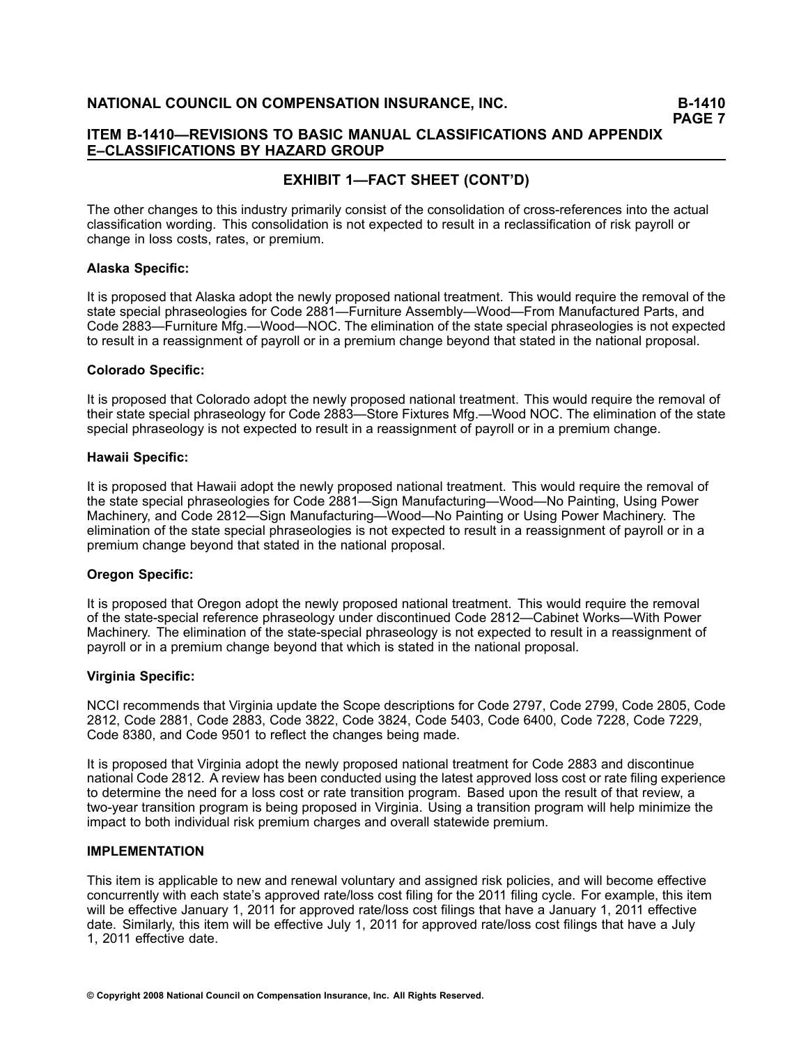## EXHIBIT 1—FACT SHEET (CONT'D)

The other changes to this industry primarily consist of the consolidation of cross-references into the actual classification wording. This consolidation is not expected to result in a reclassification of risk payroll or change in loss costs, rates, or premium.

**Alaska Specific:**

It is proposed that Alaska adopt the newly proposed national treatment. This would require the removal of the state special phraseologies for Code 2881—Furniture Assembly—Wood—From Manufactured Parts, and Code 2883—Furniture Mfg.—Wood—NOC. The elimination of the state special phraseologies is not expected to result in a reassignment of payroll or in a premium change beyond that stated in the national proposal.

**Colorado Specific:**

It is proposed that Colorado adopt the newly proposed national treatment. This would require the removal of their state special phraseology for Code 2883—Store Fixtures Mfg.—Wood NOC. The elimination of the state special phraseology is not expected to result in a reassignment of payroll or in a premium change.

**Hawaii Specific:**

It is proposed that Hawaii adopt the newly proposed national treatment. This would require the removal of the state special phraseologies for Code 2881—Sign Manufacturing—Wood—No Painting, Using Power Machinery, and Code 2812—Sign Manufacturing—Wood—No Painting or Using Power Machinery. The elimination of the state special phraseologies is not expected to result in a reassignment of payroll or in a premium change beyond that stated in the national proposal.

**Oregon Specific:**

It is proposed that Oregon adopt the newly proposed national treatment. This would require the removal of the state-special reference phraseology under discontinued Code 2812—Cabinet Works—With Power Machinery. The elimination of the state-special phraseology is not expected to result in a reassignment of payroll or in a premium change beyond that which is stated in the national proposal.

**Virginia Specific:**

NCCI recommends that Virginia update the Scope descriptions for Code 2797, Code 2799, Code 2805, Code 2812, Code 2881, Code 2883, Code 3822, Code 3824, Code 5403, Code 6400, Code 7228, Code 7229, Code 8380, and Code 9501 to reflect the changes being made.

It is proposed that Virginia adopt the newly proposed national treatment for Code 2883 and discontinue national Code 2812. A review has been conducted using the latest approved loss cost or rate filing experience to determine the need for a loss cost or rate transition program. Based upon the result of that review, a two-year transition program is being proposed in Virginia. Using a transition program will help minimize the impact to both individual risk premium charges and overall statewide premium.

**IMPLEMENTATION**

This item is applicable to new and renewal voluntary and assigned risk policies, and will become effective concurrently with each state's approved rate/loss cost filing for the 2011 filing cycle. For example, this item will be effective January 1, 2011 for approved rate/loss cost filings that have a January 1, 2011 effective date. Similarly, this item will be effective July 1, 2011 for approved rate/loss cost filings that have a July 1, 2011 effective date.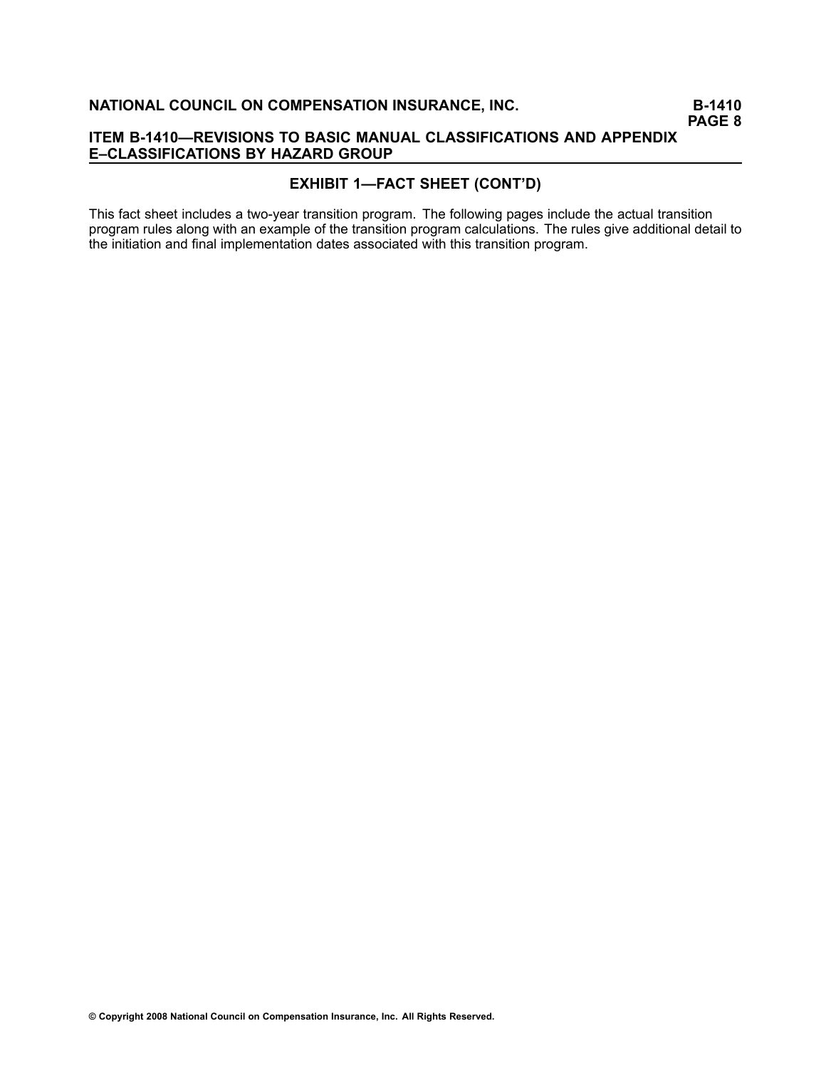## EXHIBIT 1—FACT SHEET (CONT'D)

This fact sheet includes a two-year transition program. The following pages include the actual transition program rules along with an example of the transition program calculations. The rules give additional detail to the initiation and final implementation dates associated with this transition program.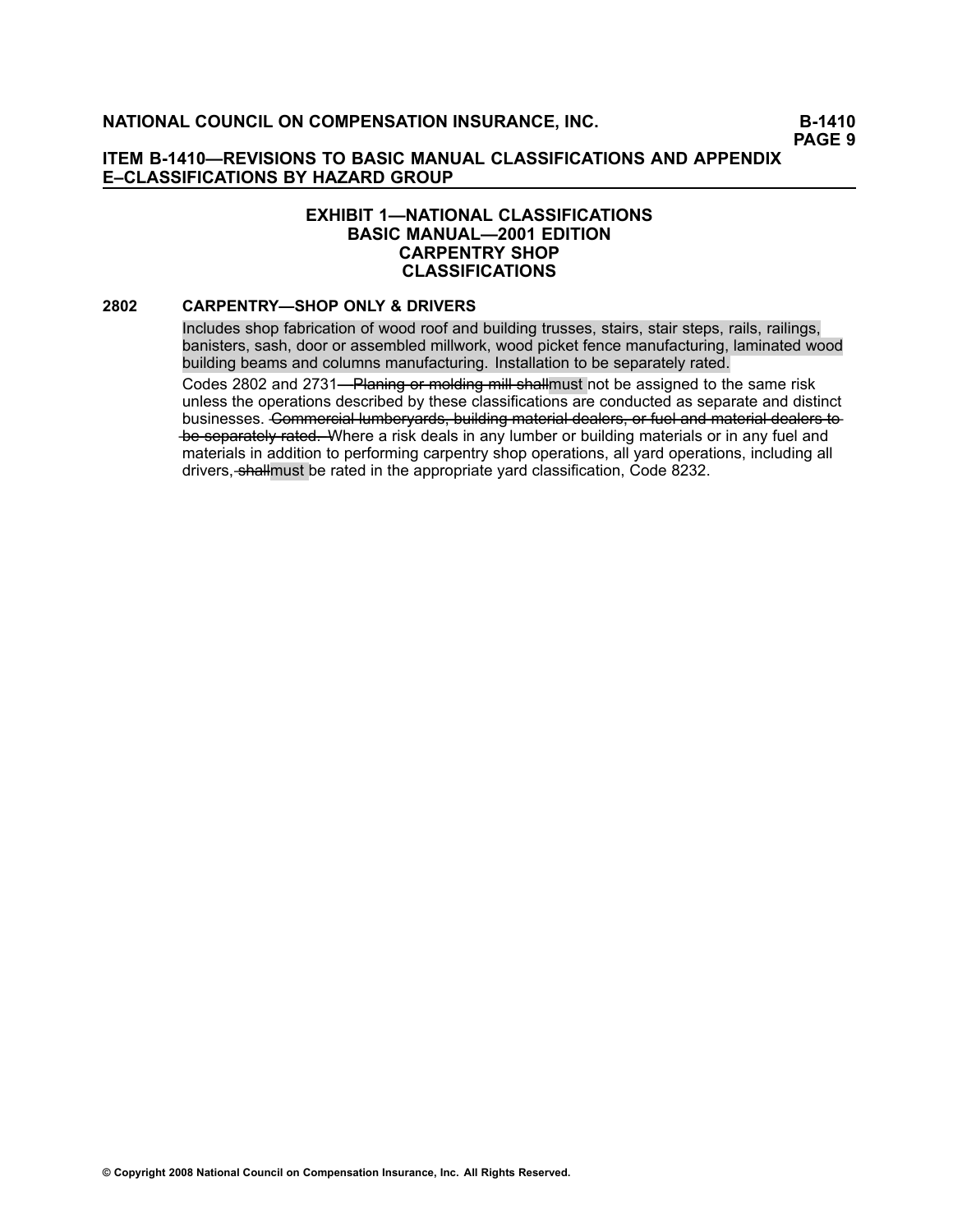# EXHIBIT 1—NATIONAL CLASSIFICATIONS
## BASIC MANUAL—2001 EDITION
## CARPENTRY SHOP CLASSIFICATIONS

**2802 CARPENTRY—SHOP ONLY & DRIVERS**

Includes shop fabrication of wood roof and building trusses, stairs, stair steps, rails, railings, banisters, sash, door or assembled millwork, wood picket fence manufacturing, laminated wood building beams and columns manufacturing. Installation to be separately rated.

Codes 2802 and 2731~~—Planing or molding mill shall~~must not be assigned to the same risk unless the operations described by these classifications are conducted as separate and distinct businesses. ~~Commercial lumberyards, building material dealers, or fuel and material dealers to be separately rated.~~ Where a risk deals in any lumber or building materials or in any fuel and materials in addition to performing carpentry shop operations, all yard operations, including all drivers, ~~shall~~must be rated in the appropriate yard classification, Code 8232.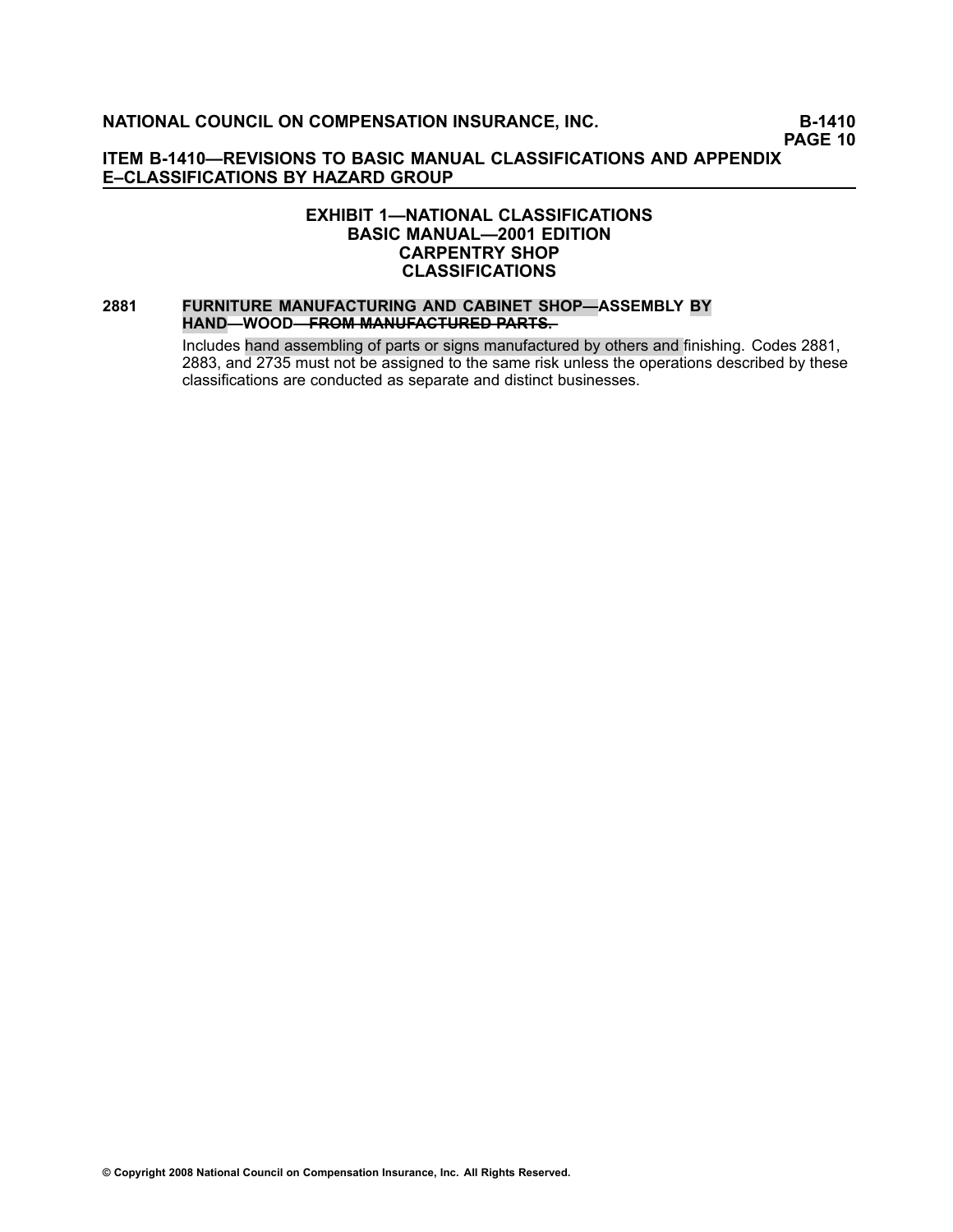## EXHIBIT 1—NATIONAL CLASSIFICATIONS
## BASIC MANUAL—2001 EDITION
## CARPENTRY SHOP
## CLASSIFICATIONS

**2881 FURNITURE MANUFACTURING AND CABINET SHOP—ASSEMBLY BY HAND—WOOD—~~FROM MANUFACTURED PARTS.~~**

Includes hand assembling of parts or signs manufactured by others and finishing. Codes 2881, 2883, and 2735 must not be assigned to the same risk unless the operations described by these classifications are conducted as separate and distinct businesses.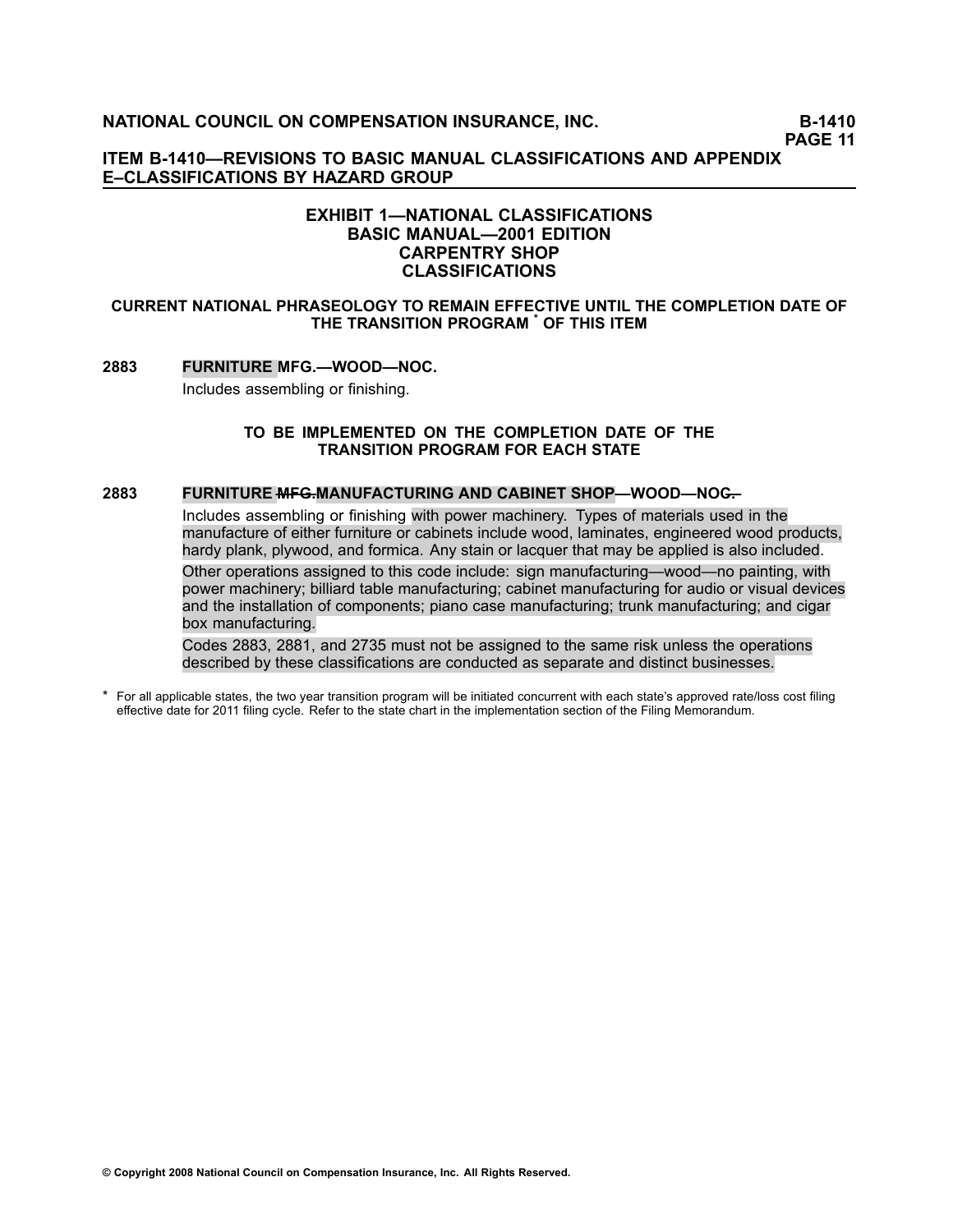# EXHIBIT 1—NATIONAL CLASSIFICATIONS BASIC MANUAL—2001 EDITION CARPENTRY SHOP CLASSIFICATIONS

## CURRENT NATIONAL PHRASEOLOGY TO REMAIN EFFECTIVE UNTIL THE COMPLETION DATE OF THE TRANSITION PROGRAM * OF THIS ITEM

**2883 FURNITURE MFG.—WOOD—NOC.**

Includes assembling or finishing.

## TO BE IMPLEMENTED ON THE COMPLETION DATE OF THE TRANSITION PROGRAM FOR EACH STATE

**2883 FURNITURE ~~MFG.~~MANUFACTURING AND CABINET SHOP—WOOD—NOC~~.~~**

Includes assembling or finishing with power machinery. Types of materials used in the manufacture of either furniture or cabinets include wood, laminates, engineered wood products, hardy plank, plywood, and formica. Any stain or lacquer that may be applied is also included.

Other operations assigned to this code include: sign manufacturing—wood—no painting, with power machinery; billiard table manufacturing; cabinet manufacturing for audio or visual devices and the installation of components; piano case manufacturing; trunk manufacturing; and cigar box manufacturing.

Codes 2883, 2881, and 2735 must not be assigned to the same risk unless the operations described by these classifications are conducted as separate and distinct businesses.

* For all applicable states, the two year transition program will be initiated concurrent with each state's approved rate/loss cost filing effective date for 2011 filing cycle. Refer to the state chart in the implementation section of the Filing Memorandum.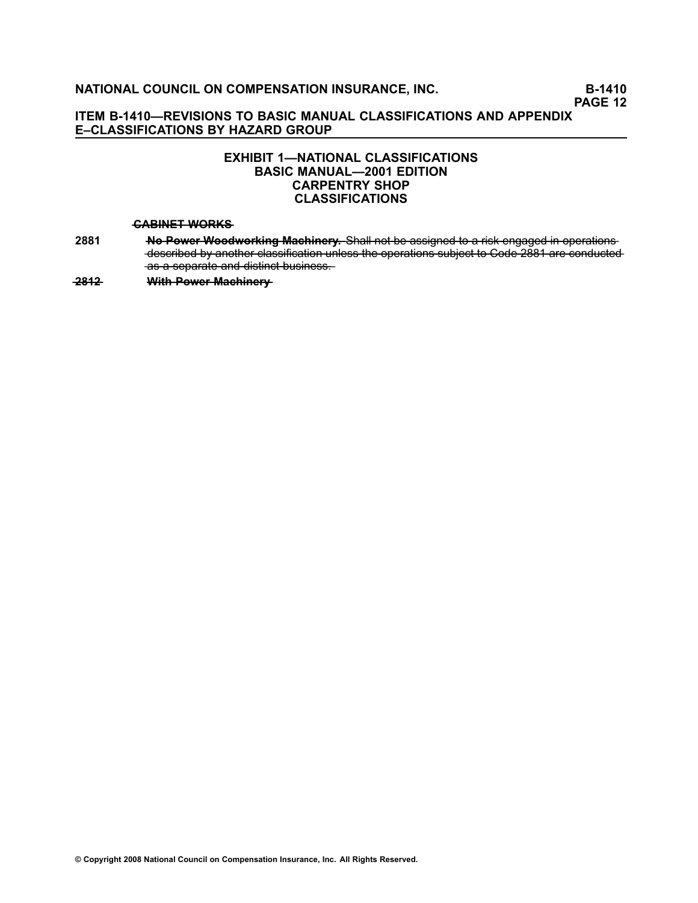# ITEM B-1410—REVISIONS TO BASIC MANUAL CLASSIFICATIONS AND APPENDIX E–CLASSIFICATIONS BY HAZARD GROUP

## EXHIBIT 1—NATIONAL CLASSIFICATIONS
## BASIC MANUAL—2001 EDITION
## CARPENTRY SHOP
## CLASSIFICATIONS

~~**CABINET WORKS**~~

2881 ~~**No Power Woodworking Machinery.** Shall not be assigned to a risk engaged in operations described by another classification unless the operations subject to Code 2881 are conducted as a separate and distinct business.~~

~~2812~~ ~~**With Power Machinery**~~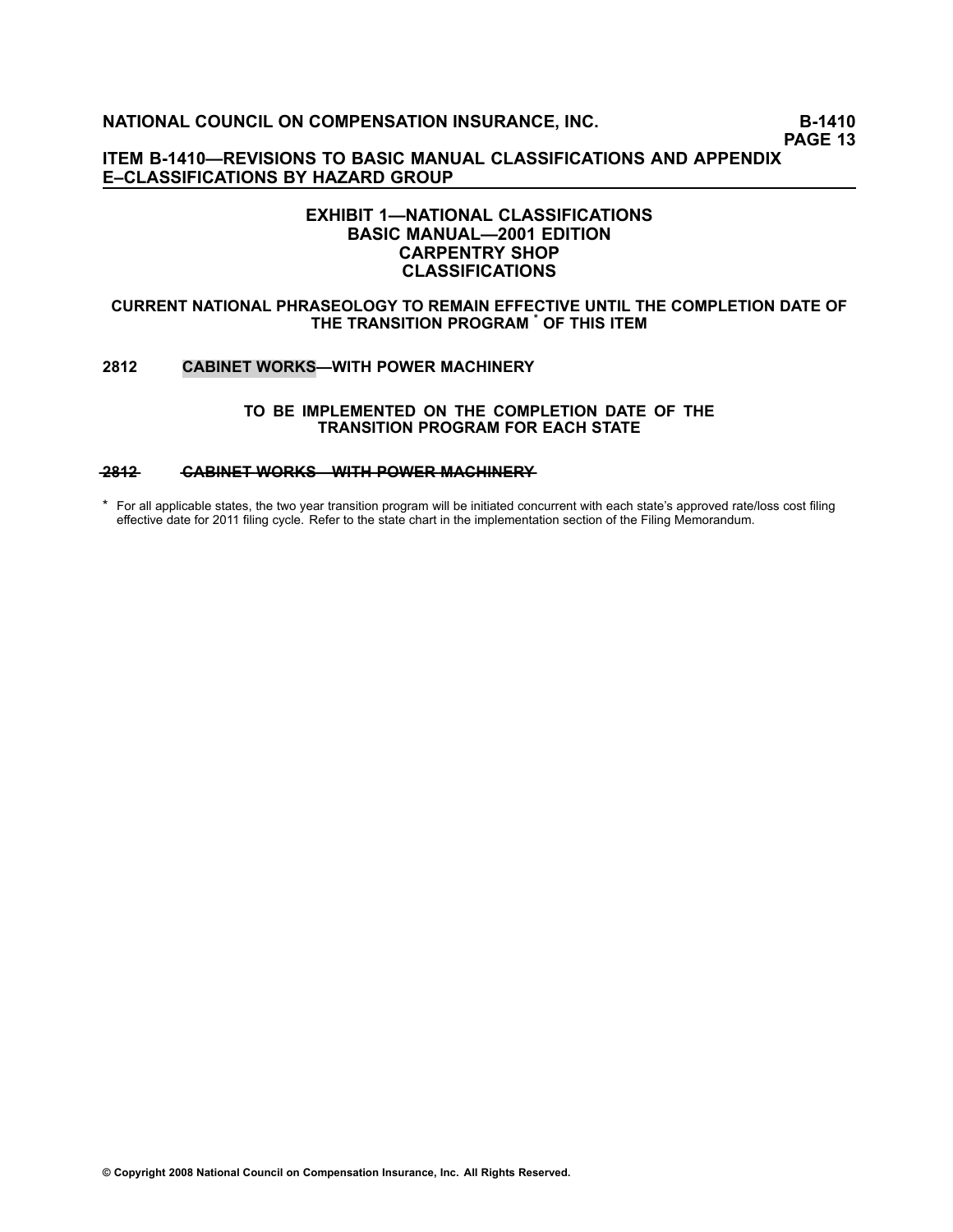# EXHIBIT 1—NATIONAL CLASSIFICATIONS
## BASIC MANUAL—2001 EDITION
## CARPENTRY SHOP
## CLASSIFICATIONS

### CURRENT NATIONAL PHRASEOLOGY TO REMAIN EFFECTIVE UNTIL THE COMPLETION DATE OF THE TRANSITION PROGRAM * OF THIS ITEM

**2812 CABINET WORKS—WITH POWER MACHINERY**

### TO BE IMPLEMENTED ON THE COMPLETION DATE OF THE TRANSITION PROGRAM FOR EACH STATE

~~**2812 CABINET WORKS—WITH POWER MACHINERY**~~

* For all applicable states, the two year transition program will be initiated concurrent with each state's approved rate/loss cost filing effective date for 2011 filing cycle. Refer to the state chart in the implementation section of the Filing Memorandum.

© Copyright 2008 National Council on Compensation Insurance, Inc. All Rights Reserved.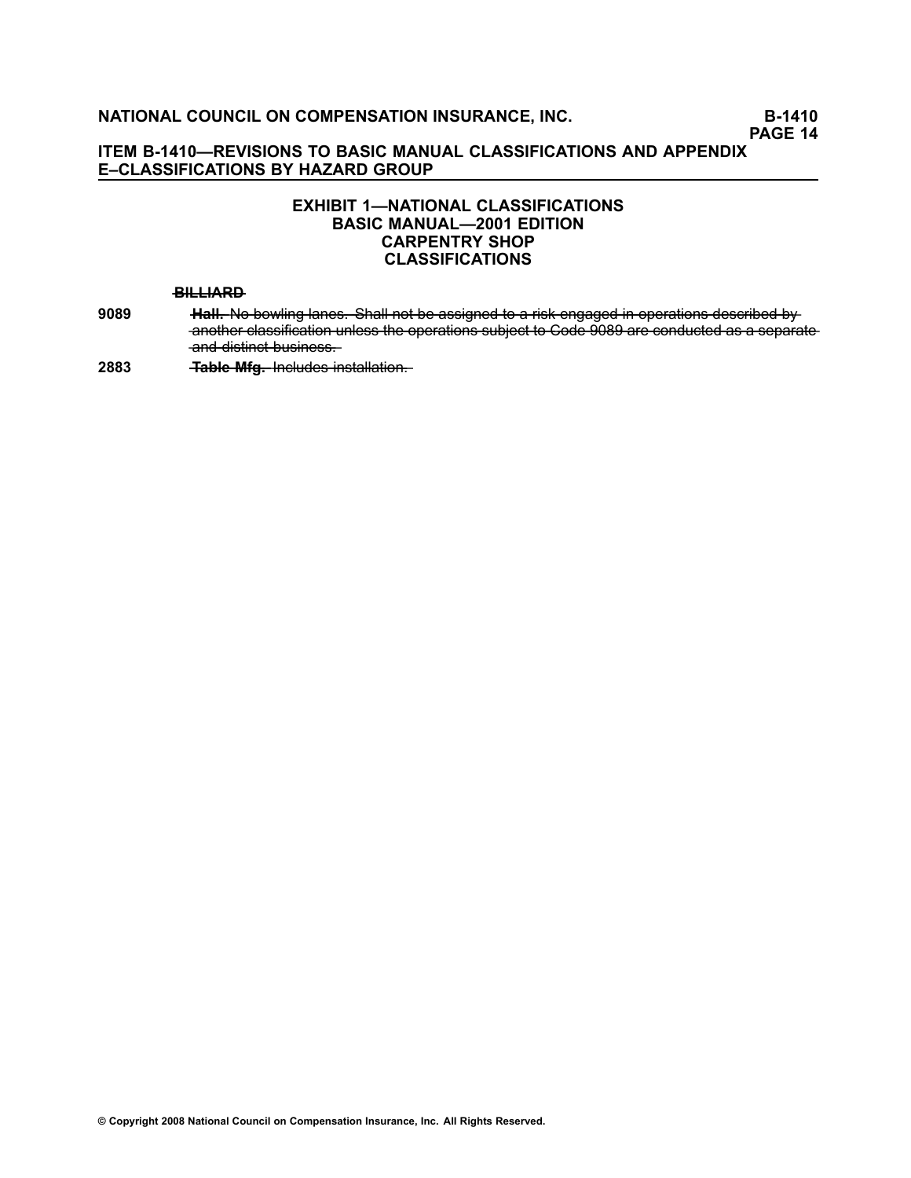**ITEM B-1410—REVISIONS TO BASIC MANUAL CLASSIFICATIONS AND APPENDIX E–CLASSIFICATIONS BY HAZARD GROUP**

## EXHIBIT 1—NATIONAL CLASSIFICATIONS
## BASIC MANUAL—2001 EDITION
## CARPENTRY SHOP
## CLASSIFICATIONS

~~**BILLIARD**~~

**9089** ~~**Hall.** No bowling lanes. Shall not be assigned to a risk engaged in operations described by another classification unless the operations subject to Code 9089 are conducted as a separate and distinct business.~~

**2883** ~~**Table Mfg.** Includes installation.~~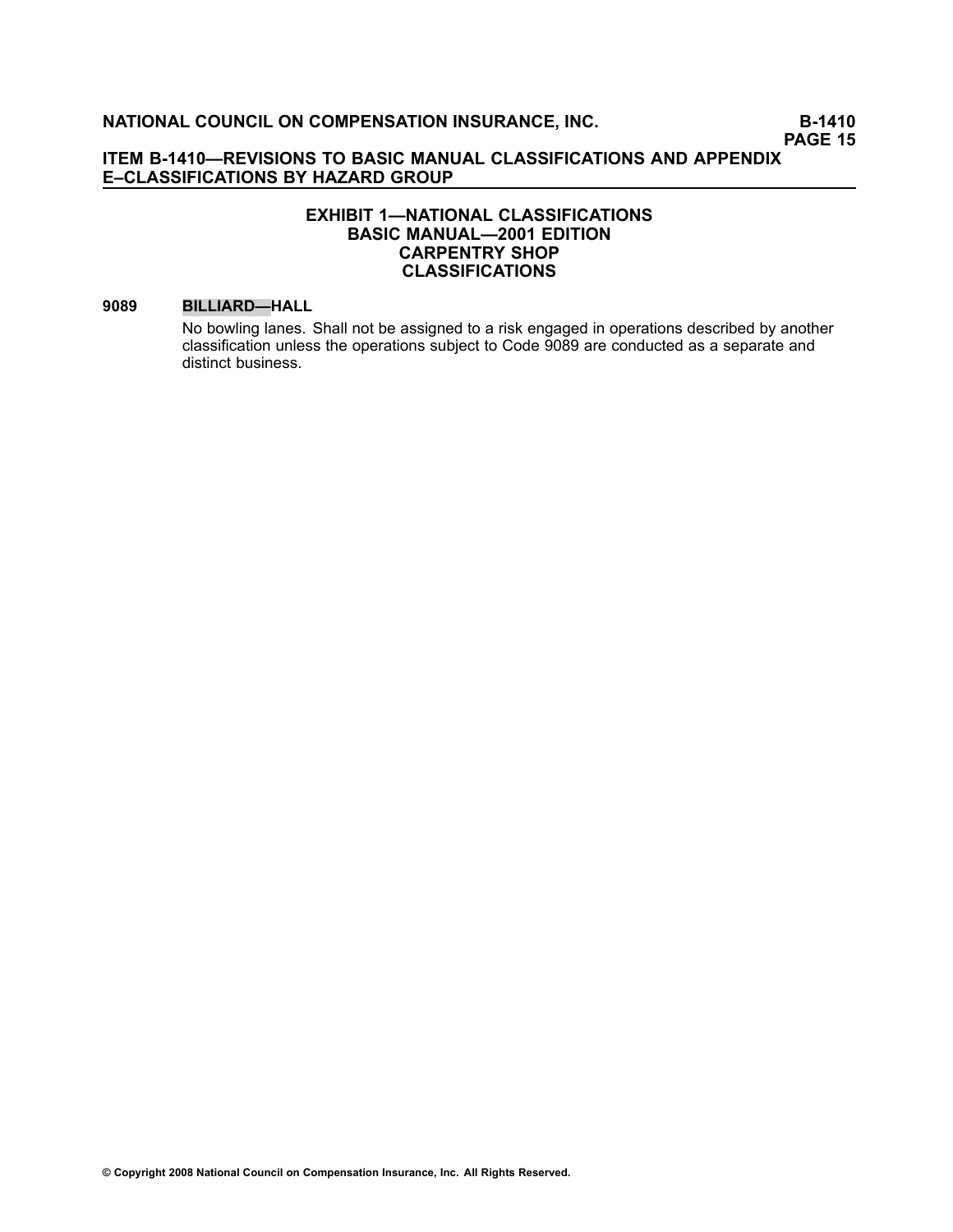## EXHIBIT 1—NATIONAL CLASSIFICATIONS
## BASIC MANUAL—2001 EDITION
## CARPENTRY SHOP
## CLASSIFICATIONS

**9089 BILLIARD—HALL**

No bowling lanes. Shall not be assigned to a risk engaged in operations described by another classification unless the operations subject to Code 9089 are conducted as a separate and distinct business.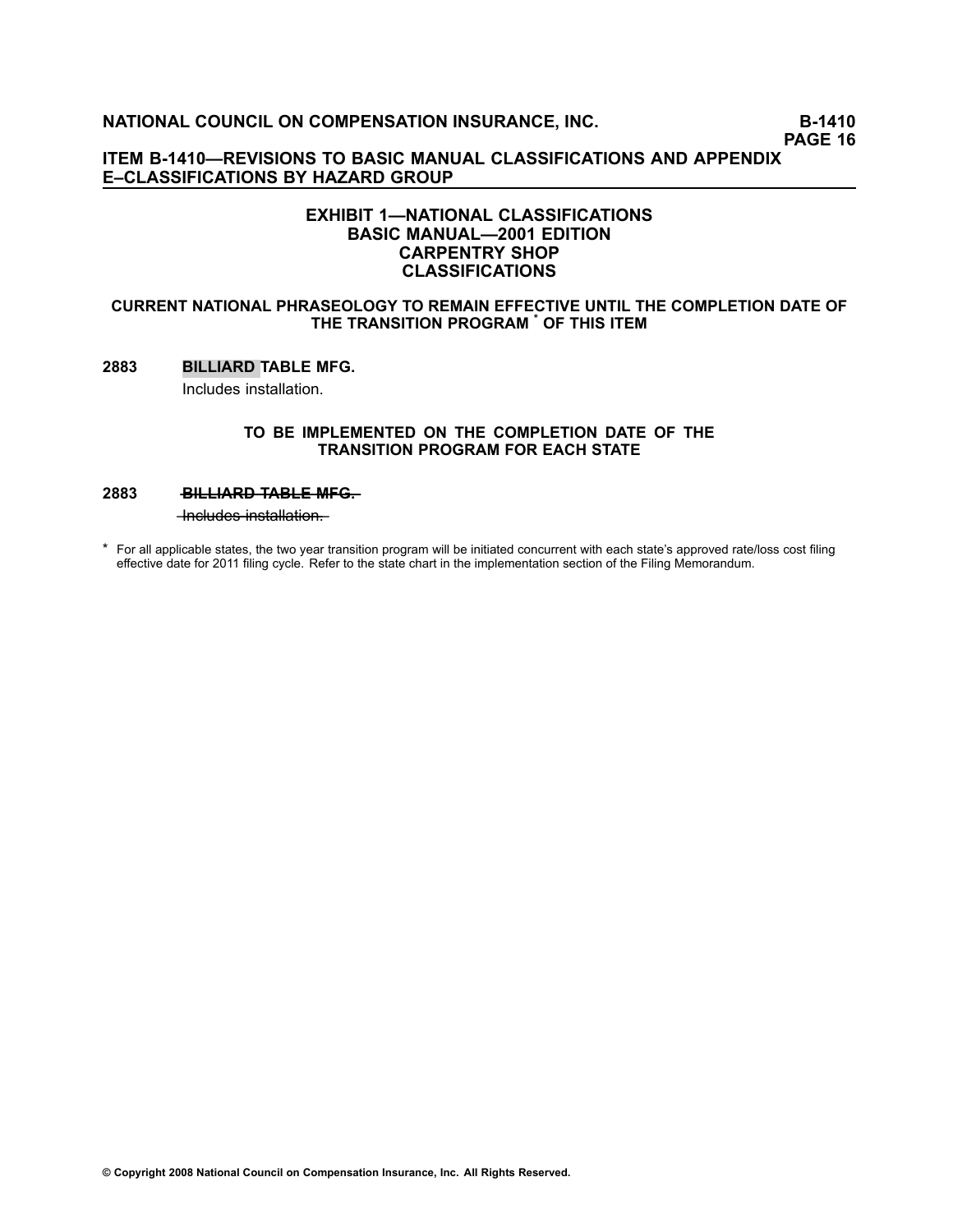## EXHIBIT 1—NATIONAL CLASSIFICATIONS
## BASIC MANUAL—2001 EDITION
## CARPENTRY SHOP
## CLASSIFICATIONS

### CURRENT NATIONAL PHRASEOLOGY TO REMAIN EFFECTIVE UNTIL THE COMPLETION DATE OF THE TRANSITION PROGRAM * OF THIS ITEM

**2883** **BILLIARD TABLE MFG.**

Includes installation.

### TO BE IMPLEMENTED ON THE COMPLETION DATE OF THE TRANSITION PROGRAM FOR EACH STATE

**2883** ~~**BILLIARD TABLE MFG.**~~

~~Includes installation.~~

\* For all applicable states, the two year transition program will be initiated concurrent with each state's approved rate/loss cost filing effective date for 2011 filing cycle. Refer to the state chart in the implementation section of the Filing Memorandum.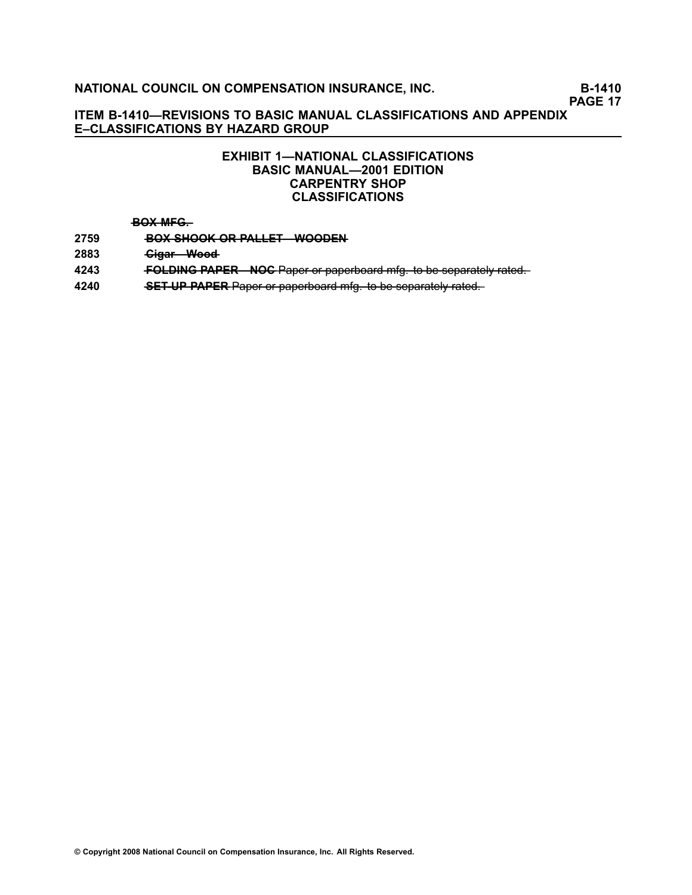### EXHIBIT 1—NATIONAL CLASSIFICATIONS
### BASIC MANUAL—2001 EDITION
### CARPENTRY SHOP
### CLASSIFICATIONS

~~**BOX MFG.**~~

2759 ~~**BOX SHOOK OR PALLET—WOODEN**~~

2883 ~~**Cigar—Wood**~~

4243 ~~**FOLDING PAPER—NOC** Paper or paperboard mfg. to be separately rated.~~

4240 ~~**SET UP PAPER** Paper or paperboard mfg. to be separately rated.~~

© Copyright 2008 National Council on Compensation Insurance, Inc. All Rights Reserved.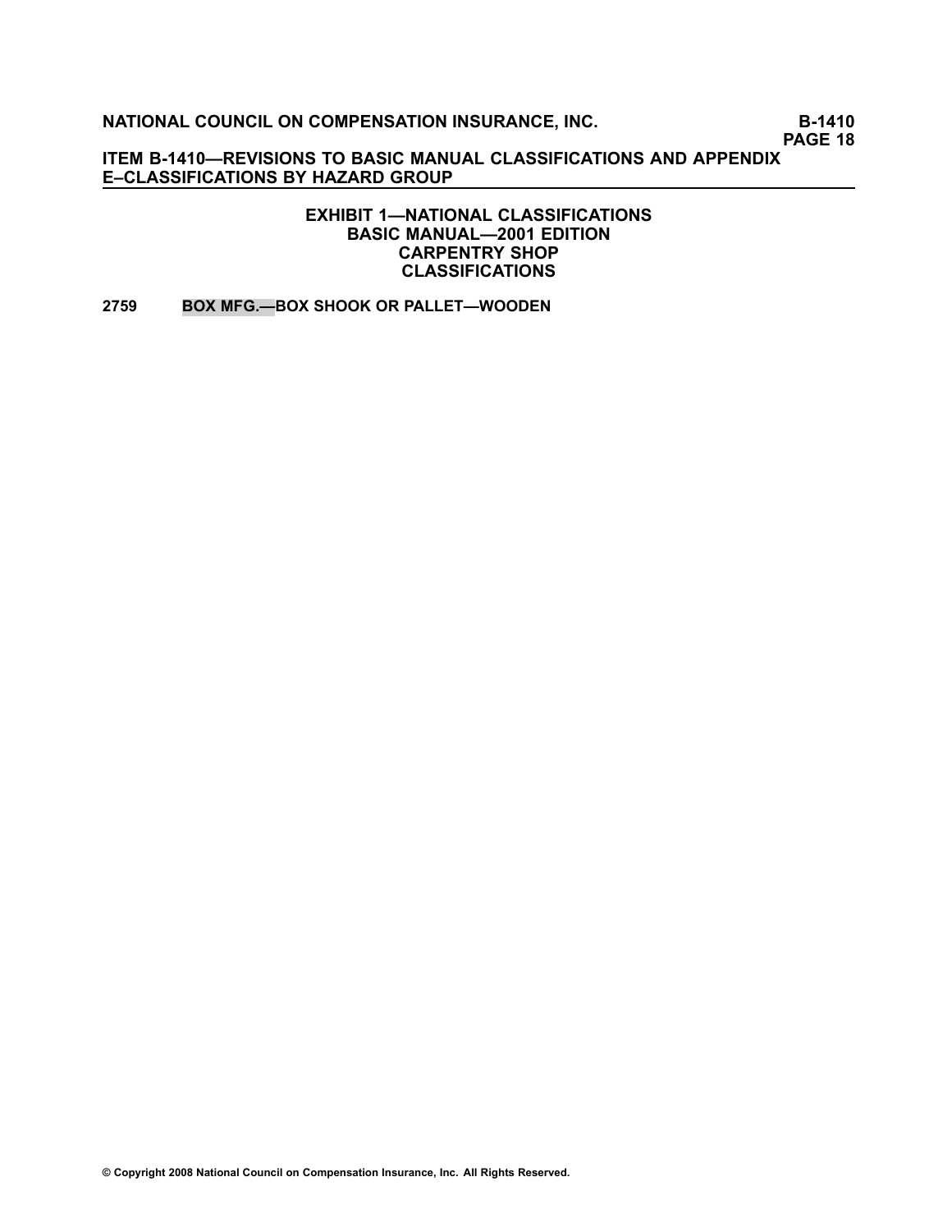## EXHIBIT 1—NATIONAL CLASSIFICATIONS
## BASIC MANUAL—2001 EDITION
## CARPENTRY SHOP
## CLASSIFICATIONS

**2759 BOX MFG.—BOX SHOOK OR PALLET—WOODEN**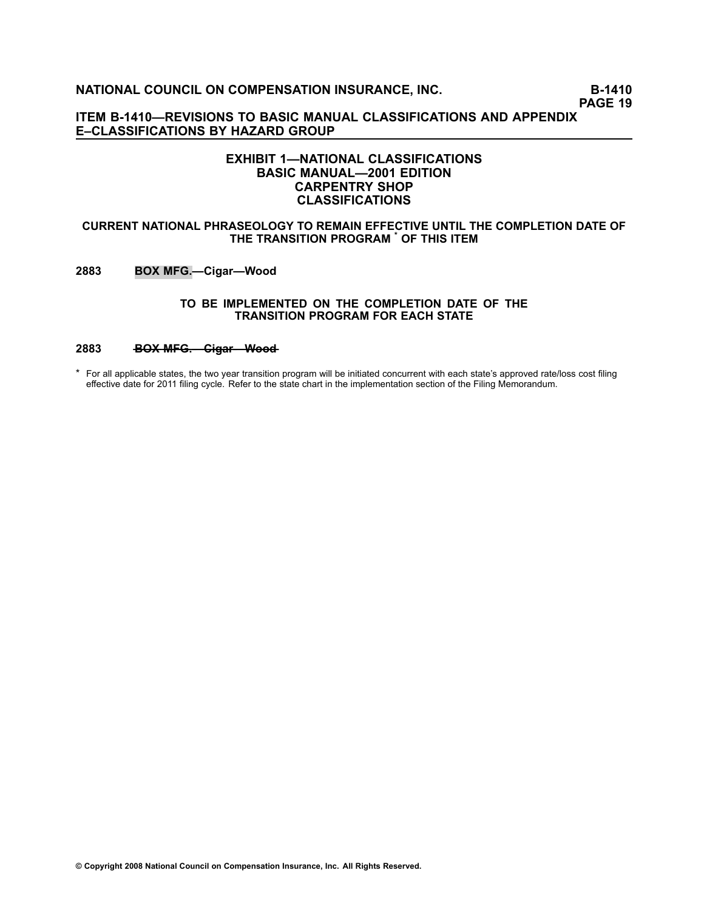## EXHIBIT 1—NATIONAL CLASSIFICATIONS
## BASIC MANUAL—2001 EDITION
## CARPENTRY SHOP
## CLASSIFICATIONS

**CURRENT NATIONAL PHRASEOLOGY TO REMAIN EFFECTIVE UNTIL THE COMPLETION DATE OF THE TRANSITION PROGRAM * OF THIS ITEM**

**2883 BOX MFG.—Cigar—Wood**

**TO BE IMPLEMENTED ON THE COMPLETION DATE OF THE TRANSITION PROGRAM FOR EACH STATE**

**2883 ~~BOX MFG.—Cigar—Wood~~**

\* For all applicable states, the two year transition program will be initiated concurrent with each state's approved rate/loss cost filing effective date for 2011 filing cycle. Refer to the state chart in the implementation section of the Filing Memorandum.

© Copyright 2008 National Council on Compensation Insurance, Inc. All Rights Reserved.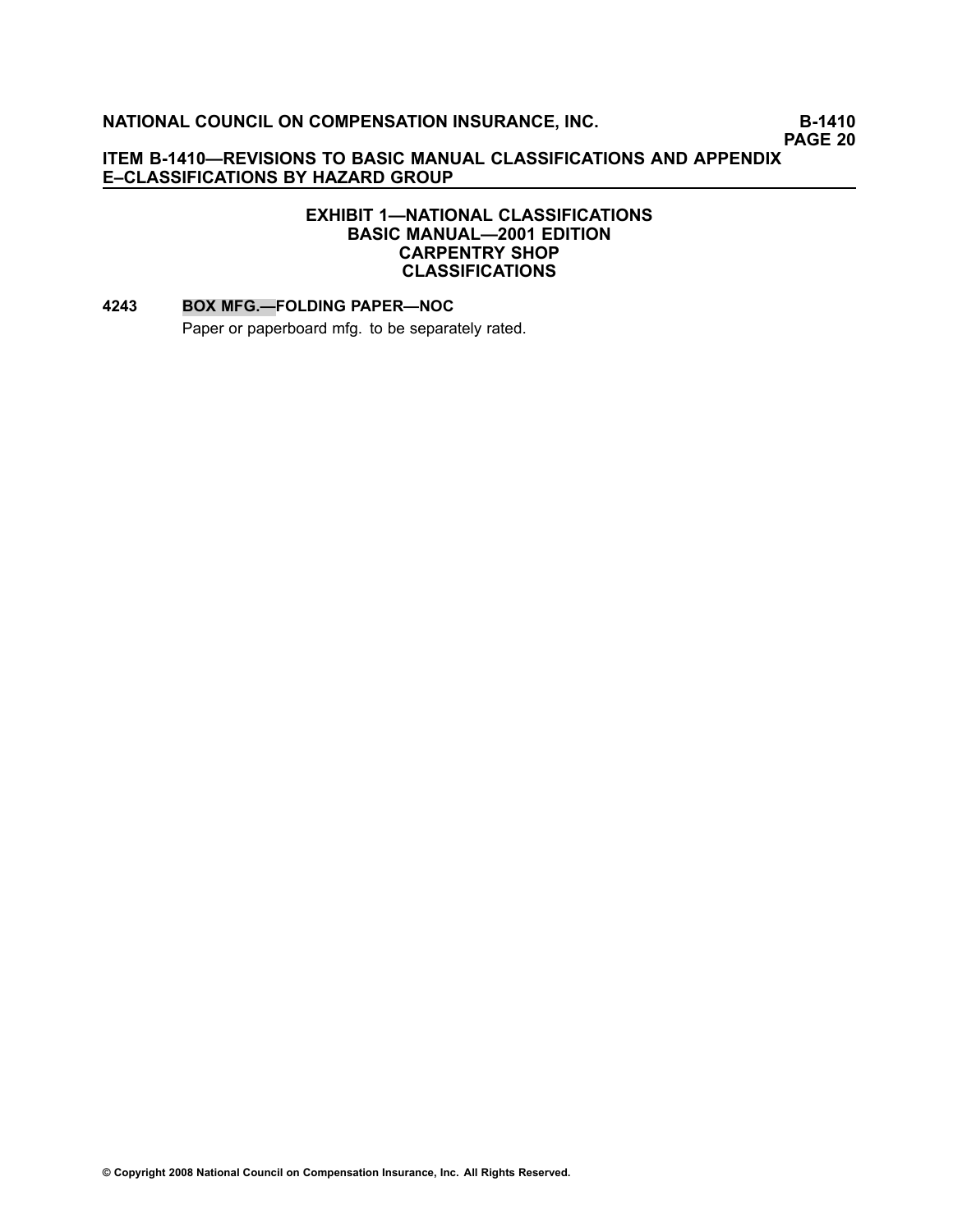## EXHIBIT 1—NATIONAL CLASSIFICATIONS
## BASIC MANUAL—2001 EDITION
## CARPENTRY SHOP
## CLASSIFICATIONS

**4243 BOX MFG.—FOLDING PAPER—NOC**

Paper or paperboard mfg. to be separately rated.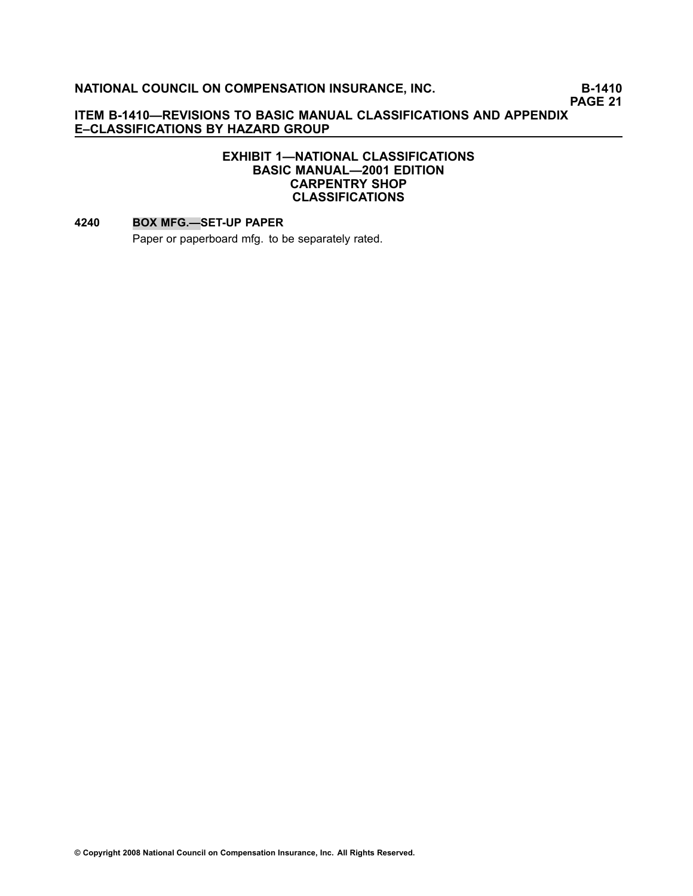## EXHIBIT 1—NATIONAL CLASSIFICATIONS
## BASIC MANUAL—2001 EDITION
## CARPENTRY SHOP
## CLASSIFICATIONS

**4240 BOX MFG.—SET-UP PAPER**

Paper or paperboard mfg. to be separately rated.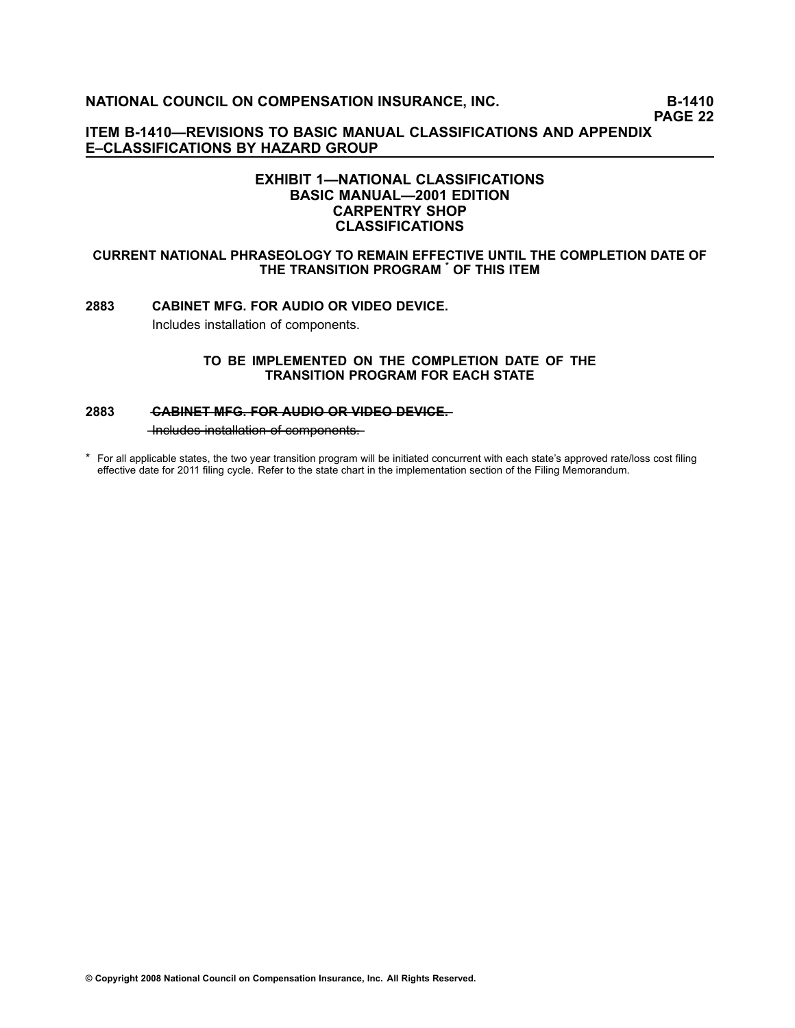# EXHIBIT 1—NATIONAL CLASSIFICATIONS
## BASIC MANUAL—2001 EDITION
## CARPENTRY SHOP
## CLASSIFICATIONS

### CURRENT NATIONAL PHRASEOLOGY TO REMAIN EFFECTIVE UNTIL THE COMPLETION DATE OF THE TRANSITION PROGRAM * OF THIS ITEM

**2883 CABINET MFG. FOR AUDIO OR VIDEO DEVICE.**

Includes installation of components.

### TO BE IMPLEMENTED ON THE COMPLETION DATE OF THE TRANSITION PROGRAM FOR EACH STATE

**2883 ~~CABINET MFG. FOR AUDIO OR VIDEO DEVICE.~~**

~~Includes installation of components.~~

* For all applicable states, the two year transition program will be initiated concurrent with each state's approved rate/loss cost filing effective date for 2011 filing cycle. Refer to the state chart in the implementation section of the Filing Memorandum.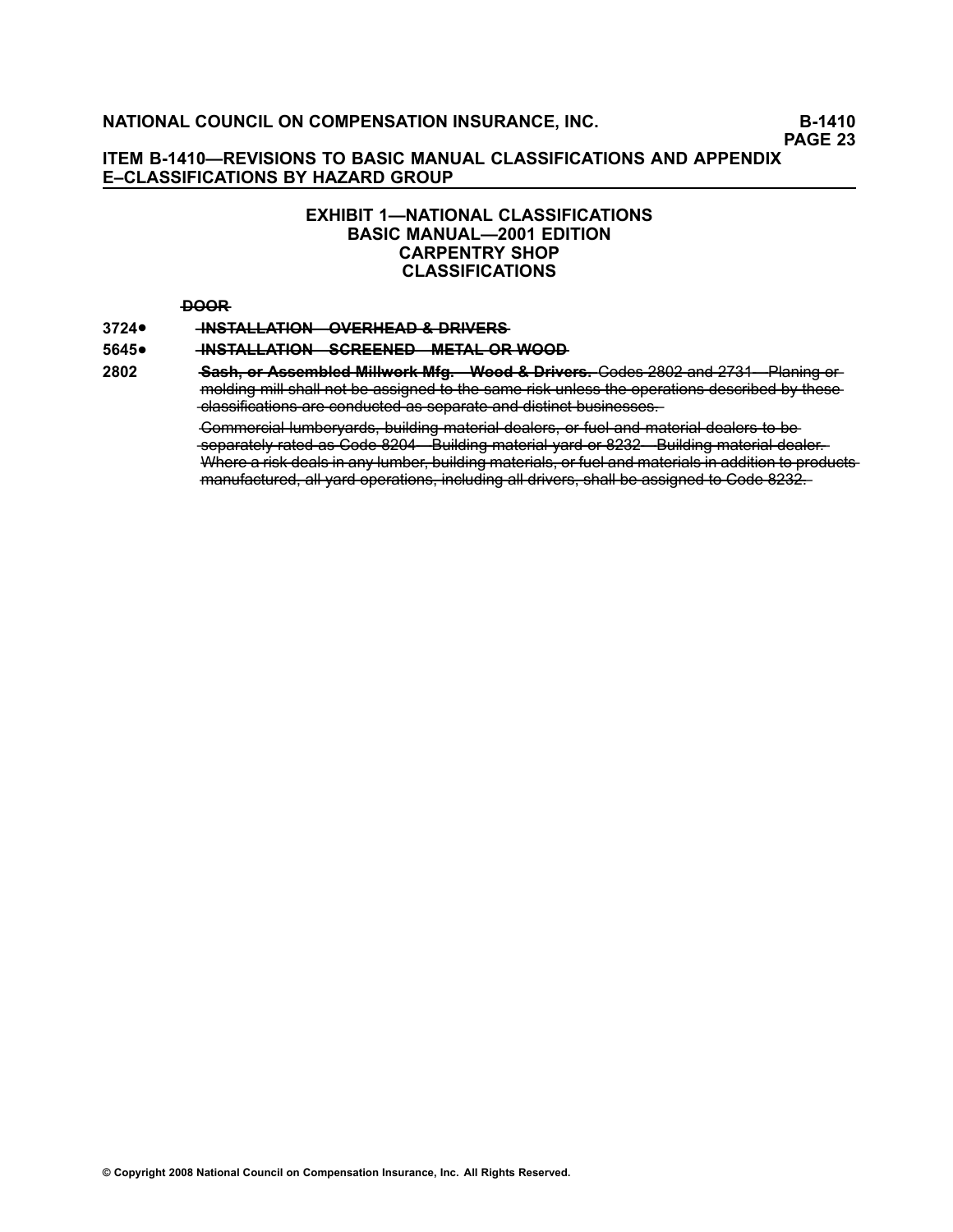## ITEM B-1410—REVISIONS TO BASIC MANUAL CLASSIFICATIONS AND APPENDIX E–CLASSIFICATIONS BY HAZARD GROUP

### EXHIBIT 1—NATIONAL CLASSIFICATIONS
### BASIC MANUAL—2001 EDITION
### CARPENTRY SHOP
### CLASSIFICATIONS

~~**DOOR**~~

**3724●** ~~**INSTALLATION—OVERHEAD & DRIVERS**~~

**5645●** ~~**INSTALLATION—SCREENED—METAL OR WOOD**~~

**2802** ~~**Sash, or Assembled Millwork Mfg.—Wood & Drivers.** Codes 2802 and 2731—Planing or molding mill shall not be assigned to the same risk unless the operations described by these classifications are conducted as separate and distinct businesses.~~

~~Commercial lumberyards, building material dealers, or fuel and material dealers to be separately rated as Code 8204—Building material yard or 8232—Building material dealer. Where a risk deals in any lumber, building materials, or fuel and materials in addition to products manufactured, all yard operations, including all drivers, shall be assigned to Code 8232.~~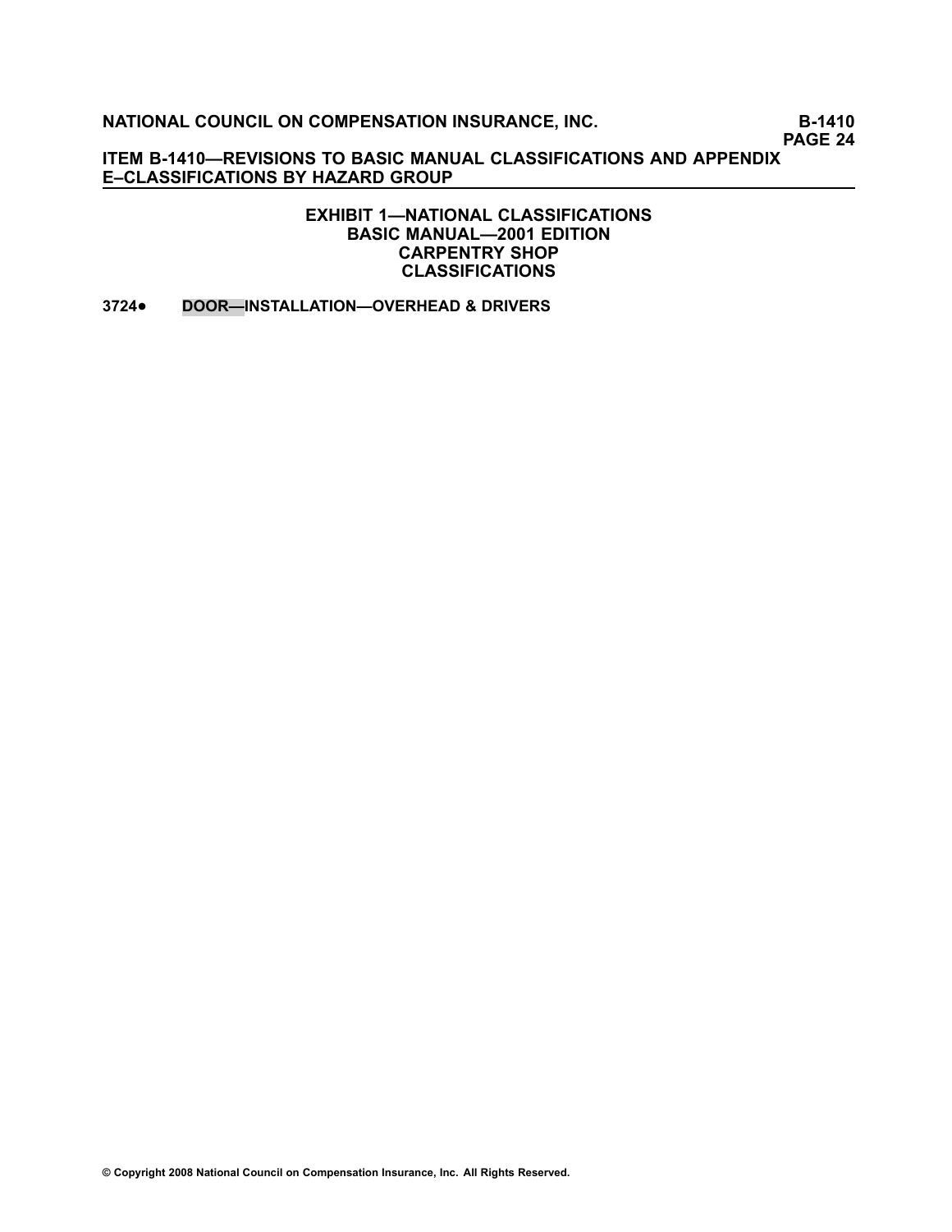## EXHIBIT 1—NATIONAL CLASSIFICATIONS
## BASIC MANUAL—2001 EDITION
## CARPENTRY SHOP
## CLASSIFICATIONS

**3724● DOOR—INSTALLATION—OVERHEAD & DRIVERS**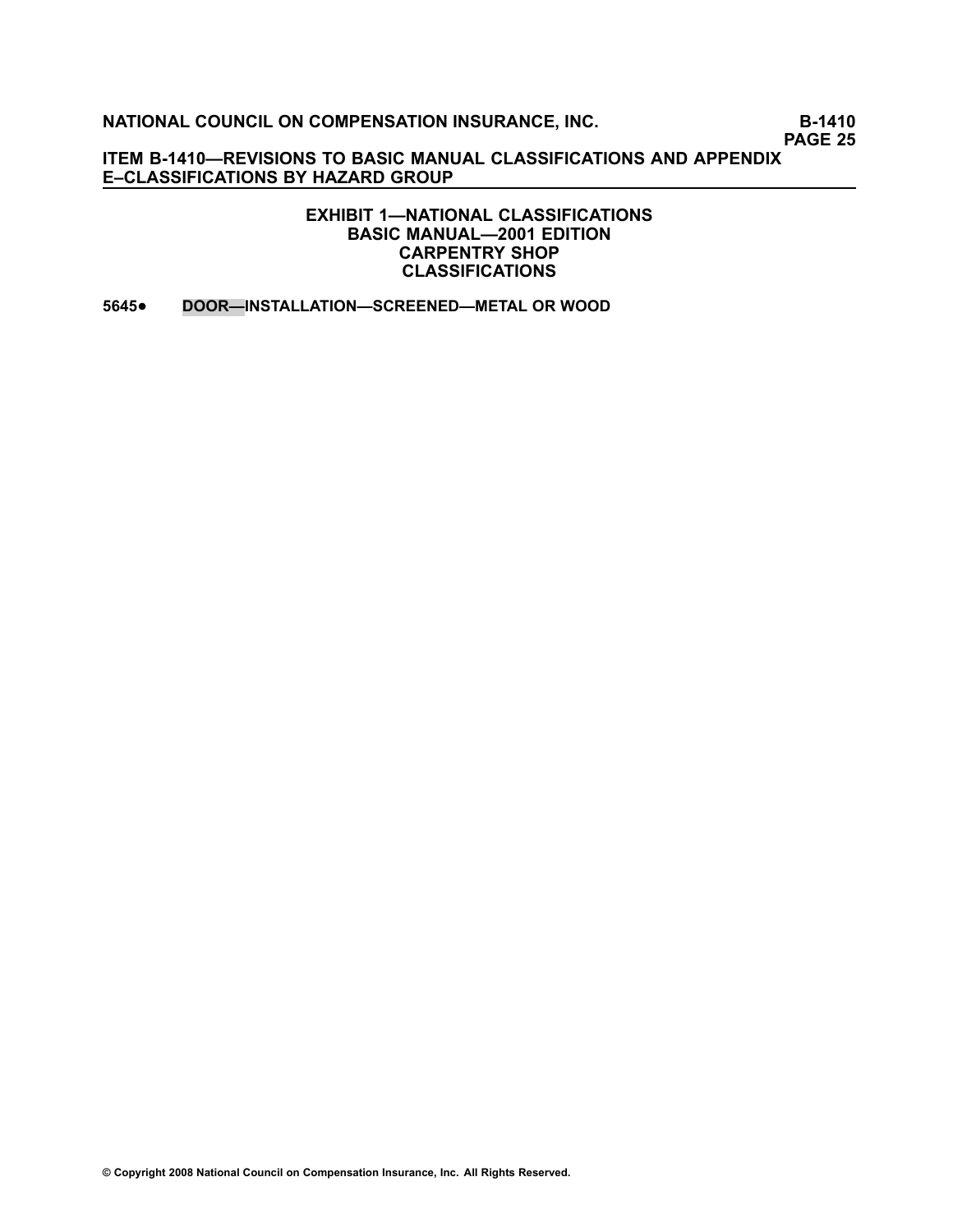## EXHIBIT 1—NATIONAL CLASSIFICATIONS
## BASIC MANUAL—2001 EDITION
## CARPENTRY SHOP
## CLASSIFICATIONS

**5645● DOOR—INSTALLATION—SCREENED—METAL OR WOOD**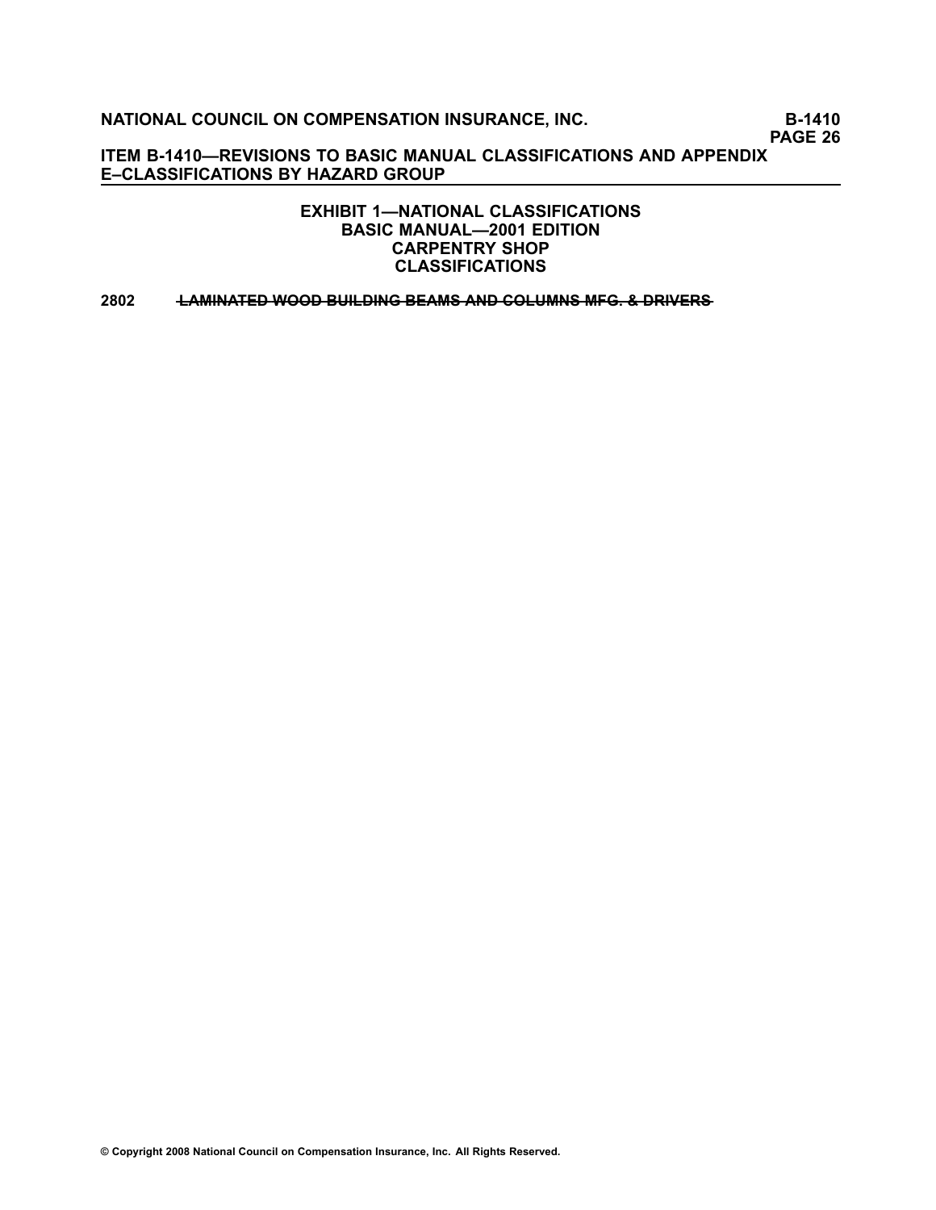## EXHIBIT 1—NATIONAL CLASSIFICATIONS
## BASIC MANUAL—2001 EDITION
## CARPENTRY SHOP
## CLASSIFICATIONS

**2802** ~~**LAMINATED WOOD BUILDING BEAMS AND COLUMNS MFG. & DRIVERS**~~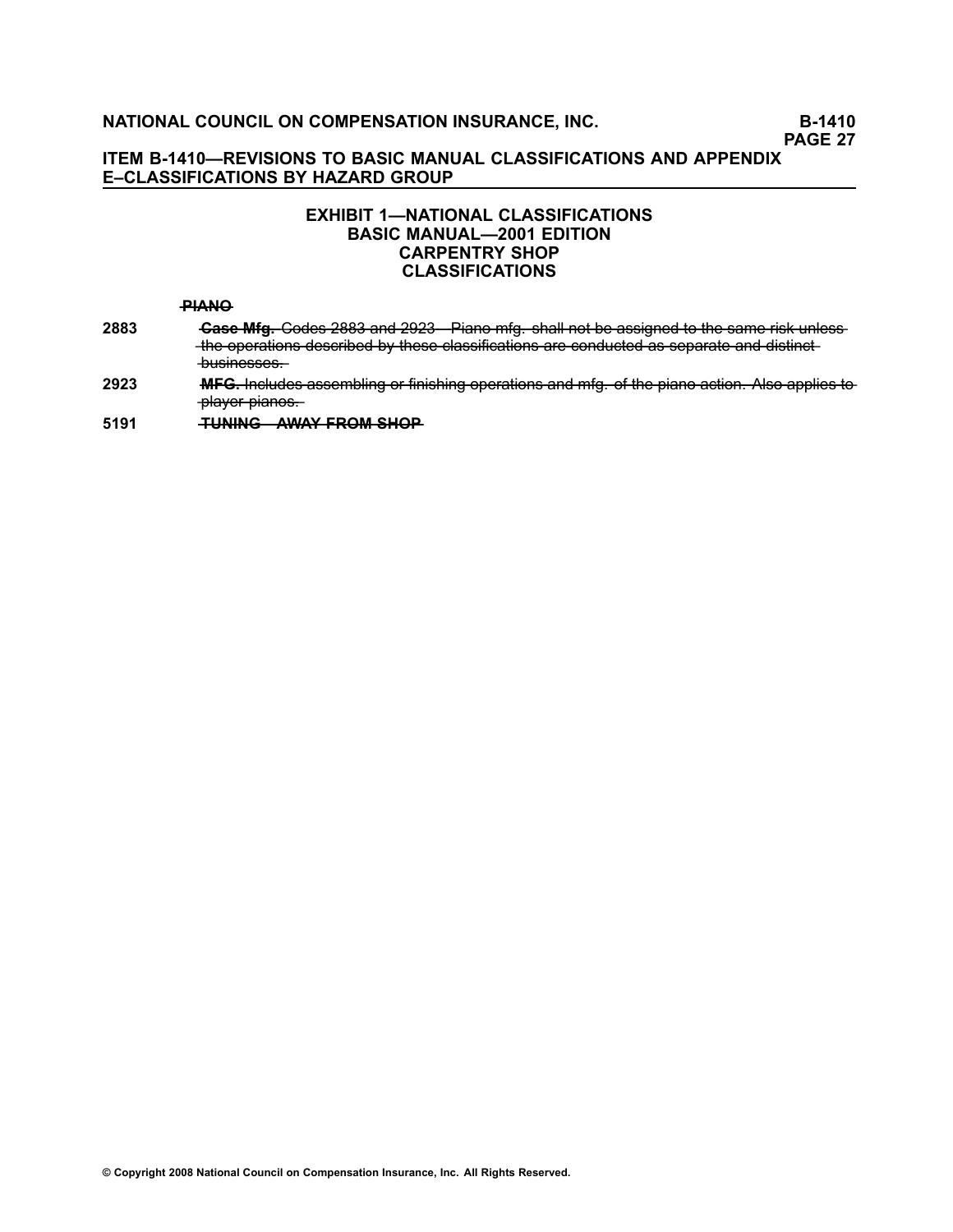## EXHIBIT 1—NATIONAL CLASSIFICATIONS
## BASIC MANUAL—2001 EDITION
## CARPENTRY SHOP
## CLASSIFICATIONS

~~**PIANO**~~

**2883** ~~**Case Mfg.** Codes 2883 and 2923—Piano mfg. shall not be assigned to the same risk unless the operations described by these classifications are conducted as separate and distinct businesses.~~

**2923** ~~**MFG.** Includes assembling or finishing operations and mfg. of the piano action. Also applies to player pianos.~~

**5191** ~~**TUNING—AWAY FROM SHOP**~~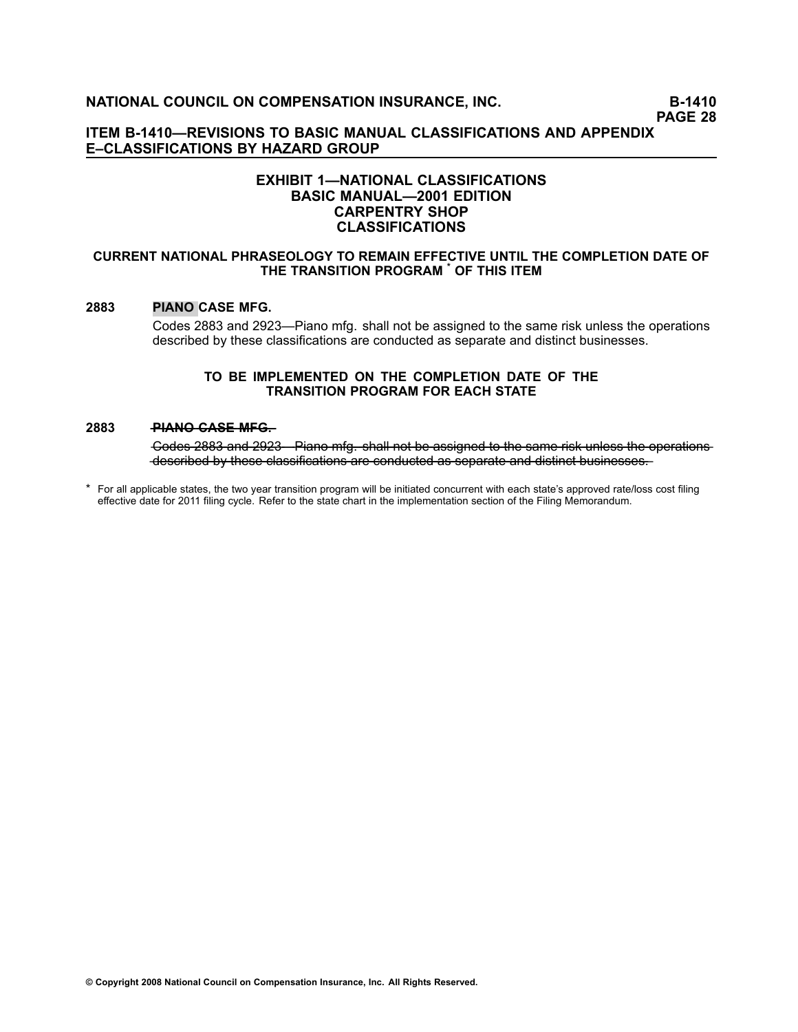## EXHIBIT 1—NATIONAL CLASSIFICATIONS
## BASIC MANUAL—2001 EDITION
## CARPENTRY SHOP
## CLASSIFICATIONS

### CURRENT NATIONAL PHRASEOLOGY TO REMAIN EFFECTIVE UNTIL THE COMPLETION DATE OF THE TRANSITION PROGRAM * OF THIS ITEM

**2883 PIANO CASE MFG.**

Codes 2883 and 2923—Piano mfg. shall not be assigned to the same risk unless the operations described by these classifications are conducted as separate and distinct businesses.

### TO BE IMPLEMENTED ON THE COMPLETION DATE OF THE TRANSITION PROGRAM FOR EACH STATE

**2883 ~~PIANO CASE MFG.~~**

~~Codes 2883 and 2923—Piano mfg. shall not be assigned to the same risk unless the operations described by these classifications are conducted as separate and distinct businesses.~~

\* For all applicable states, the two year transition program will be initiated concurrent with each state's approved rate/loss cost filing effective date for 2011 filing cycle. Refer to the state chart in the implementation section of the Filing Memorandum.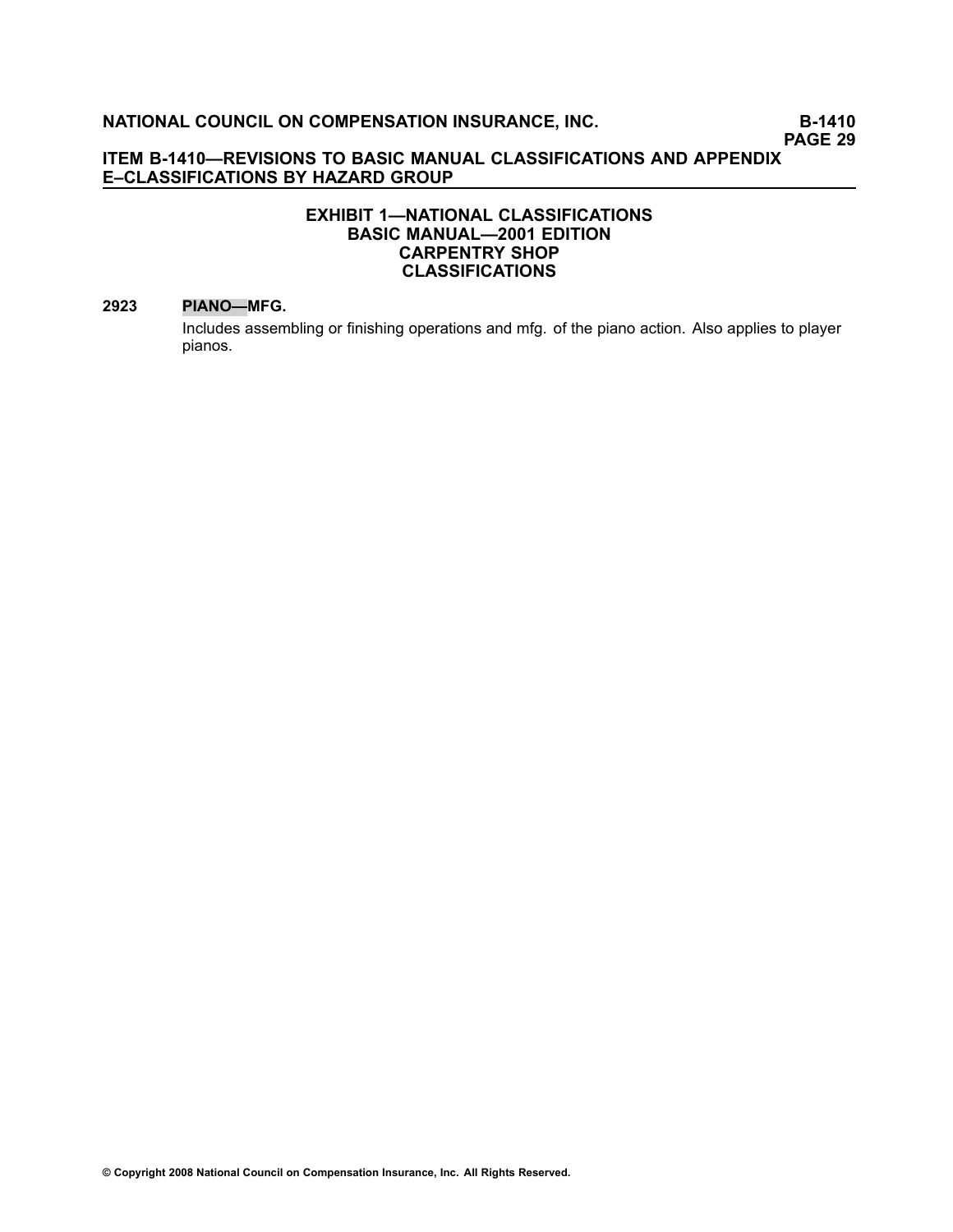## EXHIBIT 1—NATIONAL CLASSIFICATIONS
## BASIC MANUAL—2001 EDITION
## CARPENTRY SHOP
## CLASSIFICATIONS

**2923 PIANO—MFG.**

Includes assembling or finishing operations and mfg. of the piano action. Also applies to player pianos.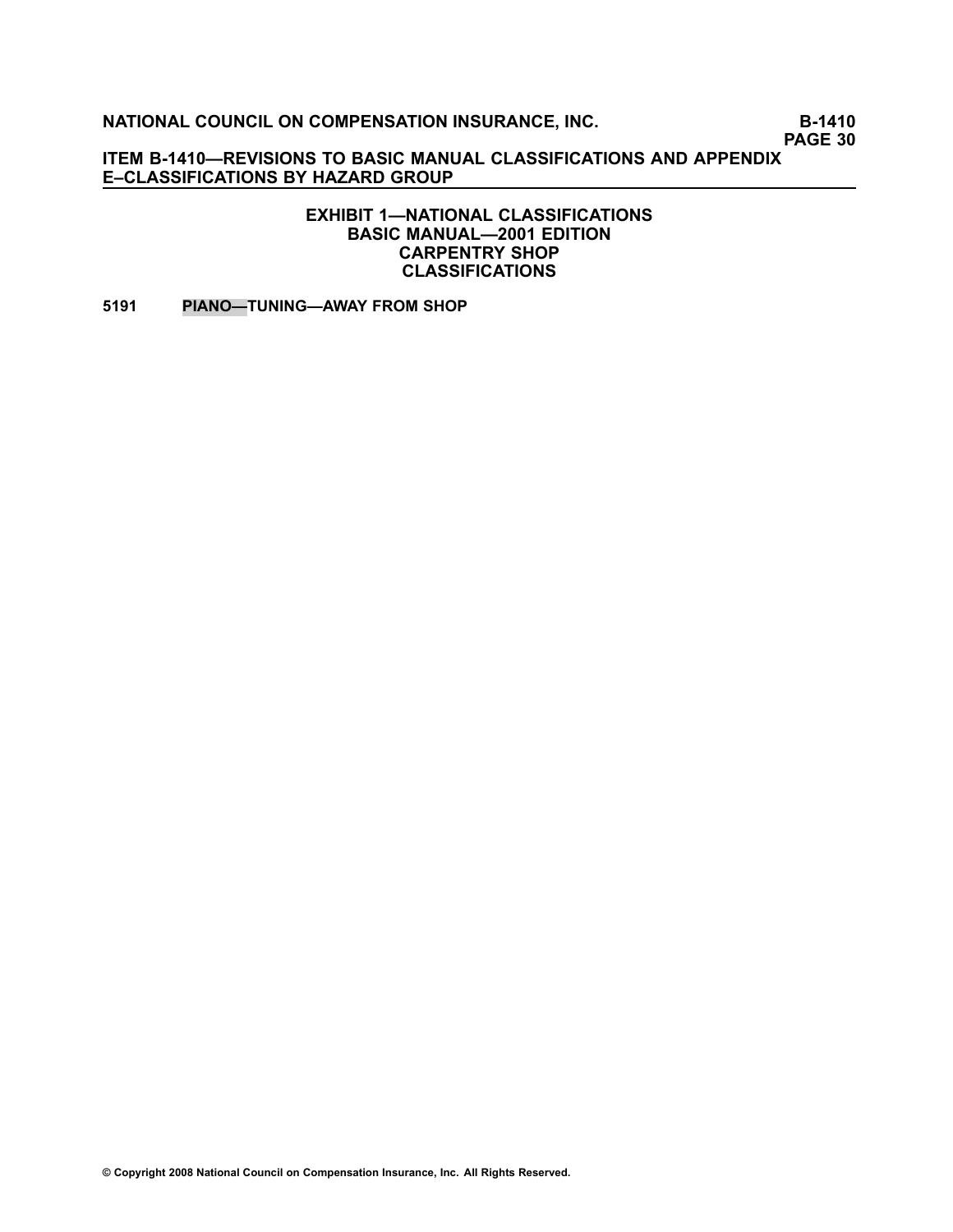**EXHIBIT 1—NATIONAL CLASSIFICATIONS**
**BASIC MANUAL—2001 EDITION**
**CARPENTRY SHOP**
**CLASSIFICATIONS**

**5191 PIANO—TUNING—AWAY FROM SHOP**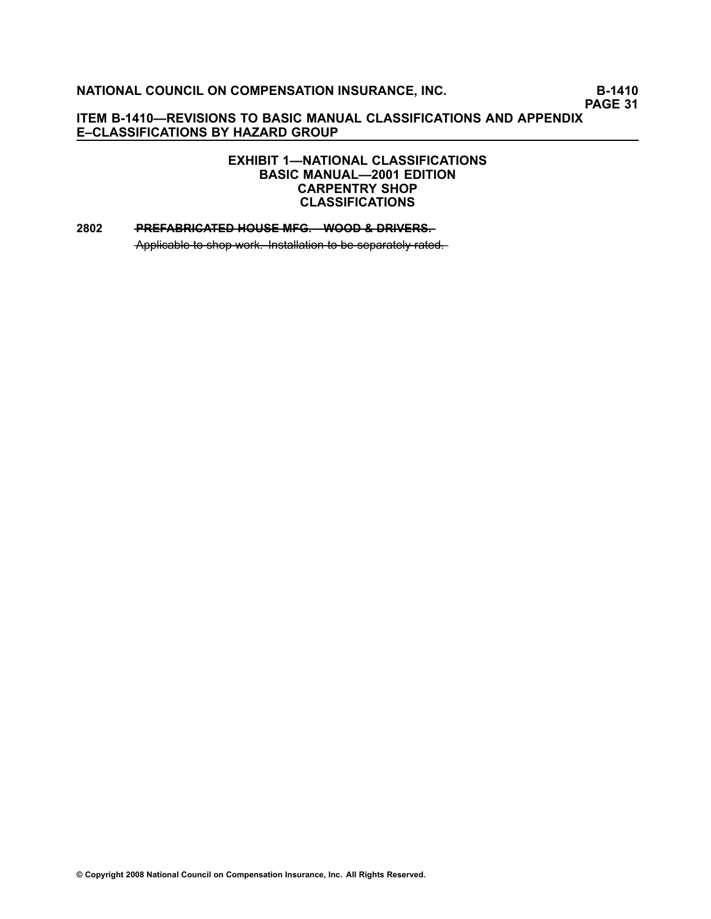## EXHIBIT 1—NATIONAL CLASSIFICATIONS
## BASIC MANUAL—2001 EDITION
## CARPENTRY SHOP
## CLASSIFICATIONS

**2802** ~~**PREFABRICATED HOUSE MFG.—WOOD & DRIVERS.**~~

~~Applicable to shop work. Installation to be separately rated.~~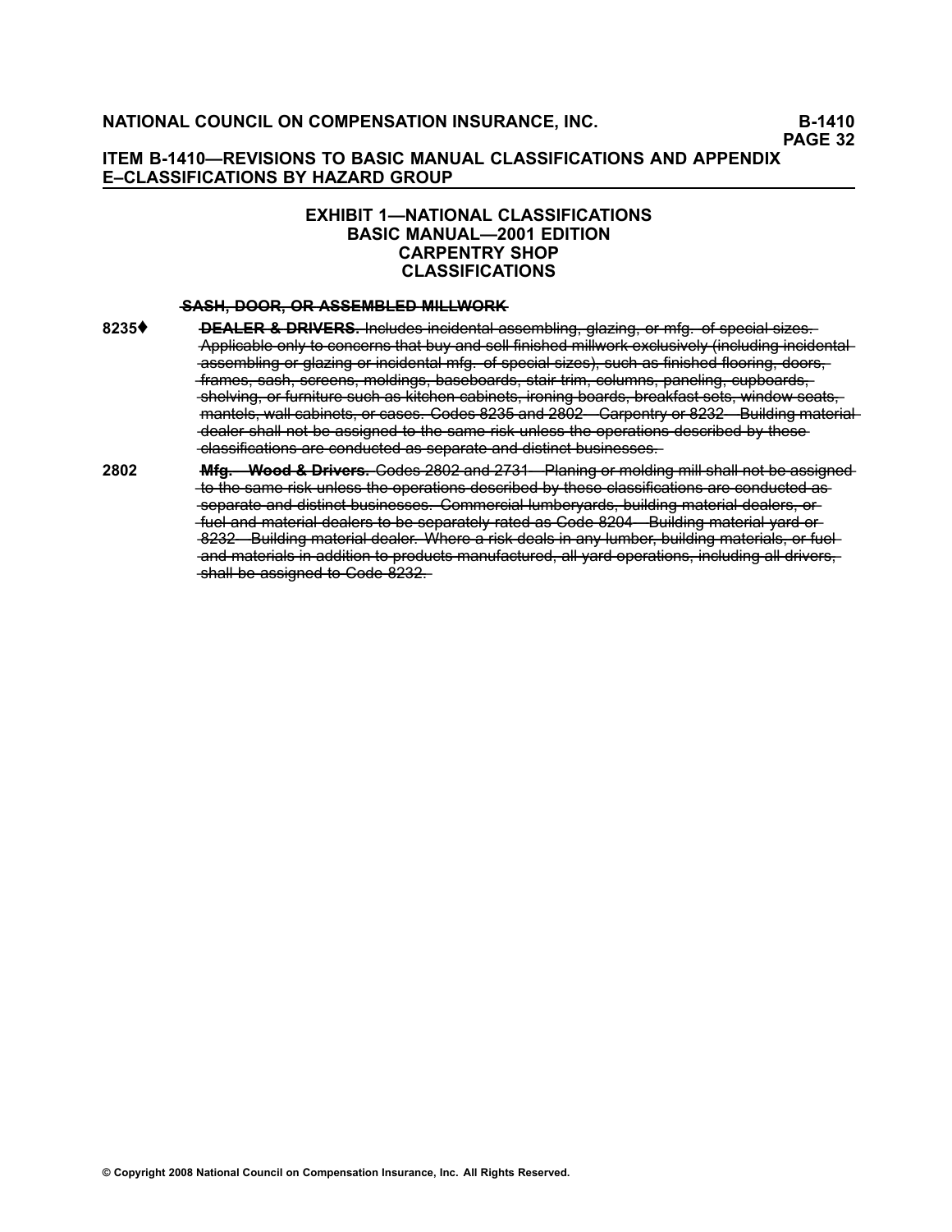## ITEM B-1410—REVISIONS TO BASIC MANUAL CLASSIFICATIONS AND APPENDIX E–CLASSIFICATIONS BY HAZARD GROUP

### EXHIBIT 1—NATIONAL CLASSIFICATIONS
### BASIC MANUAL—2001 EDITION
### CARPENTRY SHOP
### CLASSIFICATIONS

~~**SASH, DOOR, OR ASSEMBLED MILLWORK**~~

**8235♦** ~~**DEALER & DRIVERS.** Includes incidental assembling, glazing, or mfg. of special sizes. Applicable only to concerns that buy and sell finished millwork exclusively (including incidental assembling or glazing or incidental mfg. of special sizes), such as finished flooring, doors, frames, sash, screens, moldings, baseboards, stair trim, columns, paneling, cupboards, shelving, or furniture such as kitchen cabinets, ironing boards, breakfast sets, window seats, mantels, wall cabinets, or cases. Codes 8235 and 2802—Carpentry or 8232—Building material dealer shall not be assigned to the same risk unless the operations described by these classifications are conducted as separate and distinct businesses.~~

**2802** ~~**Mfg.—Wood & Drivers.** Codes 2802 and 2731—Planing or molding mill shall not be assigned to the same risk unless the operations described by these classifications are conducted as separate and distinct businesses. Commercial lumberyards, building material dealers, or fuel and material dealers to be separately rated as Code 8204—Building material yard or 8232—Building material dealer. Where a risk deals in any lumber, building materials, or fuel and materials in addition to products manufactured, all yard operations, including all drivers, shall be assigned to Code 8232.~~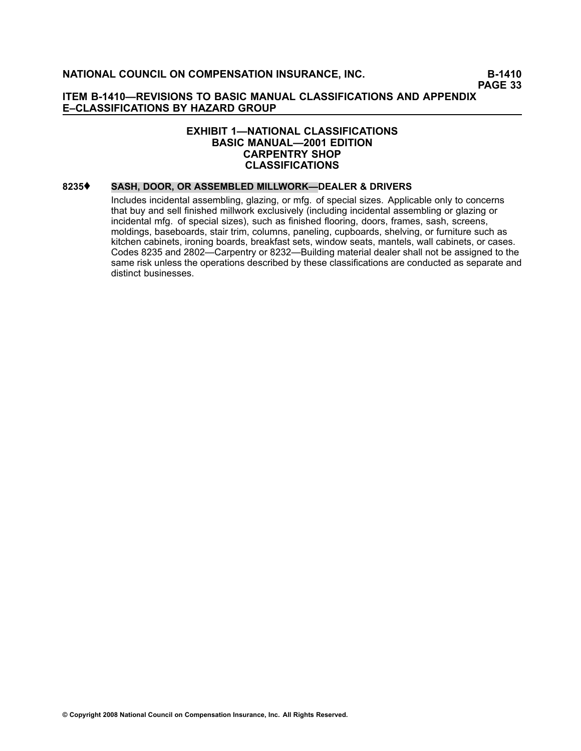## EXHIBIT 1—NATIONAL CLASSIFICATIONS
## BASIC MANUAL—2001 EDITION
## CARPENTRY SHOP
## CLASSIFICATIONS

**8235♦ SASH, DOOR, OR ASSEMBLED MILLWORK—DEALER & DRIVERS**

Includes incidental assembling, glazing, or mfg. of special sizes. Applicable only to concerns that buy and sell finished millwork exclusively (including incidental assembling or glazing or incidental mfg. of special sizes), such as finished flooring, doors, frames, sash, screens, moldings, baseboards, stair trim, columns, paneling, cupboards, shelving, or furniture such as kitchen cabinets, ironing boards, breakfast sets, window seats, mantels, wall cabinets, or cases. Codes 8235 and 2802—Carpentry or 8232—Building material dealer shall not be assigned to the same risk unless the operations described by these classifications are conducted as separate and distinct businesses.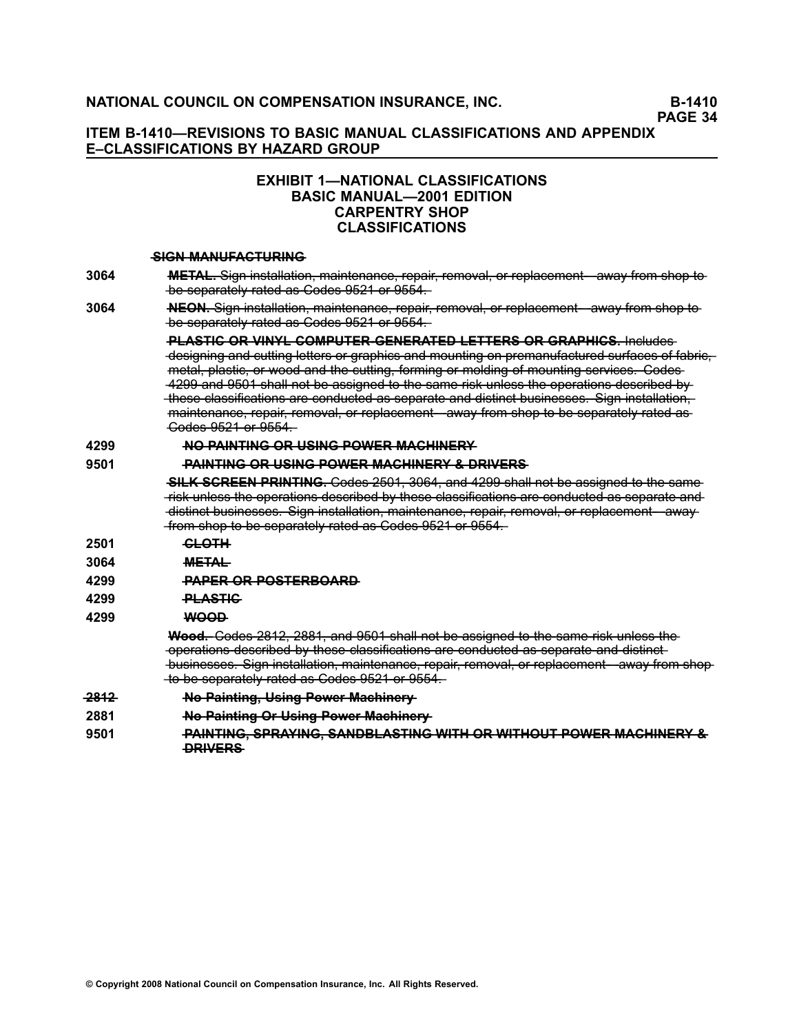# ITEM B-1410—REVISIONS TO BASIC MANUAL CLASSIFICATIONS AND APPENDIX E–CLASSIFICATIONS BY HAZARD GROUP

## EXHIBIT 1—NATIONAL CLASSIFICATIONS
## BASIC MANUAL—2001 EDITION
## CARPENTRY SHOP
## CLASSIFICATIONS

~~**SIGN MANUFACTURING**~~

| | |
|---|---|
| 3064 | ~~**METAL.** Sign installation, maintenance, repair, removal, or replacement—away from shop to be separately rated as Codes 9521 or 9554.~~ |
| 3064 | ~~**NEON.** Sign installation, maintenance, repair, removal, or replacement—away from shop to be separately rated as Codes 9521 or 9554.~~ |
| | ~~**PLASTIC OR VINYL COMPUTER-GENERATED LETTERS OR GRAPHICS.** Includes designing and cutting letters or graphics and mounting on premanufactured surfaces of fabric, metal, plastic, or wood and the cutting, forming or molding of mounting services. Codes 4299 and 9501 shall not be assigned to the same risk unless the operations described by these classifications are conducted as separate and distinct businesses. Sign installation, maintenance, repair, removal, or replacement—away from shop to be separately rated as Codes 9521 or 9554.~~ |
| 4299 | ~~**NO PAINTING OR USING POWER MACHINERY**~~ |
| 9501 | ~~**PAINTING OR USING POWER MACHINERY & DRIVERS**~~ |
| | ~~**SILK SCREEN PRINTING.** Codes 2501, 3064, and 4299 shall not be assigned to the same risk unless the operations described by these classifications are conducted as separate and distinct businesses. Sign installation, maintenance, repair, removal, or replacement—away from shop to be separately rated as Codes 9521 or 9554.~~ |
| 2501 | ~~**CLOTH**~~ |
| 3064 | ~~**METAL**~~ |
| 4299 | ~~**PAPER OR POSTERBOARD**~~ |
| 4299 | ~~**PLASTIC**~~ |
| 4299 | ~~**WOOD**~~ |
| | ~~**Wood.** Codes 2812, 2881, and 9501 shall not be assigned to the same risk unless the operations described by these classifications are conducted as separate and distinct businesses. Sign installation, maintenance, repair, removal, or replacement—away from shop to be separately rated as Codes 9521 or 9554.~~ |
| ~~2812~~ | ~~**No Painting, Using Power Machinery**~~ |
| 2881 | ~~**No Painting Or Using Power Machinery**~~ |
| 9501 | ~~**PAINTING, SPRAYING, SANDBLASTING WITH OR WITHOUT POWER MACHINERY & DRIVERS**~~ |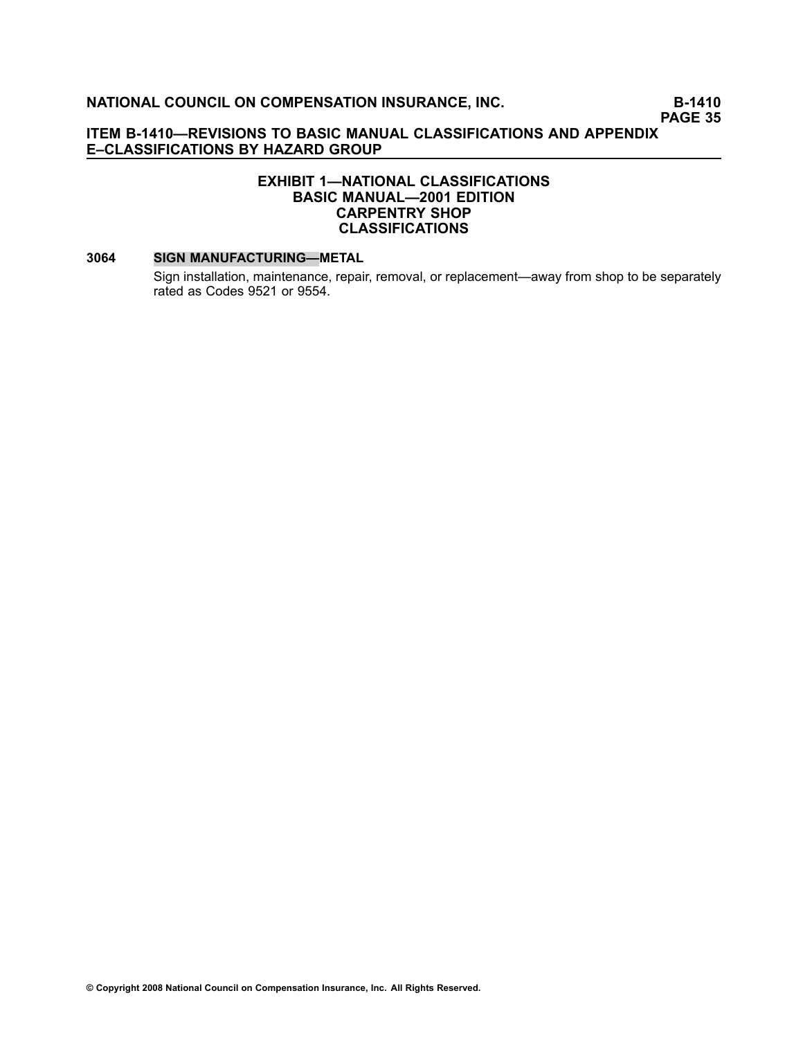## EXHIBIT 1—NATIONAL CLASSIFICATIONS
## BASIC MANUAL—2001 EDITION
## CARPENTRY SHOP
## CLASSIFICATIONS

**3064 SIGN MANUFACTURING—METAL**

Sign installation, maintenance, repair, removal, or replacement—away from shop to be separately rated as Codes 9521 or 9554.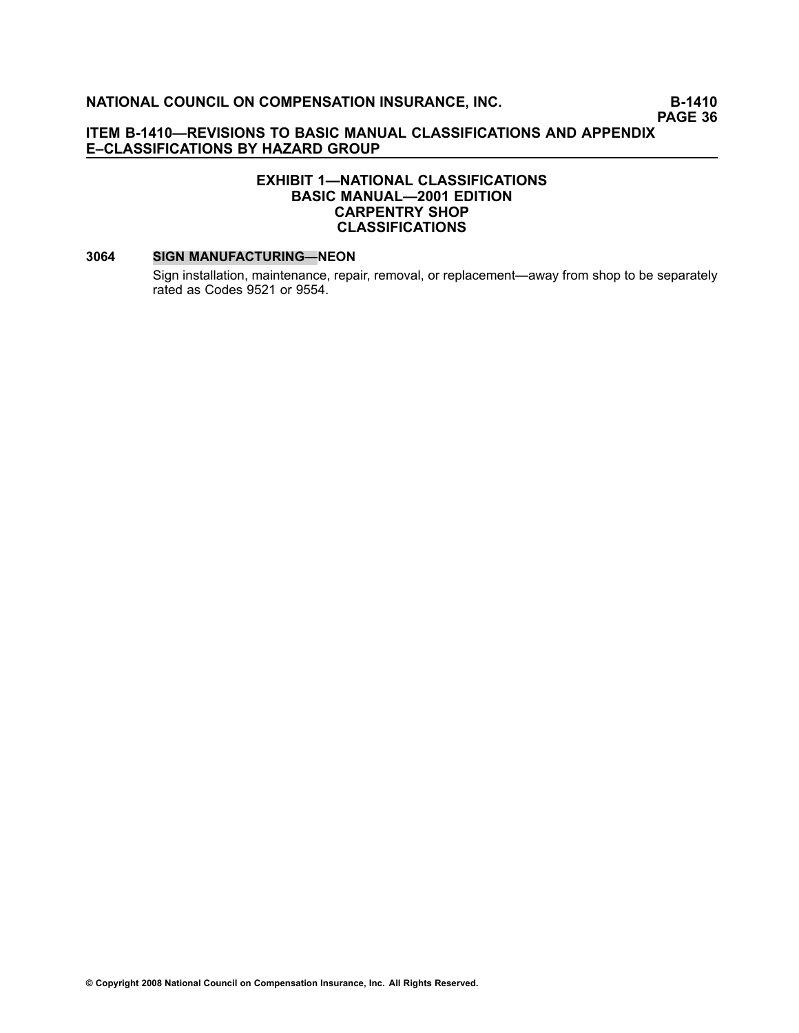## EXHIBIT 1—NATIONAL CLASSIFICATIONS
## BASIC MANUAL—2001 EDITION
## CARPENTRY SHOP
## CLASSIFICATIONS

**3064 SIGN MANUFACTURING—NEON**

Sign installation, maintenance, repair, removal, or replacement—away from shop to be separately rated as Codes 9521 or 9554.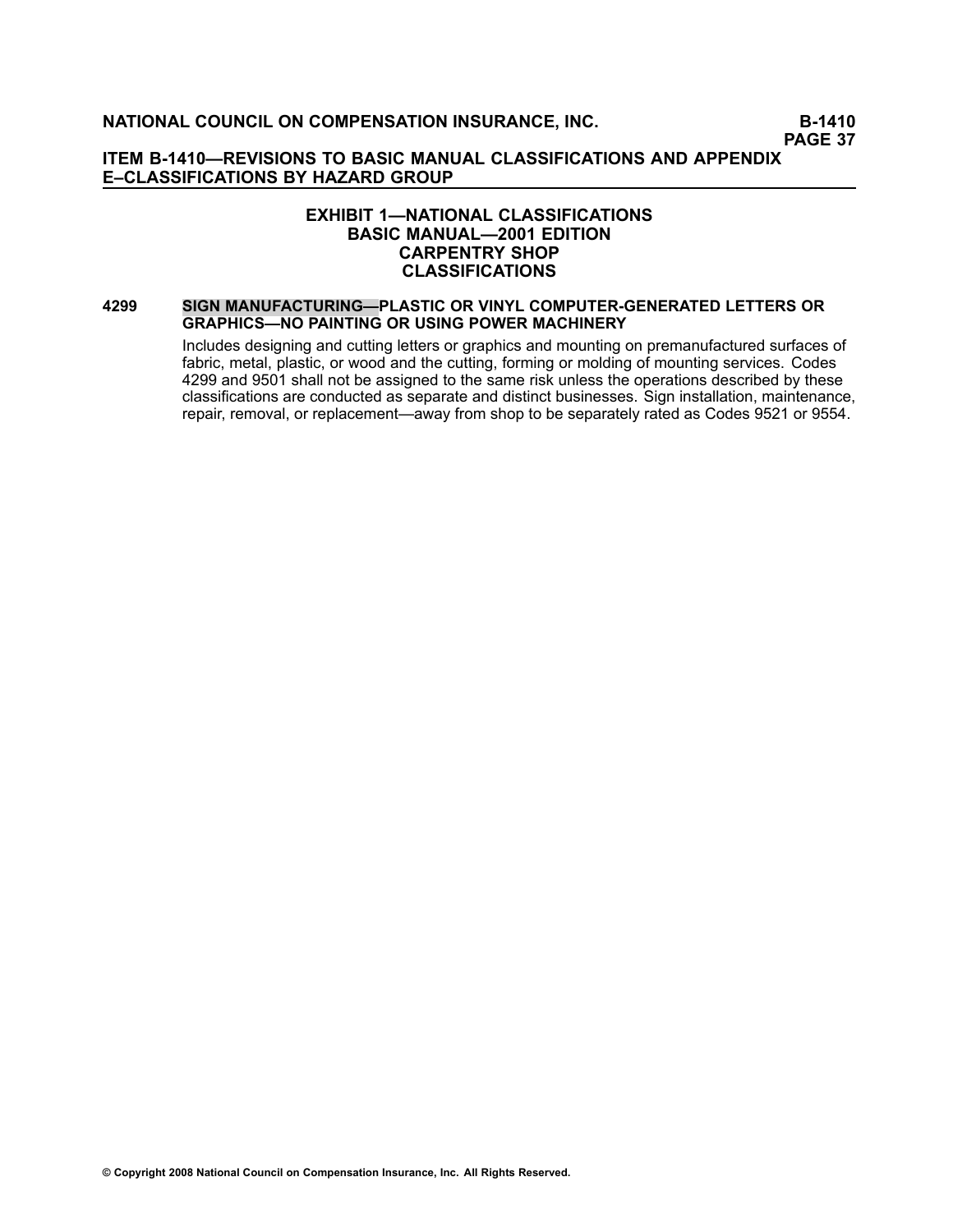## EXHIBIT 1—NATIONAL CLASSIFICATIONS
## BASIC MANUAL—2001 EDITION
## CARPENTRY SHOP
## CLASSIFICATIONS

**4299 SIGN MANUFACTURING—PLASTIC OR VINYL COMPUTER-GENERATED LETTERS OR GRAPHICS—NO PAINTING OR USING POWER MACHINERY**

Includes designing and cutting letters or graphics and mounting on premanufactured surfaces of fabric, metal, plastic, or wood and the cutting, forming or molding of mounting services. Codes 4299 and 9501 shall not be assigned to the same risk unless the operations described by these classifications are conducted as separate and distinct businesses. Sign installation, maintenance, repair, removal, or replacement—away from shop to be separately rated as Codes 9521 or 9554.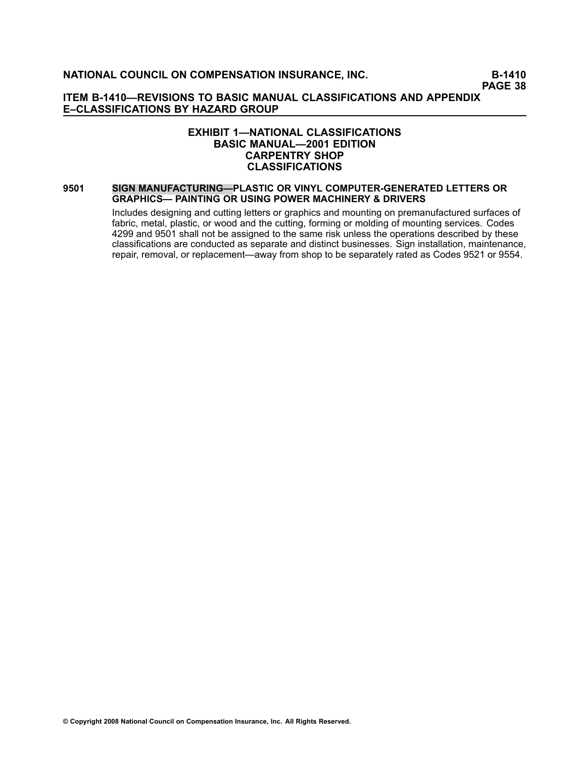## EXHIBIT 1—NATIONAL CLASSIFICATIONS
## BASIC MANUAL—2001 EDITION
## CARPENTRY SHOP
## CLASSIFICATIONS

**9501 SIGN MANUFACTURING—PLASTIC OR VINYL COMPUTER-GENERATED LETTERS OR GRAPHICS— PAINTING OR USING POWER MACHINERY & DRIVERS**

Includes designing and cutting letters or graphics and mounting on premanufactured surfaces of fabric, metal, plastic, or wood and the cutting, forming or molding of mounting services. Codes 4299 and 9501 shall not be assigned to the same risk unless the operations described by these classifications are conducted as separate and distinct businesses. Sign installation, maintenance, repair, removal, or replacement—away from shop to be separately rated as Codes 9521 or 9554.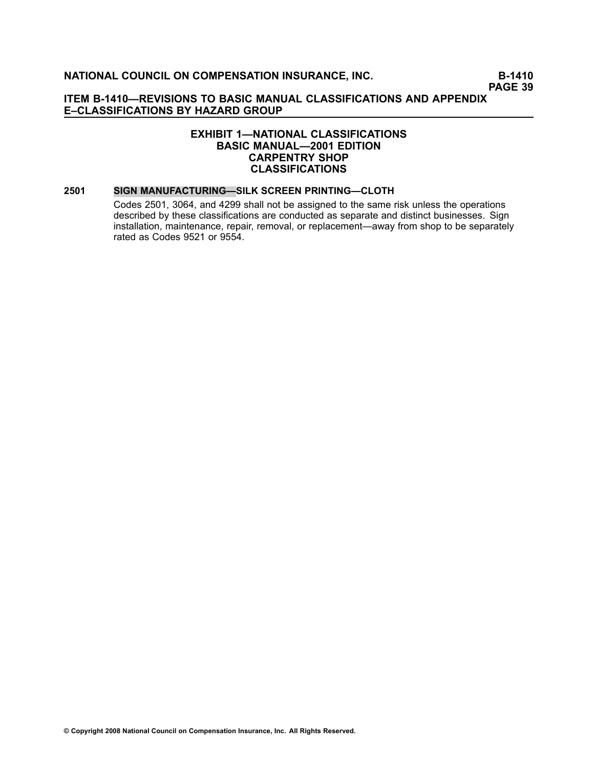# EXHIBIT 1—NATIONAL CLASSIFICATIONS
## BASIC MANUAL—2001 EDITION
## CARPENTRY SHOP
## CLASSIFICATIONS

**2501 SIGN MANUFACTURING—SILK SCREEN PRINTING—CLOTH**

Codes 2501, 3064, and 4299 shall not be assigned to the same risk unless the operations described by these classifications are conducted as separate and distinct businesses. Sign installation, maintenance, repair, removal, or replacement—away from shop to be separately rated as Codes 9521 or 9554.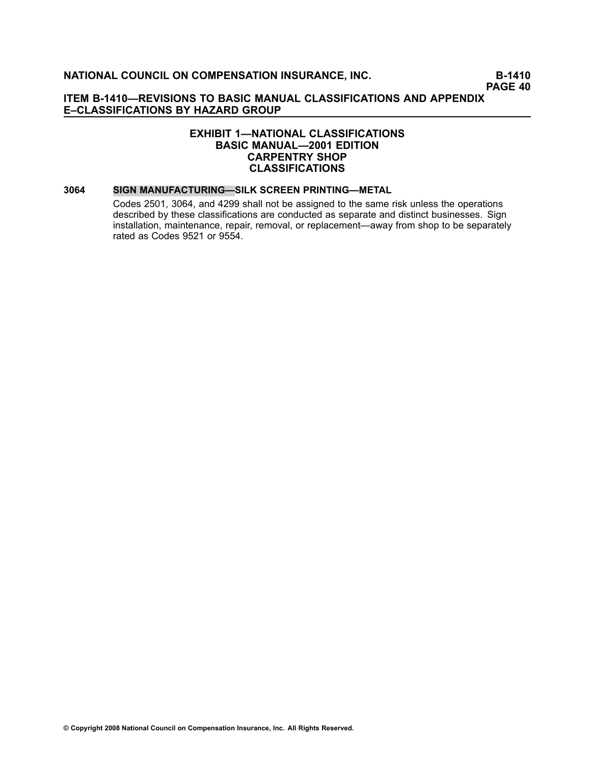## EXHIBIT 1—NATIONAL CLASSIFICATIONS
## BASIC MANUAL—2001 EDITION
## CARPENTRY SHOP
## CLASSIFICATIONS

**3064 SIGN MANUFACTURING—SILK SCREEN PRINTING—METAL**

Codes 2501, 3064, and 4299 shall not be assigned to the same risk unless the operations described by these classifications are conducted as separate and distinct businesses. Sign installation, maintenance, repair, removal, or replacement—away from shop to be separately rated as Codes 9521 or 9554.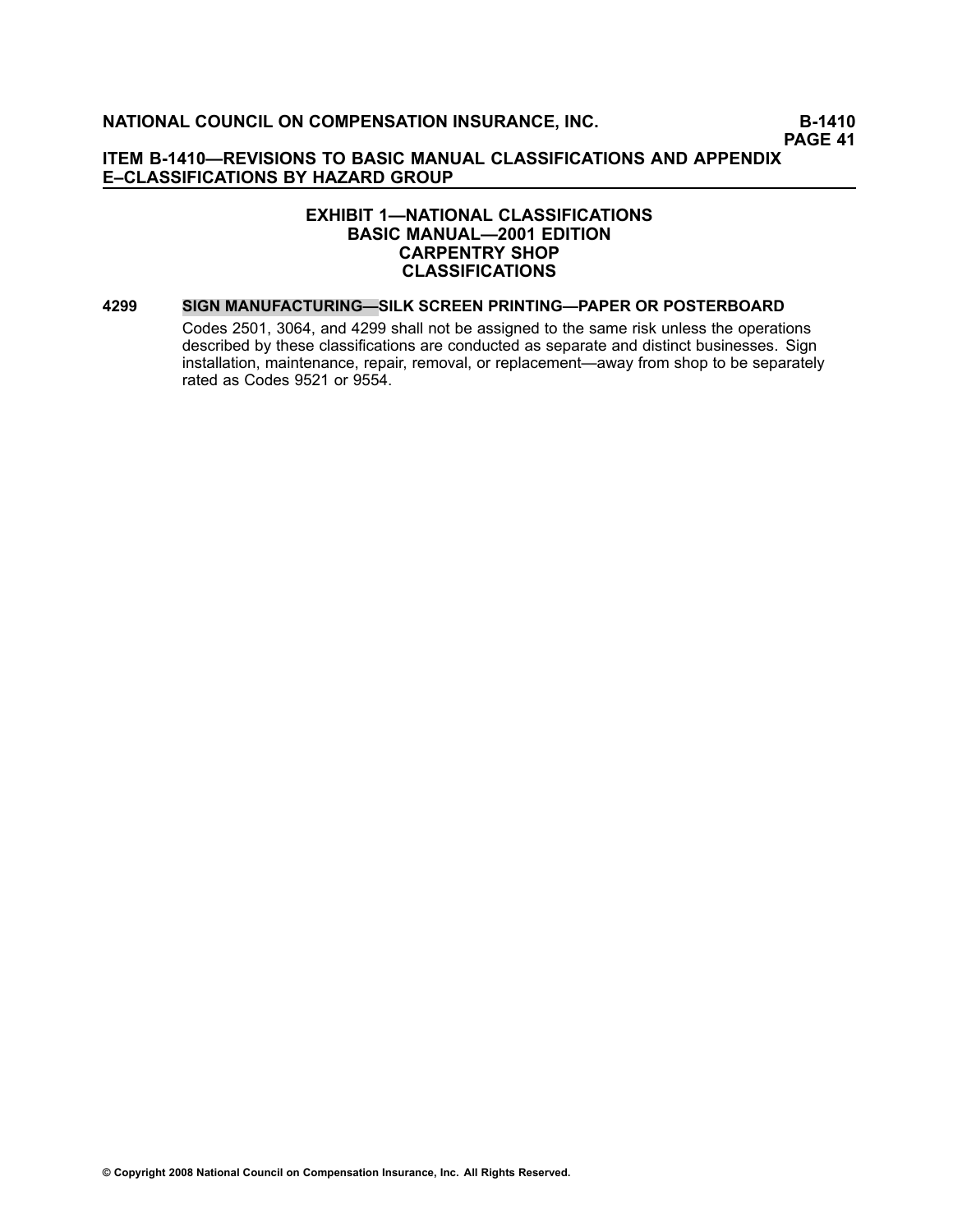### EXHIBIT 1—NATIONAL CLASSIFICATIONS
### BASIC MANUAL—2001 EDITION
### CARPENTRY SHOP
### CLASSIFICATIONS

**4299 SIGN MANUFACTURING—SILK SCREEN PRINTING—PAPER OR POSTERBOARD**

Codes 2501, 3064, and 4299 shall not be assigned to the same risk unless the operations described by these classifications are conducted as separate and distinct businesses. Sign installation, maintenance, repair, removal, or replacement—away from shop to be separately rated as Codes 9521 or 9554.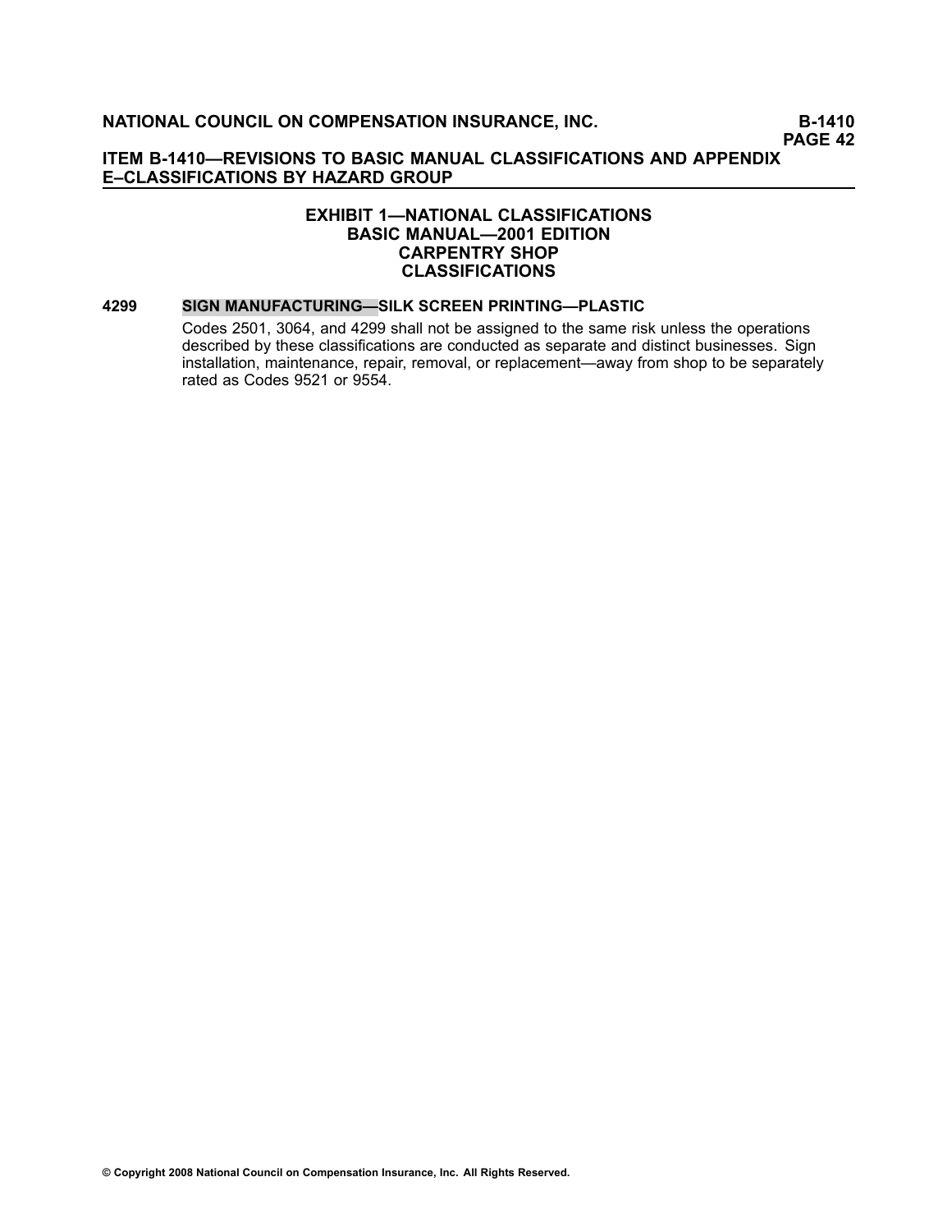### EXHIBIT 1—NATIONAL CLASSIFICATIONS
### BASIC MANUAL—2001 EDITION
### CARPENTRY SHOP
### CLASSIFICATIONS

**4299 SIGN MANUFACTURING—SILK SCREEN PRINTING—PLASTIC**

Codes 2501, 3064, and 4299 shall not be assigned to the same risk unless the operations described by these classifications are conducted as separate and distinct businesses. Sign installation, maintenance, repair, removal, or replacement—away from shop to be separately rated as Codes 9521 or 9554.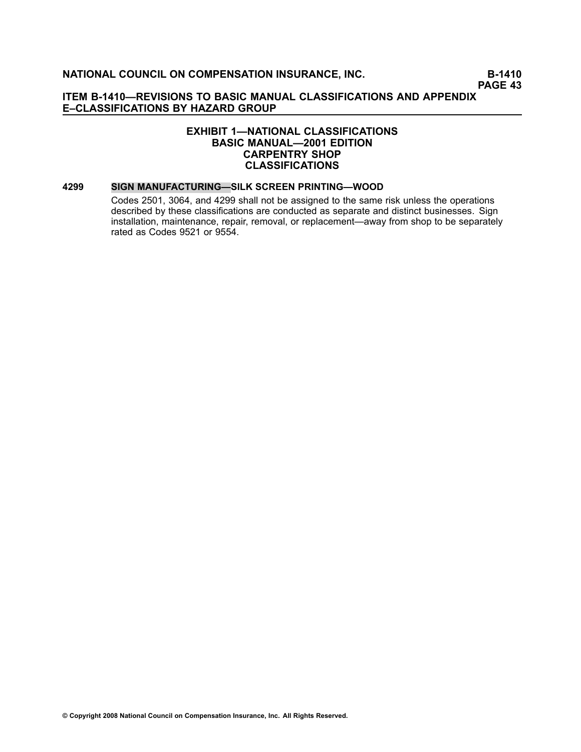## EXHIBIT 1—NATIONAL CLASSIFICATIONS
## BASIC MANUAL—2001 EDITION
## CARPENTRY SHOP
## CLASSIFICATIONS

**4299 SIGN MANUFACTURING—SILK SCREEN PRINTING—WOOD**

Codes 2501, 3064, and 4299 shall not be assigned to the same risk unless the operations described by these classifications are conducted as separate and distinct businesses. Sign installation, maintenance, repair, removal, or replacement—away from shop to be separately rated as Codes 9521 or 9554.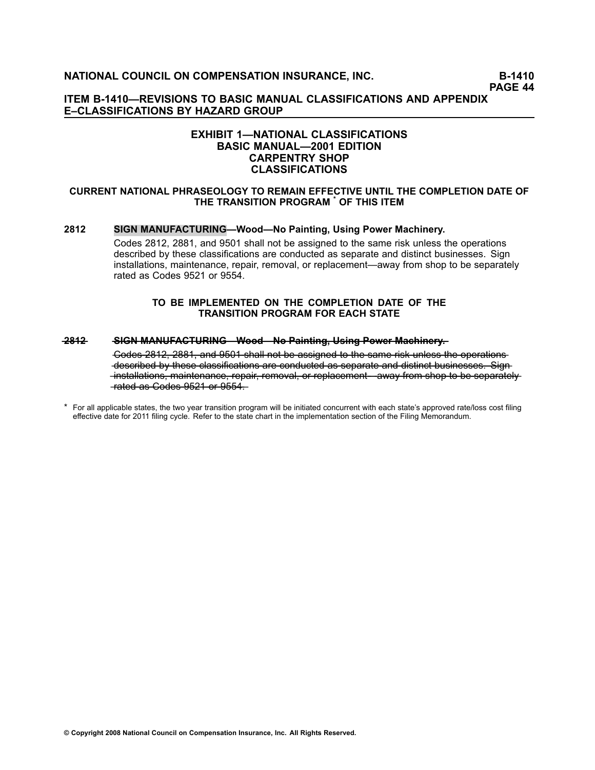## ITEM B-1410—REVISIONS TO BASIC MANUAL CLASSIFICATIONS AND APPENDIX E–CLASSIFICATIONS BY HAZARD GROUP

### EXHIBIT 1—NATIONAL CLASSIFICATIONS
### BASIC MANUAL—2001 EDITION
### CARPENTRY SHOP
### CLASSIFICATIONS

**CURRENT NATIONAL PHRASEOLOGY TO REMAIN EFFECTIVE UNTIL THE COMPLETION DATE OF THE TRANSITION PROGRAM * OF THIS ITEM**

**2812 SIGN MANUFACTURING—Wood—No Painting, Using Power Machinery.**

Codes 2812, 2881, and 9501 shall not be assigned to the same risk unless the operations described by these classifications are conducted as separate and distinct businesses. Sign installations, maintenance, repair, removal, or replacement—away from shop to be separately rated as Codes 9521 or 9554.

**TO BE IMPLEMENTED ON THE COMPLETION DATE OF THE TRANSITION PROGRAM FOR EACH STATE**

~~**2812 SIGN MANUFACTURING—Wood—No Painting, Using Power Machinery.**~~

~~Codes 2812, 2881, and 9501 shall not be assigned to the same risk unless the operations described by these classifications are conducted as separate and distinct businesses. Sign installations, maintenance, repair, removal, or replacement—away from shop to be separately rated as Codes 9521 or 9554.~~

* For all applicable states, the two year transition program will be initiated concurrent with each state's approved rate/loss cost filing effective date for 2011 filing cycle. Refer to the state chart in the implementation section of the Filing Memorandum.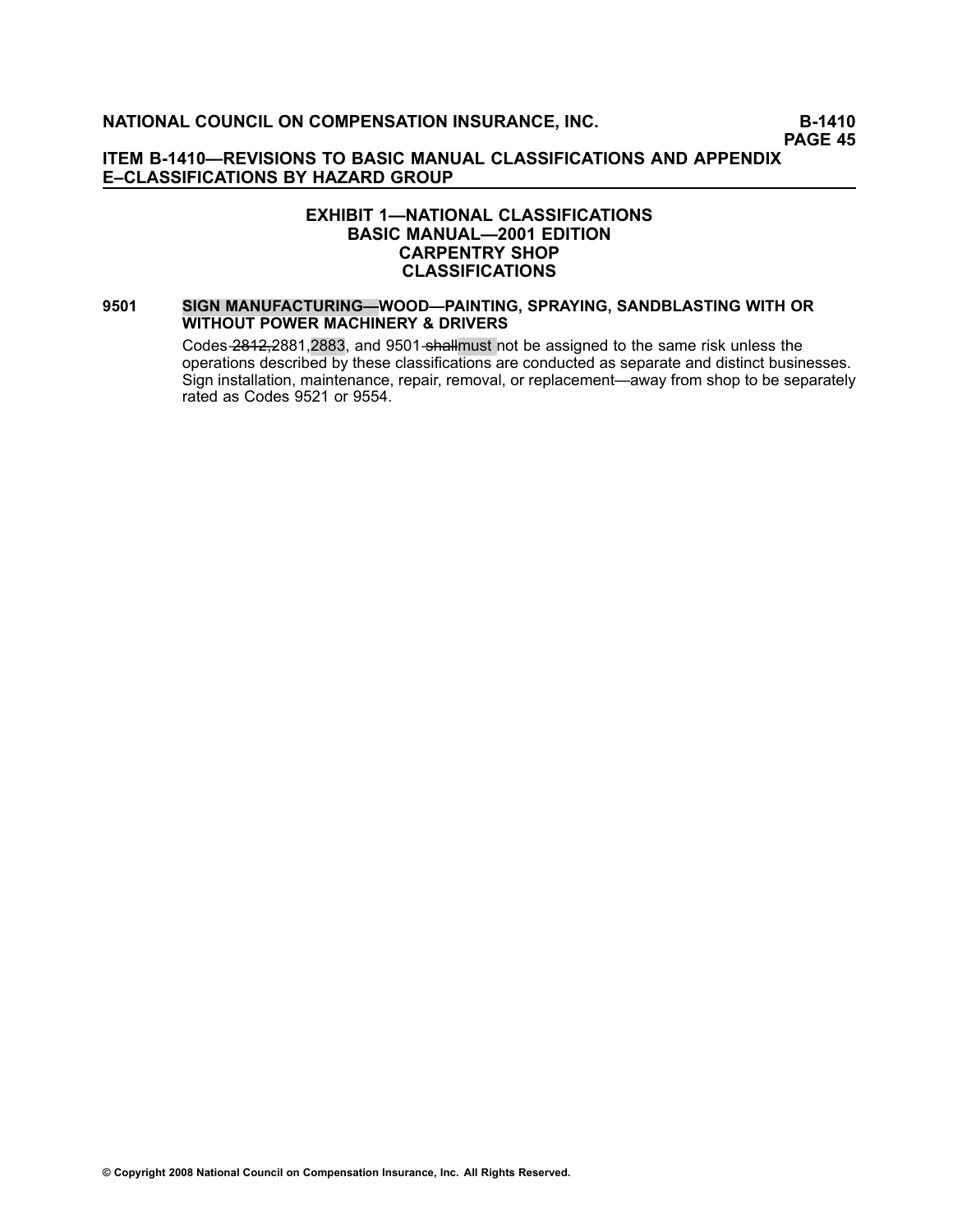## ITEM B-1410—REVISIONS TO BASIC MANUAL CLASSIFICATIONS AND APPENDIX E–CLASSIFICATIONS BY HAZARD GROUP

### EXHIBIT 1—NATIONAL CLASSIFICATIONS
### BASIC MANUAL—2001 EDITION
### CARPENTRY SHOP
### CLASSIFICATIONS

**9501 SIGN MANUFACTURING—WOOD—PAINTING, SPRAYING, SANDBLASTING WITH OR WITHOUT POWER MACHINERY & DRIVERS**

Codes ~~2812,~~2881,2883, and 9501 ~~shall~~must not be assigned to the same risk unless the operations described by these classifications are conducted as separate and distinct businesses. Sign installation, maintenance, repair, removal, or replacement—away from shop to be separately rated as Codes 9521 or 9554.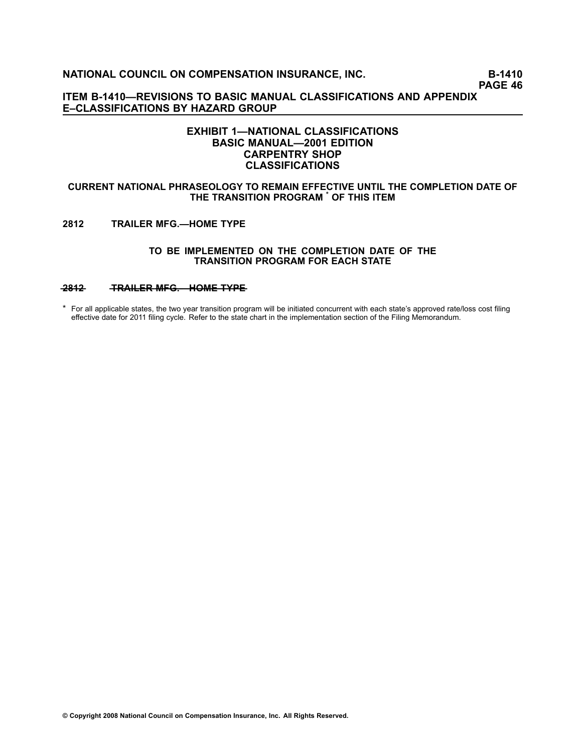## EXHIBIT 1—NATIONAL CLASSIFICATIONS
## BASIC MANUAL—2001 EDITION
## CARPENTRY SHOP
## CLASSIFICATIONS

**CURRENT NATIONAL PHRASEOLOGY TO REMAIN EFFECTIVE UNTIL THE COMPLETION DATE OF THE TRANSITION PROGRAM * OF THIS ITEM**

**2812 TRAILER MFG.—HOME TYPE**

**TO BE IMPLEMENTED ON THE COMPLETION DATE OF THE TRANSITION PROGRAM FOR EACH STATE**

~~**2812 TRAILER MFG.—HOME TYPE**~~

\* For all applicable states, the two year transition program will be initiated concurrent with each state's approved rate/loss cost filing effective date for 2011 filing cycle. Refer to the state chart in the implementation section of the Filing Memorandum.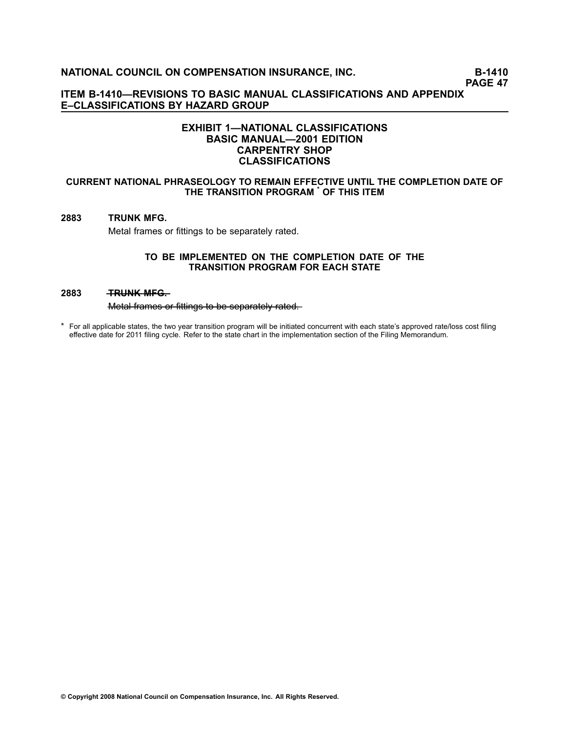## EXHIBIT 1—NATIONAL CLASSIFICATIONS
## BASIC MANUAL—2001 EDITION
## CARPENTRY SHOP
## CLASSIFICATIONS

**CURRENT NATIONAL PHRASEOLOGY TO REMAIN EFFECTIVE UNTIL THE COMPLETION DATE OF THE TRANSITION PROGRAM * OF THIS ITEM**

**2883 TRUNK MFG.**

Metal frames or fittings to be separately rated.

**TO BE IMPLEMENTED ON THE COMPLETION DATE OF THE TRANSITION PROGRAM FOR EACH STATE**

**2883** ~~**TRUNK MFG.**~~

~~Metal frames or fittings to be separately rated.~~

\* For all applicable states, the two year transition program will be initiated concurrent with each state's approved rate/loss cost filing effective date for 2011 filing cycle. Refer to the state chart in the implementation section of the Filing Memorandum.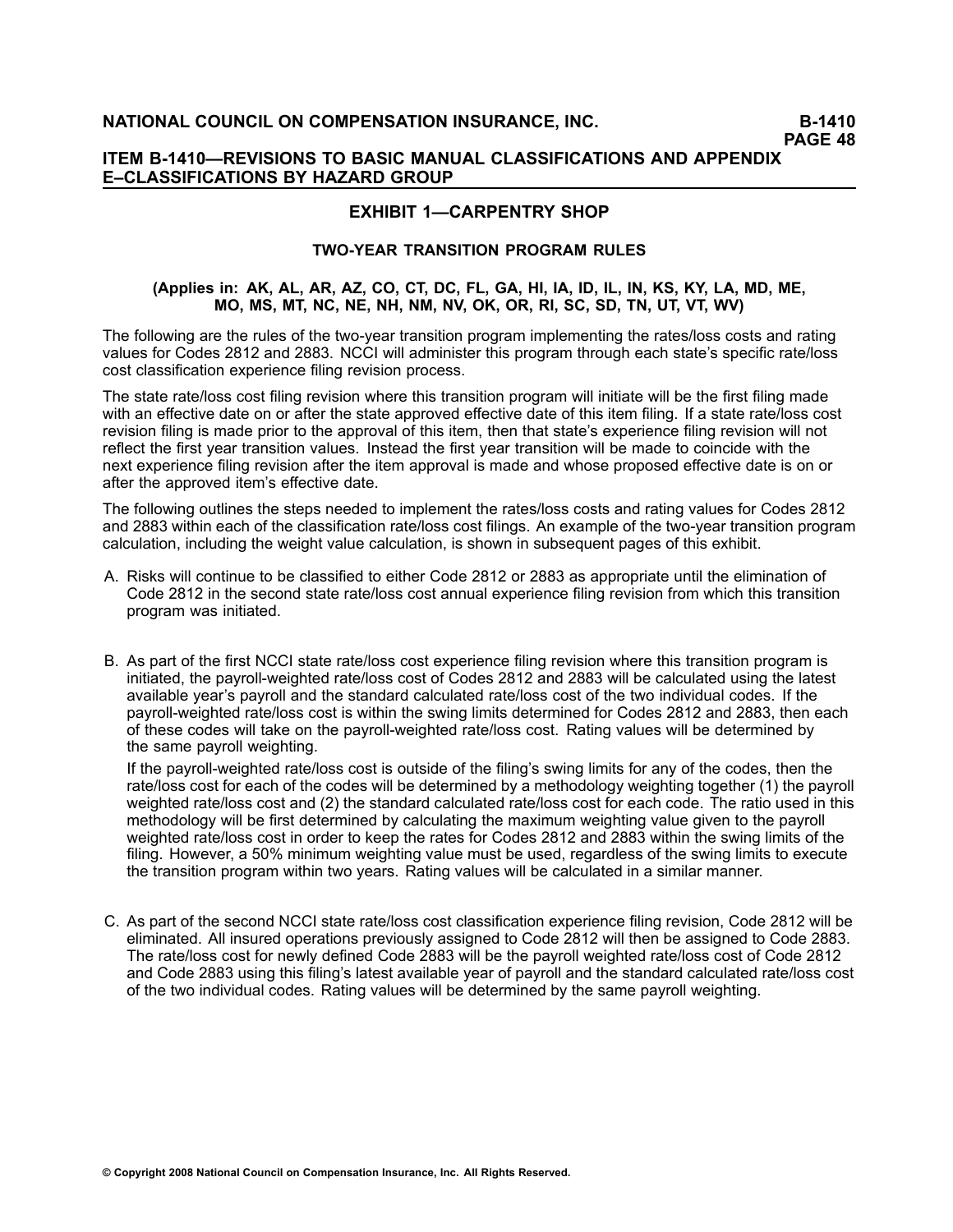## EXHIBIT 1—CARPENTRY SHOP

### TWO-YEAR TRANSITION PROGRAM RULES

**(Applies in: AK, AL, AR, AZ, CO, CT, DC, FL, GA, HI, IA, ID, IL, IN, KS, KY, LA, MD, ME, MO, MS, MT, NC, NE, NH, NM, NV, OK, OR, RI, SC, SD, TN, UT, VT, WV)**

The following are the rules of the two-year transition program implementing the rates/loss costs and rating values for Codes 2812 and 2883. NCCI will administer this program through each state's specific rate/loss cost classification experience filing revision process.

The state rate/loss cost filing revision where this transition program will initiate will be the first filing made with an effective date on or after the state approved effective date of this item filing. If a state rate/loss cost revision filing is made prior to the approval of this item, then that state's experience filing revision will not reflect the first year transition values. Instead the first year transition will be made to coincide with the next experience filing revision after the item approval is made and whose proposed effective date is on or after the approved item's effective date.

The following outlines the steps needed to implement the rates/loss costs and rating values for Codes 2812 and 2883 within each of the classification rate/loss cost filings. An example of the two-year transition program calculation, including the weight value calculation, is shown in subsequent pages of this exhibit.

A. Risks will continue to be classified to either Code 2812 or 2883 as appropriate until the elimination of Code 2812 in the second state rate/loss cost annual experience filing revision from which this transition program was initiated.

B. As part of the first NCCI state rate/loss cost experience filing revision where this transition program is initiated, the payroll-weighted rate/loss cost of Codes 2812 and 2883 will be calculated using the latest available year's payroll and the standard calculated rate/loss cost of the two individual codes. If the payroll-weighted rate/loss cost is within the swing limits determined for Codes 2812 and 2883, then each of these codes will take on the payroll-weighted rate/loss cost. Rating values will be determined by the same payroll weighting.

   If the payroll-weighted rate/loss cost is outside of the filing's swing limits for any of the codes, then the rate/loss cost for each of the codes will be determined by a methodology weighting together (1) the payroll weighted rate/loss cost and (2) the standard calculated rate/loss cost for each code. The ratio used in this methodology will be first determined by calculating the maximum weighting value given to the payroll weighted rate/loss cost in order to keep the rates for Codes 2812 and 2883 within the swing limits of the filing. However, a 50% minimum weighting value must be used, regardless of the swing limits to execute the transition program within two years. Rating values will be calculated in a similar manner.

C. As part of the second NCCI state rate/loss cost classification experience filing revision, Code 2812 will be eliminated. All insured operations previously assigned to Code 2812 will then be assigned to Code 2883. The rate/loss cost for newly defined Code 2883 will be the payroll weighted rate/loss cost of Code 2812 and Code 2883 using this filing's latest available year of payroll and the standard calculated rate/loss cost of the two individual codes. Rating values will be determined by the same payroll weighting.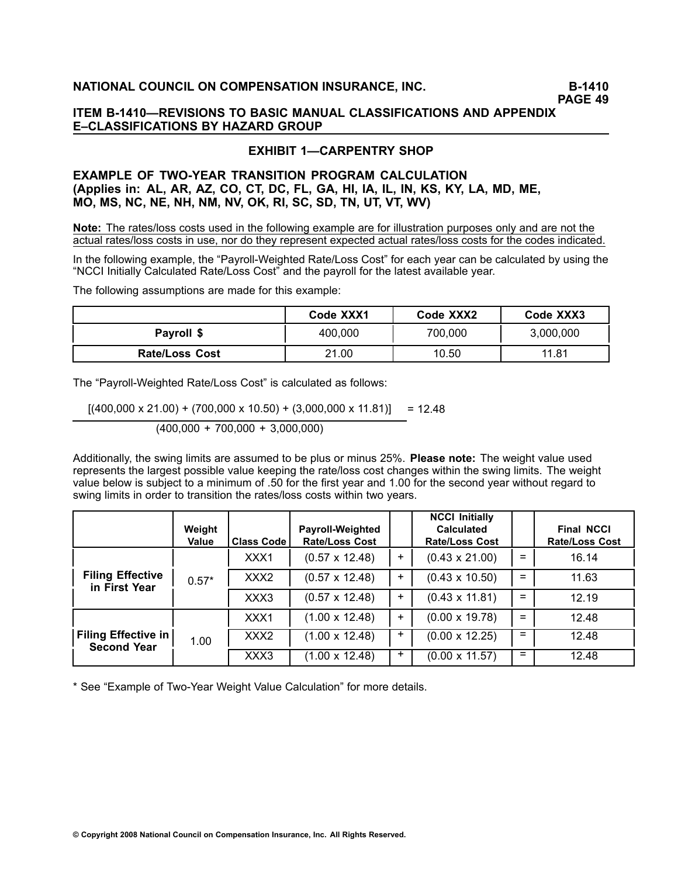## ITEM B-1410—REVISIONS TO BASIC MANUAL CLASSIFICATIONS AND APPENDIX E–CLASSIFICATIONS BY HAZARD GROUP

### EXHIBIT 1—CARPENTRY SHOP

### EXAMPLE OF TWO-YEAR TRANSITION PROGRAM CALCULATION (Applies in: AL, AR, AZ, CO, CT, DC, FL, GA, HI, IA, IL, IN, KS, KY, LA, MD, ME, MO, MS, NC, NE, NH, NM, NV, OK, RI, SC, SD, TN, UT, VT, WV)

**Note:** The rates/loss costs used in the following example are for illustration purposes only and are not the actual rates/loss costs in use, nor do they represent expected actual rates/loss costs for the codes indicated.

In the following example, the "Payroll-Weighted Rate/Loss Cost" for each year can be calculated by using the "NCCI Initially Calculated Rate/Loss Cost" and the payroll for the latest available year.

The following assumptions are made for this example:

| | Code XXX1 | Code XXX2 | Code XXX3 |
|---|---|---|---|
| **Payroll $** | 400,000 | 700,000 | 3,000,000 |
| **Rate/Loss Cost** | 21.00 | 10.50 | 11.81 |

The "Payroll-Weighted Rate/Loss Cost" is calculated as follows:

$$\frac{[(400{,}000 \times 21.00) + (700{,}000 \times 10.50) + (3{,}000{,}000 \times 11.81)]}{(400{,}000 + 700{,}000 + 3{,}000{,}000)} = 12.48$$

Additionally, the swing limits are assumed to be plus or minus 25%. **Please note:** The weight value used represents the largest possible value keeping the rate/loss cost changes within the swing limits. The weight value below is subject to a minimum of .50 for the first year and 1.00 for the second year without regard to swing limits in order to transition the rates/loss costs within two years.

| | Weight Value | Class Code | Payroll-Weighted Rate/Loss Cost | | NCCI Initially Calculated Rate/Loss Cost | | Final NCCI Rate/Loss Cost |
|---|---|---|---|---|---|---|---|
| **Filing Effective in First Year** | 0.57* | XXX1 | (0.57 x 12.48) | + | (0.43 x 21.00) | = | 16.14 |
| | | XXX2 | (0.57 x 12.48) | + | (0.43 x 10.50) | = | 11.63 |
| | | XXX3 | (0.57 x 12.48) | + | (0.43 x 11.81) | = | 12.19 |
| **Filing Effective in Second Year** | 1.00 | XXX1 | (1.00 x 12.48) | + | (0.00 x 19.78) | = | 12.48 |
| | | XXX2 | (1.00 x 12.48) | + | (0.00 x 12.25) | = | 12.48 |
| | | XXX3 | (1.00 x 12.48) | + | (0.00 x 11.57) | = | 12.48 |

* See "Example of Two-Year Weight Value Calculation" for more details.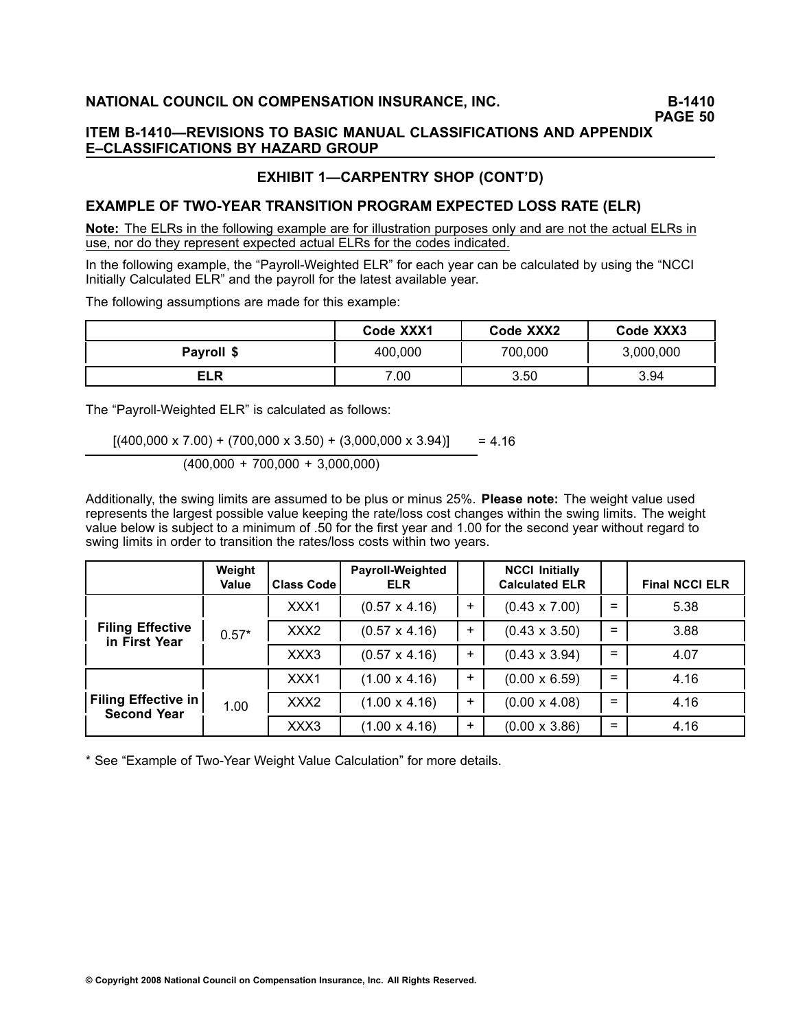## EXHIBIT 1—CARPENTRY SHOP (CONT'D)

### EXAMPLE OF TWO-YEAR TRANSITION PROGRAM EXPECTED LOSS RATE (ELR)

**Note:** The ELRs in the following example are for illustration purposes only and are not the actual ELRs in use, nor do they represent expected actual ELRs for the codes indicated.

In the following example, the "Payroll-Weighted ELR" for each year can be calculated by using the "NCCI Initially Calculated ELR" and the payroll for the latest available year.

The following assumptions are made for this example:

| | Code XXX1 | Code XXX2 | Code XXX3 |
|---|---|---|---|
| **Payroll $** | 400,000 | 700,000 | 3,000,000 |
| **ELR** | 7.00 | 3.50 | 3.94 |

The "Payroll-Weighted ELR" is calculated as follows:

$$\frac{[(400{,}000 \times 7.00) + (700{,}000 \times 3.50) + (3{,}000{,}000 \times 3.94)]}{(400{,}000 + 700{,}000 + 3{,}000{,}000)} = 4.16$$

Additionally, the swing limits are assumed to be plus or minus 25%. **Please note:** The weight value used represents the largest possible value keeping the rate/loss cost changes within the swing limits. The weight value below is subject to a minimum of .50 for the first year and 1.00 for the second year without regard to swing limits in order to transition the rates/loss costs within two years.

| | Weight Value | Class Code | Payroll-Weighted ELR | | NCCI Initially Calculated ELR | | Final NCCI ELR |
|---|---|---|---|---|---|---|---|
| **Filing Effective in First Year** | 0.57* | XXX1 | (0.57 x 4.16) | + | (0.43 x 7.00) | = | 5.38 |
| | | XXX2 | (0.57 x 4.16) | + | (0.43 x 3.50) | = | 3.88 |
| | | XXX3 | (0.57 x 4.16) | + | (0.43 x 3.94) | = | 4.07 |
| **Filing Effective in Second Year** | 1.00 | XXX1 | (1.00 x 4.16) | + | (0.00 x 6.59) | = | 4.16 |
| | | XXX2 | (1.00 x 4.16) | + | (0.00 x 4.08) | = | 4.16 |
| | | XXX3 | (1.00 x 4.16) | + | (0.00 x 3.86) | = | 4.16 |

* See "Example of Two-Year Weight Value Calculation" for more details.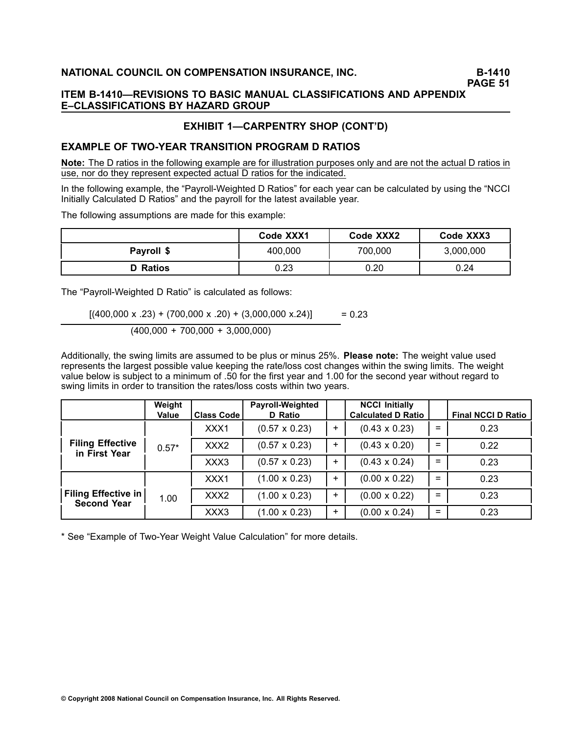## EXHIBIT 1—CARPENTRY SHOP (CONT'D)

### EXAMPLE OF TWO-YEAR TRANSITION PROGRAM D RATIOS

**Note:** The D ratios in the following example are for illustration purposes only and are not the actual D ratios in use, nor do they represent expected actual D ratios for the indicated.

In the following example, the "Payroll-Weighted D Ratios" for each year can be calculated by using the "NCCI Initially Calculated D Ratios" and the payroll for the latest available year.

The following assumptions are made for this example:

| | Code XXX1 | Code XXX2 | Code XXX3 |
|---|---|---|---|
| **Payroll $** | 400,000 | 700,000 | 3,000,000 |
| **D Ratios** | 0.23 | 0.20 | 0.24 |

The "Payroll-Weighted D Ratio" is calculated as follows:

$$\frac{[(400{,}000 \times .23) + (700{,}000 \times .20) + (3{,}000{,}000 \times .24)]}{(400{,}000 + 700{,}000 + 3{,}000{,}000)} = 0.23$$

Additionally, the swing limits are assumed to be plus or minus 25%. **Please note:** The weight value used represents the largest possible value keeping the rate/loss cost changes within the swing limits. The weight value below is subject to a minimum of .50 for the first year and 1.00 for the second year without regard to swing limits in order to transition the rates/loss costs within two years.

| | Weight Value | Class Code | Payroll-Weighted D Ratio | | NCCI Initially Calculated D Ratio | | Final NCCI D Ratio |
|---|---|---|---|---|---|---|---|
| **Filing Effective in First Year** | 0.57* | XXX1 | (0.57 x 0.23) | + | (0.43 x 0.23) | = | 0.23 |
| | | XXX2 | (0.57 x 0.23) | + | (0.43 x 0.20) | = | 0.22 |
| | | XXX3 | (0.57 x 0.23) | + | (0.43 x 0.24) | = | 0.23 |
| **Filing Effective in Second Year** | 1.00 | XXX1 | (1.00 x 0.23) | + | (0.00 x 0.22) | = | 0.23 |
| | | XXX2 | (1.00 x 0.23) | + | (0.00 x 0.22) | = | 0.23 |
| | | XXX3 | (1.00 x 0.23) | + | (0.00 x 0.24) | = | 0.23 |

* See "Example of Two-Year Weight Value Calculation" for more details.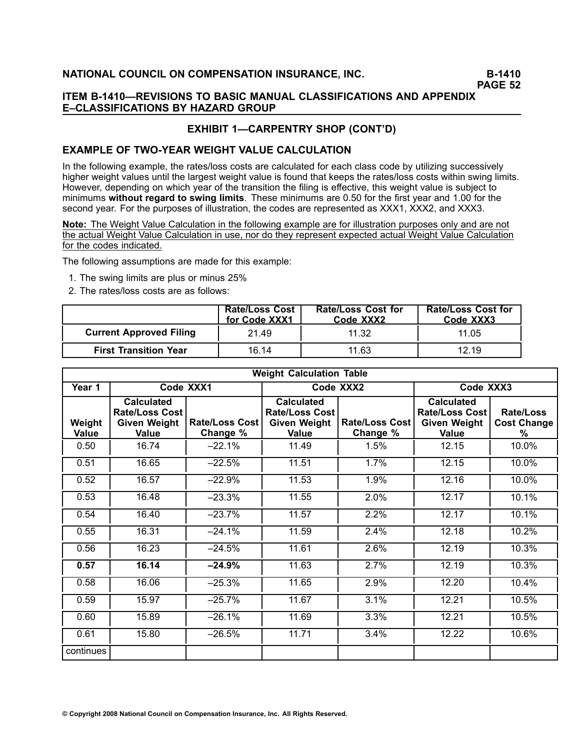## ITEM B-1410—REVISIONS TO BASIC MANUAL CLASSIFICATIONS AND APPENDIX E–CLASSIFICATIONS BY HAZARD GROUP

### EXHIBIT 1—CARPENTRY SHOP (CONT'D)

### EXAMPLE OF TWO-YEAR WEIGHT VALUE CALCULATION

In the following example, the rates/loss costs are calculated for each class code by utilizing successively higher weight values until the largest weight value is found that keeps the rates/loss costs within swing limits. However, depending on which year of the transition the filing is effective, this weight value is subject to minimums **without regard to swing limits**. These minimums are 0.50 for the first year and 1.00 for the second year. For the purposes of illustration, the codes are represented as XXX1, XXX2, and XXX3.

**Note:** The Weight Value Calculation in the following example are for illustration purposes only and are not the actual Weight Value Calculation in use, nor do they represent expected actual Weight Value Calculation for the codes indicated.

The following assumptions are made for this example:

1. The swing limits are plus or minus 25%
2. The rates/loss costs are as follows:

| | Rate/Loss Cost for Code XXX1 | Rate/Loss Cost for Code XXX2 | Rate/Loss Cost for Code XXX3 |
|---|---|---|---|
| **Current Approved Filing** | 21.49 | 11.32 | 11.05 |
| **First Transition Year** | 16.14 | 11.63 | 12.19 |

| Weight Calculation Table | | | | | | |
|---|---|---|---|---|---|---|
| **Year 1** | **Code XXX1** | | **Code XXX2** | | **Code XXX3** | |
| **Weight Value** | **Calculated Rate/Loss Cost Given Weight Value** | **Rate/Loss Cost Change %** | **Calculated Rate/Loss Cost Given Weight Value** | **Rate/Loss Cost Change %** | **Calculated Rate/Loss Cost Given Weight Value** | **Rate/Loss Cost Change %** |
| 0.50 | 16.74 | –22.1% | 11.49 | 1.5% | 12.15 | 10.0% |
| 0.51 | 16.65 | –22.5% | 11.51 | 1.7% | 12.15 | 10.0% |
| 0.52 | 16.57 | –22.9% | 11.53 | 1.9% | 12.16 | 10.0% |
| 0.53 | 16.48 | –23.3% | 11.55 | 2.0% | 12.17 | 10.1% |
| 0.54 | 16.40 | –23.7% | 11.57 | 2.2% | 12.17 | 10.1% |
| 0.55 | 16.31 | –24.1% | 11.59 | 2.4% | 12.18 | 10.2% |
| 0.56 | 16.23 | –24.5% | 11.61 | 2.6% | 12.19 | 10.3% |
| **0.57** | **16.14** | **–24.9%** | 11.63 | 2.7% | 12.19 | 10.3% |
| 0.58 | 16.06 | –25.3% | 11.65 | 2.9% | 12.20 | 10.4% |
| 0.59 | 15.97 | –25.7% | 11.67 | 3.1% | 12.21 | 10.5% |
| 0.60 | 15.89 | –26.1% | 11.69 | 3.3% | 12.21 | 10.5% |
| 0.61 | 15.80 | –26.5% | 11.71 | 3.4% | 12.22 | 10.6% |
| continues | | | | | | |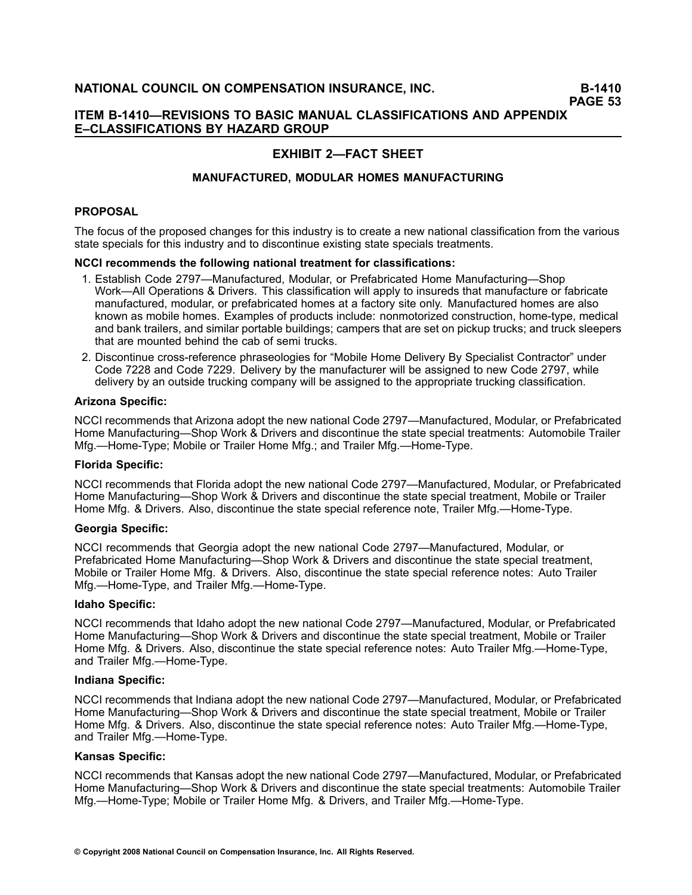## EXHIBIT 2—FACT SHEET

### MANUFACTURED, MODULAR HOMES MANUFACTURING

**PROPOSAL**

The focus of the proposed changes for this industry is to create a new national classification from the various state specials for this industry and to discontinue existing state specials treatments.

**NCCI recommends the following national treatment for classifications:**

1. Establish Code 2797—Manufactured, Modular, or Prefabricated Home Manufacturing—Shop Work—All Operations & Drivers. This classification will apply to insureds that manufacture or fabricate manufactured, modular, or prefabricated homes at a factory site only. Manufactured homes are also known as mobile homes. Examples of products include: nonmotorized construction, home-type, medical and bank trailers, and similar portable buildings; campers that are set on pickup trucks; and truck sleepers that are mounted behind the cab of semi trucks.
2. Discontinue cross-reference phraseologies for "Mobile Home Delivery By Specialist Contractor" under Code 7228 and Code 7229. Delivery by the manufacturer will be assigned to new Code 2797, while delivery by an outside trucking company will be assigned to the appropriate trucking classification.

**Arizona Specific:**

NCCI recommends that Arizona adopt the new national Code 2797—Manufactured, Modular, or Prefabricated Home Manufacturing—Shop Work & Drivers and discontinue the state special treatments: Automobile Trailer Mfg.—Home-Type; Mobile or Trailer Home Mfg.; and Trailer Mfg.—Home-Type.

**Florida Specific:**

NCCI recommends that Florida adopt the new national Code 2797—Manufactured, Modular, or Prefabricated Home Manufacturing—Shop Work & Drivers and discontinue the state special treatment, Mobile or Trailer Home Mfg. & Drivers. Also, discontinue the state special reference note, Trailer Mfg.—Home-Type.

**Georgia Specific:**

NCCI recommends that Georgia adopt the new national Code 2797—Manufactured, Modular, or Prefabricated Home Manufacturing—Shop Work & Drivers and discontinue the state special treatment, Mobile or Trailer Home Mfg. & Drivers. Also, discontinue the state special reference notes: Auto Trailer Mfg.—Home-Type, and Trailer Mfg.—Home-Type.

**Idaho Specific:**

NCCI recommends that Idaho adopt the new national Code 2797—Manufactured, Modular, or Prefabricated Home Manufacturing—Shop Work & Drivers and discontinue the state special treatment, Mobile or Trailer Home Mfg. & Drivers. Also, discontinue the state special reference notes: Auto Trailer Mfg.—Home-Type, and Trailer Mfg.—Home-Type.

**Indiana Specific:**

NCCI recommends that Indiana adopt the new national Code 2797—Manufactured, Modular, or Prefabricated Home Manufacturing—Shop Work & Drivers and discontinue the state special treatment, Mobile or Trailer Home Mfg. & Drivers. Also, discontinue the state special reference notes: Auto Trailer Mfg.—Home-Type, and Trailer Mfg.—Home-Type.

**Kansas Specific:**

NCCI recommends that Kansas adopt the new national Code 2797—Manufactured, Modular, or Prefabricated Home Manufacturing—Shop Work & Drivers and discontinue the state special treatments: Automobile Trailer Mfg.—Home-Type; Mobile or Trailer Home Mfg. & Drivers, and Trailer Mfg.—Home-Type.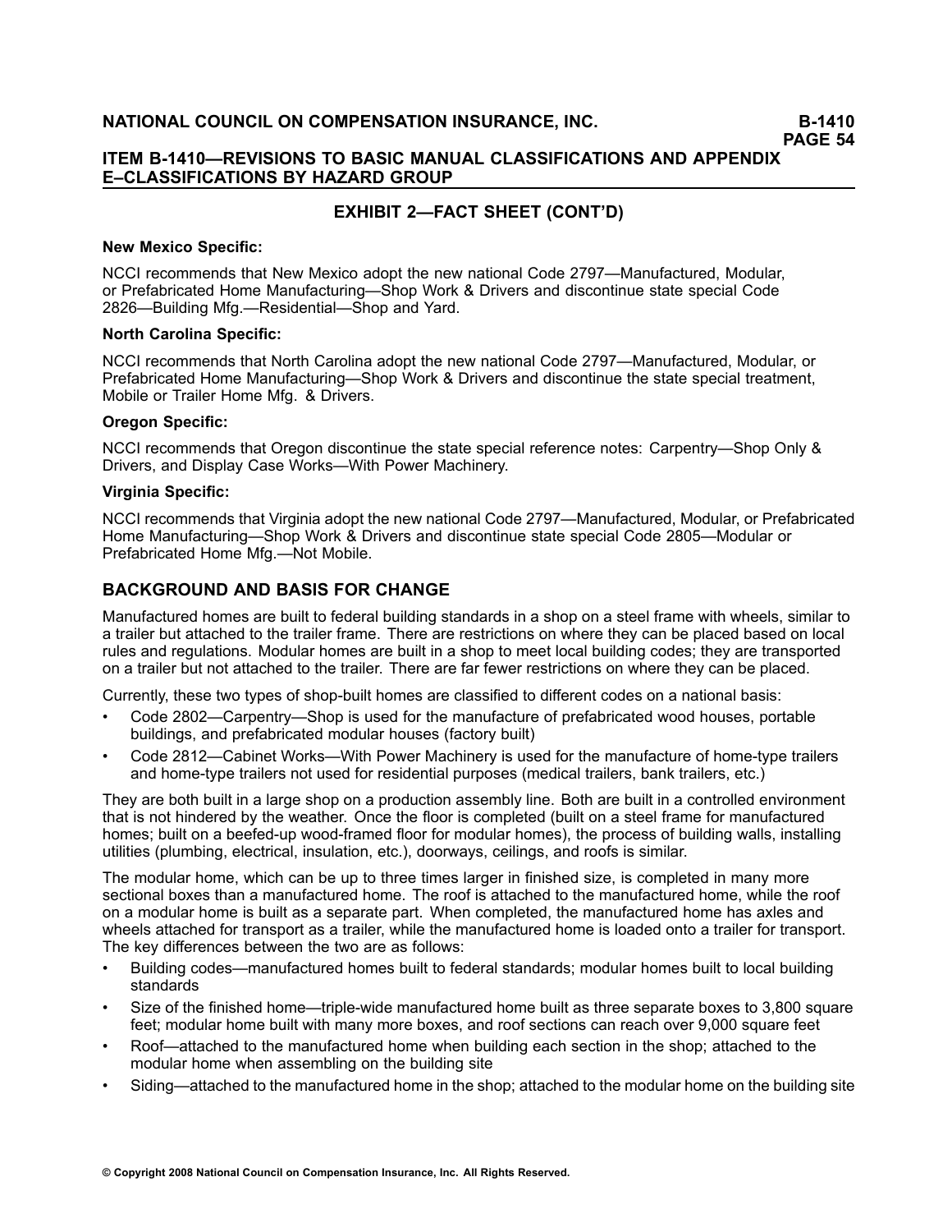## EXHIBIT 2—FACT SHEET (CONT'D)

**New Mexico Specific:**

NCCI recommends that New Mexico adopt the new national Code 2797—Manufactured, Modular, or Prefabricated Home Manufacturing—Shop Work & Drivers and discontinue state special Code 2826—Building Mfg.—Residential—Shop and Yard.

**North Carolina Specific:**

NCCI recommends that North Carolina adopt the new national Code 2797—Manufactured, Modular, or Prefabricated Home Manufacturing—Shop Work & Drivers and discontinue the state special treatment, Mobile or Trailer Home Mfg. & Drivers.

**Oregon Specific:**

NCCI recommends that Oregon discontinue the state special reference notes: Carpentry—Shop Only & Drivers, and Display Case Works—With Power Machinery.

**Virginia Specific:**

NCCI recommends that Virginia adopt the new national Code 2797—Manufactured, Modular, or Prefabricated Home Manufacturing—Shop Work & Drivers and discontinue state special Code 2805—Modular or Prefabricated Home Mfg.—Not Mobile.

## BACKGROUND AND BASIS FOR CHANGE

Manufactured homes are built to federal building standards in a shop on a steel frame with wheels, similar to a trailer but attached to the trailer frame. There are restrictions on where they can be placed based on local rules and regulations. Modular homes are built in a shop to meet local building codes; they are transported on a trailer but not attached to the trailer. There are far fewer restrictions on where they can be placed.

Currently, these two types of shop-built homes are classified to different codes on a national basis:

- Code 2802—Carpentry—Shop is used for the manufacture of prefabricated wood houses, portable buildings, and prefabricated modular houses (factory built)
- Code 2812—Cabinet Works—With Power Machinery is used for the manufacture of home-type trailers and home-type trailers not used for residential purposes (medical trailers, bank trailers, etc.)

They are both built in a large shop on a production assembly line. Both are built in a controlled environment that is not hindered by the weather. Once the floor is completed (built on a steel frame for manufactured homes; built on a beefed-up wood-framed floor for modular homes), the process of building walls, installing utilities (plumbing, electrical, insulation, etc.), doorways, ceilings, and roofs is similar.

The modular home, which can be up to three times larger in finished size, is completed in many more sectional boxes than a manufactured home. The roof is attached to the manufactured home, while the roof on a modular home is built as a separate part. When completed, the manufactured home has axles and wheels attached for transport as a trailer, while the manufactured home is loaded onto a trailer for transport. The key differences between the two are as follows:

- Building codes—manufactured homes built to federal standards; modular homes built to local building standards
- Size of the finished home—triple-wide manufactured home built as three separate boxes to 3,800 square feet; modular home built with many more boxes, and roof sections can reach over 9,000 square feet
- Roof—attached to the manufactured home when building each section in the shop; attached to the modular home when assembling on the building site
- Siding—attached to the manufactured home in the shop; attached to the modular home on the building site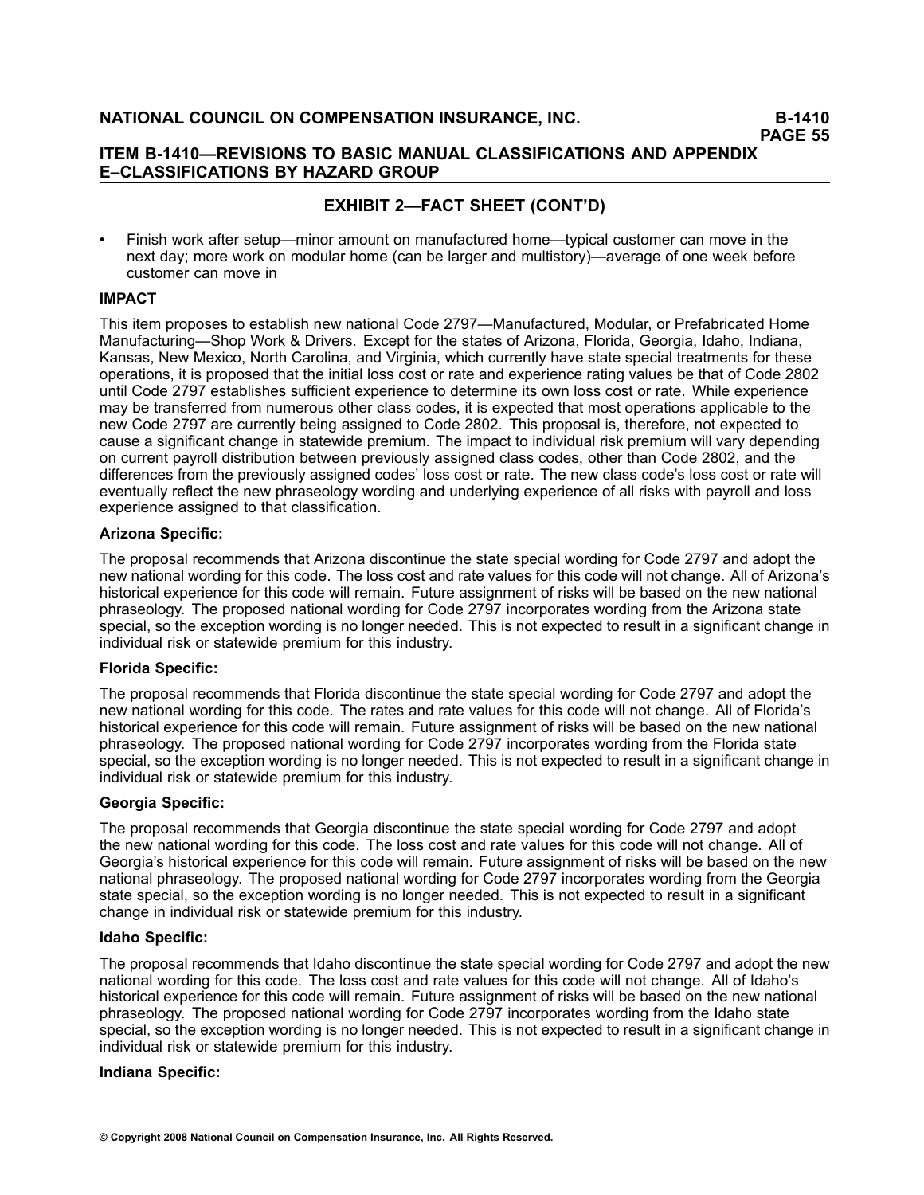## EXHIBIT 2—FACT SHEET (CONT'D)

- Finish work after setup—minor amount on manufactured home—typical customer can move in the next day; more work on modular home (can be larger and multistory)—average of one week before customer can move in

### IMPACT

This item proposes to establish new national Code 2797—Manufactured, Modular, or Prefabricated Home Manufacturing—Shop Work & Drivers. Except for the states of Arizona, Florida, Georgia, Idaho, Indiana, Kansas, New Mexico, North Carolina, and Virginia, which currently have state special treatments for these operations, it is proposed that the initial loss cost or rate and experience rating values be that of Code 2802 until Code 2797 establishes sufficient experience to determine its own loss cost or rate. While experience may be transferred from numerous other class codes, it is expected that most operations applicable to the new Code 2797 are currently being assigned to Code 2802. This proposal is, therefore, not expected to cause a significant change in statewide premium. The impact to individual risk premium will vary depending on current payroll distribution between previously assigned class codes, other than Code 2802, and the differences from the previously assigned codes' loss cost or rate. The new class code's loss cost or rate will eventually reflect the new phraseology wording and underlying experience of all risks with payroll and loss experience assigned to that classification.

**Arizona Specific:**

The proposal recommends that Arizona discontinue the state special wording for Code 2797 and adopt the new national wording for this code. The loss cost and rate values for this code will not change. All of Arizona's historical experience for this code will remain. Future assignment of risks will be based on the new national phraseology. The proposed national wording for Code 2797 incorporates wording from the Arizona state special, so the exception wording is no longer needed. This is not expected to result in a significant change in individual risk or statewide premium for this industry.

**Florida Specific:**

The proposal recommends that Florida discontinue the state special wording for Code 2797 and adopt the new national wording for this code. The rates and rate values for this code will not change. All of Florida's historical experience for this code will remain. Future assignment of risks will be based on the new national phraseology. The proposed national wording for Code 2797 incorporates wording from the Florida state special, so the exception wording is no longer needed. This is not expected to result in a significant change in individual risk or statewide premium for this industry.

**Georgia Specific:**

The proposal recommends that Georgia discontinue the state special wording for Code 2797 and adopt the new national wording for this code. The loss cost and rate values for this code will not change. All of Georgia's historical experience for this code will remain. Future assignment of risks will be based on the new national phraseology. The proposed national wording for Code 2797 incorporates wording from the Georgia state special, so the exception wording is no longer needed. This is not expected to result in a significant change in individual risk or statewide premium for this industry.

**Idaho Specific:**

The proposal recommends that Idaho discontinue the state special wording for Code 2797 and adopt the new national wording for this code. The loss cost and rate values for this code will not change. All of Idaho's historical experience for this code will remain. Future assignment of risks will be based on the new national phraseology. The proposed national wording for Code 2797 incorporates wording from the Idaho state special, so the exception wording is no longer needed. This is not expected to result in a significant change in individual risk or statewide premium for this industry.

**Indiana Specific:**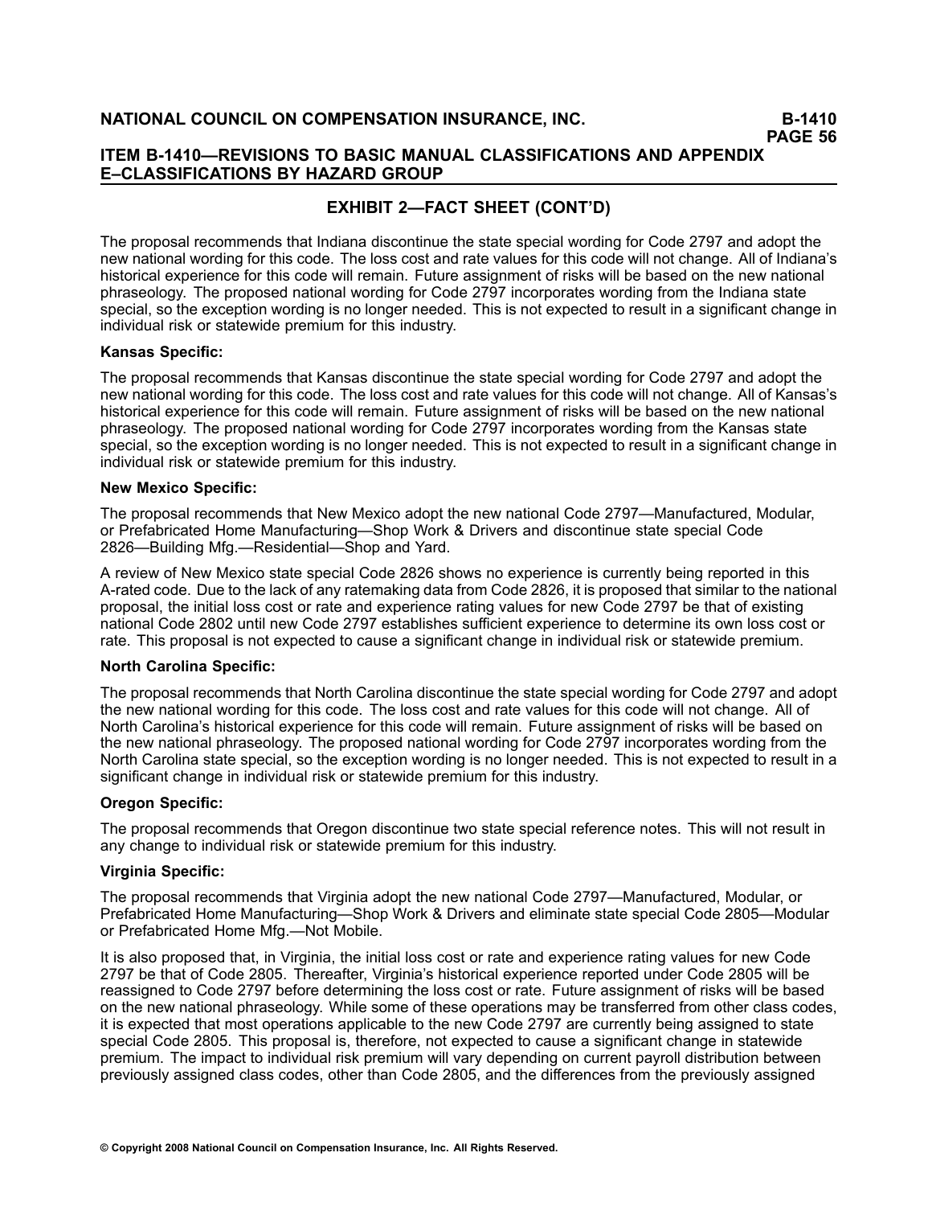## EXHIBIT 2—FACT SHEET (CONT'D)

The proposal recommends that Indiana discontinue the state special wording for Code 2797 and adopt the new national wording for this code. The loss cost and rate values for this code will not change. All of Indiana's historical experience for this code will remain. Future assignment of risks will be based on the new national phraseology. The proposed national wording for Code 2797 incorporates wording from the Indiana state special, so the exception wording is no longer needed. This is not expected to result in a significant change in individual risk or statewide premium for this industry.

**Kansas Specific:**

The proposal recommends that Kansas discontinue the state special wording for Code 2797 and adopt the new national wording for this code. The loss cost and rate values for this code will not change. All of Kansas's historical experience for this code will remain. Future assignment of risks will be based on the new national phraseology. The proposed national wording for Code 2797 incorporates wording from the Kansas state special, so the exception wording is no longer needed. This is not expected to result in a significant change in individual risk or statewide premium for this industry.

**New Mexico Specific:**

The proposal recommends that New Mexico adopt the new national Code 2797—Manufactured, Modular, or Prefabricated Home Manufacturing—Shop Work & Drivers and discontinue state special Code 2826—Building Mfg.—Residential—Shop and Yard.

A review of New Mexico state special Code 2826 shows no experience is currently being reported in this A-rated code. Due to the lack of any ratemaking data from Code 2826, it is proposed that similar to the national proposal, the initial loss cost or rate and experience rating values for new Code 2797 be that of existing national Code 2802 until new Code 2797 establishes sufficient experience to determine its own loss cost or rate. This proposal is not expected to cause a significant change in individual risk or statewide premium.

**North Carolina Specific:**

The proposal recommends that North Carolina discontinue the state special wording for Code 2797 and adopt the new national wording for this code. The loss cost and rate values for this code will not change. All of North Carolina's historical experience for this code will remain. Future assignment of risks will be based on the new national phraseology. The proposed national wording for Code 2797 incorporates wording from the North Carolina state special, so the exception wording is no longer needed. This is not expected to result in a significant change in individual risk or statewide premium for this industry.

**Oregon Specific:**

The proposal recommends that Oregon discontinue two state special reference notes. This will not result in any change to individual risk or statewide premium for this industry.

**Virginia Specific:**

The proposal recommends that Virginia adopt the new national Code 2797—Manufactured, Modular, or Prefabricated Home Manufacturing—Shop Work & Drivers and eliminate state special Code 2805—Modular or Prefabricated Home Mfg.—Not Mobile.

It is also proposed that, in Virginia, the initial loss cost or rate and experience rating values for new Code 2797 be that of Code 2805. Thereafter, Virginia's historical experience reported under Code 2805 will be reassigned to Code 2797 before determining the loss cost or rate. Future assignment of risks will be based on the new national phraseology. While some of these operations may be transferred from other class codes, it is expected that most operations applicable to the new Code 2797 are currently being assigned to state special Code 2805. This proposal is, therefore, not expected to cause a significant change in statewide premium. The impact to individual risk premium will vary depending on current payroll distribution between previously assigned class codes, other than Code 2805, and the differences from the previously assigned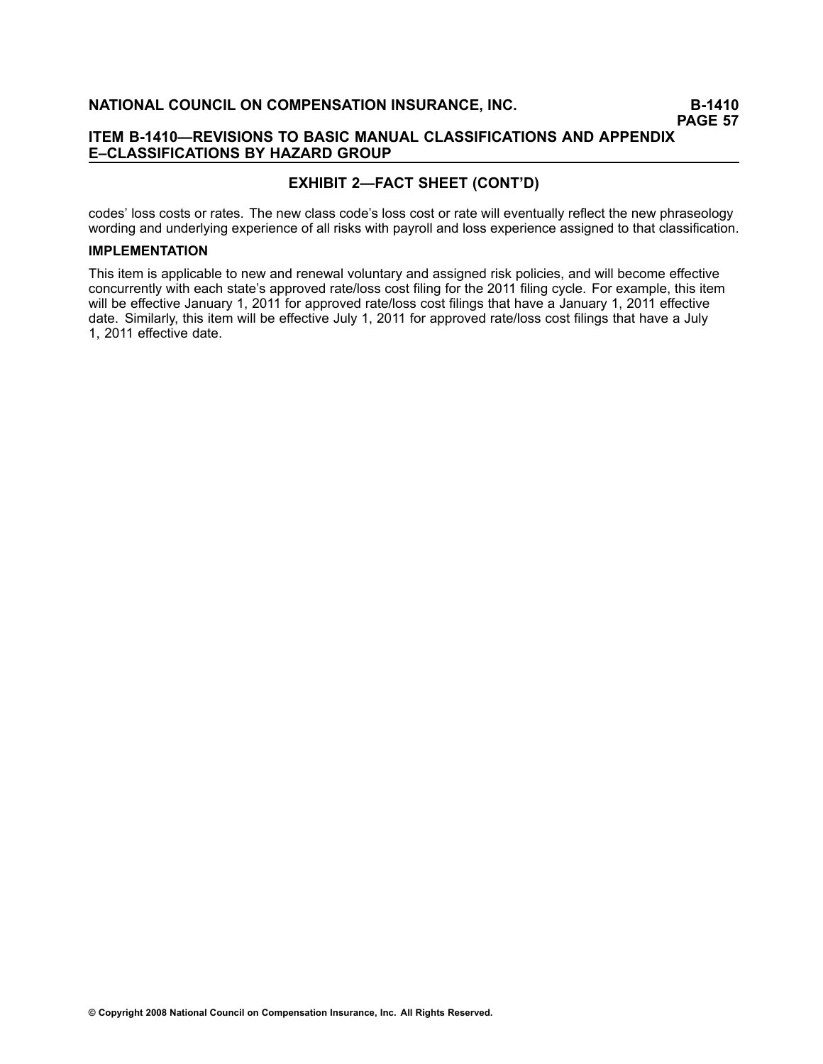## EXHIBIT 2—FACT SHEET (CONT'D)

codes' loss costs or rates. The new class code's loss cost or rate will eventually reflect the new phraseology wording and underlying experience of all risks with payroll and loss experience assigned to that classification.

**IMPLEMENTATION**

This item is applicable to new and renewal voluntary and assigned risk policies, and will become effective concurrently with each state's approved rate/loss cost filing for the 2011 filing cycle. For example, this item will be effective January 1, 2011 for approved rate/loss cost filings that have a January 1, 2011 effective date. Similarly, this item will be effective July 1, 2011 for approved rate/loss cost filings that have a July 1, 2011 effective date.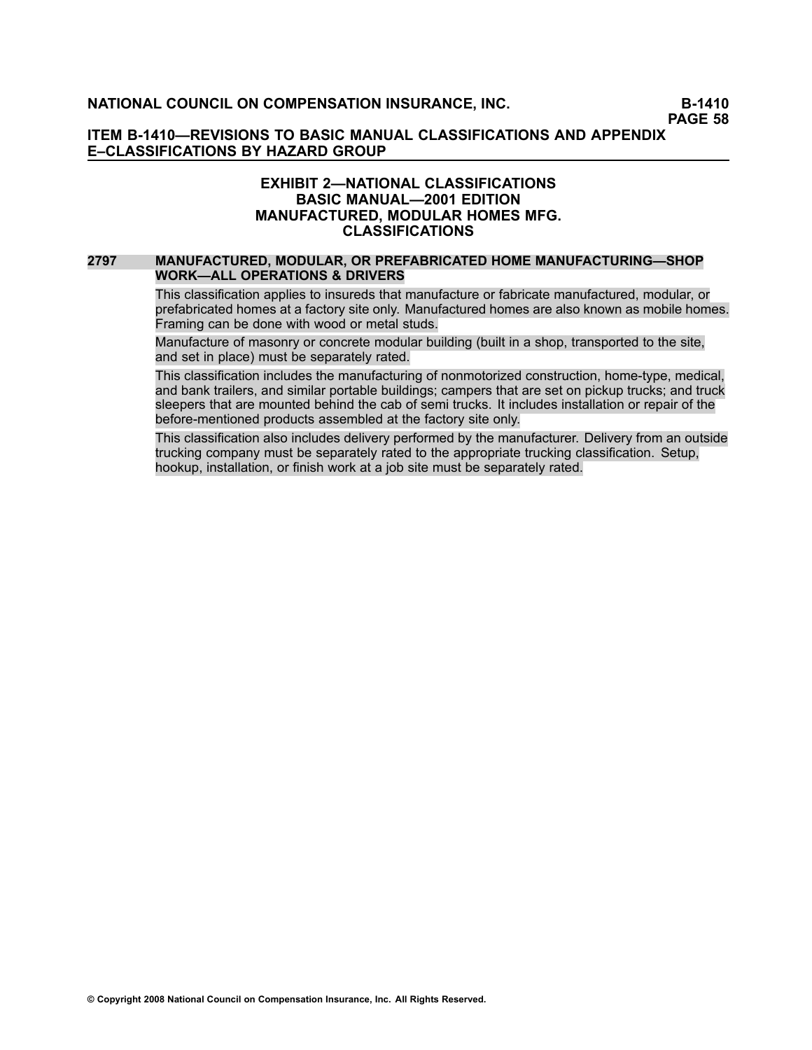### EXHIBIT 2—NATIONAL CLASSIFICATIONS
### BASIC MANUAL—2001 EDITION
### MANUFACTURED, MODULAR HOMES MFG. CLASSIFICATIONS

**2797 MANUFACTURED, MODULAR, OR PREFABRICATED HOME MANUFACTURING—SHOP WORK—ALL OPERATIONS & DRIVERS**

This classification applies to insureds that manufacture or fabricate manufactured, modular, or prefabricated homes at a factory site only. Manufactured homes are also known as mobile homes. Framing can be done with wood or metal studs.

Manufacture of masonry or concrete modular building (built in a shop, transported to the site, and set in place) must be separately rated.

This classification includes the manufacturing of nonmotorized construction, home-type, medical, and bank trailers, and similar portable buildings; campers that are set on pickup trucks; and truck sleepers that are mounted behind the cab of semi trucks. It includes installation or repair of the before-mentioned products assembled at the factory site only.

This classification also includes delivery performed by the manufacturer. Delivery from an outside trucking company must be separately rated to the appropriate trucking classification. Setup, hookup, installation, or finish work at a job site must be separately rated.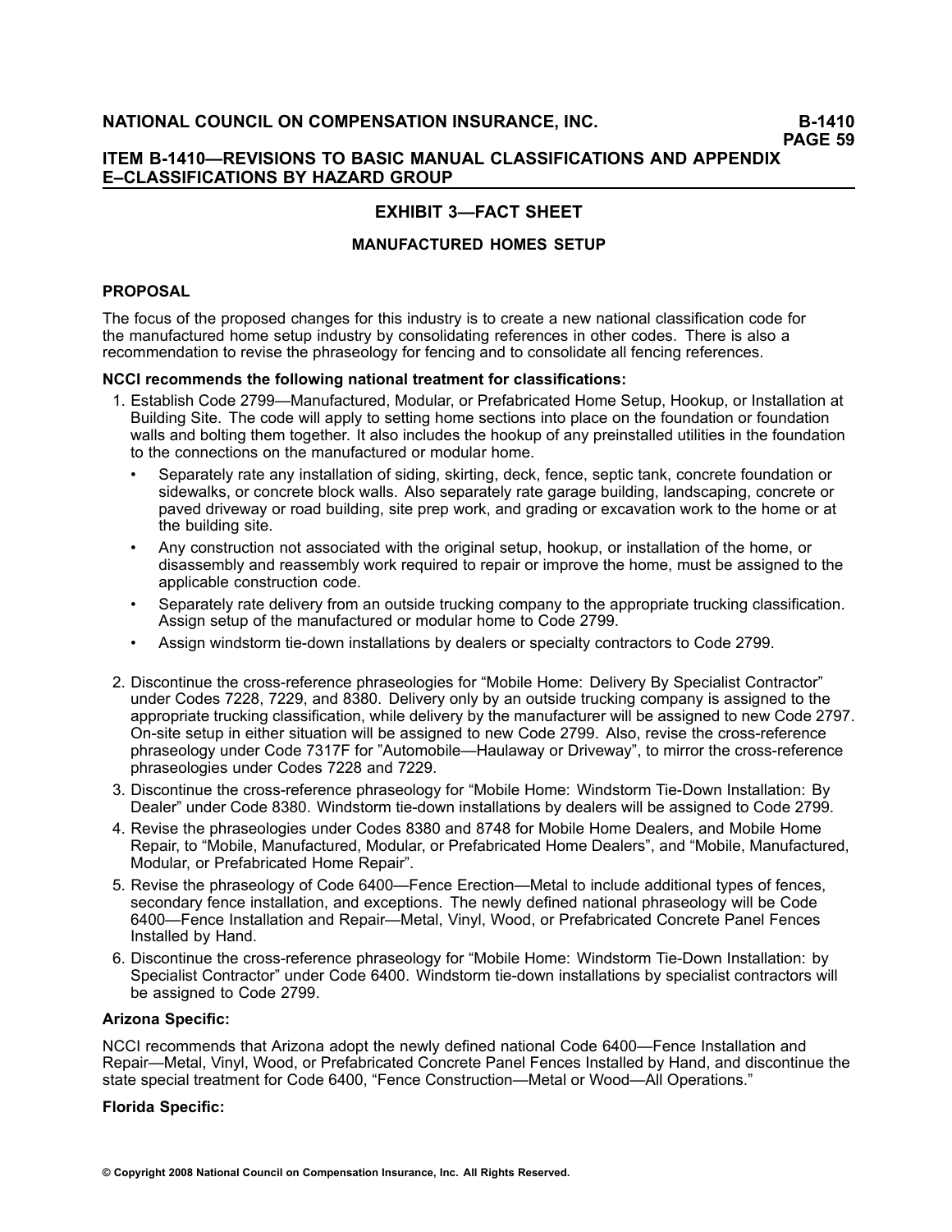## EXHIBIT 3—FACT SHEET

### MANUFACTURED HOMES SETUP

**PROPOSAL**

The focus of the proposed changes for this industry is to create a new national classification code for the manufactured home setup industry by consolidating references in other codes. There is also a recommendation to revise the phraseology for fencing and to consolidate all fencing references.

**NCCI recommends the following national treatment for classifications:**

1. Establish Code 2799—Manufactured, Modular, or Prefabricated Home Setup, Hookup, or Installation at Building Site. The code will apply to setting home sections into place on the foundation or foundation walls and bolting them together. It also includes the hookup of any preinstalled utilities in the foundation to the connections on the manufactured or modular home.
   - Separately rate any installation of siding, skirting, deck, fence, septic tank, concrete foundation or sidewalks, or concrete block walls. Also separately rate garage building, landscaping, concrete or paved driveway or road building, site prep work, and grading or excavation work to the home or at the building site.
   - Any construction not associated with the original setup, hookup, or installation of the home, or disassembly and reassembly work required to repair or improve the home, must be assigned to the applicable construction code.
   - Separately rate delivery from an outside trucking company to the appropriate trucking classification. Assign setup of the manufactured or modular home to Code 2799.
   - Assign windstorm tie-down installations by dealers or specialty contractors to Code 2799.
2. Discontinue the cross-reference phraseologies for "Mobile Home: Delivery By Specialist Contractor" under Codes 7228, 7229, and 8380. Delivery only by an outside trucking company is assigned to the appropriate trucking classification, while delivery by the manufacturer will be assigned to new Code 2797. On-site setup in either situation will be assigned to new Code 2799. Also, revise the cross-reference phraseology under Code 7317F for "Automobile—Haulaway or Driveway", to mirror the cross-reference phraseologies under Codes 7228 and 7229.
3. Discontinue the cross-reference phraseology for "Mobile Home: Windstorm Tie-Down Installation: By Dealer" under Code 8380. Windstorm tie-down installations by dealers will be assigned to Code 2799.
4. Revise the phraseologies under Codes 8380 and 8748 for Mobile Home Dealers, and Mobile Home Repair, to "Mobile, Manufactured, Modular, or Prefabricated Home Dealers", and "Mobile, Manufactured, Modular, or Prefabricated Home Repair".
5. Revise the phraseology of Code 6400—Fence Erection—Metal to include additional types of fences, secondary fence installation, and exceptions. The newly defined national phraseology will be Code 6400—Fence Installation and Repair—Metal, Vinyl, Wood, or Prefabricated Concrete Panel Fences Installed by Hand.
6. Discontinue the cross-reference phraseology for "Mobile Home: Windstorm Tie-Down Installation: by Specialist Contractor" under Code 6400. Windstorm tie-down installations by specialist contractors will be assigned to Code 2799.

**Arizona Specific:**

NCCI recommends that Arizona adopt the newly defined national Code 6400—Fence Installation and Repair—Metal, Vinyl, Wood, or Prefabricated Concrete Panel Fences Installed by Hand, and discontinue the state special treatment for Code 6400, "Fence Construction—Metal or Wood—All Operations."

**Florida Specific:**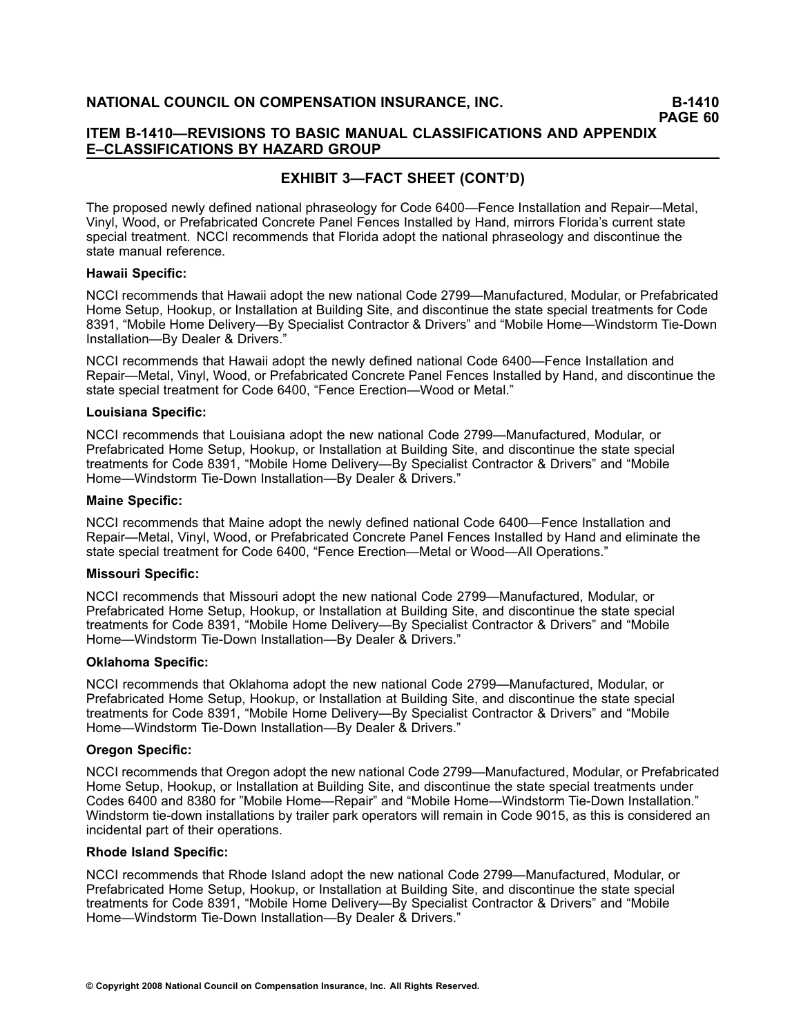## EXHIBIT 3—FACT SHEET (CONT'D)

The proposed newly defined national phraseology for Code 6400—Fence Installation and Repair—Metal, Vinyl, Wood, or Prefabricated Concrete Panel Fences Installed by Hand, mirrors Florida's current state special treatment. NCCI recommends that Florida adopt the national phraseology and discontinue the state manual reference.

**Hawaii Specific:**

NCCI recommends that Hawaii adopt the new national Code 2799—Manufactured, Modular, or Prefabricated Home Setup, Hookup, or Installation at Building Site, and discontinue the state special treatments for Code 8391, "Mobile Home Delivery—By Specialist Contractor & Drivers" and "Mobile Home—Windstorm Tie-Down Installation—By Dealer & Drivers."

NCCI recommends that Hawaii adopt the newly defined national Code 6400—Fence Installation and Repair—Metal, Vinyl, Wood, or Prefabricated Concrete Panel Fences Installed by Hand, and discontinue the state special treatment for Code 6400, "Fence Erection—Wood or Metal."

**Louisiana Specific:**

NCCI recommends that Louisiana adopt the new national Code 2799—Manufactured, Modular, or Prefabricated Home Setup, Hookup, or Installation at Building Site, and discontinue the state special treatments for Code 8391, "Mobile Home Delivery—By Specialist Contractor & Drivers" and "Mobile Home—Windstorm Tie-Down Installation—By Dealer & Drivers."

**Maine Specific:**

NCCI recommends that Maine adopt the newly defined national Code 6400—Fence Installation and Repair—Metal, Vinyl, Wood, or Prefabricated Concrete Panel Fences Installed by Hand and eliminate the state special treatment for Code 6400, "Fence Erection—Metal or Wood—All Operations."

**Missouri Specific:**

NCCI recommends that Missouri adopt the new national Code 2799—Manufactured, Modular, or Prefabricated Home Setup, Hookup, or Installation at Building Site, and discontinue the state special treatments for Code 8391, "Mobile Home Delivery—By Specialist Contractor & Drivers" and "Mobile Home—Windstorm Tie-Down Installation—By Dealer & Drivers."

**Oklahoma Specific:**

NCCI recommends that Oklahoma adopt the new national Code 2799—Manufactured, Modular, or Prefabricated Home Setup, Hookup, or Installation at Building Site, and discontinue the state special treatments for Code 8391, "Mobile Home Delivery—By Specialist Contractor & Drivers" and "Mobile Home—Windstorm Tie-Down Installation—By Dealer & Drivers."

**Oregon Specific:**

NCCI recommends that Oregon adopt the new national Code 2799—Manufactured, Modular, or Prefabricated Home Setup, Hookup, or Installation at Building Site, and discontinue the state special treatments under Codes 6400 and 8380 for "Mobile Home—Repair" and "Mobile Home—Windstorm Tie-Down Installation." Windstorm tie-down installations by trailer park operators will remain in Code 9015, as this is considered an incidental part of their operations.

**Rhode Island Specific:**

NCCI recommends that Rhode Island adopt the new national Code 2799—Manufactured, Modular, or Prefabricated Home Setup, Hookup, or Installation at Building Site, and discontinue the state special treatments for Code 8391, "Mobile Home Delivery—By Specialist Contractor & Drivers" and "Mobile Home—Windstorm Tie-Down Installation—By Dealer & Drivers."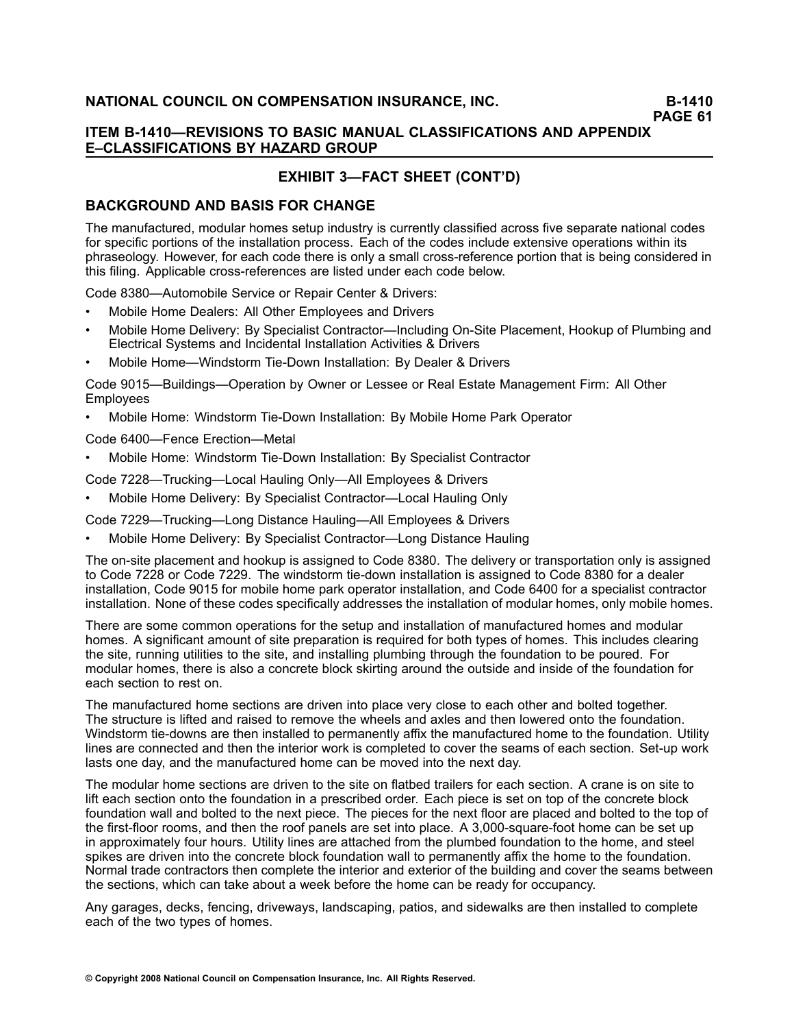## EXHIBIT 3—FACT SHEET (CONT'D)

## BACKGROUND AND BASIS FOR CHANGE

The manufactured, modular homes setup industry is currently classified across five separate national codes for specific portions of the installation process. Each of the codes include extensive operations within its phraseology. However, for each code there is only a small cross-reference portion that is being considered in this filing. Applicable cross-references are listed under each code below.

Code 8380—Automobile Service or Repair Center & Drivers:

- Mobile Home Dealers: All Other Employees and Drivers
- Mobile Home Delivery: By Specialist Contractor—Including On-Site Placement, Hookup of Plumbing and Electrical Systems and Incidental Installation Activities & Drivers
- Mobile Home—Windstorm Tie-Down Installation: By Dealer & Drivers

Code 9015—Buildings—Operation by Owner or Lessee or Real Estate Management Firm: All Other Employees

- Mobile Home: Windstorm Tie-Down Installation: By Mobile Home Park Operator

Code 6400—Fence Erection—Metal

- Mobile Home: Windstorm Tie-Down Installation: By Specialist Contractor

Code 7228—Trucking—Local Hauling Only—All Employees & Drivers

- Mobile Home Delivery: By Specialist Contractor—Local Hauling Only

Code 7229—Trucking—Long Distance Hauling—All Employees & Drivers

- Mobile Home Delivery: By Specialist Contractor—Long Distance Hauling

The on-site placement and hookup is assigned to Code 8380. The delivery or transportation only is assigned to Code 7228 or Code 7229. The windstorm tie-down installation is assigned to Code 8380 for a dealer installation, Code 9015 for mobile home park operator installation, and Code 6400 for a specialist contractor installation. None of these codes specifically addresses the installation of modular homes, only mobile homes.

There are some common operations for the setup and installation of manufactured homes and modular homes. A significant amount of site preparation is required for both types of homes. This includes clearing the site, running utilities to the site, and installing plumbing through the foundation to be poured. For modular homes, there is also a concrete block skirting around the outside and inside of the foundation for each section to rest on.

The manufactured home sections are driven into place very close to each other and bolted together. The structure is lifted and raised to remove the wheels and axles and then lowered onto the foundation. Windstorm tie-downs are then installed to permanently affix the manufactured home to the foundation. Utility lines are connected and then the interior work is completed to cover the seams of each section. Set-up work lasts one day, and the manufactured home can be moved into the next day.

The modular home sections are driven to the site on flatbed trailers for each section. A crane is on site to lift each section onto the foundation in a prescribed order. Each piece is set on top of the concrete block foundation wall and bolted to the next piece. The pieces for the next floor are placed and bolted to the top of the first-floor rooms, and then the roof panels are set into place. A 3,000-square-foot home can be set up in approximately four hours. Utility lines are attached from the plumbed foundation to the home, and steel spikes are driven into the concrete block foundation wall to permanently affix the home to the foundation. Normal trade contractors then complete the interior and exterior of the building and cover the seams between the sections, which can take about a week before the home can be ready for occupancy.

Any garages, decks, fencing, driveways, landscaping, patios, and sidewalks are then installed to complete each of the two types of homes.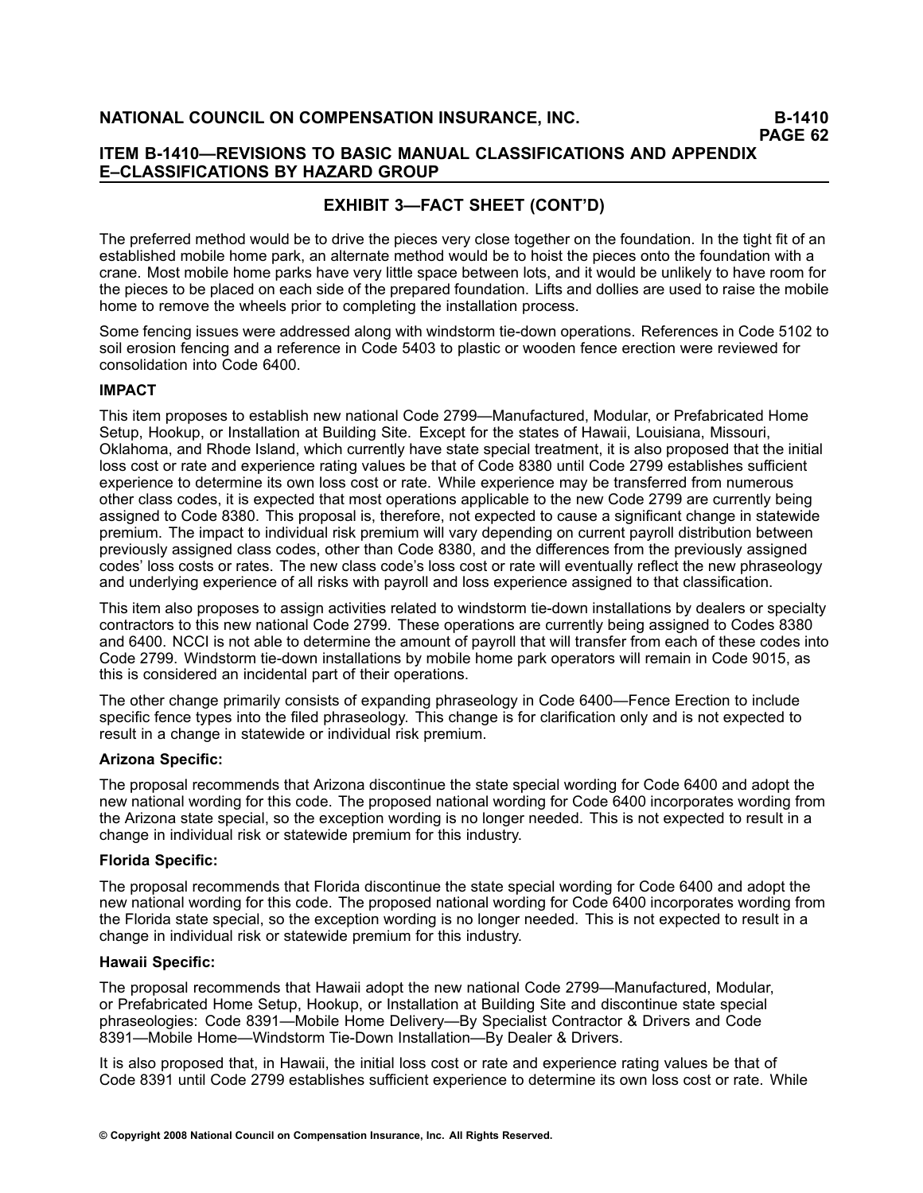## EXHIBIT 3—FACT SHEET (CONT'D)

The preferred method would be to drive the pieces very close together on the foundation. In the tight fit of an established mobile home park, an alternate method would be to hoist the pieces onto the foundation with a crane. Most mobile home parks have very little space between lots, and it would be unlikely to have room for the pieces to be placed on each side of the prepared foundation. Lifts and dollies are used to raise the mobile home to remove the wheels prior to completing the installation process.

Some fencing issues were addressed along with windstorm tie-down operations. References in Code 5102 to soil erosion fencing and a reference in Code 5403 to plastic or wooden fence erection were reviewed for consolidation into Code 6400.

**IMPACT**

This item proposes to establish new national Code 2799—Manufactured, Modular, or Prefabricated Home Setup, Hookup, or Installation at Building Site. Except for the states of Hawaii, Louisiana, Missouri, Oklahoma, and Rhode Island, which currently have state special treatment, it is also proposed that the initial loss cost or rate and experience rating values be that of Code 8380 until Code 2799 establishes sufficient experience to determine its own loss cost or rate. While experience may be transferred from numerous other class codes, it is expected that most operations applicable to the new Code 2799 are currently being assigned to Code 8380. This proposal is, therefore, not expected to cause a significant change in statewide premium. The impact to individual risk premium will vary depending on current payroll distribution between previously assigned class codes, other than Code 8380, and the differences from the previously assigned codes' loss costs or rates. The new class code's loss cost or rate will eventually reflect the new phraseology and underlying experience of all risks with payroll and loss experience assigned to that classification.

This item also proposes to assign activities related to windstorm tie-down installations by dealers or specialty contractors to this new national Code 2799. These operations are currently being assigned to Codes 8380 and 6400. NCCI is not able to determine the amount of payroll that will transfer from each of these codes into Code 2799. Windstorm tie-down installations by mobile home park operators will remain in Code 9015, as this is considered an incidental part of their operations.

The other change primarily consists of expanding phraseology in Code 6400—Fence Erection to include specific fence types into the filed phraseology. This change is for clarification only and is not expected to result in a change in statewide or individual risk premium.

**Arizona Specific:**

The proposal recommends that Arizona discontinue the state special wording for Code 6400 and adopt the new national wording for this code. The proposed national wording for Code 6400 incorporates wording from the Arizona state special, so the exception wording is no longer needed. This is not expected to result in a change in individual risk or statewide premium for this industry.

**Florida Specific:**

The proposal recommends that Florida discontinue the state special wording for Code 6400 and adopt the new national wording for this code. The proposed national wording for Code 6400 incorporates wording from the Florida state special, so the exception wording is no longer needed. This is not expected to result in a change in individual risk or statewide premium for this industry.

**Hawaii Specific:**

The proposal recommends that Hawaii adopt the new national Code 2799—Manufactured, Modular, or Prefabricated Home Setup, Hookup, or Installation at Building Site and discontinue state special phraseologies: Code 8391—Mobile Home Delivery—By Specialist Contractor & Drivers and Code 8391—Mobile Home—Windstorm Tie-Down Installation—By Dealer & Drivers.

It is also proposed that, in Hawaii, the initial loss cost or rate and experience rating values be that of Code 8391 until Code 2799 establishes sufficient experience to determine its own loss cost or rate. While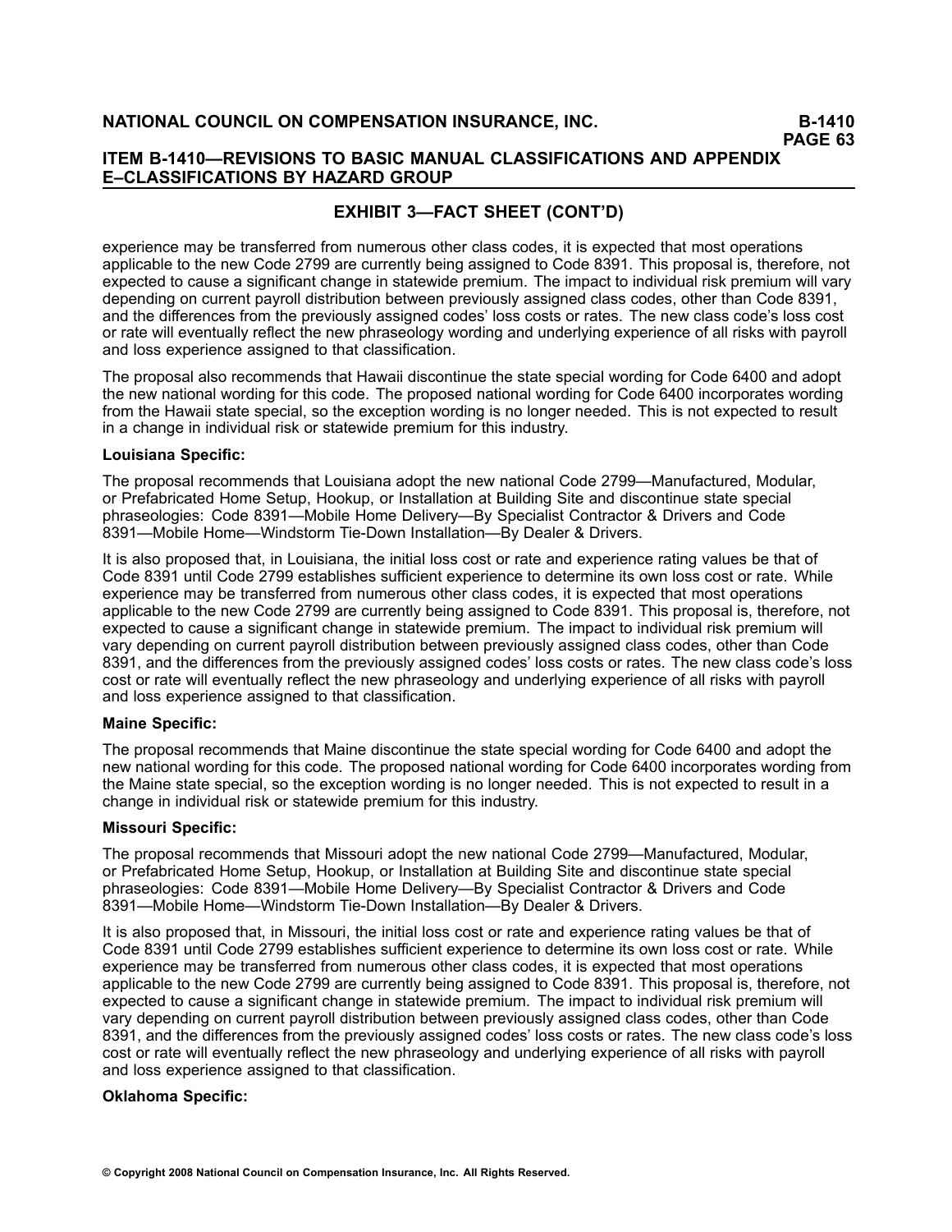## EXHIBIT 3—FACT SHEET (CONT'D)

experience may be transferred from numerous other class codes, it is expected that most operations applicable to the new Code 2799 are currently being assigned to Code 8391. This proposal is, therefore, not expected to cause a significant change in statewide premium. The impact to individual risk premium will vary depending on current payroll distribution between previously assigned class codes, other than Code 8391, and the differences from the previously assigned codes' loss costs or rates. The new class code's loss cost or rate will eventually reflect the new phraseology wording and underlying experience of all risks with payroll and loss experience assigned to that classification.

The proposal also recommends that Hawaii discontinue the state special wording for Code 6400 and adopt the new national wording for this code. The proposed national wording for Code 6400 incorporates wording from the Hawaii state special, so the exception wording is no longer needed. This is not expected to result in a change in individual risk or statewide premium for this industry.

**Louisiana Specific:**

The proposal recommends that Louisiana adopt the new national Code 2799—Manufactured, Modular, or Prefabricated Home Setup, Hookup, or Installation at Building Site and discontinue state special phraseologies: Code 8391—Mobile Home Delivery—By Specialist Contractor & Drivers and Code 8391—Mobile Home—Windstorm Tie-Down Installation—By Dealer & Drivers.

It is also proposed that, in Louisiana, the initial loss cost or rate and experience rating values be that of Code 8391 until Code 2799 establishes sufficient experience to determine its own loss cost or rate. While experience may be transferred from numerous other class codes, it is expected that most operations applicable to the new Code 2799 are currently being assigned to Code 8391. This proposal is, therefore, not expected to cause a significant change in statewide premium. The impact to individual risk premium will vary depending on current payroll distribution between previously assigned class codes, other than Code 8391, and the differences from the previously assigned codes' loss costs or rates. The new class code's loss cost or rate will eventually reflect the new phraseology and underlying experience of all risks with payroll and loss experience assigned to that classification.

**Maine Specific:**

The proposal recommends that Maine discontinue the state special wording for Code 6400 and adopt the new national wording for this code. The proposed national wording for Code 6400 incorporates wording from the Maine state special, so the exception wording is no longer needed. This is not expected to result in a change in individual risk or statewide premium for this industry.

**Missouri Specific:**

The proposal recommends that Missouri adopt the new national Code 2799—Manufactured, Modular, or Prefabricated Home Setup, Hookup, or Installation at Building Site and discontinue state special phraseologies: Code 8391—Mobile Home Delivery—By Specialist Contractor & Drivers and Code 8391—Mobile Home—Windstorm Tie-Down Installation—By Dealer & Drivers.

It is also proposed that, in Missouri, the initial loss cost or rate and experience rating values be that of Code 8391 until Code 2799 establishes sufficient experience to determine its own loss cost or rate. While experience may be transferred from numerous other class codes, it is expected that most operations applicable to the new Code 2799 are currently being assigned to Code 8391. This proposal is, therefore, not expected to cause a significant change in statewide premium. The impact to individual risk premium will vary depending on current payroll distribution between previously assigned class codes, other than Code 8391, and the differences from the previously assigned codes' loss costs or rates. The new class code's loss cost or rate will eventually reflect the new phraseology and underlying experience of all risks with payroll and loss experience assigned to that classification.

**Oklahoma Specific:**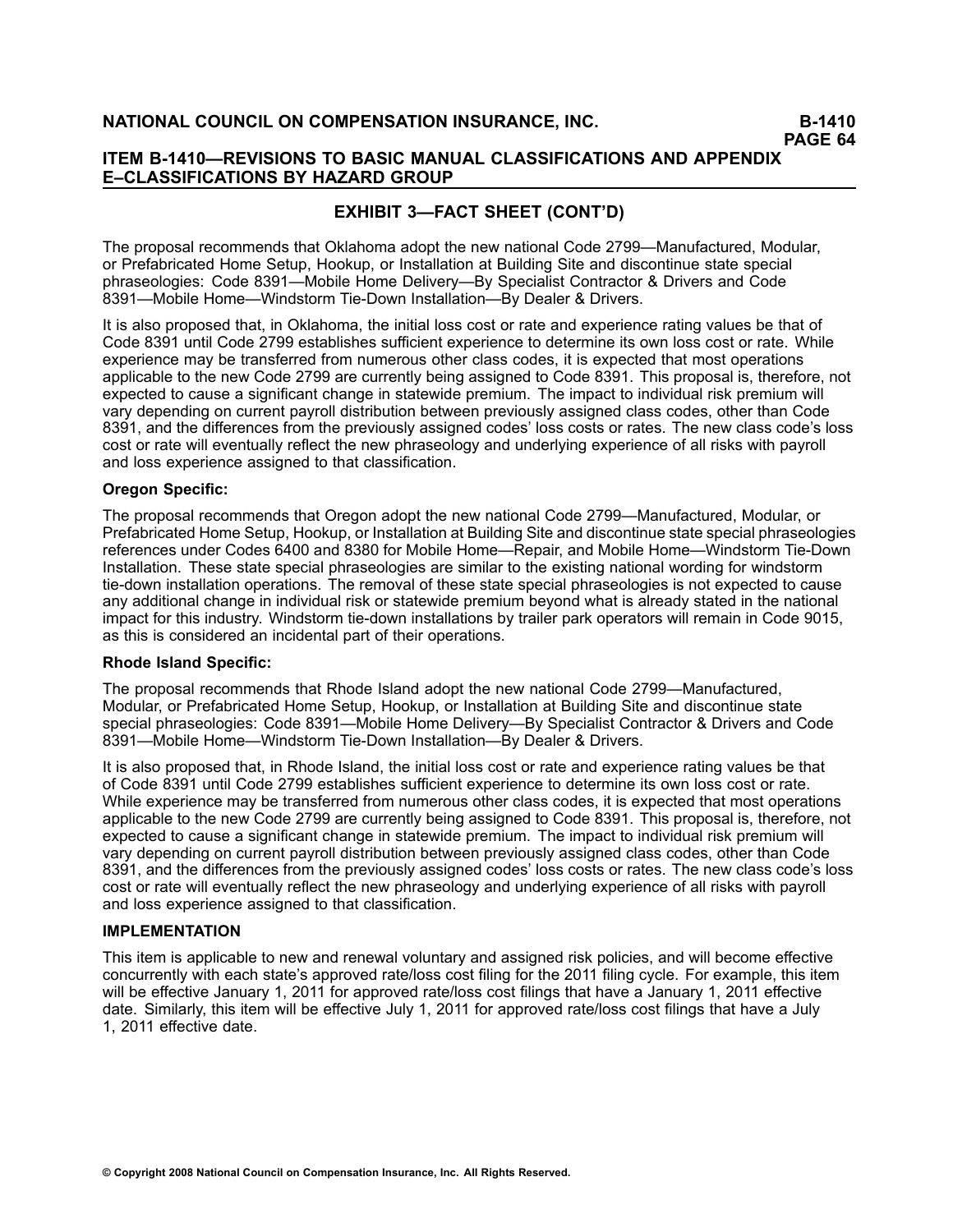## EXHIBIT 3—FACT SHEET (CONT'D)

The proposal recommends that Oklahoma adopt the new national Code 2799—Manufactured, Modular, or Prefabricated Home Setup, Hookup, or Installation at Building Site and discontinue state special phraseologies: Code 8391—Mobile Home Delivery—By Specialist Contractor & Drivers and Code 8391—Mobile Home—Windstorm Tie-Down Installation—By Dealer & Drivers.

It is also proposed that, in Oklahoma, the initial loss cost or rate and experience rating values be that of Code 8391 until Code 2799 establishes sufficient experience to determine its own loss cost or rate. While experience may be transferred from numerous other class codes, it is expected that most operations applicable to the new Code 2799 are currently being assigned to Code 8391. This proposal is, therefore, not expected to cause a significant change in statewide premium. The impact to individual risk premium will vary depending on current payroll distribution between previously assigned class codes, other than Code 8391, and the differences from the previously assigned codes' loss costs or rates. The new class code's loss cost or rate will eventually reflect the new phraseology and underlying experience of all risks with payroll and loss experience assigned to that classification.

**Oregon Specific:**

The proposal recommends that Oregon adopt the new national Code 2799—Manufactured, Modular, or Prefabricated Home Setup, Hookup, or Installation at Building Site and discontinue state special phraseologies references under Codes 6400 and 8380 for Mobile Home—Repair, and Mobile Home—Windstorm Tie-Down Installation. These state special phraseologies are similar to the existing national wording for windstorm tie-down installation operations. The removal of these state special phraseologies is not expected to cause any additional change in individual risk or statewide premium beyond what is already stated in the national impact for this industry. Windstorm tie-down installations by trailer park operators will remain in Code 9015, as this is considered an incidental part of their operations.

**Rhode Island Specific:**

The proposal recommends that Rhode Island adopt the new national Code 2799—Manufactured, Modular, or Prefabricated Home Setup, Hookup, or Installation at Building Site and discontinue state special phraseologies: Code 8391—Mobile Home Delivery—By Specialist Contractor & Drivers and Code 8391—Mobile Home—Windstorm Tie-Down Installation—By Dealer & Drivers.

It is also proposed that, in Rhode Island, the initial loss cost or rate and experience rating values be that of Code 8391 until Code 2799 establishes sufficient experience to determine its own loss cost or rate. While experience may be transferred from numerous other class codes, it is expected that most operations applicable to the new Code 2799 are currently being assigned to Code 8391. This proposal is, therefore, not expected to cause a significant change in statewide premium. The impact to individual risk premium will vary depending on current payroll distribution between previously assigned class codes, other than Code 8391, and the differences from the previously assigned codes' loss costs or rates. The new class code's loss cost or rate will eventually reflect the new phraseology and underlying experience of all risks with payroll and loss experience assigned to that classification.

**IMPLEMENTATION**

This item is applicable to new and renewal voluntary and assigned risk policies, and will become effective concurrently with each state's approved rate/loss cost filing for the 2011 filing cycle. For example, this item will be effective January 1, 2011 for approved rate/loss cost filings that have a January 1, 2011 effective date. Similarly, this item will be effective July 1, 2011 for approved rate/loss cost filings that have a July 1, 2011 effective date.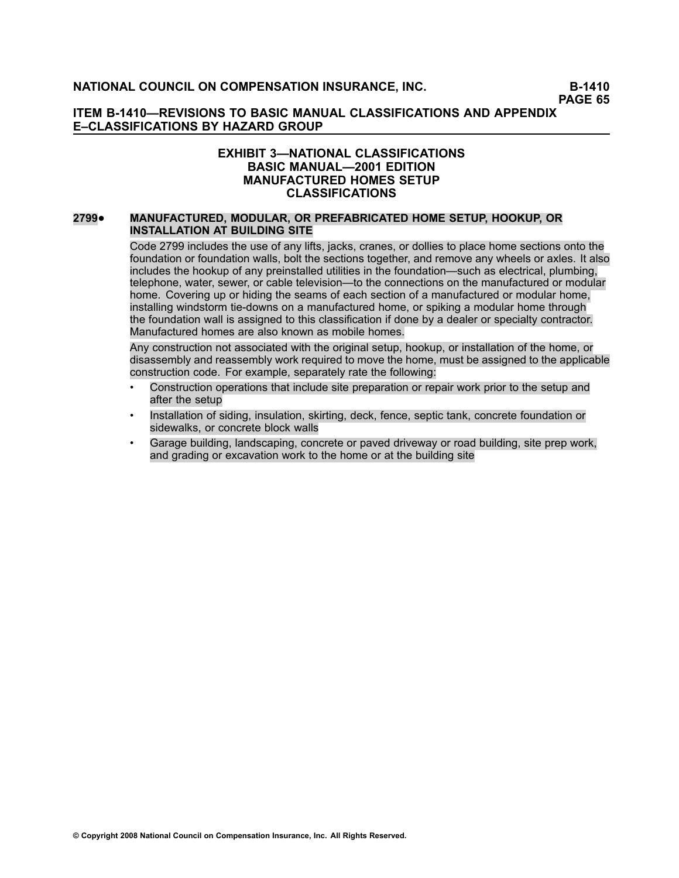## EXHIBIT 3—NATIONAL CLASSIFICATIONS
## BASIC MANUAL—2001 EDITION
## MANUFACTURED HOMES SETUP
## CLASSIFICATIONS

**2799●** **MANUFACTURED, MODULAR, OR PREFABRICATED HOME SETUP, HOOKUP, OR INSTALLATION AT BUILDING SITE**

Code 2799 includes the use of any lifts, jacks, cranes, or dollies to place home sections onto the foundation or foundation walls, bolt the sections together, and remove any wheels or axles. It also includes the hookup of any preinstalled utilities in the foundation—such as electrical, plumbing, telephone, water, sewer, or cable television—to the connections on the manufactured or modular home. Covering up or hiding the seams of each section of a manufactured or modular home, installing windstorm tie-downs on a manufactured home, or spiking a modular home through the foundation wall is assigned to this classification if done by a dealer or specialty contractor. Manufactured homes are also known as mobile homes.

Any construction not associated with the original setup, hookup, or installation of the home, or disassembly and reassembly work required to move the home, must be assigned to the applicable construction code. For example, separately rate the following:

- Construction operations that include site preparation or repair work prior to the setup and after the setup
- Installation of siding, insulation, skirting, deck, fence, septic tank, concrete foundation or sidewalks, or concrete block walls
- Garage building, landscaping, concrete or paved driveway or road building, site prep work, and grading or excavation work to the home or at the building site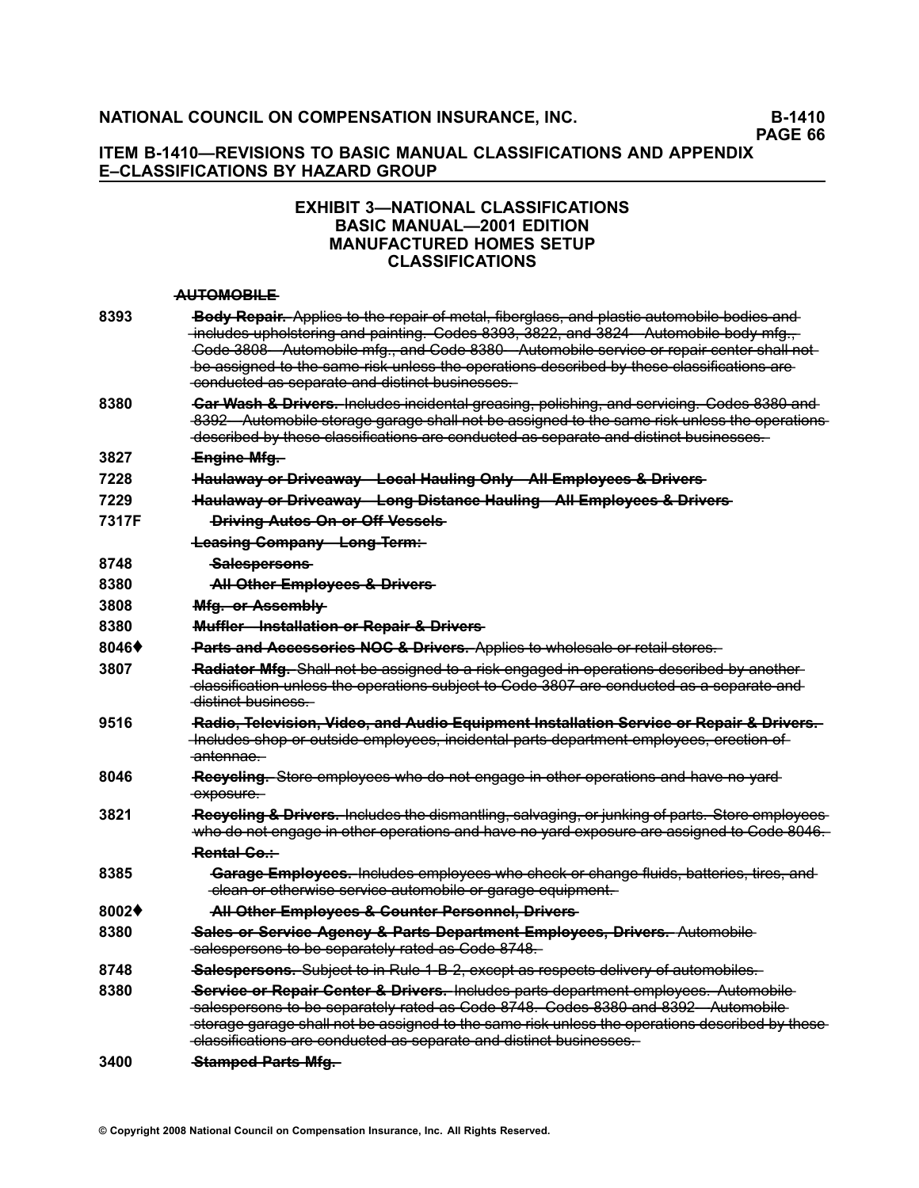## ITEM B-1410—REVISIONS TO BASIC MANUAL CLASSIFICATIONS AND APPENDIX E–CLASSIFICATIONS BY HAZARD GROUP

### EXHIBIT 3—NATIONAL CLASSIFICATIONS BASIC MANUAL—2001 EDITION MANUFACTURED HOMES SETUP CLASSIFICATIONS

~~**AUTOMOBILE**~~

| | |
|---|---|
| 8393 | ~~**Body Repair.** Applies to the repair of metal, fiberglass, and plastic automobile bodies and includes upholstering and painting. Codes 8393, 3822, and 3824—Automobile body mfg., Code 3808—Automobile mfg., and Code 8380—Automobile service or repair center shall not be assigned to the same risk unless the operations described by these classifications are conducted as separate and distinct businesses.~~ |
| 8380 | ~~**Car Wash & Drivers.** Includes incidental greasing, polishing, and servicing. Codes 8380 and 8392—Automobile storage garage shall not be assigned to the same risk unless the operations described by these classifications are conducted as separate and distinct businesses.~~ |
| 3827 | ~~**Engine Mfg.**~~ |
| 7228 | ~~**Haulaway or Driveaway—Local Hauling Only—All Employees & Drivers**~~ |
| 7229 | ~~**Haulaway or Driveaway—Long Distance Hauling—All Employees & Drivers**~~ |
| 7317F | ~~**Driving Autos On or Off Vessels**~~ |
| | ~~**Leasing Company—Long Term:**~~ |
| 8748 | ~~**Salespersons**~~ |
| 8380 | ~~**All Other Employees & Drivers**~~ |
| 3808 | ~~**Mfg. or Assembly**~~ |
| 8380 | ~~**Muffler—Installation or Repair & Drivers**~~ |
| 8046♦ | ~~**Parts and Accessories NOC & Drivers.** Applies to wholesale or retail stores.~~ |
| 3807 | ~~**Radiator Mfg.** Shall not be assigned to a risk engaged in operations described by another classification unless the operations subject to Code 3807 are conducted as a separate and distinct business.~~ |
| 9516 | ~~**Radio, Television, Video, and Audio Equipment Installation Service or Repair & Drivers.** Includes shop or outside employees, incidental parts department employees, erection of antennae.~~ |
| 8046 | ~~**Recycling.** Store employees who do not engage in other operations and have no yard exposure.~~ |
| 3821 | ~~**Recycling & Drivers.** Includes the dismantling, salvaging, or junking of parts. Store employees who do not engage in other operations and have no yard exposure are assigned to Code 8046.~~ |
| | ~~**Rental Co.:**~~ |
| 8385 | ~~**Garage Employees.** Includes employees who check or change fluids, batteries, tires, and clean or otherwise service automobile or garage equipment.~~ |
| 8002♦ | ~~**All Other Employees & Counter Personnel, Drivers**~~ |
| 8380 | ~~**Sales or Service Agency & Parts Department Employees, Drivers.** Automobile salespersons to be separately rated as Code 8748.~~ |
| 8748 | ~~**Salespersons.** Subject to in Rule 1-B-2, except as respects delivery of automobiles.~~ |
| 8380 | ~~**Service or Repair Center & Drivers.** Includes parts department employees. Automobile salespersons to be separately rated as Code 8748. Codes 8380 and 8392—Automobile storage garage shall not be assigned to the same risk unless the operations described by these classifications are conducted as separate and distinct businesses.~~ |
| 3400 | ~~**Stamped Parts Mfg.**~~ |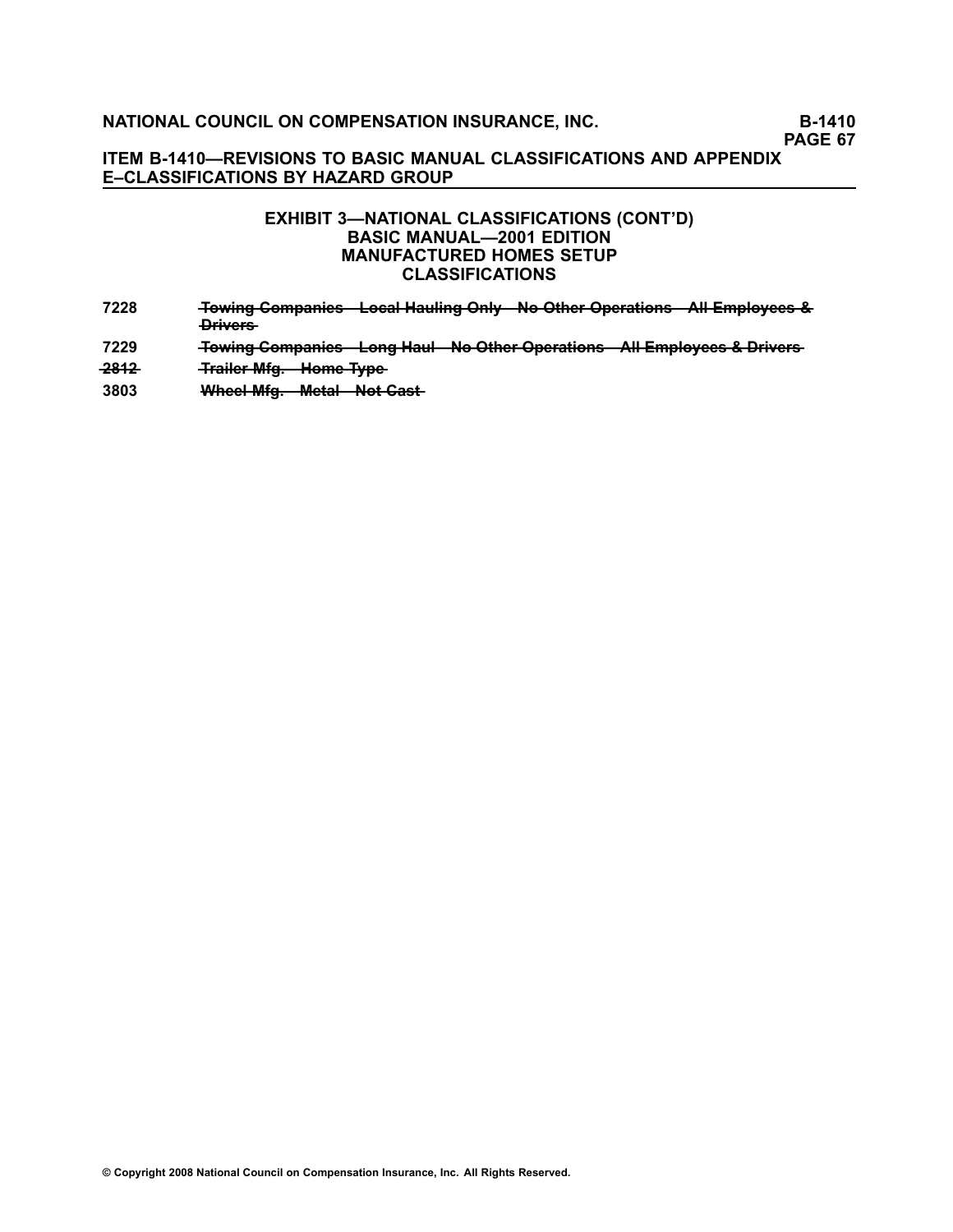**ITEM B-1410—REVISIONS TO BASIC MANUAL CLASSIFICATIONS AND APPENDIX E–CLASSIFICATIONS BY HAZARD GROUP**

## EXHIBIT 3—NATIONAL CLASSIFICATIONS (CONT'D)
## BASIC MANUAL—2001 EDITION
## MANUFACTURED HOMES SETUP
## CLASSIFICATIONS

| | |
|---|---|
| 7228 | ~~Towing Companies—Local Hauling Only—No Other Operations—All Employees & Drivers~~ |
| 7229 | ~~Towing Companies—Long Haul—No Other Operations—All Employees & Drivers~~ |
| ~~2812~~ | ~~Trailer Mfg.—Home Type~~ |
| 3803 | ~~Wheel Mfg.—Metal—Not Cast~~ |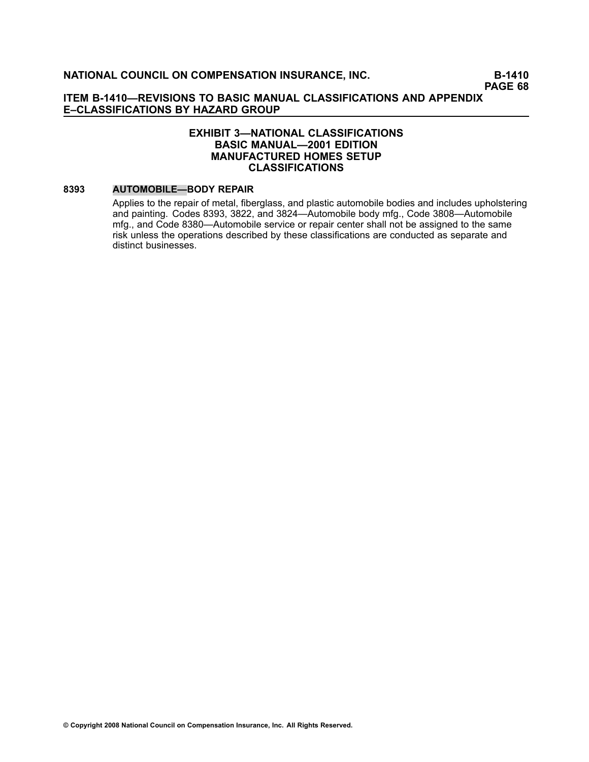## EXHIBIT 3—NATIONAL CLASSIFICATIONS
## BASIC MANUAL—2001 EDITION
## MANUFACTURED HOMES SETUP
## CLASSIFICATIONS

**8393 AUTOMOBILE—BODY REPAIR**

Applies to the repair of metal, fiberglass, and plastic automobile bodies and includes upholstering and painting. Codes 8393, 3822, and 3824—Automobile body mfg., Code 3808—Automobile mfg., and Code 8380—Automobile service or repair center shall not be assigned to the same risk unless the operations described by these classifications are conducted as separate and distinct businesses.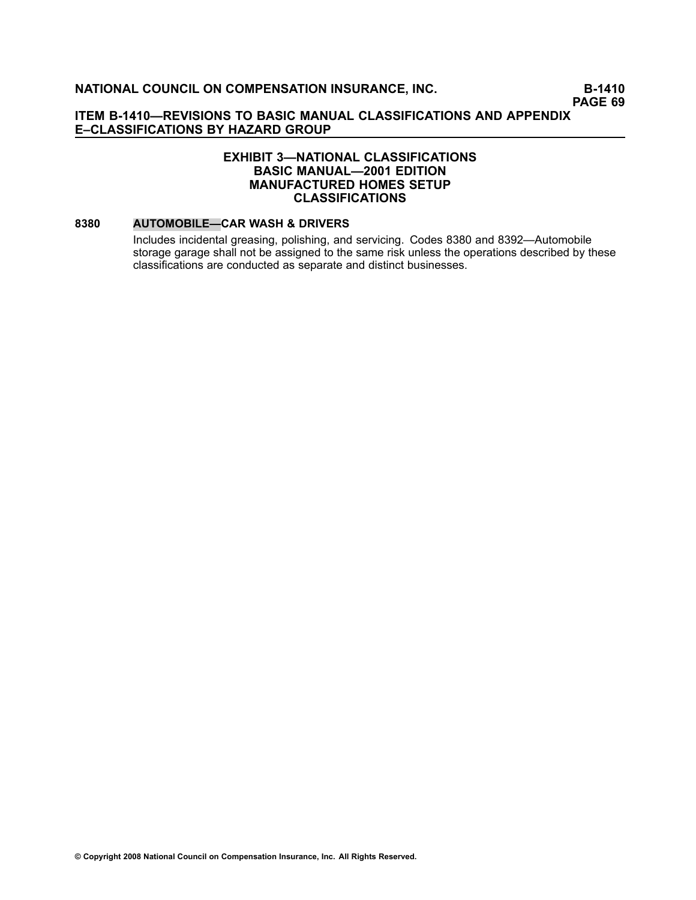## EXHIBIT 3—NATIONAL CLASSIFICATIONS
## BASIC MANUAL—2001 EDITION
## MANUFACTURED HOMES SETUP
## CLASSIFICATIONS

**8380 AUTOMOBILE—CAR WASH & DRIVERS**

Includes incidental greasing, polishing, and servicing. Codes 8380 and 8392—Automobile storage garage shall not be assigned to the same risk unless the operations described by these classifications are conducted as separate and distinct businesses.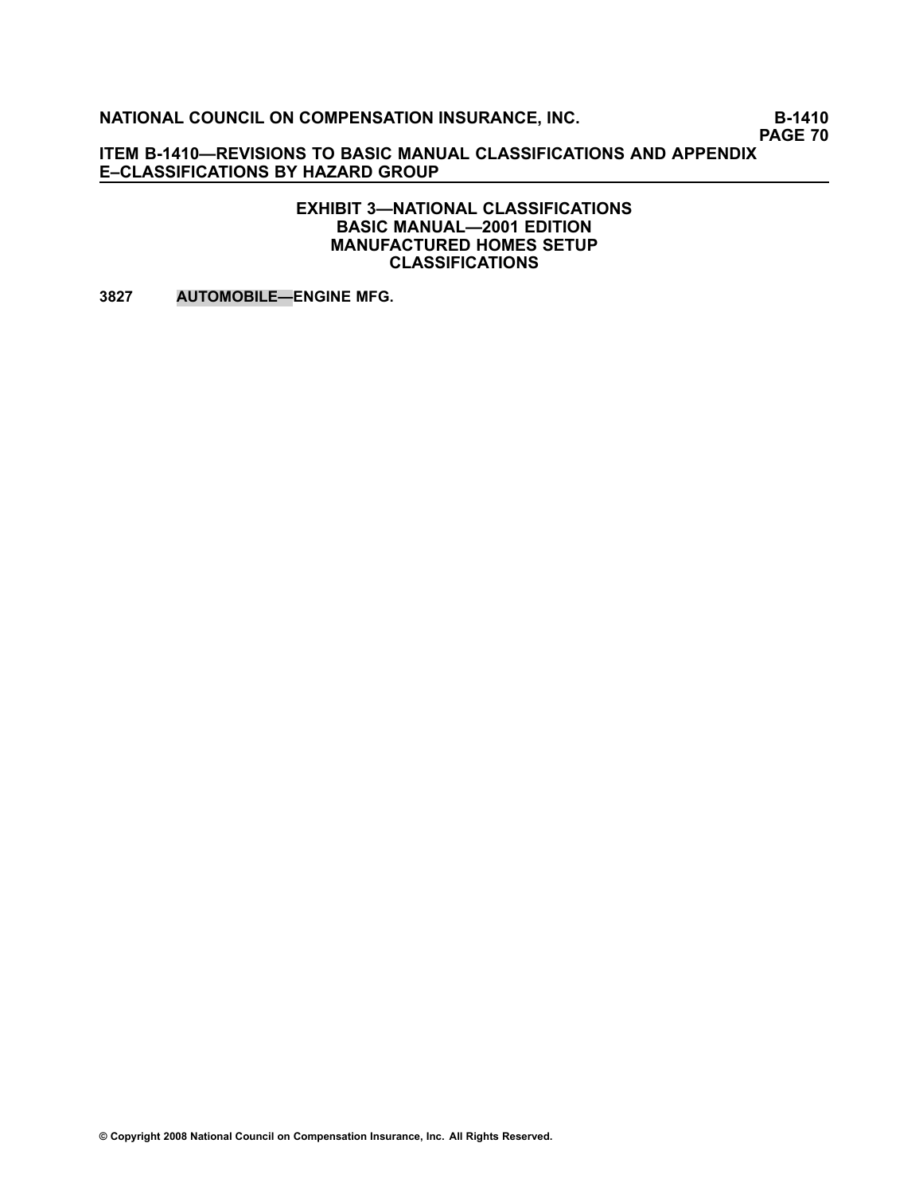## EXHIBIT 3—NATIONAL CLASSIFICATIONS
## BASIC MANUAL—2001 EDITION
## MANUFACTURED HOMES SETUP
## CLASSIFICATIONS

**3827 AUTOMOBILE—ENGINE MFG.**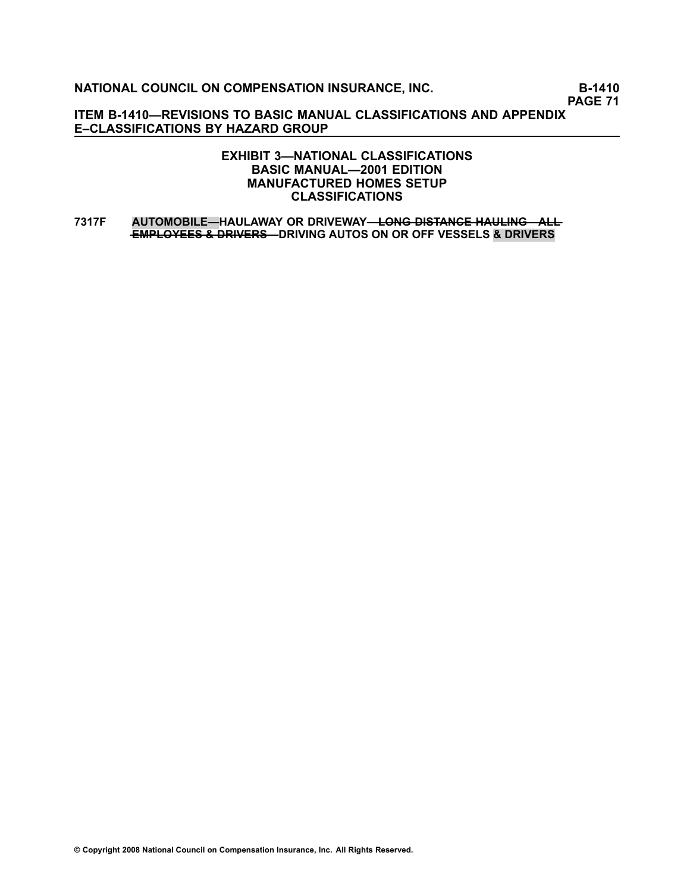## EXHIBIT 3—NATIONAL CLASSIFICATIONS
## BASIC MANUAL—2001 EDITION
## MANUFACTURED HOMES SETUP
## CLASSIFICATIONS

**7317F** **AUTOMOBILE—HAULAWAY OR DRIVEWAY—~~LONG DISTANCE HAULING—ALL EMPLOYEES & DRIVERS—~~DRIVING AUTOS ON OR OFF VESSELS & DRIVERS**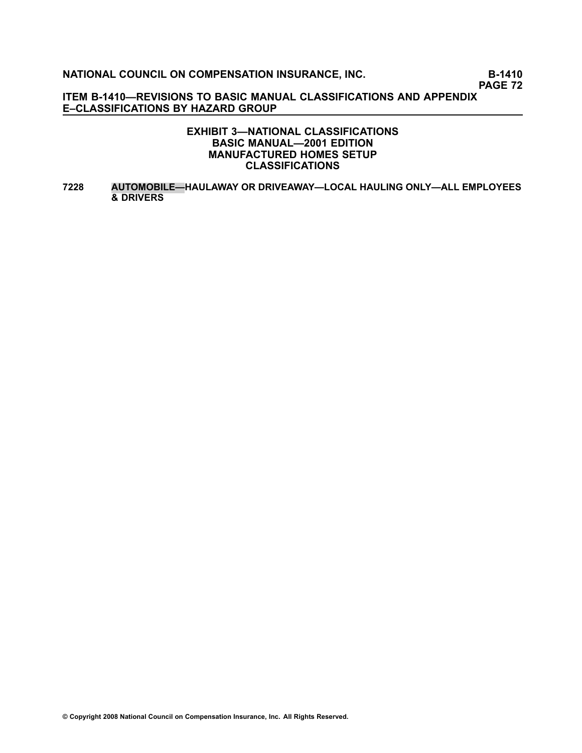# EXHIBIT 3—NATIONAL CLASSIFICATIONS
## BASIC MANUAL—2001 EDITION
## MANUFACTURED HOMES SETUP
## CLASSIFICATIONS

**7228 AUTOMOBILE—HAULAWAY OR DRIVEAWAY—LOCAL HAULING ONLY—ALL EMPLOYEES & DRIVERS**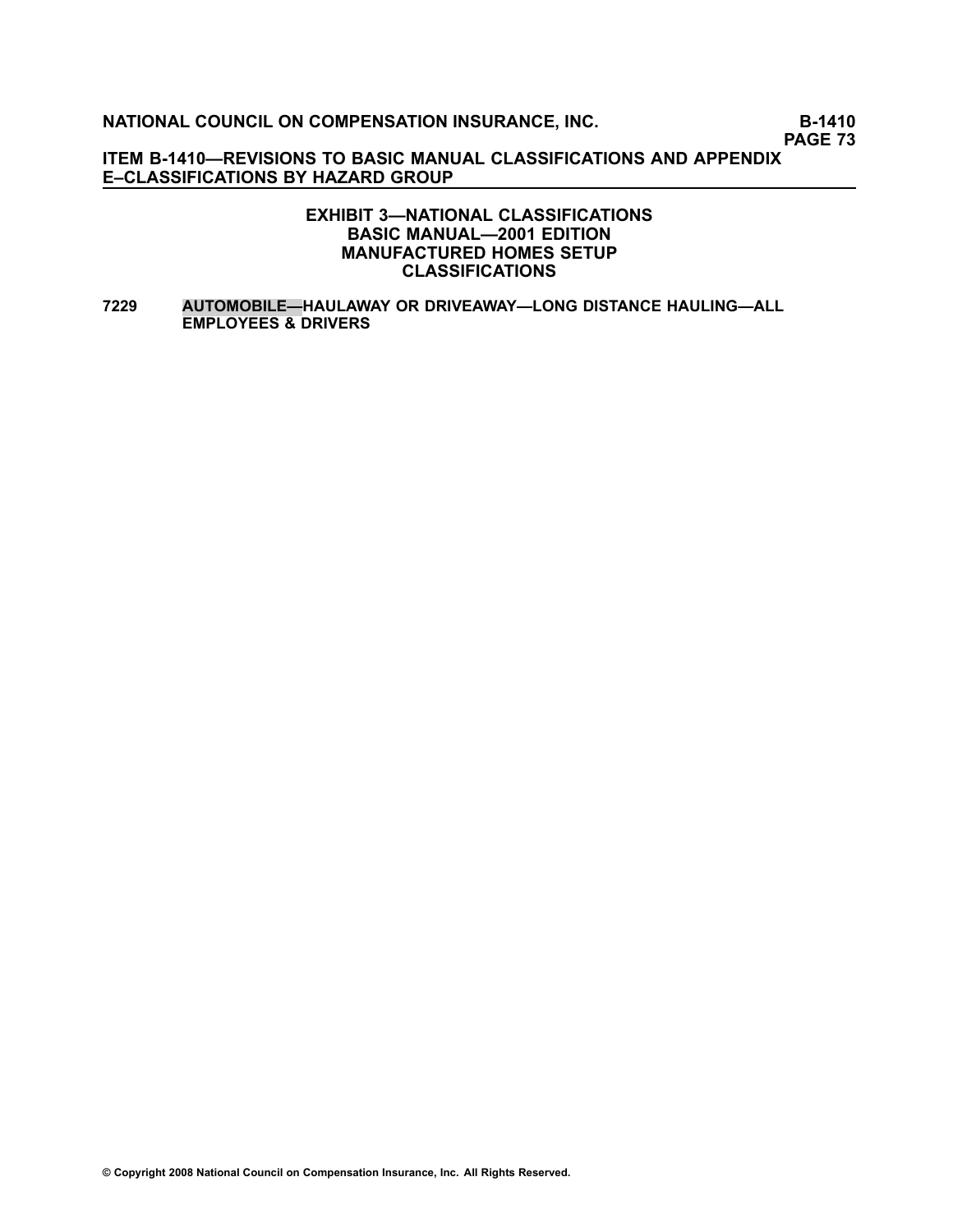## EXHIBIT 3—NATIONAL CLASSIFICATIONS
## BASIC MANUAL—2001 EDITION
## MANUFACTURED HOMES SETUP
## CLASSIFICATIONS

**7229 AUTOMOBILE—HAULAWAY OR DRIVEAWAY—LONG DISTANCE HAULING—ALL EMPLOYEES & DRIVERS**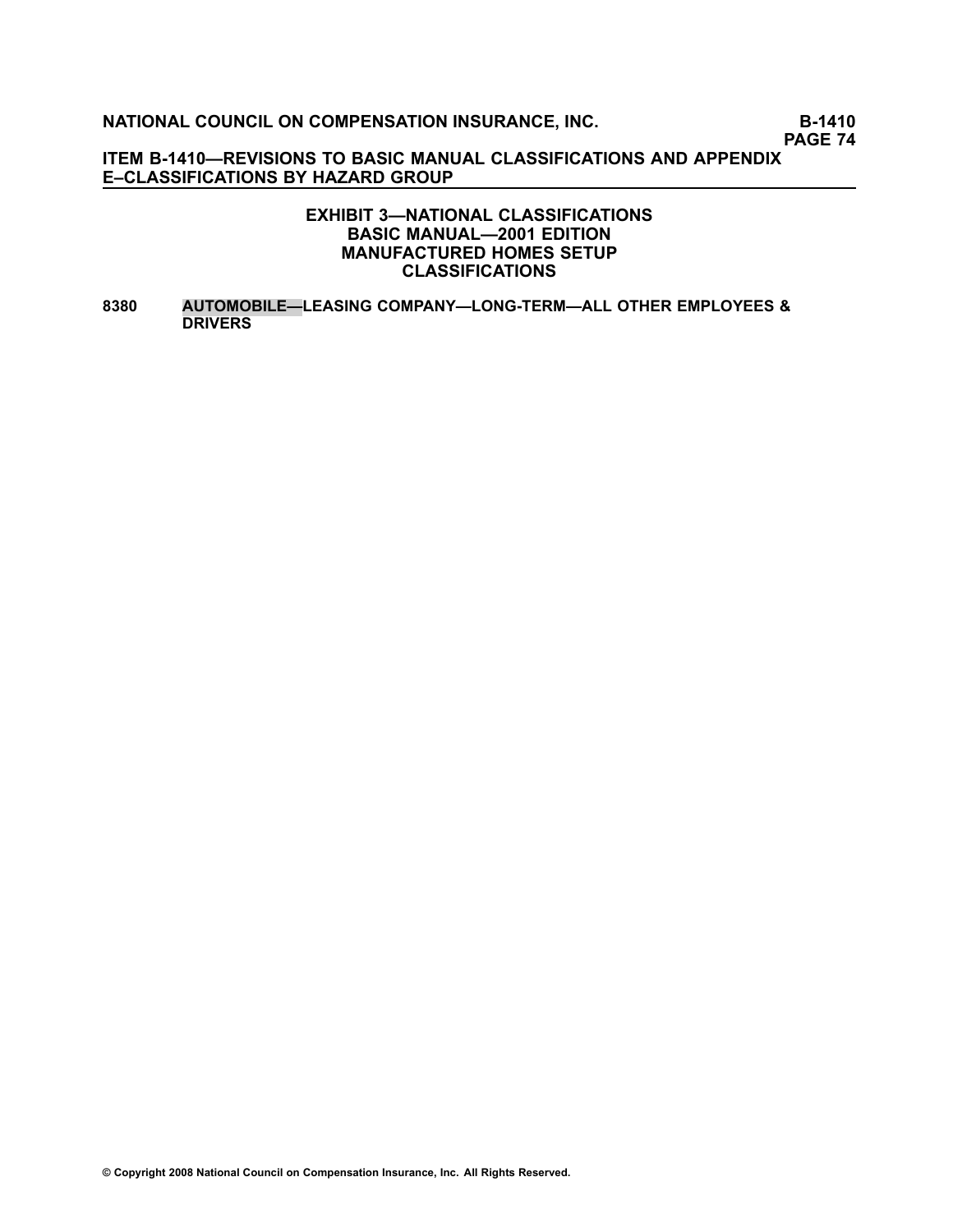## EXHIBIT 3—NATIONAL CLASSIFICATIONS
## BASIC MANUAL—2001 EDITION
## MANUFACTURED HOMES SETUP
## CLASSIFICATIONS

**8380** **AUTOMOBILE—LEASING COMPANY—LONG-TERM—ALL OTHER EMPLOYEES & DRIVERS**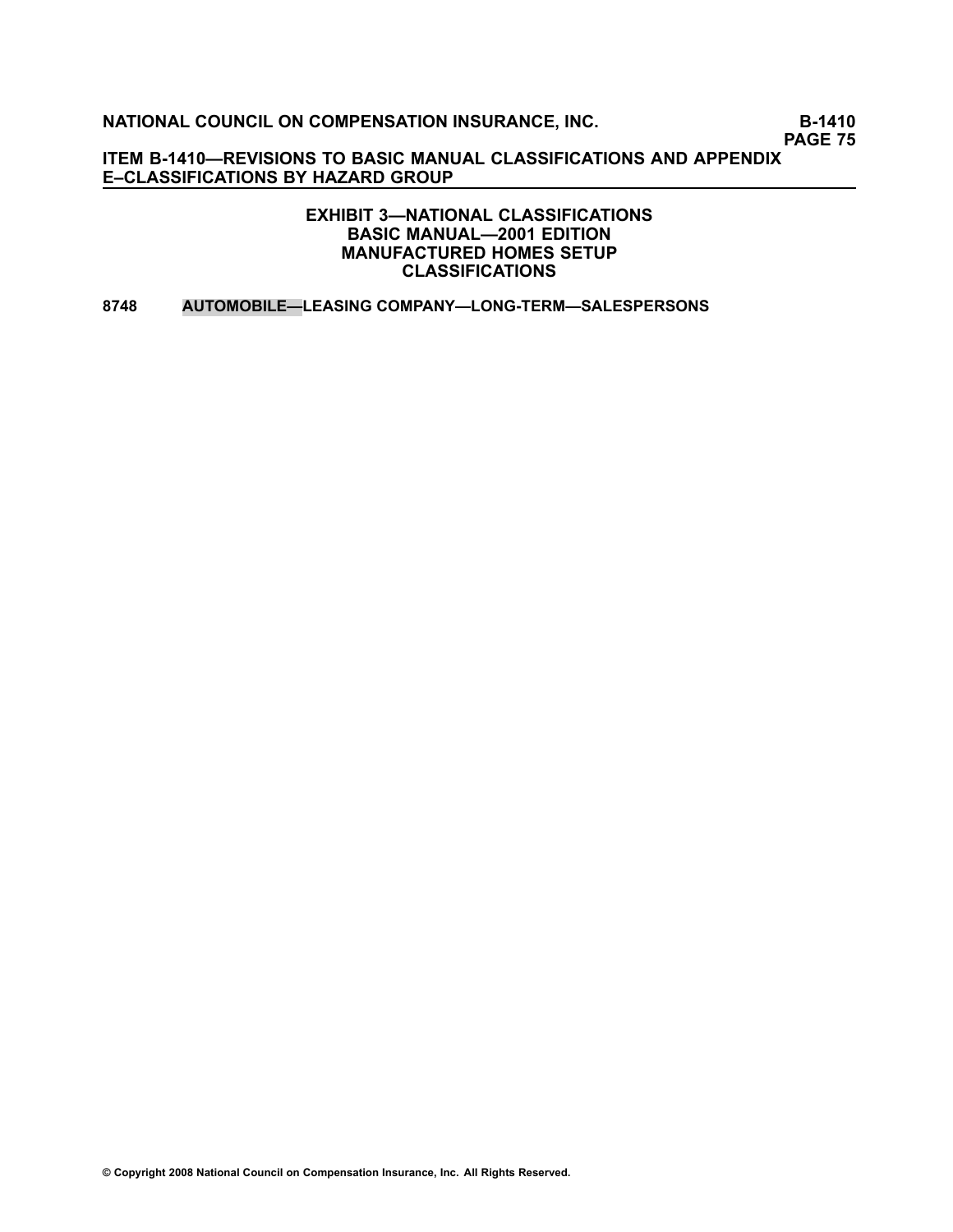## EXHIBIT 3—NATIONAL CLASSIFICATIONS
## BASIC MANUAL—2001 EDITION
## MANUFACTURED HOMES SETUP
## CLASSIFICATIONS

**8748 AUTOMOBILE—LEASING COMPANY—LONG-TERM—SALESPERSONS**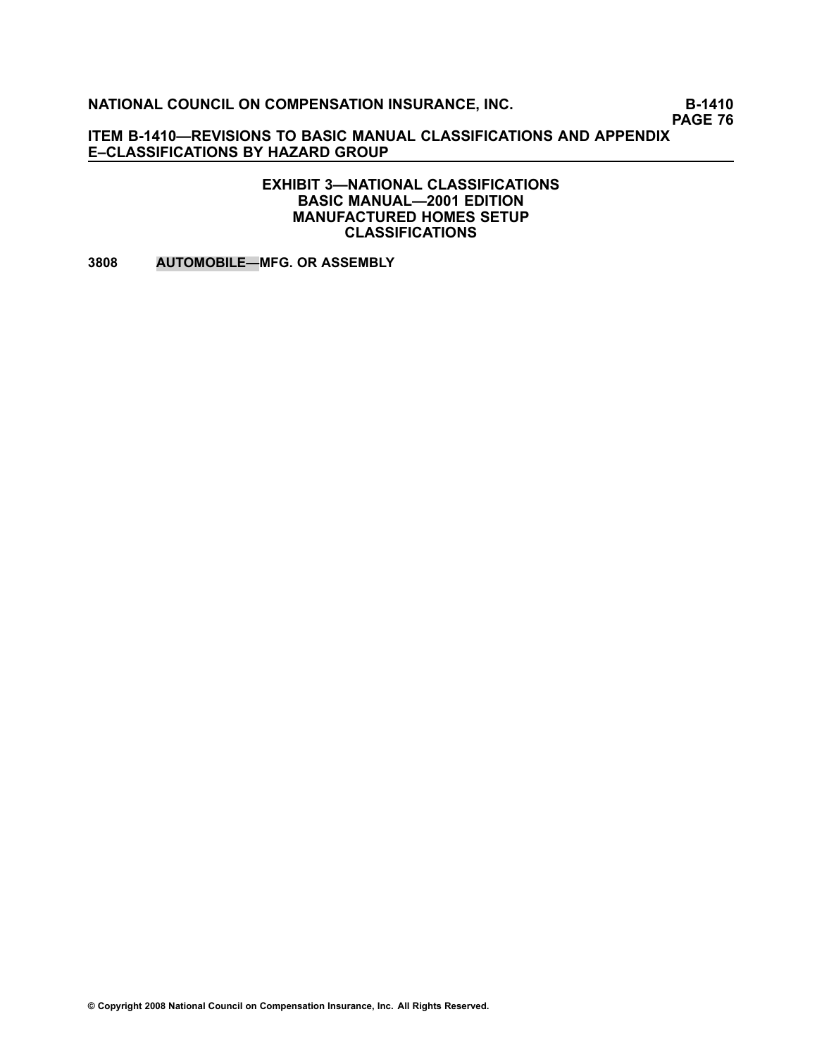## EXHIBIT 3—NATIONAL CLASSIFICATIONS
## BASIC MANUAL—2001 EDITION
## MANUFACTURED HOMES SETUP
## CLASSIFICATIONS

**3808 AUTOMOBILE—MFG. OR ASSEMBLY**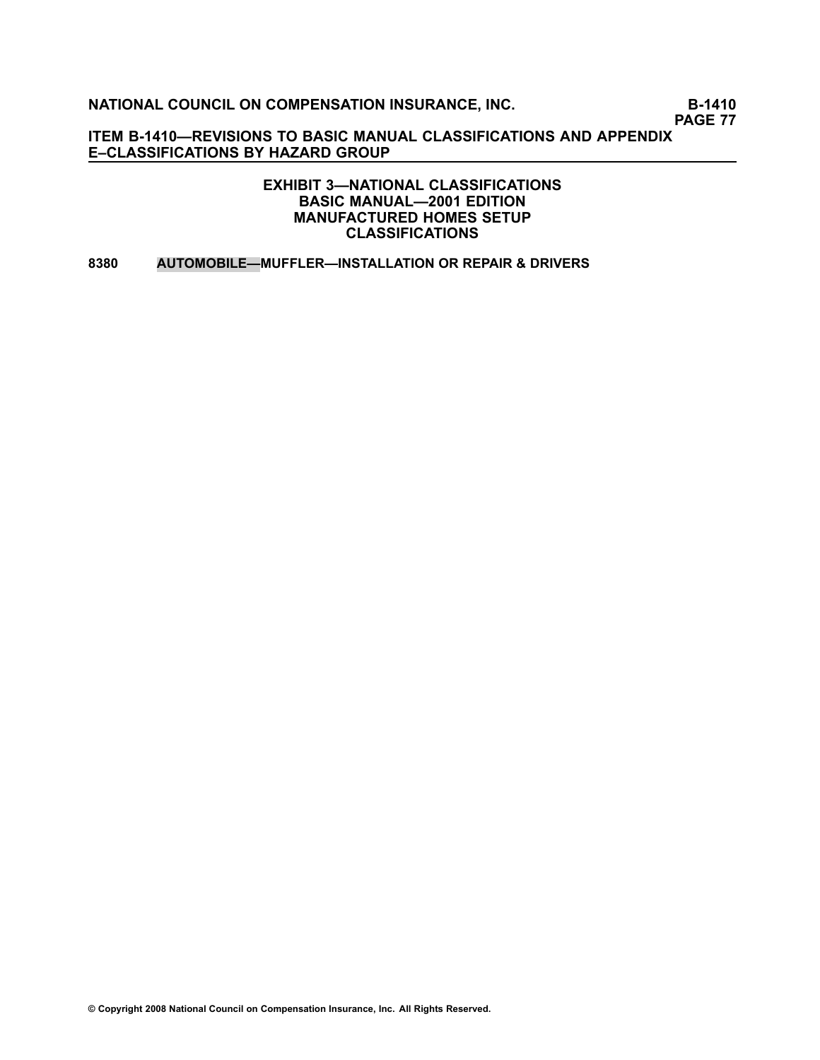## EXHIBIT 3—NATIONAL CLASSIFICATIONS
## BASIC MANUAL—2001 EDITION
## MANUFACTURED HOMES SETUP
## CLASSIFICATIONS

**8380 AUTOMOBILE—MUFFLER—INSTALLATION OR REPAIR & DRIVERS**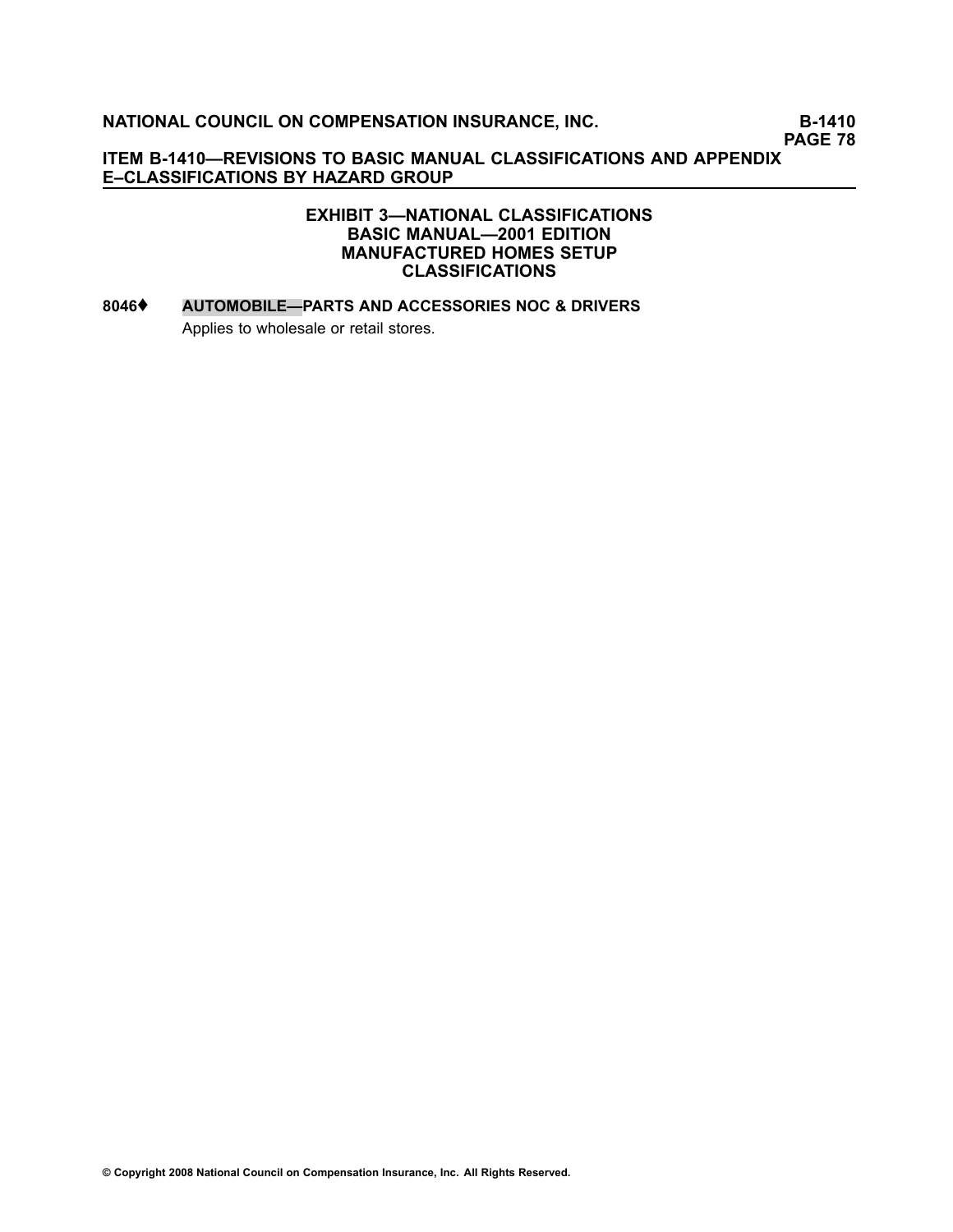## EXHIBIT 3—NATIONAL CLASSIFICATIONS
## BASIC MANUAL—2001 EDITION
## MANUFACTURED HOMES SETUP
## CLASSIFICATIONS

**8046♦ AUTOMOBILE—PARTS AND ACCESSORIES NOC & DRIVERS**

Applies to wholesale or retail stores.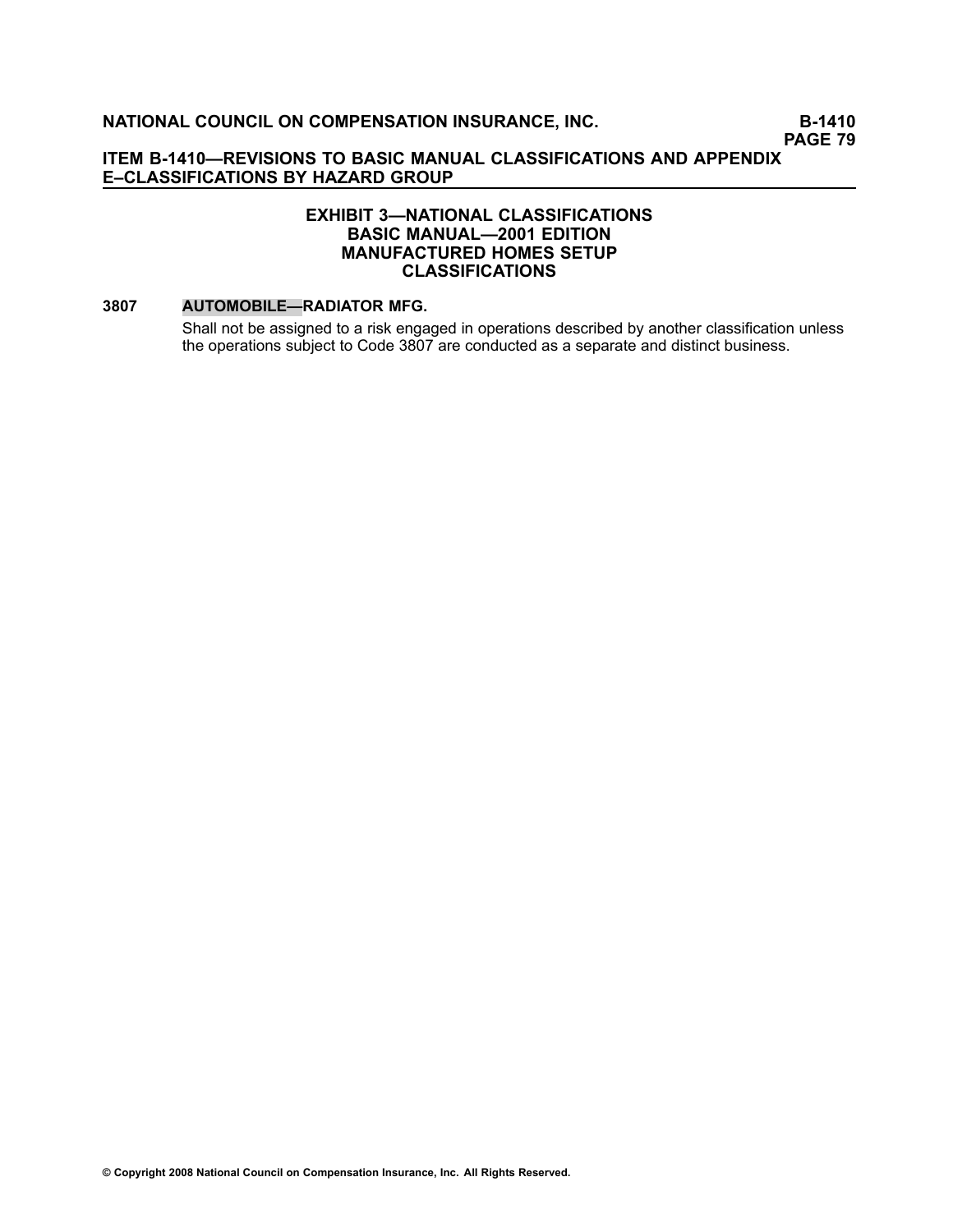## EXHIBIT 3—NATIONAL CLASSIFICATIONS BASIC MANUAL—2001 EDITION MANUFACTURED HOMES SETUP CLASSIFICATIONS

**3807 AUTOMOBILE—RADIATOR MFG.**

Shall not be assigned to a risk engaged in operations described by another classification unless the operations subject to Code 3807 are conducted as a separate and distinct business.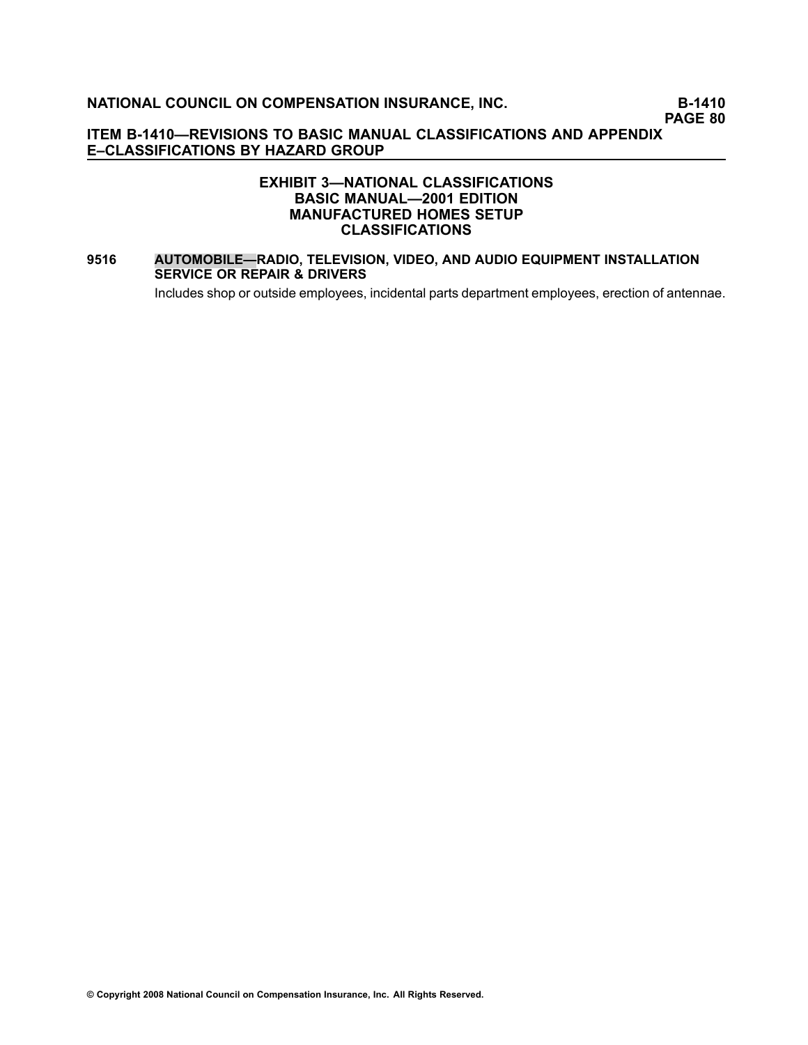### EXHIBIT 3—NATIONAL CLASSIFICATIONS BASIC MANUAL—2001 EDITION MANUFACTURED HOMES SETUP CLASSIFICATIONS

**9516 AUTOMOBILE—RADIO, TELEVISION, VIDEO, AND AUDIO EQUIPMENT INSTALLATION SERVICE OR REPAIR & DRIVERS**

Includes shop or outside employees, incidental parts department employees, erection of antennae.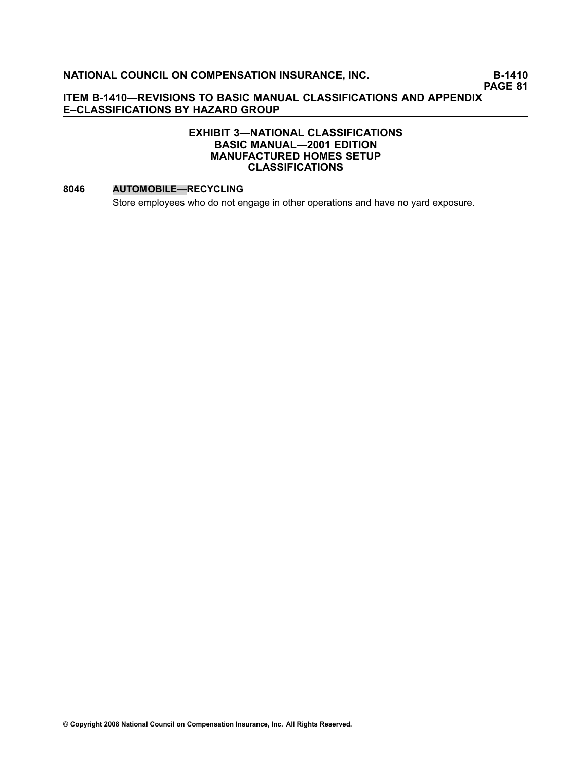### EXHIBIT 3—NATIONAL CLASSIFICATIONS
### BASIC MANUAL—2001 EDITION
### MANUFACTURED HOMES SETUP
### CLASSIFICATIONS

**8046 AUTOMOBILE—RECYCLING**

Store employees who do not engage in other operations and have no yard exposure.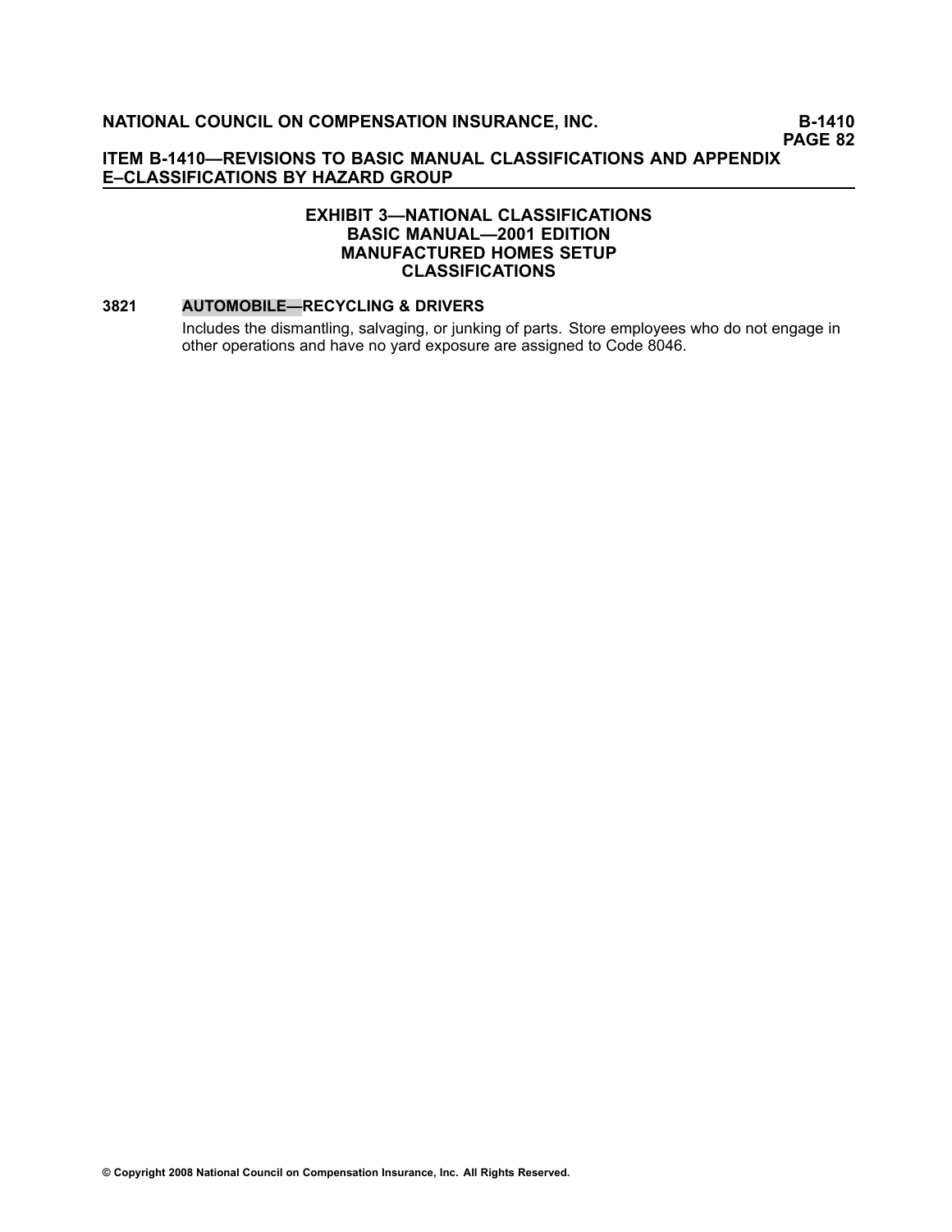## EXHIBIT 3—NATIONAL CLASSIFICATIONS
## BASIC MANUAL—2001 EDITION
## MANUFACTURED HOMES SETUP
## CLASSIFICATIONS

**3821 AUTOMOBILE—RECYCLING & DRIVERS**

Includes the dismantling, salvaging, or junking of parts. Store employees who do not engage in other operations and have no yard exposure are assigned to Code 8046.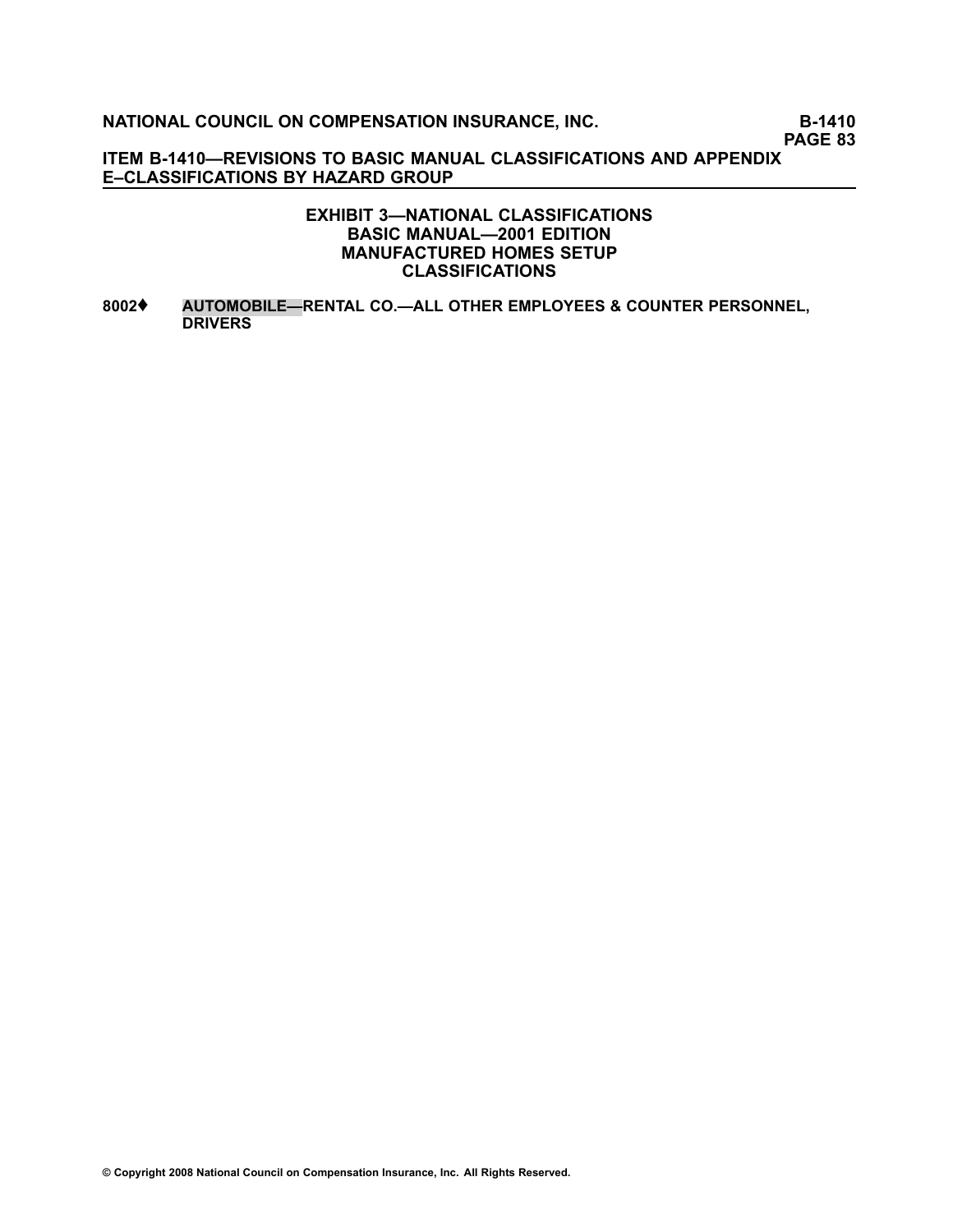## EXHIBIT 3—NATIONAL CLASSIFICATIONS
## BASIC MANUAL—2001 EDITION
## MANUFACTURED HOMES SETUP
## CLASSIFICATIONS

**8002♦ AUTOMOBILE—RENTAL CO.—ALL OTHER EMPLOYEES & COUNTER PERSONNEL, DRIVERS**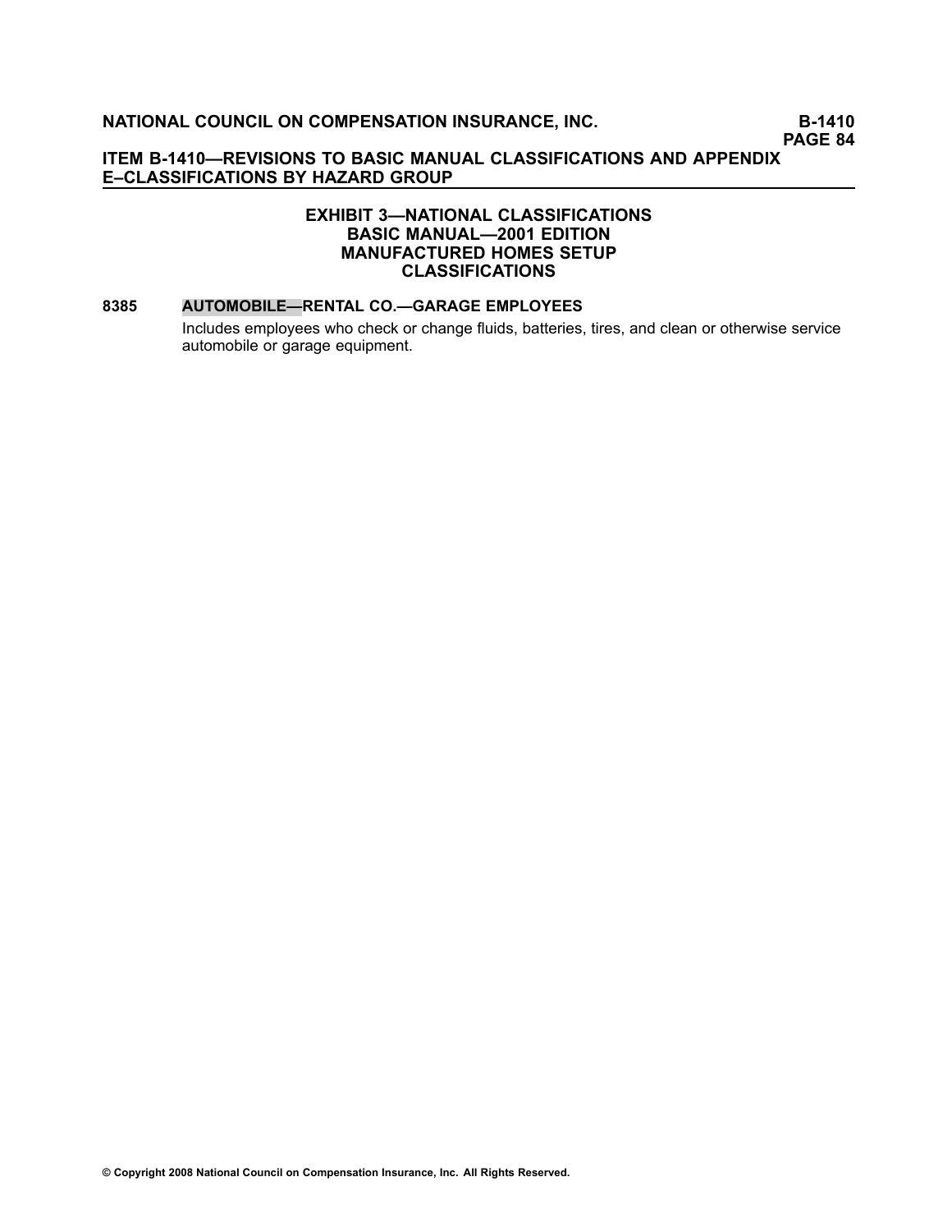## EXHIBIT 3—NATIONAL CLASSIFICATIONS
## BASIC MANUAL—2001 EDITION
## MANUFACTURED HOMES SETUP
## CLASSIFICATIONS

**8385 AUTOMOBILE—RENTAL CO.—GARAGE EMPLOYEES**

Includes employees who check or change fluids, batteries, tires, and clean or otherwise service automobile or garage equipment.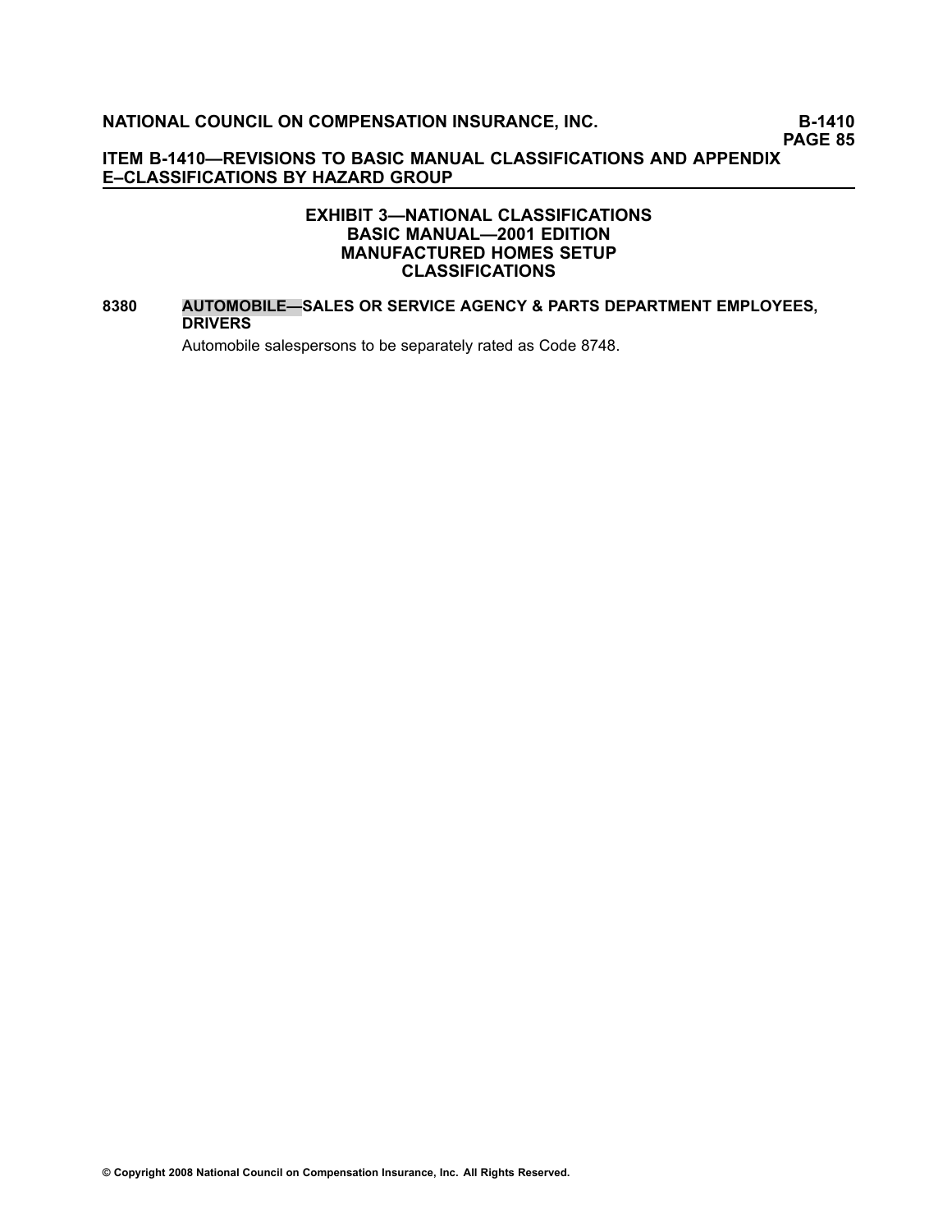## EXHIBIT 3—NATIONAL CLASSIFICATIONS
## BASIC MANUAL—2001 EDITION
## MANUFACTURED HOMES SETUP
## CLASSIFICATIONS

**8380 AUTOMOBILE—SALES OR SERVICE AGENCY & PARTS DEPARTMENT EMPLOYEES, DRIVERS**

Automobile salespersons to be separately rated as Code 8748.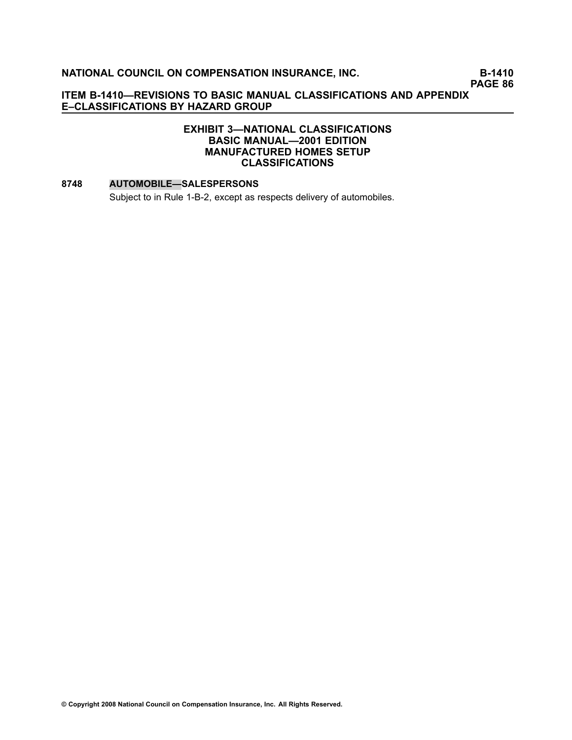## EXHIBIT 3—NATIONAL CLASSIFICATIONS
## BASIC MANUAL—2001 EDITION
## MANUFACTURED HOMES SETUP
## CLASSIFICATIONS

**8748 AUTOMOBILE—SALESPERSONS**

Subject to in Rule 1-B-2, except as respects delivery of automobiles.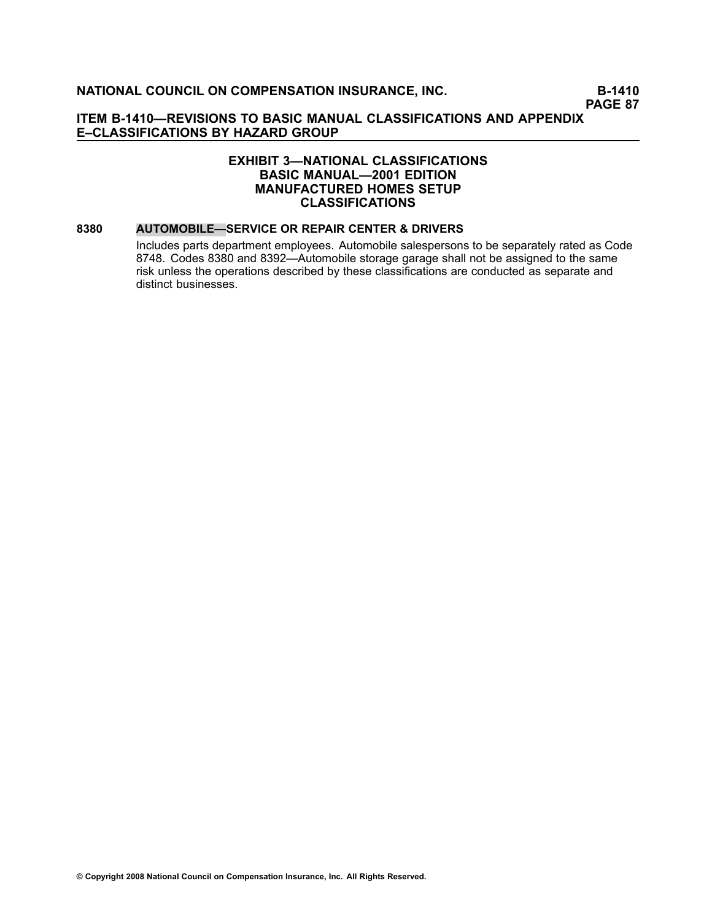## EXHIBIT 3—NATIONAL CLASSIFICATIONS
## BASIC MANUAL—2001 EDITION
## MANUFACTURED HOMES SETUP
## CLASSIFICATIONS

**8380 AUTOMOBILE—SERVICE OR REPAIR CENTER & DRIVERS**

Includes parts department employees. Automobile salespersons to be separately rated as Code 8748. Codes 8380 and 8392—Automobile storage garage shall not be assigned to the same risk unless the operations described by these classifications are conducted as separate and distinct businesses.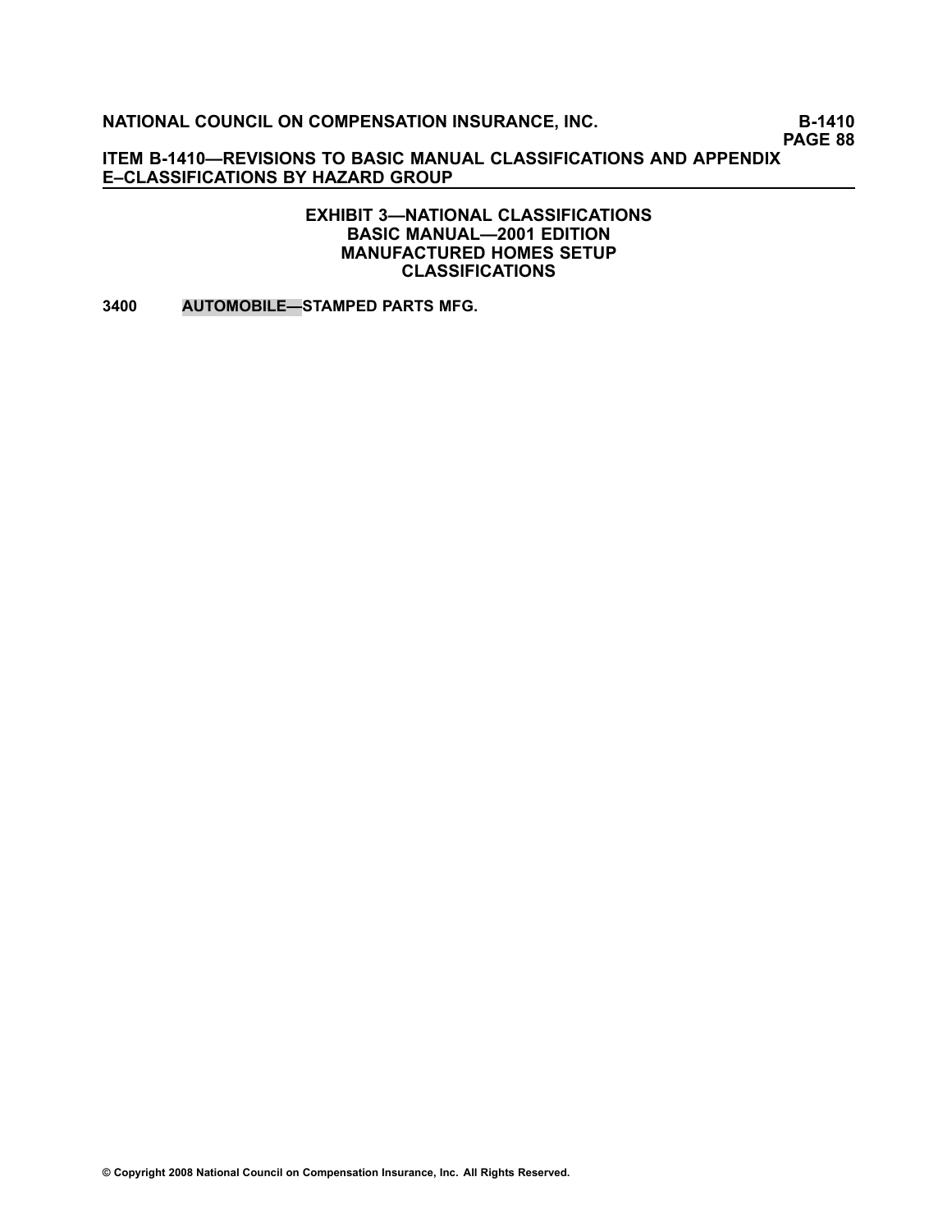## EXHIBIT 3—NATIONAL CLASSIFICATIONS
## BASIC MANUAL—2001 EDITION
## MANUFACTURED HOMES SETUP
## CLASSIFICATIONS

**3400 AUTOMOBILE—STAMPED PARTS MFG.**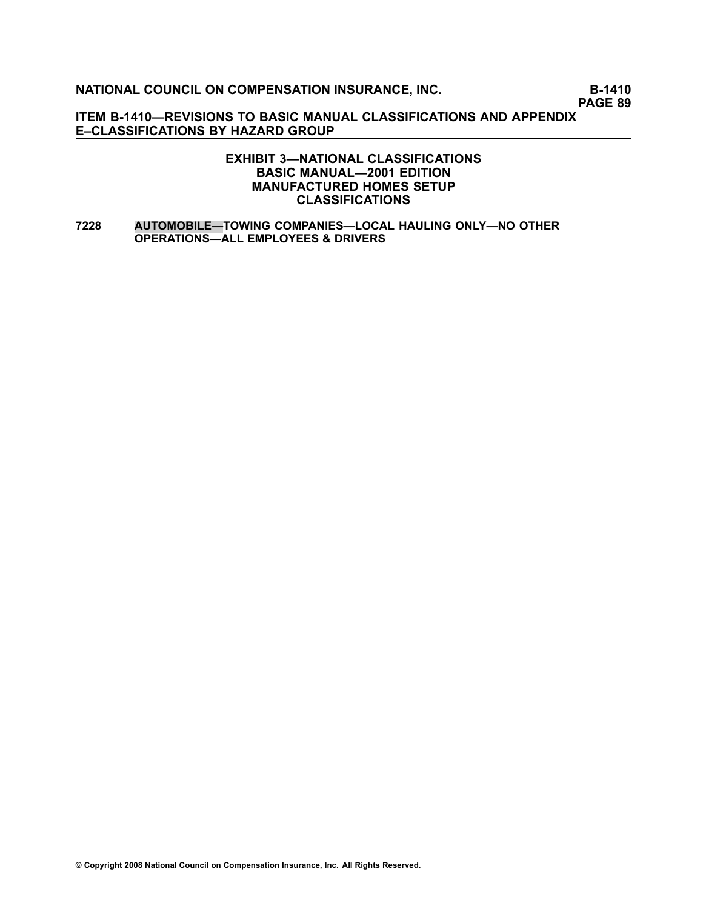## EXHIBIT 3—NATIONAL CLASSIFICATIONS
## BASIC MANUAL—2001 EDITION
## MANUFACTURED HOMES SETUP
## CLASSIFICATIONS

**7228 AUTOMOBILE—TOWING COMPANIES—LOCAL HAULING ONLY—NO OTHER OPERATIONS—ALL EMPLOYEES & DRIVERS**

© Copyright 2008 National Council on Compensation Insurance, Inc. All Rights Reserved.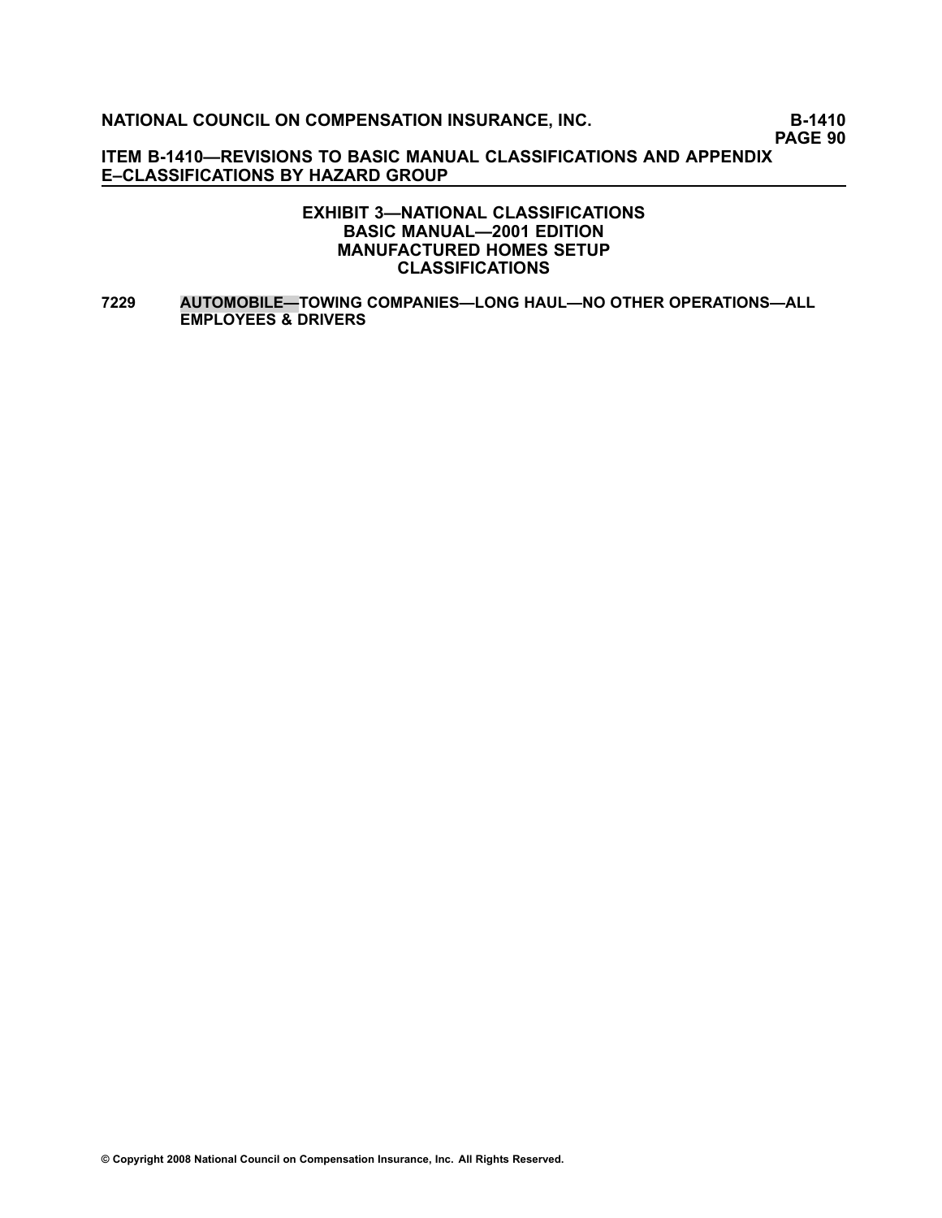## EXHIBIT 3—NATIONAL CLASSIFICATIONS
## BASIC MANUAL—2001 EDITION
## MANUFACTURED HOMES SETUP
## CLASSIFICATIONS

**7229** **AUTOMOBILE—TOWING COMPANIES—LONG HAUL—NO OTHER OPERATIONS—ALL EMPLOYEES & DRIVERS**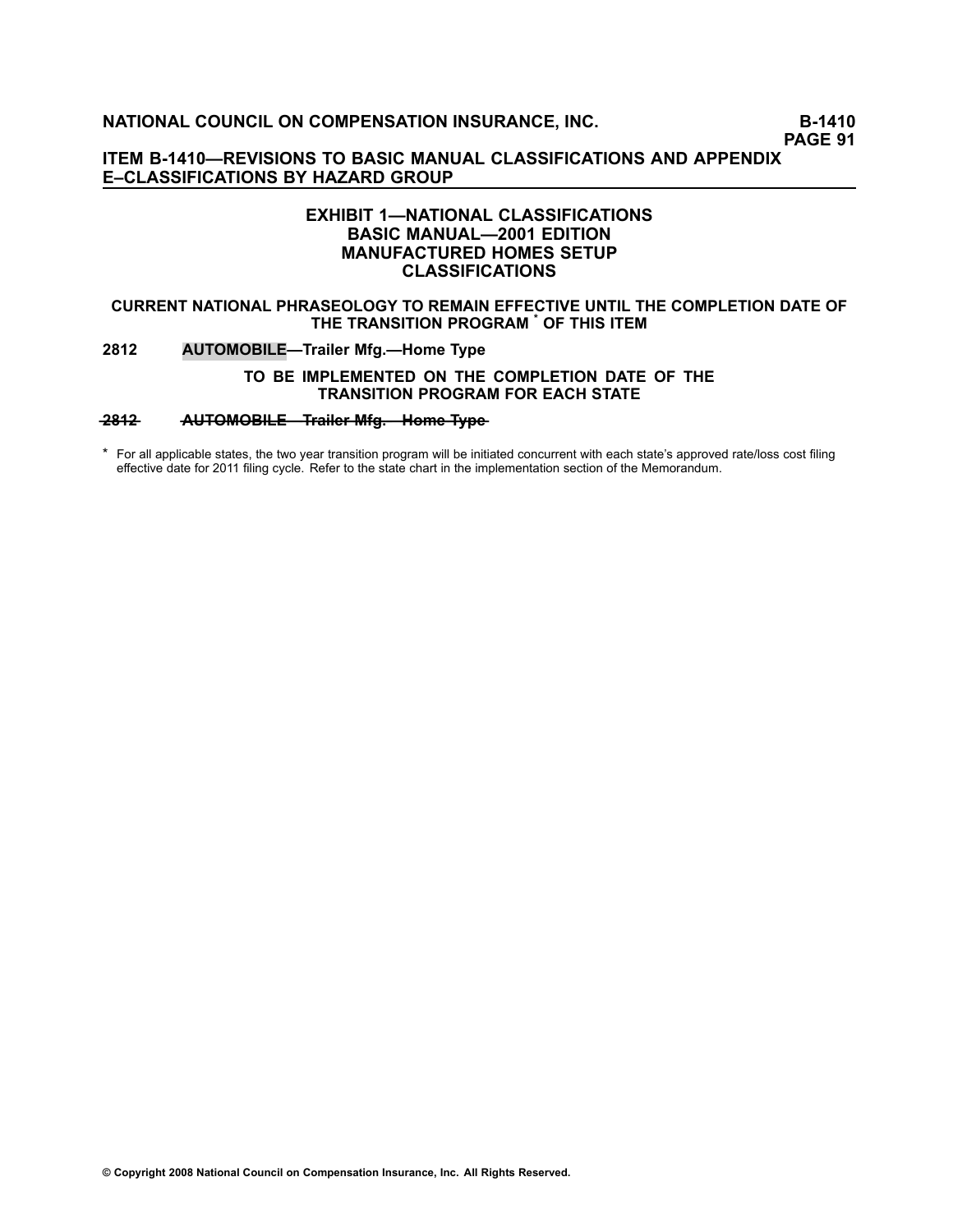## EXHIBIT 1—NATIONAL CLASSIFICATIONS
## BASIC MANUAL—2001 EDITION
## MANUFACTURED HOMES SETUP
## CLASSIFICATIONS

**CURRENT NATIONAL PHRASEOLOGY TO REMAIN EFFECTIVE UNTIL THE COMPLETION DATE OF THE TRANSITION PROGRAM * OF THIS ITEM**

**2812 AUTOMOBILE—Trailer Mfg.—Home Type**

**TO BE IMPLEMENTED ON THE COMPLETION DATE OF THE TRANSITION PROGRAM FOR EACH STATE**

~~**2812 AUTOMOBILE—Trailer Mfg.—Home Type**~~

* For all applicable states, the two year transition program will be initiated concurrent with each state's approved rate/loss cost filing effective date for 2011 filing cycle. Refer to the state chart in the implementation section of the Memorandum.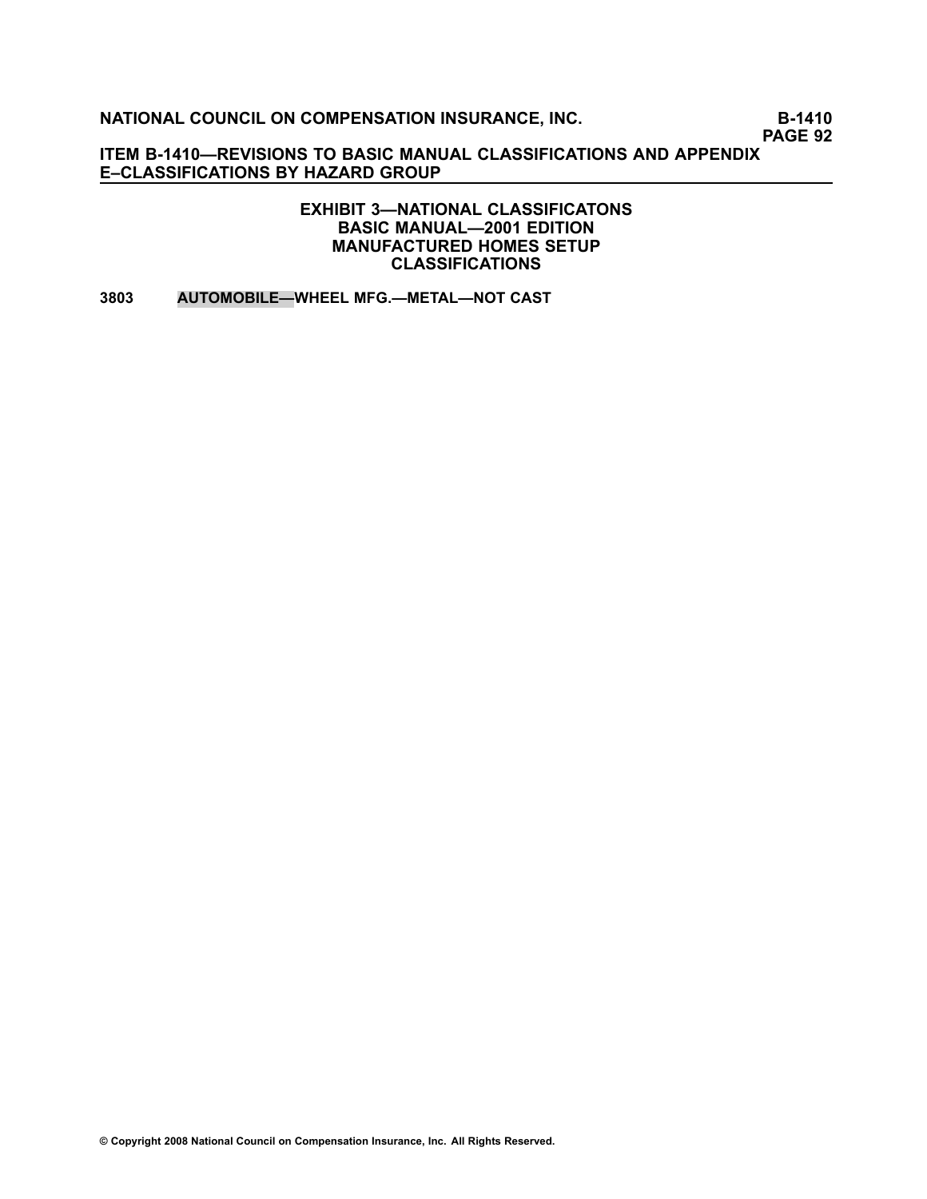## EXHIBIT 3—NATIONAL CLASSIFICATONS
## BASIC MANUAL—2001 EDITION
## MANUFACTURED HOMES SETUP
## CLASSIFICATIONS

**3803 AUTOMOBILE—WHEEL MFG.—METAL—NOT CAST**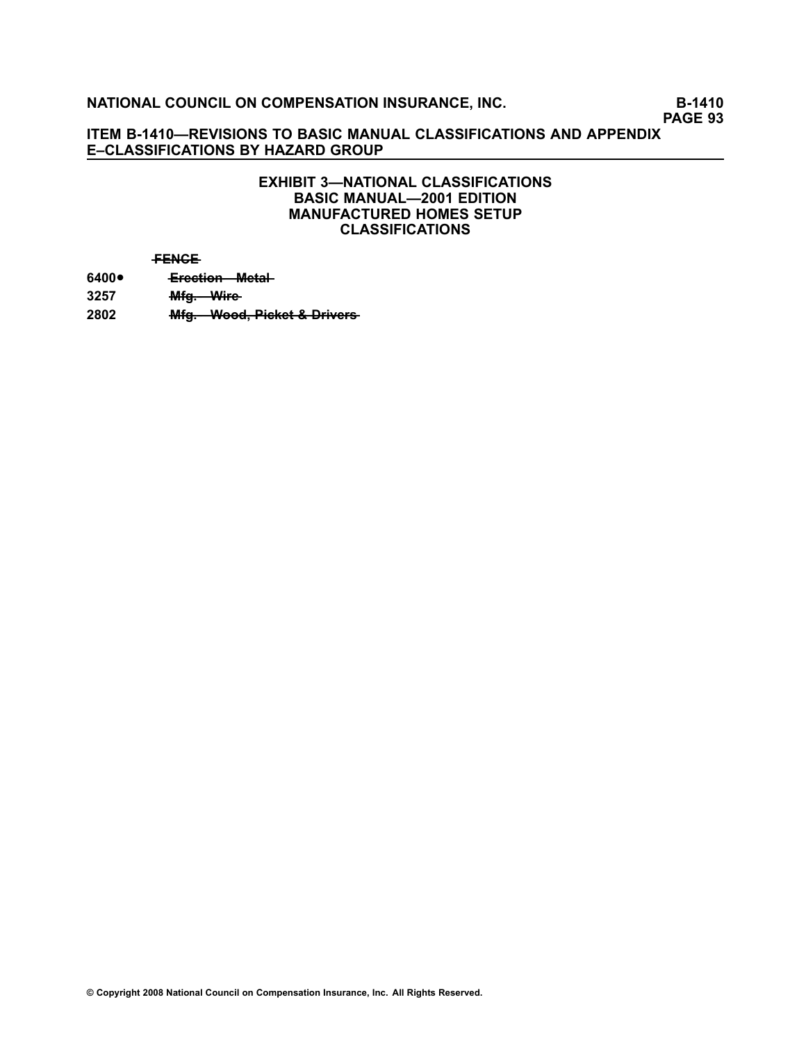## EXHIBIT 3—NATIONAL CLASSIFICATIONS BASIC MANUAL—2001 EDITION MANUFACTURED HOMES SETUP CLASSIFICATIONS

~~FENCE~~

| | |
|---|---|
| 6400• | ~~Erection—Metal~~ |
| 3257 | ~~Mfg.—Wire~~ |
| 2802 | ~~Mfg.—Wood, Picket & Drivers~~ |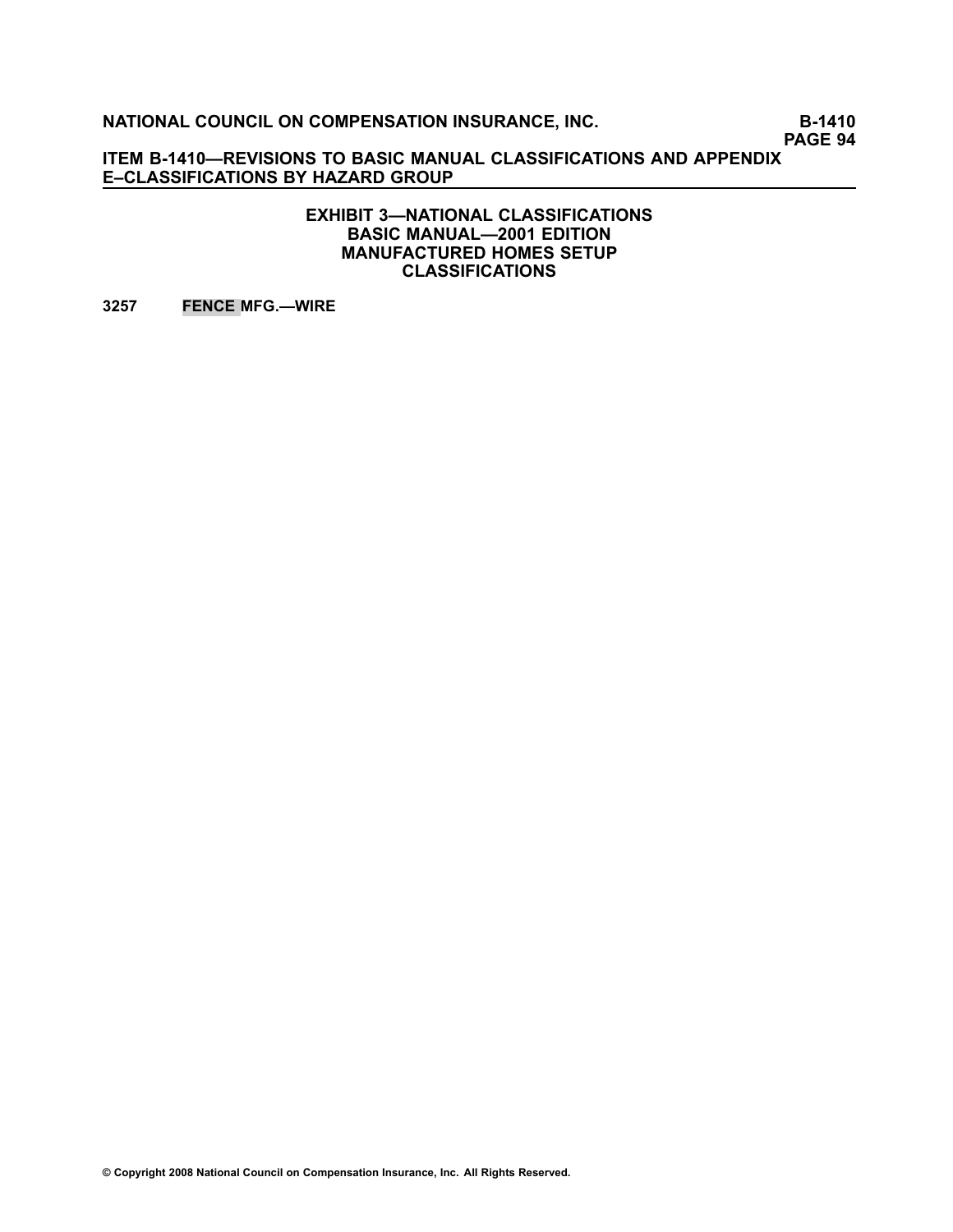## EXHIBIT 3—NATIONAL CLASSIFICATIONS
## BASIC MANUAL—2001 EDITION
## MANUFACTURED HOMES SETUP
## CLASSIFICATIONS

**3257 FENCE MFG.—WIRE**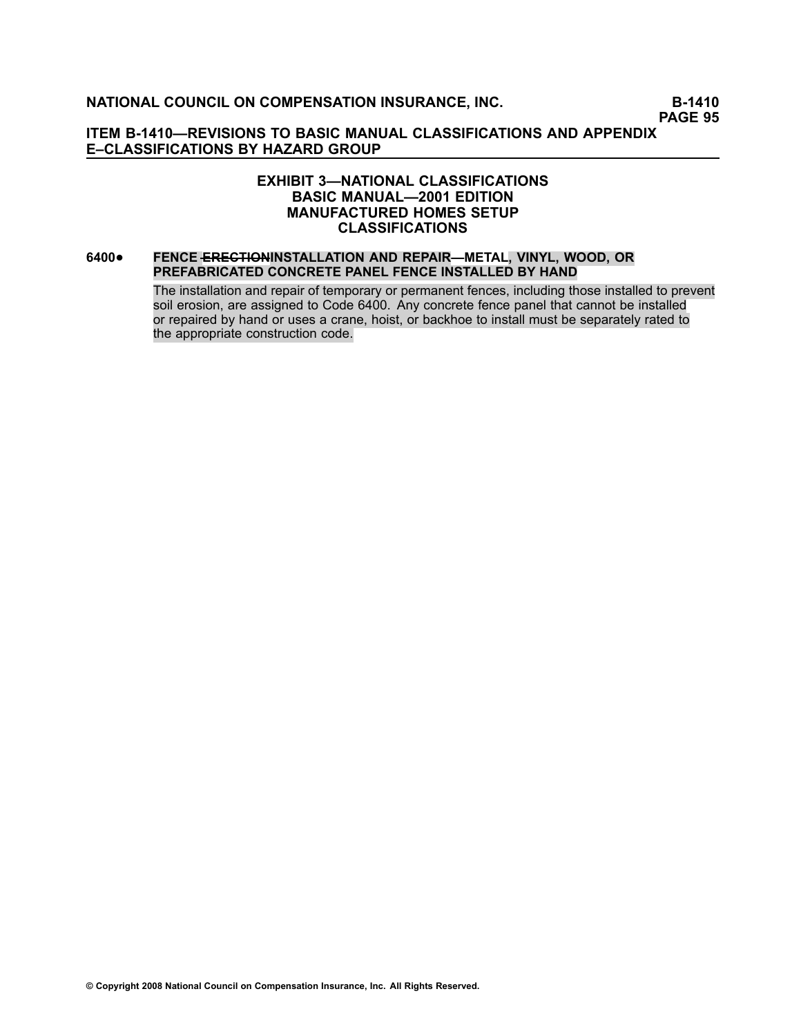### EXHIBIT 3—NATIONAL CLASSIFICATIONS
### BASIC MANUAL—2001 EDITION
### MANUFACTURED HOMES SETUP
### CLASSIFICATIONS

**6400●** **FENCE ~~ERECTION~~INSTALLATION AND REPAIR—METAL, VINYL, WOOD, OR PREFABRICATED CONCRETE PANEL FENCE INSTALLED BY HAND**

The installation and repair of temporary or permanent fences, including those installed to prevent soil erosion, are assigned to Code 6400. Any concrete fence panel that cannot be installed or repaired by hand or uses a crane, hoist, or backhoe to install must be separately rated to the appropriate construction code.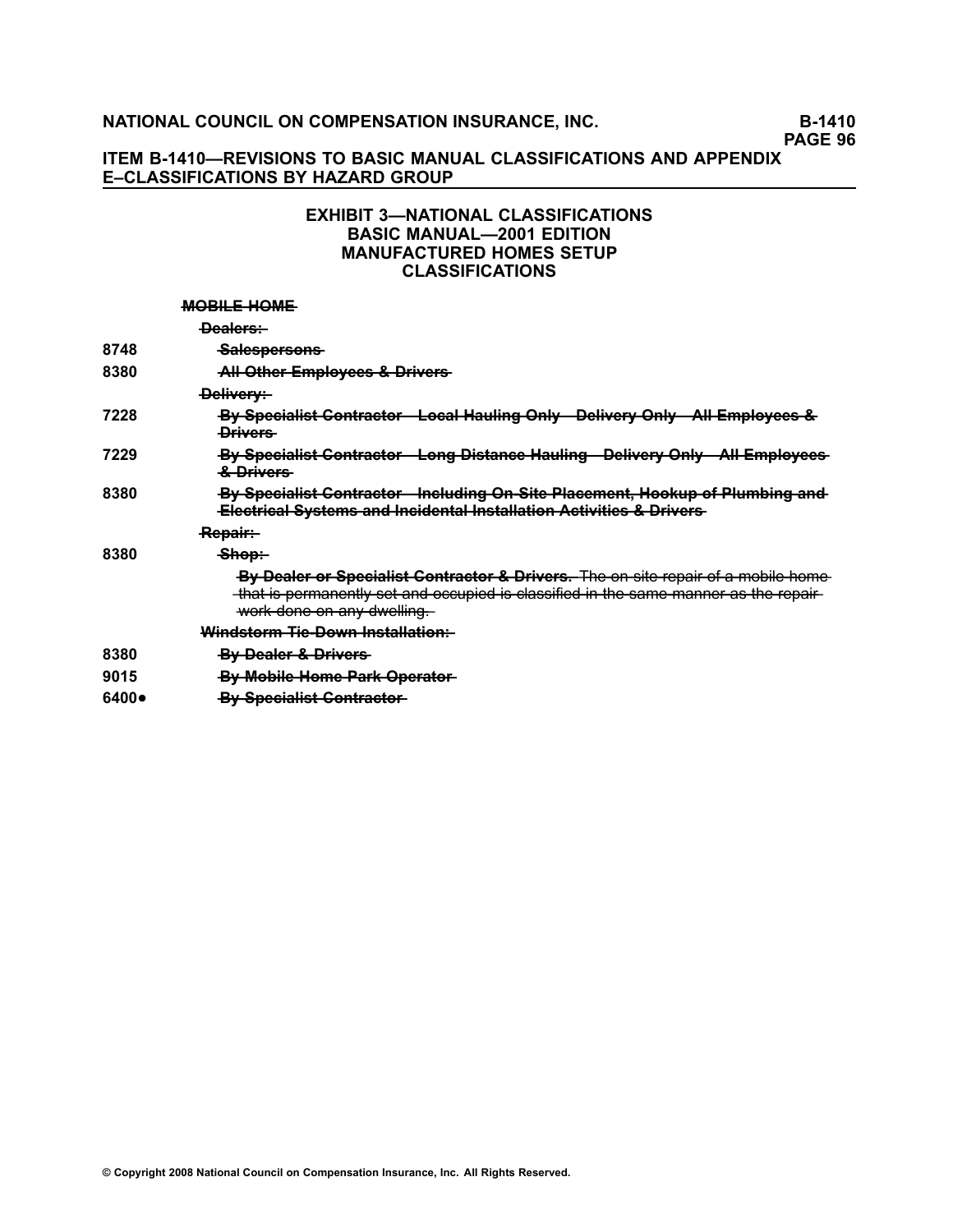## ITEM B-1410—REVISIONS TO BASIC MANUAL CLASSIFICATIONS AND APPENDIX E–CLASSIFICATIONS BY HAZARD GROUP

### EXHIBIT 3—NATIONAL CLASSIFICATIONS
### BASIC MANUAL—2001 EDITION
### MANUFACTURED HOMES SETUP
### CLASSIFICATIONS

| | |
|---|---|
| | ~~**MOBILE HOME**~~ |
| | ~~**Dealers:**~~ |
| 8748 | ~~**Salespersons**~~ |
| 8380 | ~~**All Other Employees & Drivers**~~ |
| | ~~**Delivery:**~~ |
| 7228 | ~~**By Specialist Contractor—Local Hauling Only—Delivery Only—All Employees & Drivers**~~ |
| 7229 | ~~**By Specialist Contractor—Long Distance Hauling—Delivery Only—All Employees & Drivers**~~ |
| 8380 | ~~**By Specialist Contractor—Including On-Site Placement, Hookup of Plumbing and Electrical Systems and Incidental Installation Activities & Drivers**~~ |
| | ~~**Repair:**~~ |
| 8380 | ~~**Shop:**~~ |
| | ~~**By Dealer or Specialist Contractor & Drivers.** The on-site repair of a mobile home that is permanently set and occupied is classified in the same manner as the repair work done on any dwelling.~~ |
| | ~~**Windstorm Tie-Down Installation:**~~ |
| 8380 | ~~**By Dealer & Drivers**~~ |
| 9015 | ~~**By Mobile Home Park Operator**~~ |
| 6400● | ~~**By Specialist Contractor**~~ |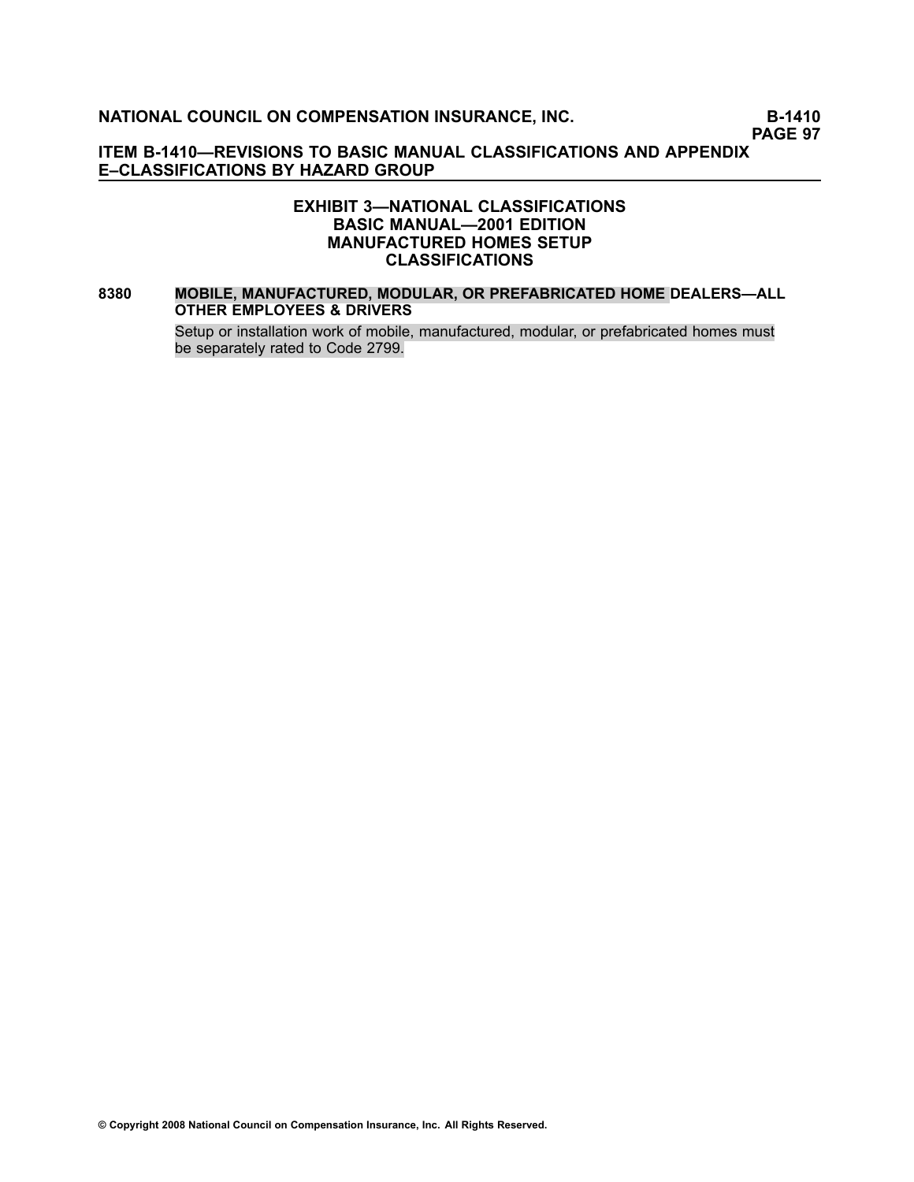## EXHIBIT 3—NATIONAL CLASSIFICATIONS BASIC MANUAL—2001 EDITION MANUFACTURED HOMES SETUP CLASSIFICATIONS

**8380 MOBILE, MANUFACTURED, MODULAR, OR PREFABRICATED HOME DEALERS—ALL OTHER EMPLOYEES & DRIVERS**

Setup or installation work of mobile, manufactured, modular, or prefabricated homes must be separately rated to Code 2799.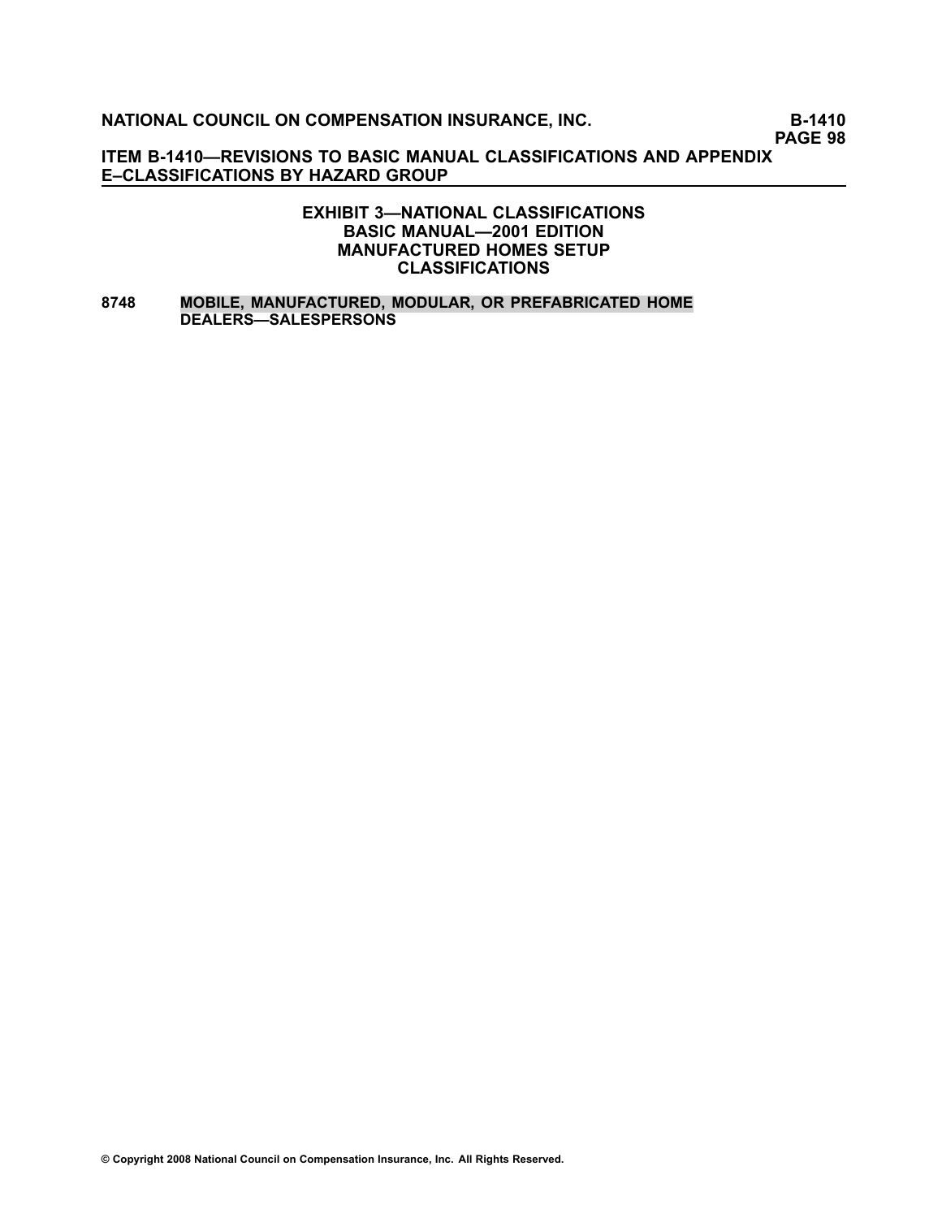## EXHIBIT 3—NATIONAL CLASSIFICATIONS
## BASIC MANUAL—2001 EDITION
## MANUFACTURED HOMES SETUP
## CLASSIFICATIONS

**8748** **MOBILE, MANUFACTURED, MODULAR, OR PREFABRICATED HOME DEALERS—SALESPERSONS**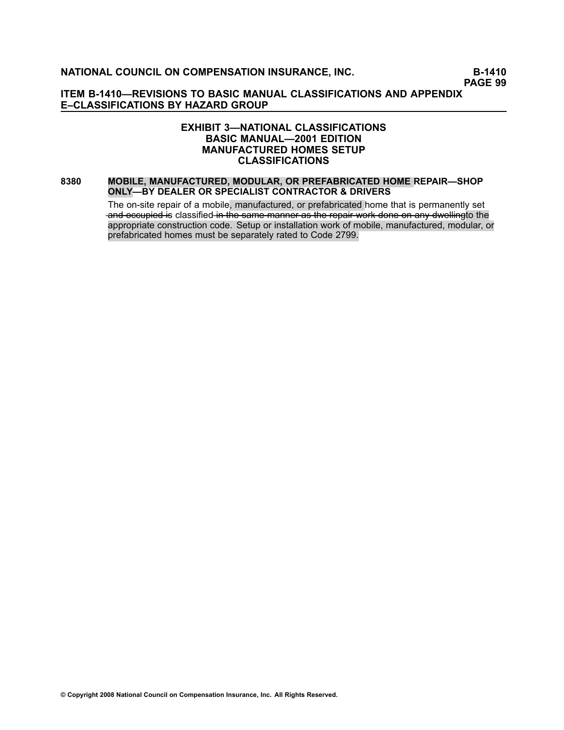## ITEM B-1410—REVISIONS TO BASIC MANUAL CLASSIFICATIONS AND APPENDIX E–CLASSIFICATIONS BY HAZARD GROUP

### EXHIBIT 3—NATIONAL CLASSIFICATIONS
### BASIC MANUAL—2001 EDITION
### MANUFACTURED HOMES SETUP
### CLASSIFICATIONS

**8380 MOBILE, MANUFACTURED, MODULAR, OR PREFABRICATED HOME REPAIR—SHOP ONLY—BY DEALER OR SPECIALIST CONTRACTOR & DRIVERS**

The on-site repair of a mobile, manufactured, or prefabricated home that is permanently set ~~and occupied is~~ classified ~~in the same manner as the repair work done on any dwelling~~to the appropriate construction code. Setup or installation work of mobile, manufactured, modular, or prefabricated homes must be separately rated to Code 2799.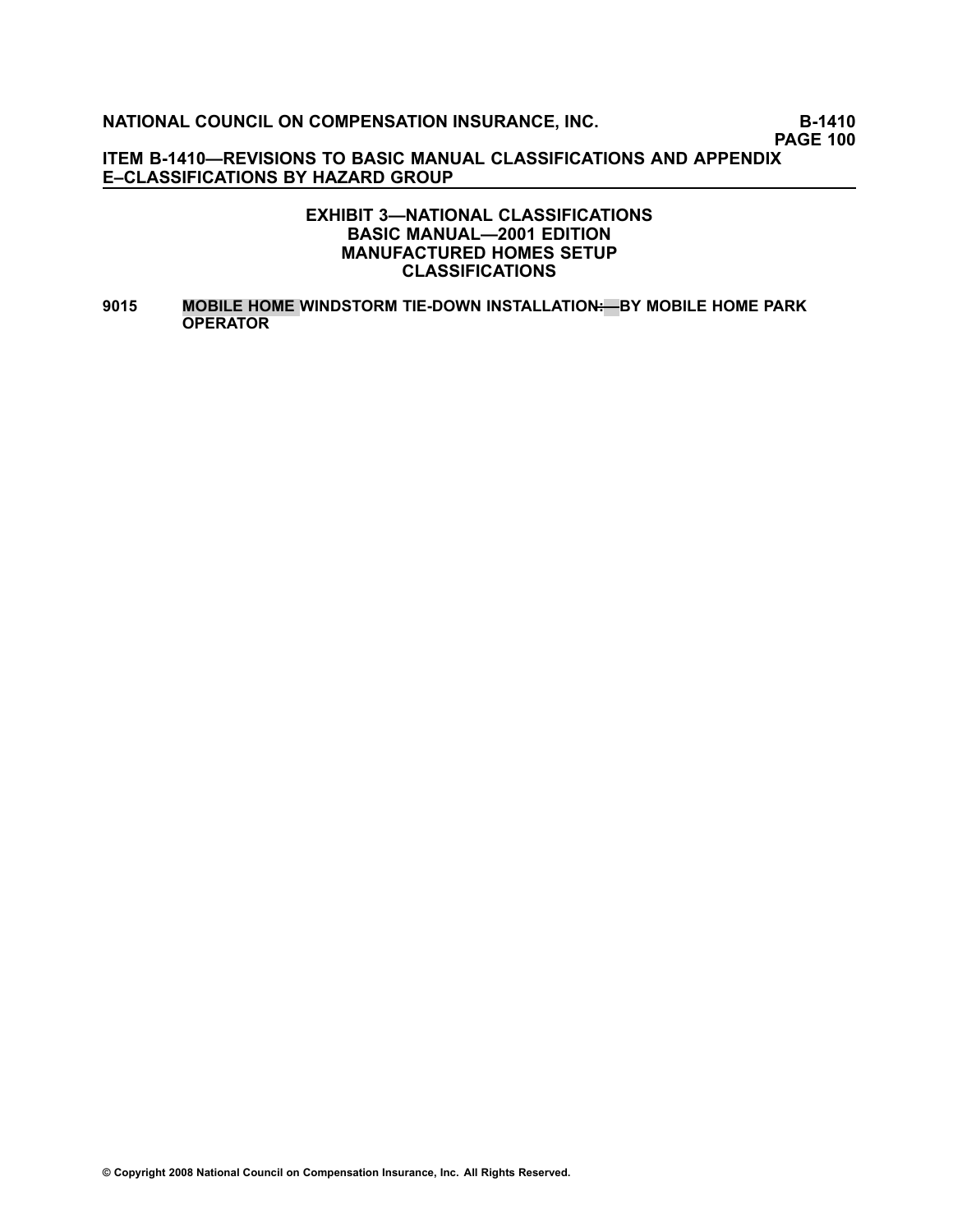### EXHIBIT 3—NATIONAL CLASSIFICATIONS
### BASIC MANUAL—2001 EDITION
### MANUFACTURED HOMES SETUP
### CLASSIFICATIONS

**9015 MOBILE HOME WINDSTORM TIE-DOWN INSTALLATION:—BY MOBILE HOME PARK OPERATOR**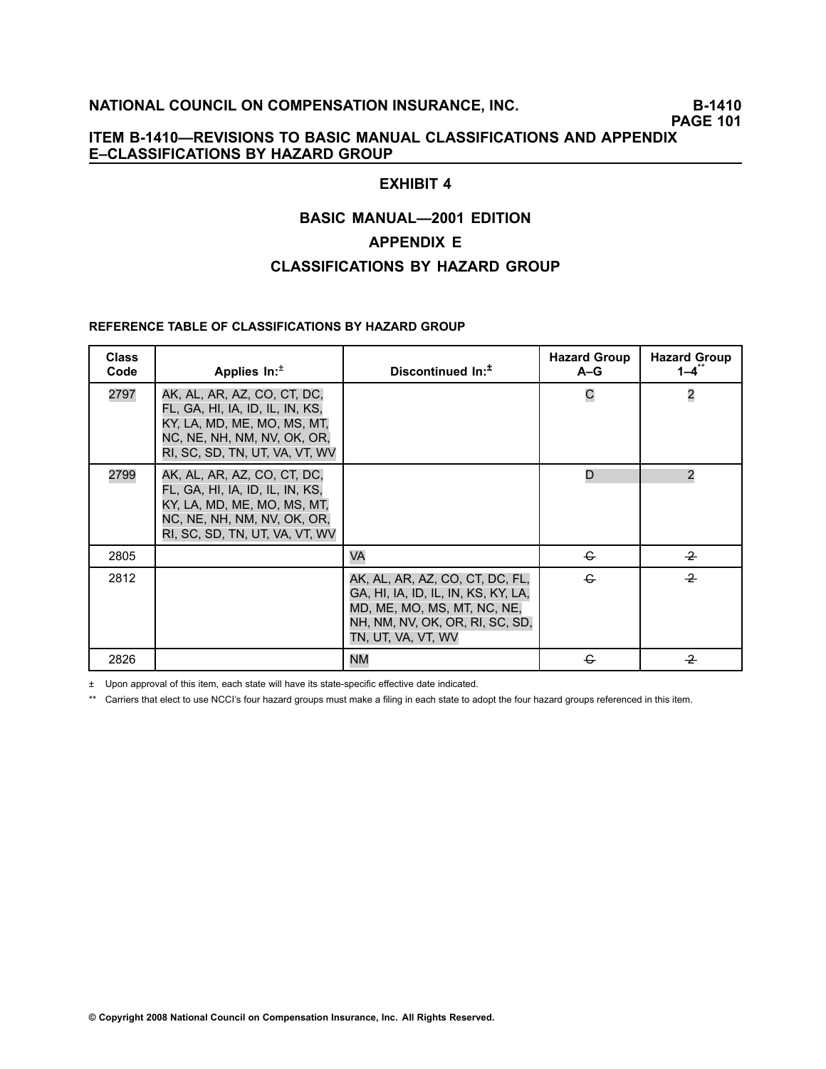## ITEM B-1410—REVISIONS TO BASIC MANUAL CLASSIFICATIONS AND APPENDIX E–CLASSIFICATIONS BY HAZARD GROUP

### EXHIBIT 4

### BASIC MANUAL—2001 EDITION

### APPENDIX E

### CLASSIFICATIONS BY HAZARD GROUP

**REFERENCE TABLE OF CLASSIFICATIONS BY HAZARD GROUP**

| Class Code | Applies In:± | Discontinued In:± | Hazard Group A–G | Hazard Group 1–4** |
|---|---|---|---|---|
| 2797 | AK, AL, AR, AZ, CO, CT, DC, FL, GA, HI, IA, ID, IL, IN, KS, KY, LA, MD, ME, MO, MS, MT, NC, NE, NH, NM, NV, OK, OR, RI, SC, SD, TN, UT, VA, VT, WV | | C | 2 |
| 2799 | AK, AL, AR, AZ, CO, CT, DC, FL, GA, HI, IA, ID, IL, IN, KS, KY, LA, MD, ME, MO, MS, MT, NC, NE, NH, NM, NV, OK, OR, RI, SC, SD, TN, UT, VA, VT, WV | | D | 2 |
| 2805 | | VA | ~~C~~ | ~~2~~ |
| 2812 | | AK, AL, AR, AZ, CO, CT, DC, FL, GA, HI, IA, ID, IL, IN, KS, KY, LA, MD, ME, MO, MS, MT, NC, NE, NH, NM, NV, OK, OR, RI, SC, SD, TN, UT, VA, VT, WV | ~~C~~ | ~~2~~ |
| 2826 | | NM | ~~C~~ | ~~2~~ |

± Upon approval of this item, each state will have its state-specific effective date indicated.

** Carriers that elect to use NCCI's four hazard groups must make a filing in each state to adopt the four hazard groups referenced in this item.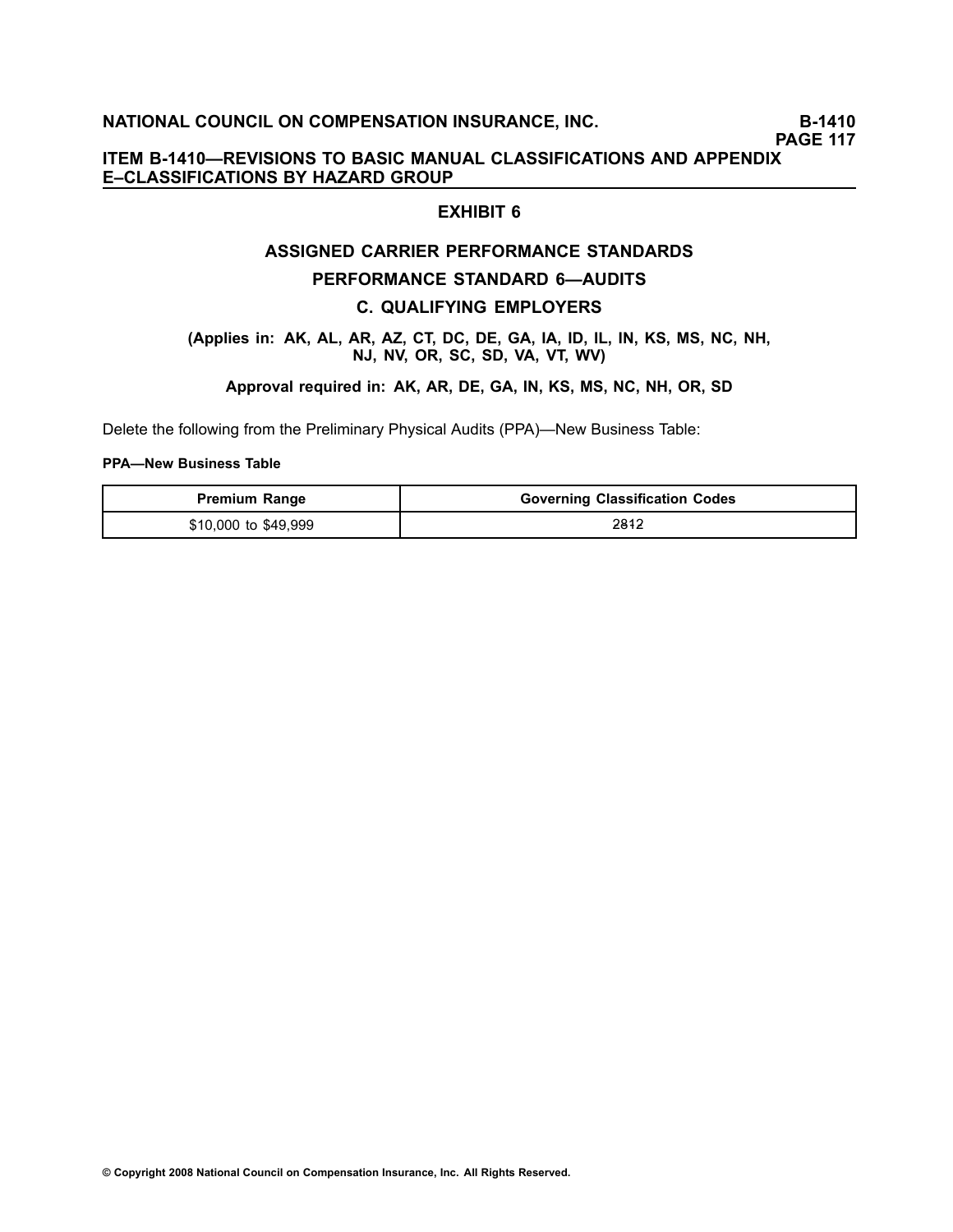## EXHIBIT 6

## ASSIGNED CARRIER PERFORMANCE STANDARDS

## PERFORMANCE STANDARD 6—AUDITS

## C. QUALIFYING EMPLOYERS

**(Applies in: AK, AL, AR, AZ, CT, DC, DE, GA, IA, ID, IL, IN, KS, MS, NC, NH, NJ, NV, OR, SC, SD, VA, VT, WV)**

**Approval required in: AK, AR, DE, GA, IN, KS, MS, NC, NH, OR, SD**

Delete the following from the Preliminary Physical Audits (PPA)—New Business Table:

**PPA—New Business Table**

| Premium Range | Governing Classification Codes |
|---|---|
| $10,000 to $49,999 | 2812 |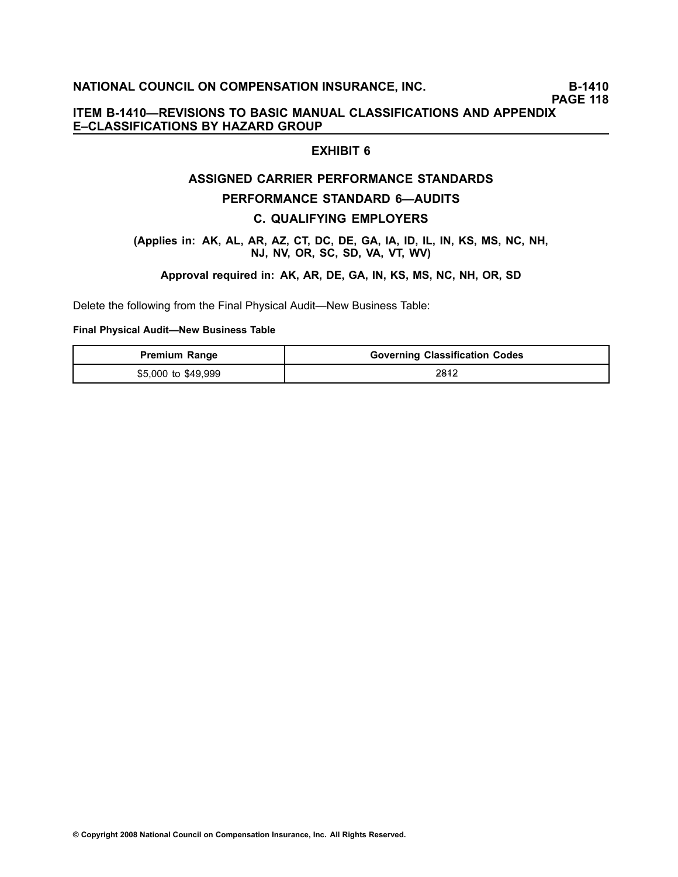# EXHIBIT 6

## ASSIGNED CARRIER PERFORMANCE STANDARDS

## PERFORMANCE STANDARD 6—AUDITS

## C. QUALIFYING EMPLOYERS

**(Applies in: AK, AL, AR, AZ, CT, DC, DE, GA, IA, ID, IL, IN, KS, MS, NC, NH, NJ, NV, OR, SC, SD, VA, VT, WV)**

**Approval required in: AK, AR, DE, GA, IN, KS, MS, NC, NH, OR, SD**

Delete the following from the Final Physical Audit—New Business Table:

**Final Physical Audit—New Business Table**

| Premium Range | Governing Classification Codes |
|---|---|
| $5,000 to $49,999 | 2812 |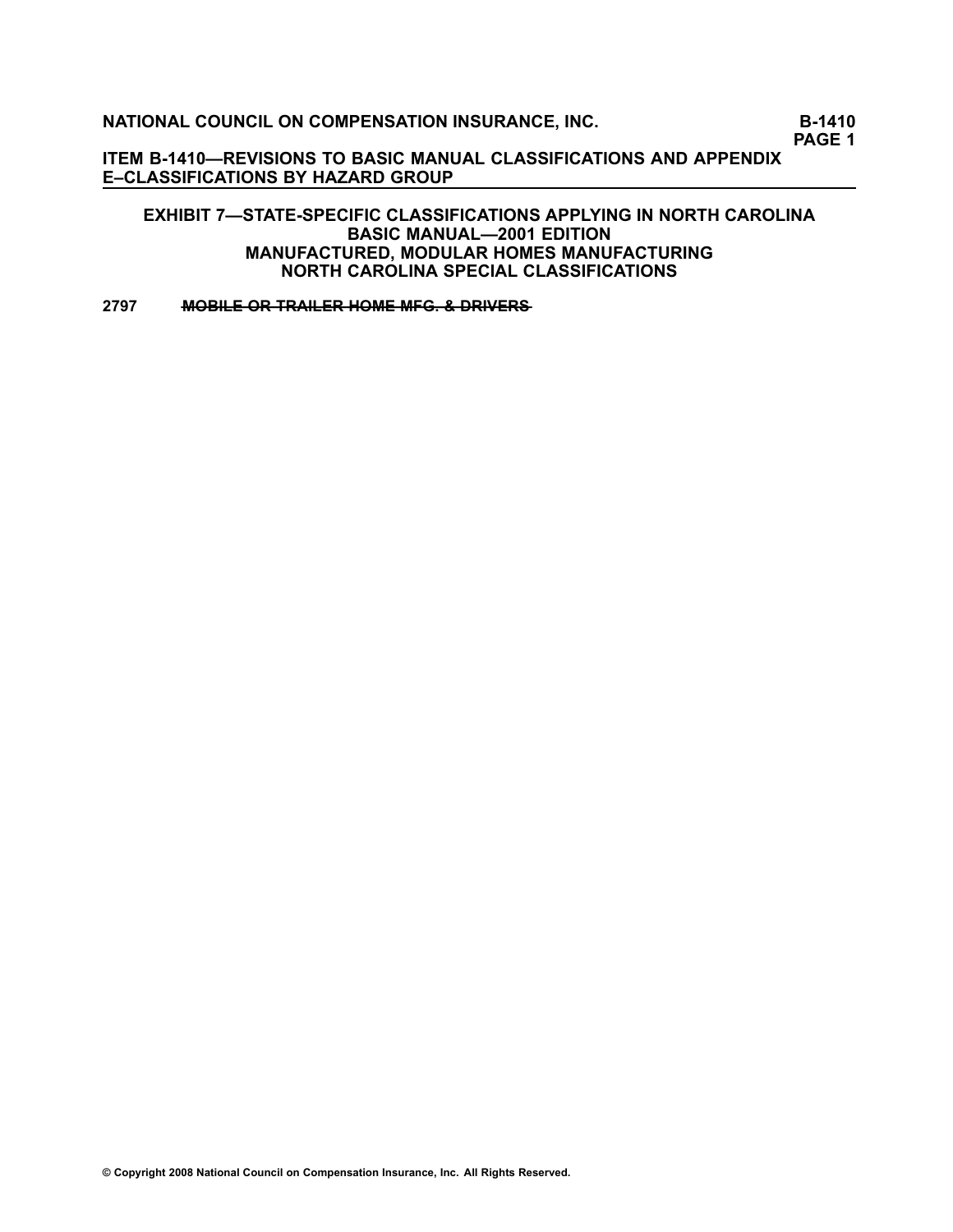## ITEM B-1410—REVISIONS TO BASIC MANUAL CLASSIFICATIONS AND APPENDIX E–CLASSIFICATIONS BY HAZARD GROUP

### EXHIBIT 7—STATE-SPECIFIC CLASSIFICATIONS APPLYING IN NORTH CAROLINA
### BASIC MANUAL—2001 EDITION
### MANUFACTURED, MODULAR HOMES MANUFACTURING
### NORTH CAROLINA SPECIAL CLASSIFICATIONS

**2797** ~~**MOBILE OR TRAILER HOME MFG. & DRIVERS**~~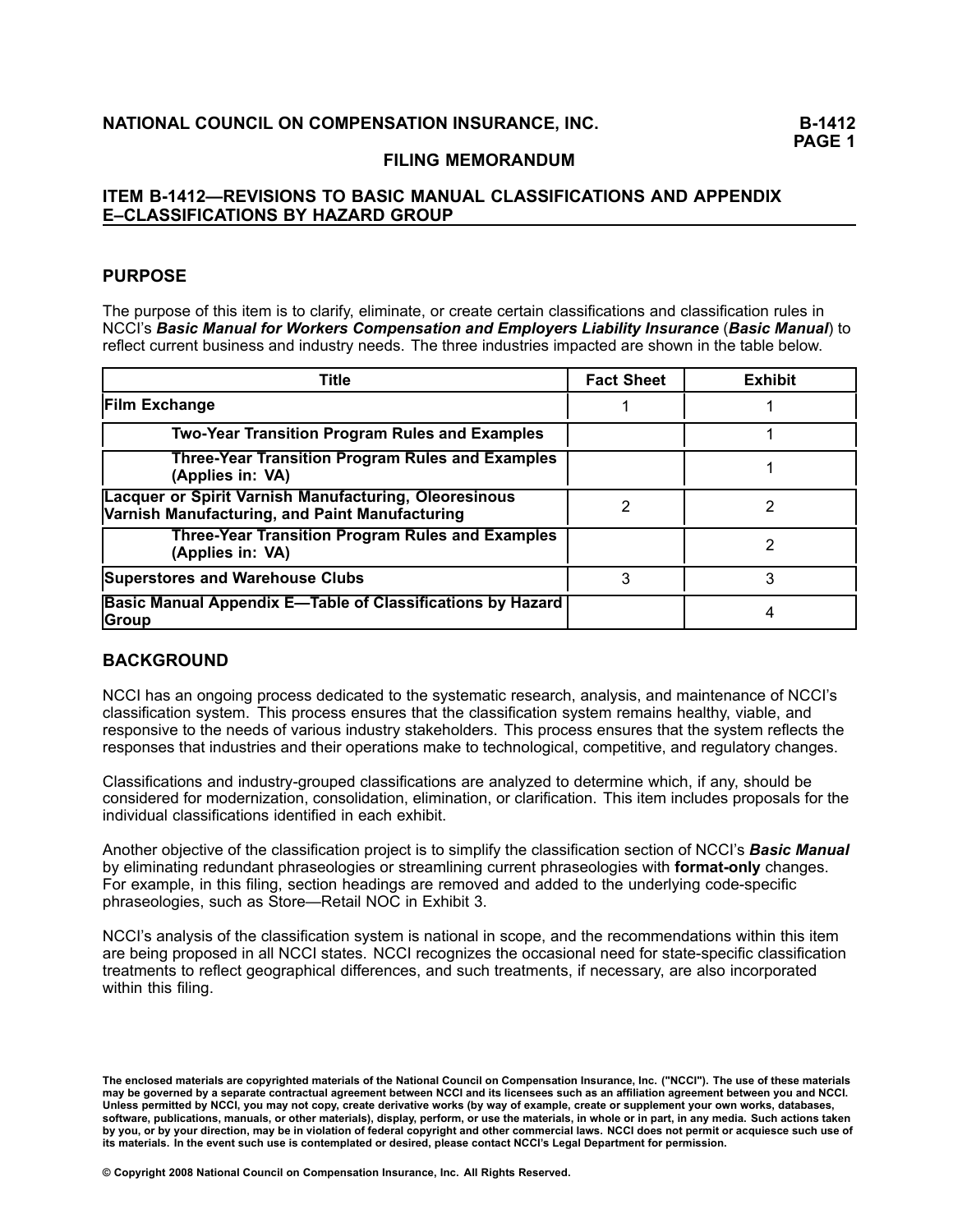**NATIONAL COUNCIL ON COMPENSATION INSURANCE, INC.**

**FILING MEMORANDUM**

## ITEM B-1412—REVISIONS TO BASIC MANUAL CLASSIFICATIONS AND APPENDIX E–CLASSIFICATIONS BY HAZARD GROUP

### PURPOSE

The purpose of this item is to clarify, eliminate, or create certain classifications and classification rules in NCCI's ***Basic Manual for Workers Compensation and Employers Liability Insurance*** (***Basic Manual***) to reflect current business and industry needs. The three industries impacted are shown in the table below.

| Title | Fact Sheet | Exhibit |
|---|---|---|
| **Film Exchange** | 1 | 1 |
| **Two-Year Transition Program Rules and Examples** | | 1 |
| **Three-Year Transition Program Rules and Examples (Applies in: VA)** | | 1 |
| **Lacquer or Spirit Varnish Manufacturing, Oleoresinous Varnish Manufacturing, and Paint Manufacturing** | 2 | 2 |
| **Three-Year Transition Program Rules and Examples (Applies in: VA)** | | 2 |
| **Superstores and Warehouse Clubs** | 3 | 3 |
| **Basic Manual Appendix E—Table of Classifications by Hazard Group** | | 4 |

### BACKGROUND

NCCI has an ongoing process dedicated to the systematic research, analysis, and maintenance of NCCI's classification system. This process ensures that the classification system remains healthy, viable, and responsive to the needs of various industry stakeholders. This process ensures that the system reflects the responses that industries and their operations make to technological, competitive, and regulatory changes.

Classifications and industry-grouped classifications are analyzed to determine which, if any, should be considered for modernization, consolidation, elimination, or clarification. This item includes proposals for the individual classifications identified in each exhibit.

Another objective of the classification project is to simplify the classification section of NCCI's ***Basic Manual*** by eliminating redundant phraseologies or streamlining current phraseologies with **format-only** changes. For example, in this filing, section headings are removed and added to the underlying code-specific phraseologies, such as Store—Retail NOC in Exhibit 3.

NCCI's analysis of the classification system is national in scope, and the recommendations within this item are being proposed in all NCCI states. NCCI recognizes the occasional need for state-specific classification treatments to reflect geographical differences, and such treatments, if necessary, are also incorporated within this filing.

**The enclosed materials are copyrighted materials of the National Council on Compensation Insurance, Inc. ("NCCI"). The use of these materials may be governed by a separate contractual agreement between NCCI and its licensees such as an affiliation agreement between you and NCCI. Unless permitted by NCCI, you may not copy, create derivative works (by way of example, create or supplement your own works, databases, software, publications, manuals, or other materials), display, perform, or use the materials, in whole or in part, in any media. Such actions taken by you, or by your direction, may be in violation of federal copyright and other commercial laws. NCCI does not permit or acquiesce such use of its materials. In the event such use is contemplated or desired, please contact NCCI's Legal Department for permission.**

**© Copyright 2008 National Council on Compensation Insurance, Inc. All Rights Reserved.**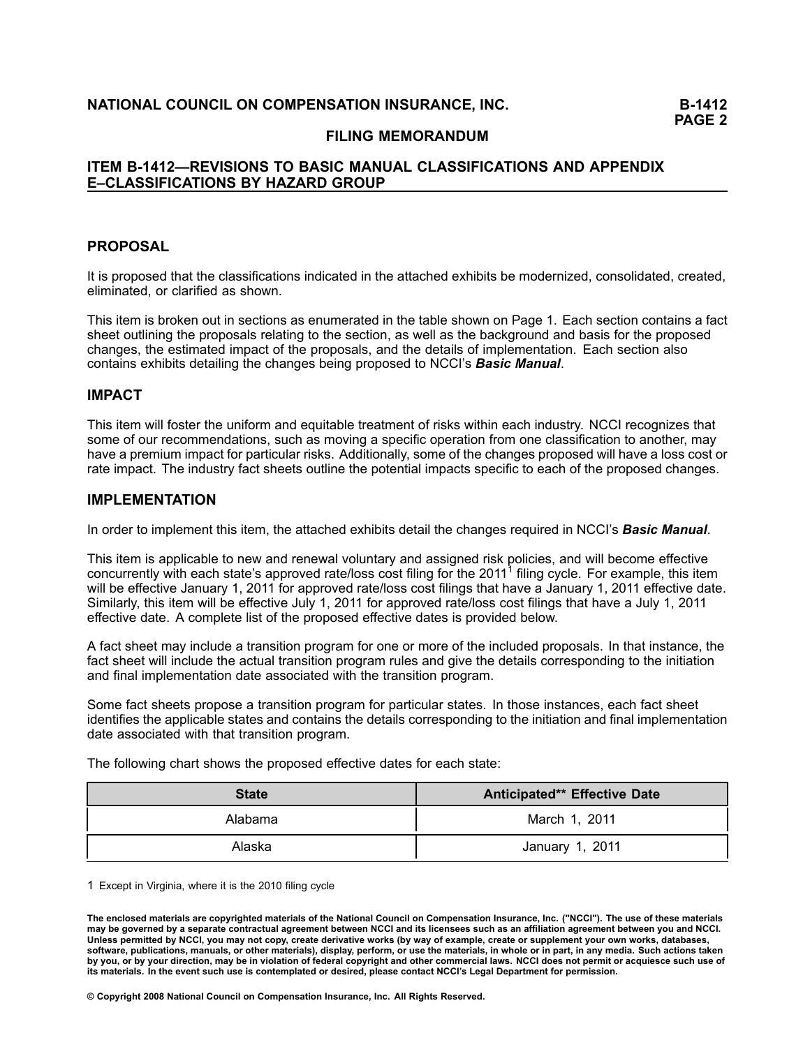# NATIONAL COUNCIL ON COMPENSATION INSURANCE, INC.

## FILING MEMORANDUM

## ITEM B-1412—REVISIONS TO BASIC MANUAL CLASSIFICATIONS AND APPENDIX E–CLASSIFICATIONS BY HAZARD GROUP

### PROPOSAL

It is proposed that the classifications indicated in the attached exhibits be modernized, consolidated, created, eliminated, or clarified as shown.

This item is broken out in sections as enumerated in the table shown on Page 1. Each section contains a fact sheet outlining the proposals relating to the section, as well as the background and basis for the proposed changes, the estimated impact of the proposals, and the details of implementation. Each section also contains exhibits detailing the changes being proposed to NCCI's ***Basic Manual***.

### IMPACT

This item will foster the uniform and equitable treatment of risks within each industry. NCCI recognizes that some of our recommendations, such as moving a specific operation from one classification to another, may have a premium impact for particular risks. Additionally, some of the changes proposed will have a loss cost or rate impact. The industry fact sheets outline the potential impacts specific to each of the proposed changes.

### IMPLEMENTATION

In order to implement this item, the attached exhibits detail the changes required in NCCI's ***Basic Manual***.

This item is applicable to new and renewal voluntary and assigned risk policies, and will become effective concurrently with each state's approved rate/loss cost filing for the 2011[1] filing cycle. For example, this item will be effective January 1, 2011 for approved rate/loss cost filings that have a January 1, 2011 effective date. Similarly, this item will be effective July 1, 2011 for approved rate/loss cost filings that have a July 1, 2011 effective date. A complete list of the proposed effective dates is provided below.

A fact sheet may include a transition program for one or more of the included proposals. In that instance, the fact sheet will include the actual transition program rules and give the details corresponding to the initiation and final implementation date associated with the transition program.

Some fact sheets propose a transition program for particular states. In those instances, each fact sheet identifies the applicable states and contains the details corresponding to the initiation and final implementation date associated with that transition program.

The following chart shows the proposed effective dates for each state:

| State | Anticipated** Effective Date |
|---|---|
| Alabama | March 1, 2011 |
| Alaska | January 1, 2011 |

1 Except in Virginia, where it is the 2010 filing cycle

**The enclosed materials are copyrighted materials of the National Council on Compensation Insurance, Inc. ("NCCI"). The use of these materials may be governed by a separate contractual agreement between NCCI and its licensees such as an affiliation agreement between you and NCCI. Unless permitted by NCCI, you may not copy, create derivative works (by way of example, create or supplement your own works, databases, software, publications, manuals, or other materials), display, perform, or use the materials, in whole or in part, in any media. Such actions taken by you, or by your direction, may be in violation of federal copyright and other commercial laws. NCCI does not permit or acquiesce such use of its materials. In the event such use is contemplated or desired, please contact NCCI's Legal Department for permission.**

**© Copyright 2008 National Council on Compensation Insurance, Inc. All Rights Reserved.**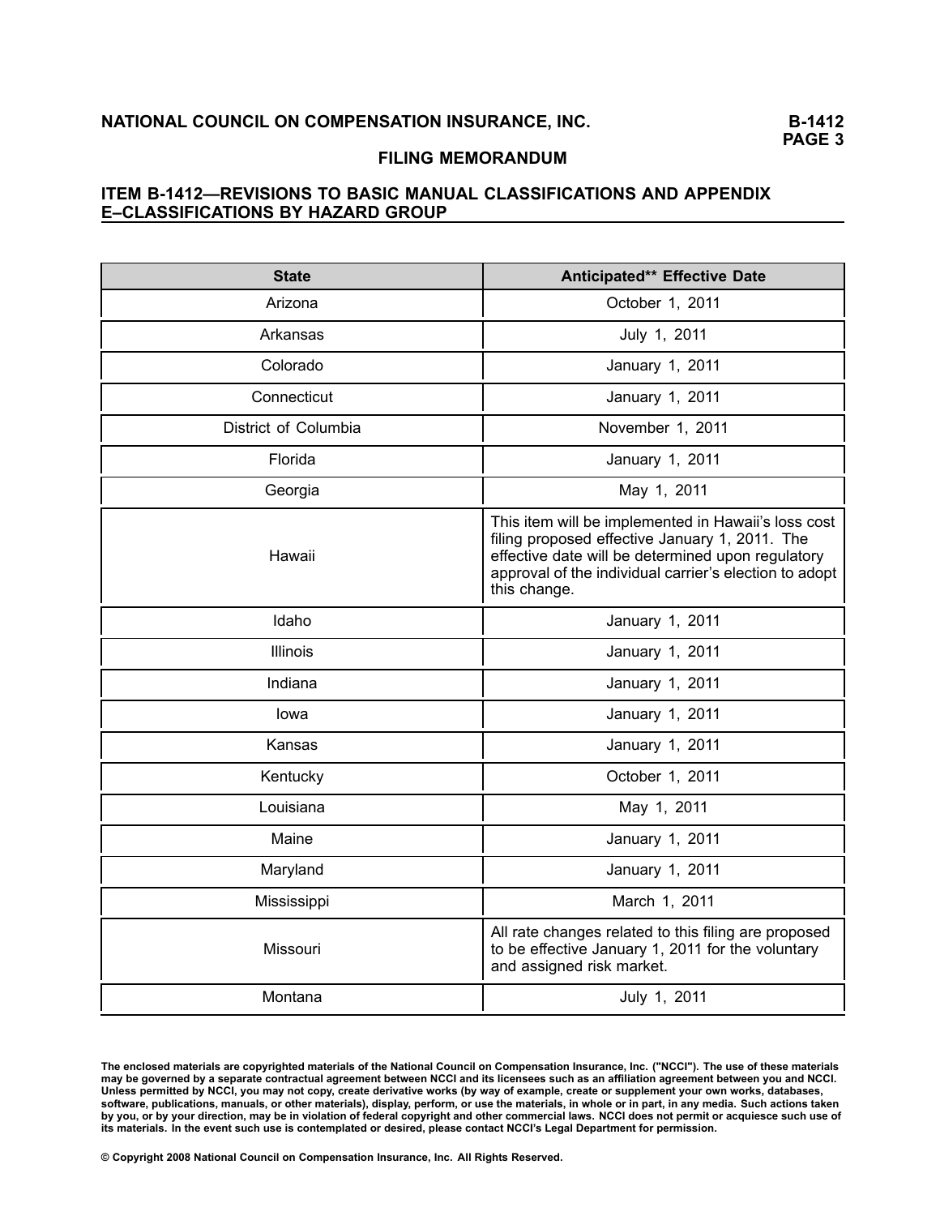**FILING MEMORANDUM**

## ITEM B-1412—REVISIONS TO BASIC MANUAL CLASSIFICATIONS AND APPENDIX E–CLASSIFICATIONS BY HAZARD GROUP

| State | Anticipated** Effective Date |
|---|---|
| Arizona | October 1, 2011 |
| Arkansas | July 1, 2011 |
| Colorado | January 1, 2011 |
| Connecticut | January 1, 2011 |
| District of Columbia | November 1, 2011 |
| Florida | January 1, 2011 |
| Georgia | May 1, 2011 |
| Hawaii | This item will be implemented in Hawaii's loss cost filing proposed effective January 1, 2011. The effective date will be determined upon regulatory approval of the individual carrier's election to adopt this change. |
| Idaho | January 1, 2011 |
| Illinois | January 1, 2011 |
| Indiana | January 1, 2011 |
| Iowa | January 1, 2011 |
| Kansas | January 1, 2011 |
| Kentucky | October 1, 2011 |
| Louisiana | May 1, 2011 |
| Maine | January 1, 2011 |
| Maryland | January 1, 2011 |
| Mississippi | March 1, 2011 |
| Missouri | All rate changes related to this filing are proposed to be effective January 1, 2011 for the voluntary and assigned risk market. |
| Montana | July 1, 2011 |

**The enclosed materials are copyrighted materials of the National Council on Compensation Insurance, Inc. ("NCCI"). The use of these materials may be governed by a separate contractual agreement between NCCI and its licensees such as an affiliation agreement between you and NCCI. Unless permitted by NCCI, you may not copy, create derivative works (by way of example, create or supplement your own works, databases, software, publications, manuals, or other materials), display, perform, or use the materials, in whole or in part, in any media. Such actions taken by you, or by your direction, may be in violation of federal copyright and other commercial laws. NCCI does not permit or acquiesce such use of its materials. In the event such use is contemplated or desired, please contact NCCI's Legal Department for permission.**

**© Copyright 2008 National Council on Compensation Insurance, Inc. All Rights Reserved.**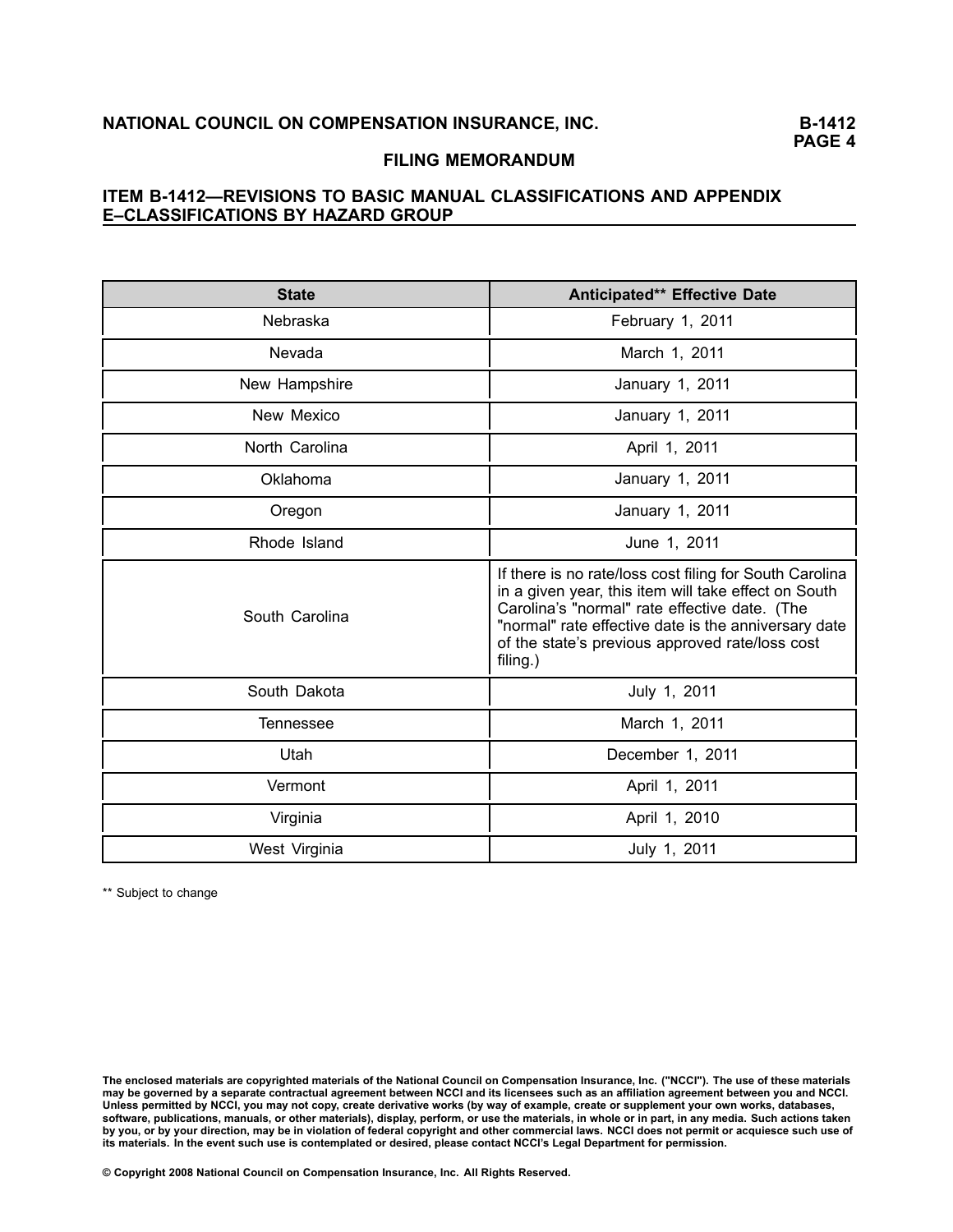| State | Anticipated** Effective Date |
|---|---|
| Nebraska | February 1, 2011 |
| Nevada | March 1, 2011 |
| New Hampshire | January 1, 2011 |
| New Mexico | January 1, 2011 |
| North Carolina | April 1, 2011 |
| Oklahoma | January 1, 2011 |
| Oregon | January 1, 2011 |
| Rhode Island | June 1, 2011 |
| South Carolina | If there is no rate/loss cost filing for South Carolina in a given year, this item will take effect on South Carolina's "normal" rate effective date. (The "normal" rate effective date is the anniversary date of the state's previous approved rate/loss cost filing.) |
| South Dakota | July 1, 2011 |
| Tennessee | March 1, 2011 |
| Utah | December 1, 2011 |
| Vermont | April 1, 2011 |
| Virginia | April 1, 2010 |
| West Virginia | July 1, 2011 |

** Subject to change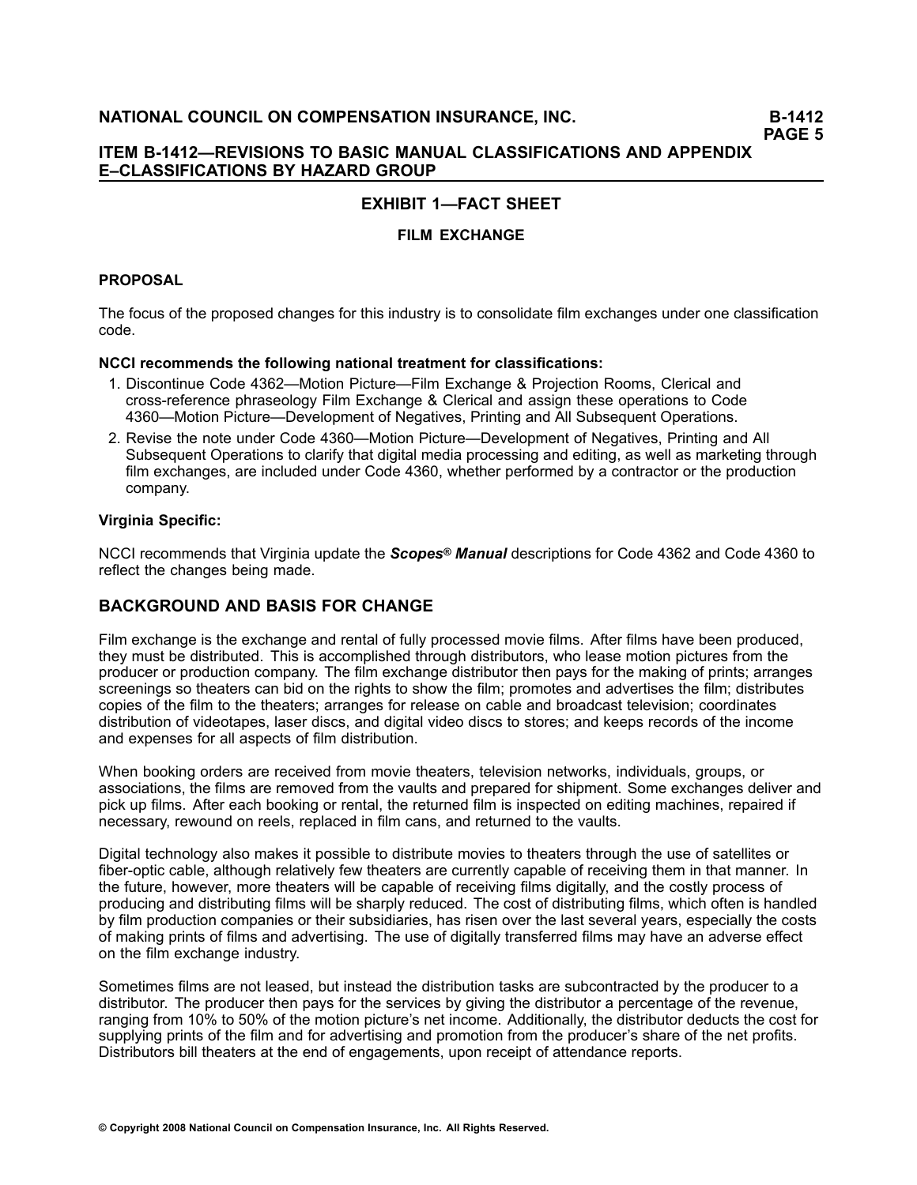# EXHIBIT 1—FACT SHEET

## FILM EXCHANGE

### PROPOSAL

The focus of the proposed changes for this industry is to consolidate film exchanges under one classification code.

**NCCI recommends the following national treatment for classifications:**

1. Discontinue Code 4362—Motion Picture—Film Exchange & Projection Rooms, Clerical and cross-reference phraseology Film Exchange & Clerical and assign these operations to Code 4360—Motion Picture—Development of Negatives, Printing and All Subsequent Operations.
2. Revise the note under Code 4360—Motion Picture—Development of Negatives, Printing and All Subsequent Operations to clarify that digital media processing and editing, as well as marketing through film exchanges, are included under Code 4360, whether performed by a contractor or the production company.

**Virginia Specific:**

NCCI recommends that Virginia update the ***Scopes® Manual*** descriptions for Code 4362 and Code 4360 to reflect the changes being made.

## BACKGROUND AND BASIS FOR CHANGE

Film exchange is the exchange and rental of fully processed movie films. After films have been produced, they must be distributed. This is accomplished through distributors, who lease motion pictures from the producer or production company. The film exchange distributor then pays for the making of prints; arranges screenings so theaters can bid on the rights to show the film; promotes and advertises the film; distributes copies of the film to the theaters; arranges for release on cable and broadcast television; coordinates distribution of videotapes, laser discs, and digital video discs to stores; and keeps records of the income and expenses for all aspects of film distribution.

When booking orders are received from movie theaters, television networks, individuals, groups, or associations, the films are removed from the vaults and prepared for shipment. Some exchanges deliver and pick up films. After each booking or rental, the returned film is inspected on editing machines, repaired if necessary, rewound on reels, replaced in film cans, and returned to the vaults.

Digital technology also makes it possible to distribute movies to theaters through the use of satellites or fiber-optic cable, although relatively few theaters are currently capable of receiving them in that manner. In the future, however, more theaters will be capable of receiving films digitally, and the costly process of producing and distributing films will be sharply reduced. The cost of distributing films, which often is handled by film production companies or their subsidiaries, has risen over the last several years, especially the costs of making prints of films and advertising. The use of digitally transferred films may have an adverse effect on the film exchange industry.

Sometimes films are not leased, but instead the distribution tasks are subcontracted by the producer to a distributor. The producer then pays for the services by giving the distributor a percentage of the revenue, ranging from 10% to 50% of the motion picture's net income. Additionally, the distributor deducts the cost for supplying prints of the film and for advertising and promotion from the producer's share of the net profits. Distributors bill theaters at the end of engagements, upon receipt of attendance reports.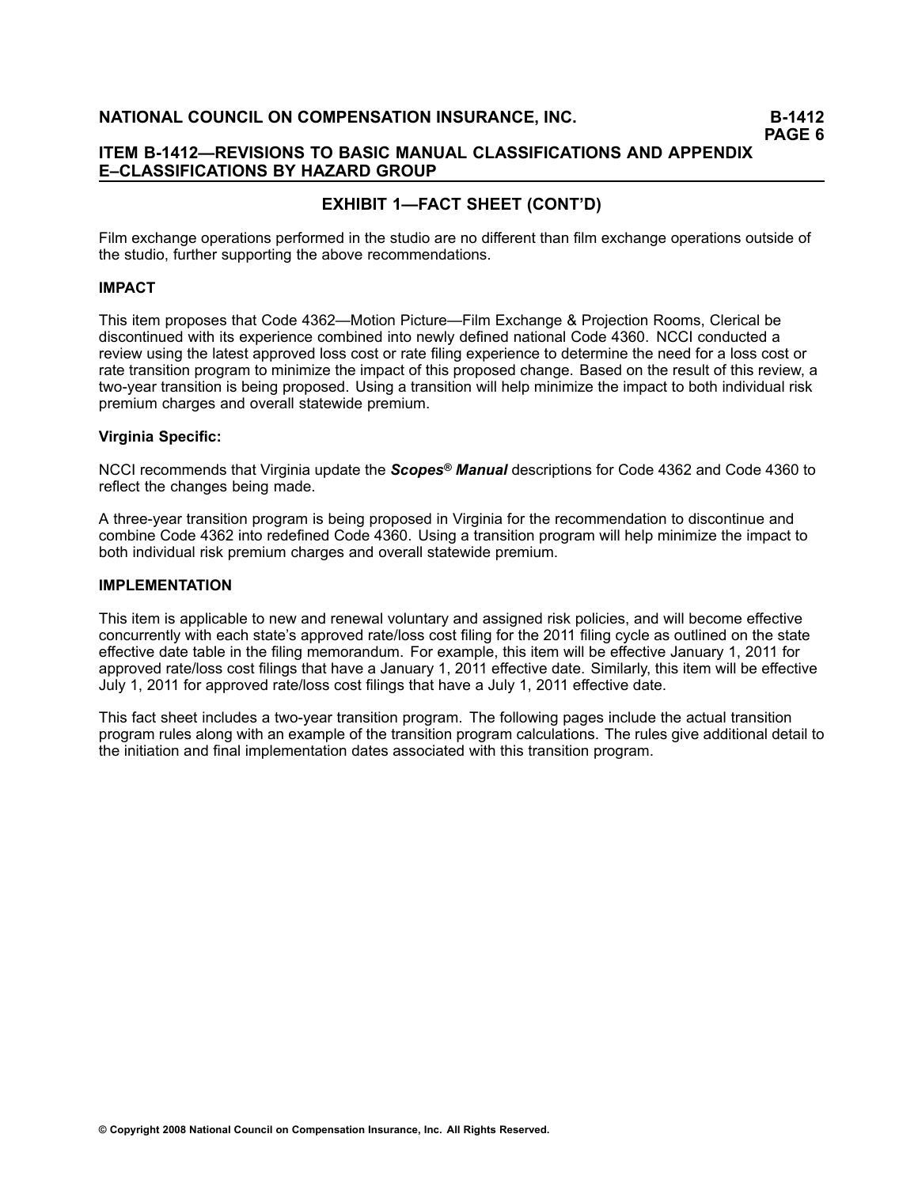## EXHIBIT 1—FACT SHEET (CONT'D)

Film exchange operations performed in the studio are no different than film exchange operations outside of the studio, further supporting the above recommendations.

### IMPACT

This item proposes that Code 4362—Motion Picture—Film Exchange & Projection Rooms, Clerical be discontinued with its experience combined into newly defined national Code 4360. NCCI conducted a review using the latest approved loss cost or rate filing experience to determine the need for a loss cost or rate transition program to minimize the impact of this proposed change. Based on the result of this review, a two-year transition is being proposed. Using a transition will help minimize the impact to both individual risk premium charges and overall statewide premium.

**Virginia Specific:**

NCCI recommends that Virginia update the ***Scopes® Manual*** descriptions for Code 4362 and Code 4360 to reflect the changes being made.

A three-year transition program is being proposed in Virginia for the recommendation to discontinue and combine Code 4362 into redefined Code 4360. Using a transition program will help minimize the impact to both individual risk premium charges and overall statewide premium.

### IMPLEMENTATION

This item is applicable to new and renewal voluntary and assigned risk policies, and will become effective concurrently with each state's approved rate/loss cost filing for the 2011 filing cycle as outlined on the state effective date table in the filing memorandum. For example, this item will be effective January 1, 2011 for approved rate/loss cost filings that have a January 1, 2011 effective date. Similarly, this item will be effective July 1, 2011 for approved rate/loss cost filings that have a July 1, 2011 effective date.

This fact sheet includes a two-year transition program. The following pages include the actual transition program rules along with an example of the transition program calculations. The rules give additional detail to the initiation and final implementation dates associated with this transition program.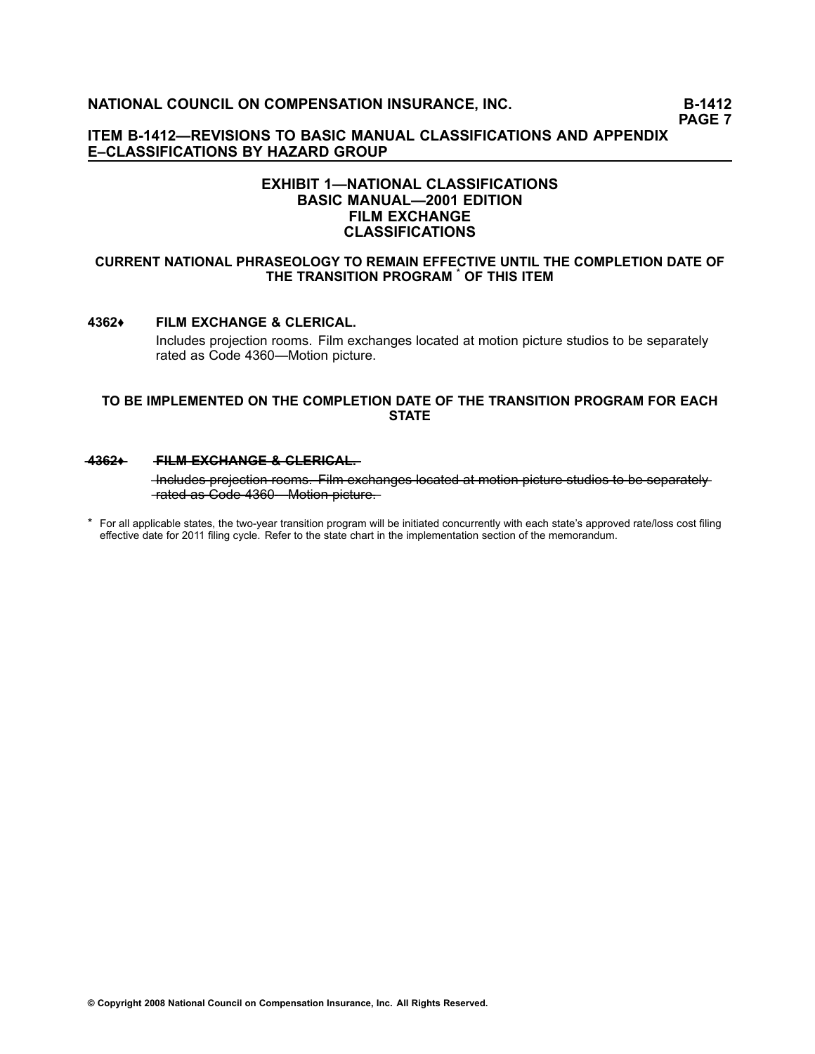## ITEM B-1412—REVISIONS TO BASIC MANUAL CLASSIFICATIONS AND APPENDIX E–CLASSIFICATIONS BY HAZARD GROUP

### EXHIBIT 1—NATIONAL CLASSIFICATIONS
### BASIC MANUAL—2001 EDITION
### FILM EXCHANGE
### CLASSIFICATIONS

**CURRENT NATIONAL PHRASEOLOGY TO REMAIN EFFECTIVE UNTIL THE COMPLETION DATE OF THE TRANSITION PROGRAM [*] OF THIS ITEM**

**4362♦ FILM EXCHANGE & CLERICAL.**

Includes projection rooms. Film exchanges located at motion picture studios to be separately rated as Code 4360—Motion picture.

**TO BE IMPLEMENTED ON THE COMPLETION DATE OF THE TRANSITION PROGRAM FOR EACH STATE**

~~**4362♦ FILM EXCHANGE & CLERICAL.**~~

~~Includes projection rooms. Film exchanges located at motion picture studios to be separately rated as Code 4360—Motion picture.~~

[*] For all applicable states, the two-year transition program will be initiated concurrently with each state's approved rate/loss cost filing effective date for 2011 filing cycle. Refer to the state chart in the implementation section of the memorandum.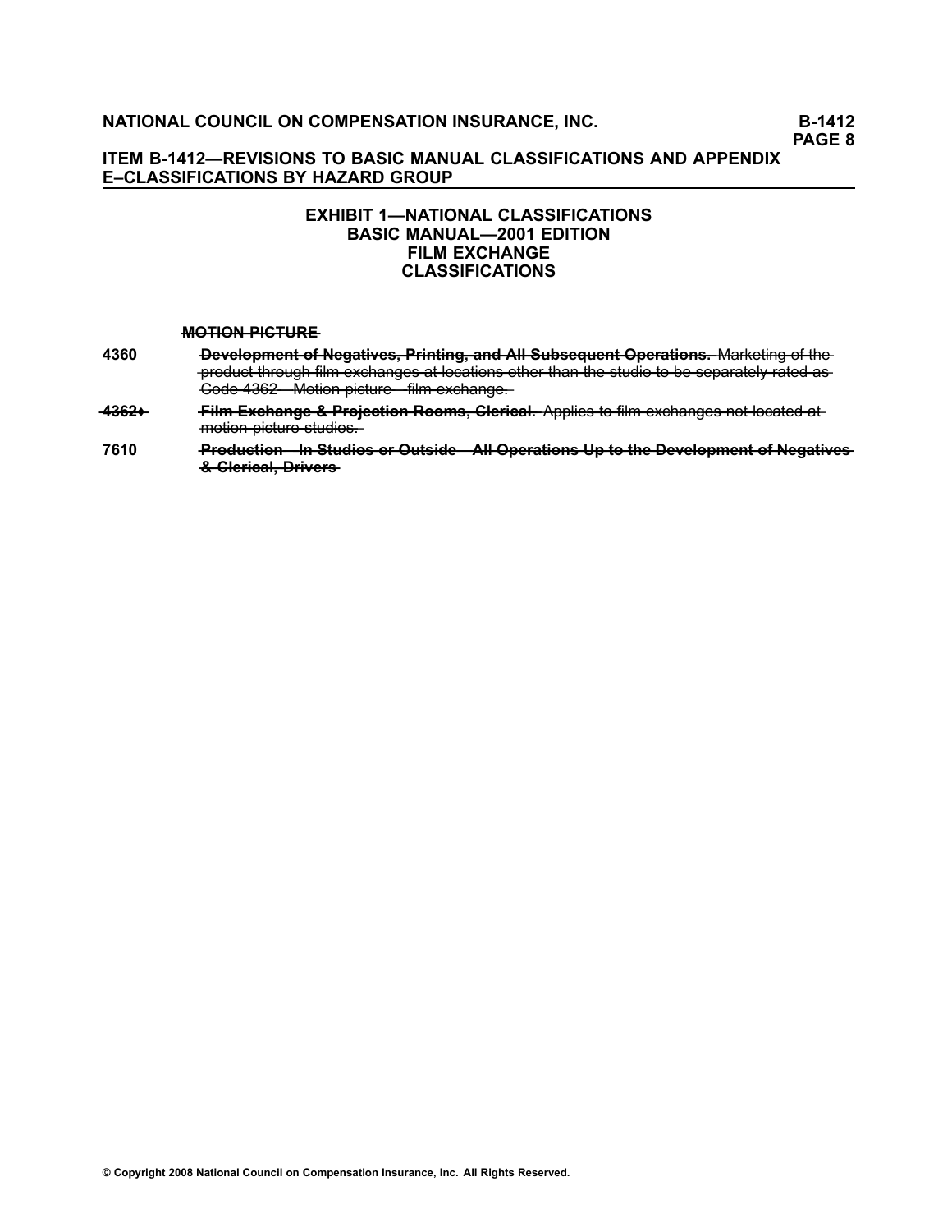## EXHIBIT 1—NATIONAL CLASSIFICATIONS
## BASIC MANUAL—2001 EDITION
## FILM EXCHANGE
## CLASSIFICATIONS

~~**MOTION PICTURE**~~

4360 ~~**Development of Negatives, Printing, and All Subsequent Operations.** Marketing of the product through film exchanges at locations other than the studio to be separately rated as Code 4362—Motion picture—film exchange.~~

~~**4362♦**~~ ~~**Film Exchange & Projection Rooms, Clerical.** Applies to film exchanges not located at motion picture studios.~~

7610 ~~**Production—In Studios or Outside—All Operations Up to the Development of Negatives & Clerical, Drivers**~~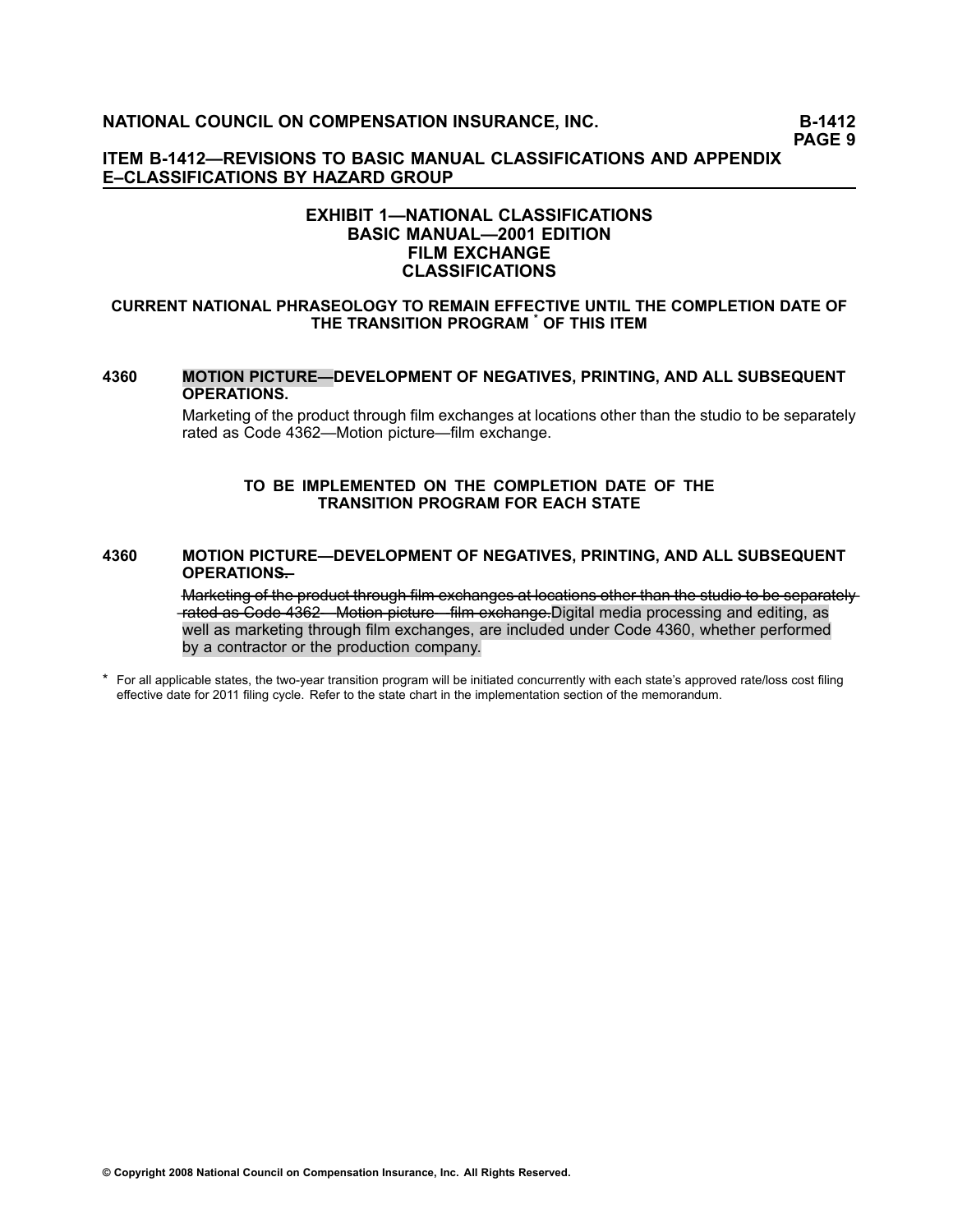## ITEM B-1412—REVISIONS TO BASIC MANUAL CLASSIFICATIONS AND APPENDIX E–CLASSIFICATIONS BY HAZARD GROUP

### EXHIBIT 1—NATIONAL CLASSIFICATIONS
### BASIC MANUAL—2001 EDITION
### FILM EXCHANGE
### CLASSIFICATIONS

**CURRENT NATIONAL PHRASEOLOGY TO REMAIN EFFECTIVE UNTIL THE COMPLETION DATE OF THE TRANSITION PROGRAM * OF THIS ITEM**

**4360 MOTION PICTURE—DEVELOPMENT OF NEGATIVES, PRINTING, AND ALL SUBSEQUENT OPERATIONS.**

Marketing of the product through film exchanges at locations other than the studio to be separately rated as Code 4362—Motion picture—film exchange.

**TO BE IMPLEMENTED ON THE COMPLETION DATE OF THE TRANSITION PROGRAM FOR EACH STATE**

**4360 MOTION PICTURE—DEVELOPMENT OF NEGATIVES, PRINTING, AND ALL SUBSEQUENT OPERATIONS~~.~~**

~~Marketing of the product through film exchanges at locations other than the studio to be separately rated as Code 4362—Motion picture—film exchange.~~Digital media processing and editing, as well as marketing through film exchanges, are included under Code 4360, whether performed by a contractor or the production company.

* For all applicable states, the two-year transition program will be initiated concurrently with each state's approved rate/loss cost filing effective date for 2011 filing cycle. Refer to the state chart in the implementation section of the memorandum.

© Copyright 2008 National Council on Compensation Insurance, Inc. All Rights Reserved.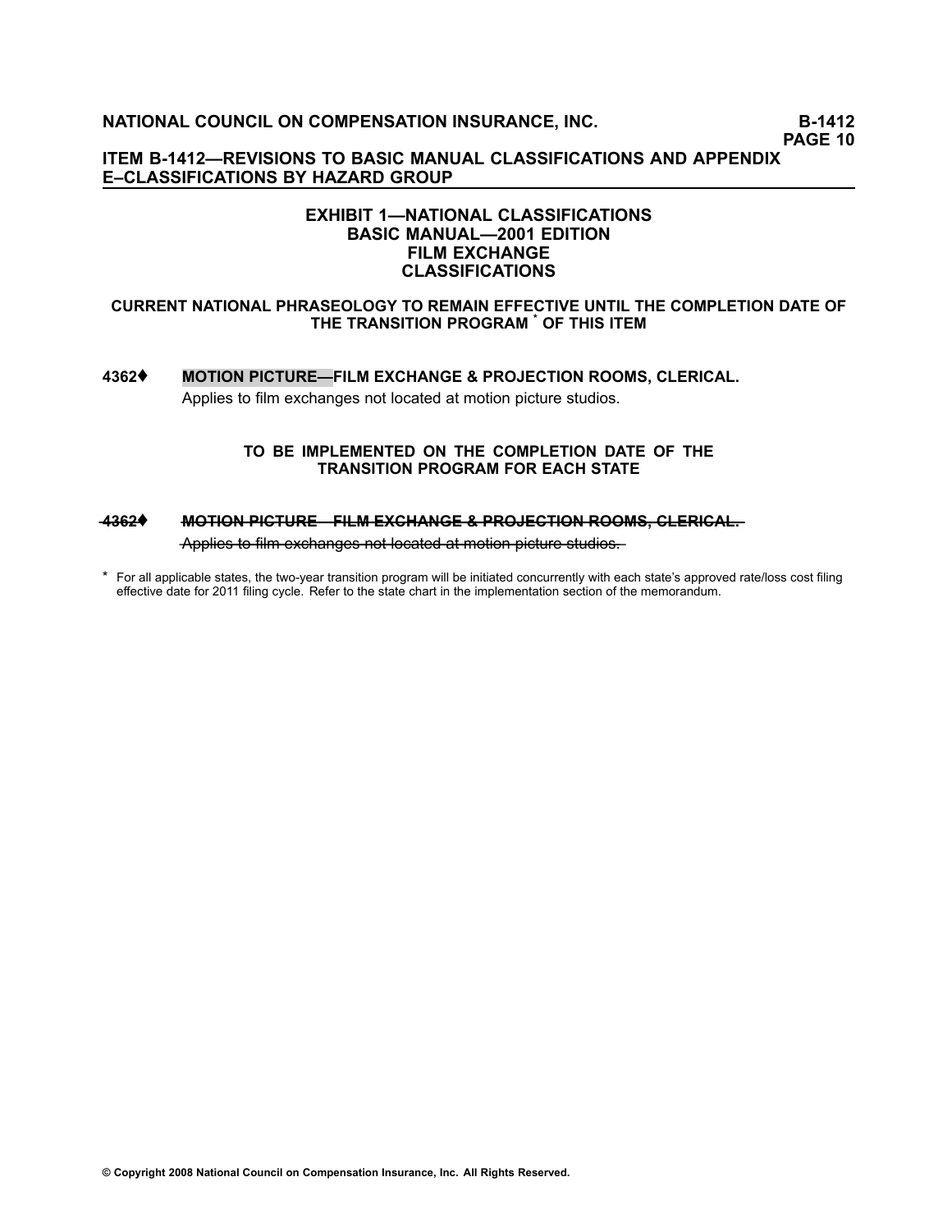## EXHIBIT 1—NATIONAL CLASSIFICATIONS
## BASIC MANUAL—2001 EDITION
## FILM EXCHANGE
## CLASSIFICATIONS

**CURRENT NATIONAL PHRASEOLOGY TO REMAIN EFFECTIVE UNTIL THE COMPLETION DATE OF THE TRANSITION PROGRAM * OF THIS ITEM**

**4362♦ MOTION PICTURE—FILM EXCHANGE & PROJECTION ROOMS, CLERICAL.**

Applies to film exchanges not located at motion picture studios.

**TO BE IMPLEMENTED ON THE COMPLETION DATE OF THE TRANSITION PROGRAM FOR EACH STATE**

~~**4362♦ MOTION PICTURE—FILM EXCHANGE & PROJECTION ROOMS, CLERICAL.**~~

~~Applies to film exchanges not located at motion picture studios.~~

* For all applicable states, the two-year transition program will be initiated concurrently with each state's approved rate/loss cost filing effective date for 2011 filing cycle. Refer to the state chart in the implementation section of the memorandum.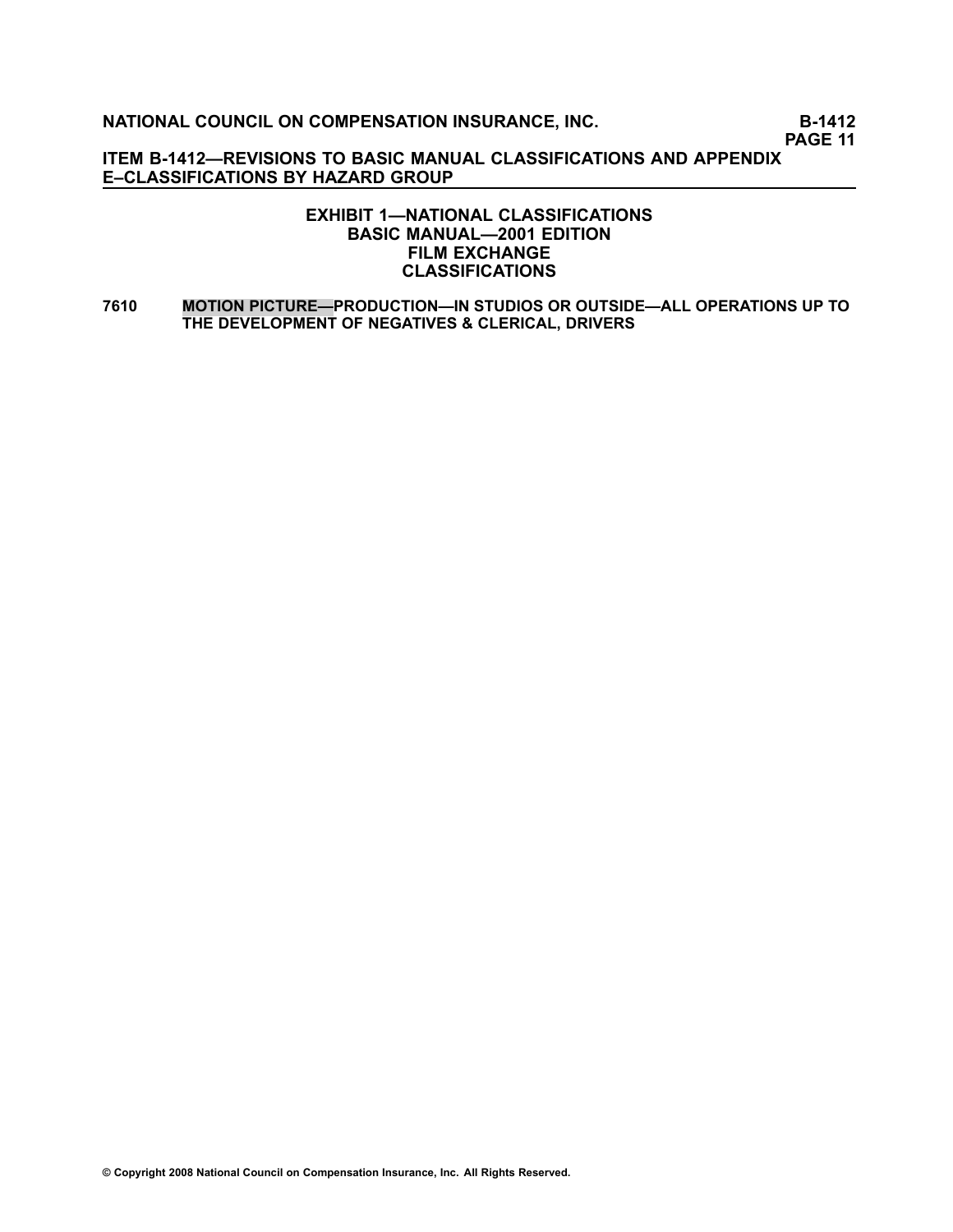## EXHIBIT 1—NATIONAL CLASSIFICATIONS
## BASIC MANUAL—2001 EDITION
## FILM EXCHANGE
## CLASSIFICATIONS

**7610** **MOTION PICTURE—PRODUCTION—IN STUDIOS OR OUTSIDE—ALL OPERATIONS UP TO THE DEVELOPMENT OF NEGATIVES & CLERICAL, DRIVERS**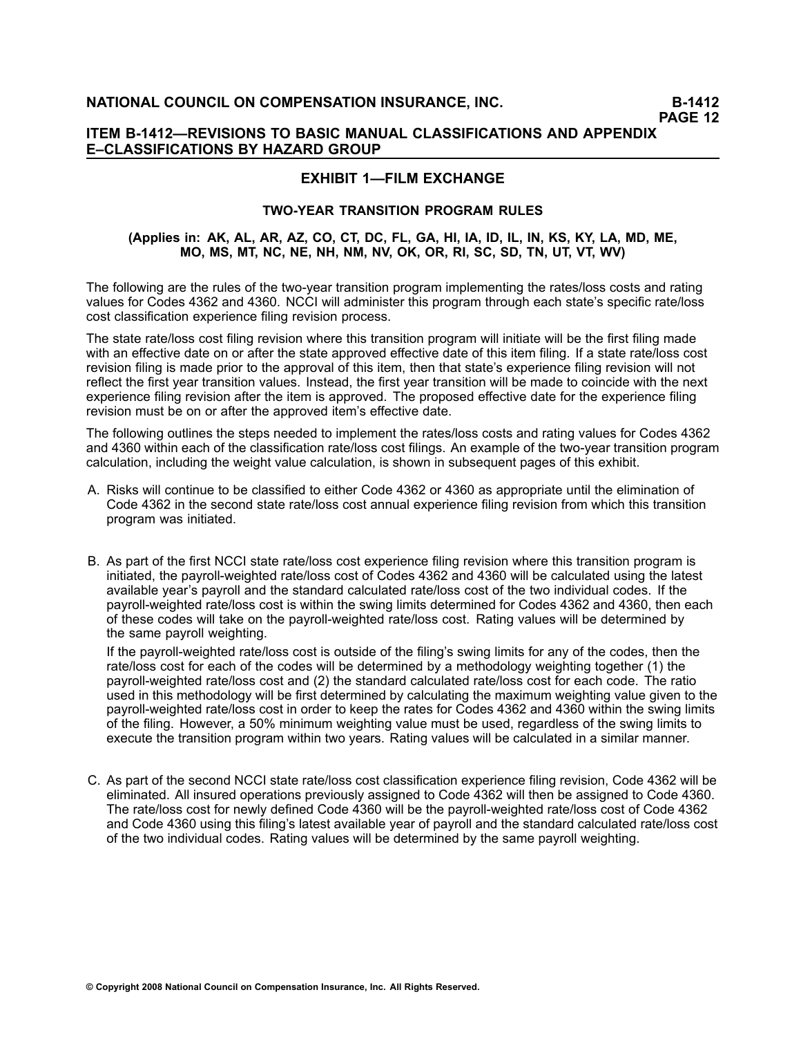## EXHIBIT 1—FILM EXCHANGE

### TWO-YEAR TRANSITION PROGRAM RULES

**(Applies in: AK, AL, AR, AZ, CO, CT, DC, FL, GA, HI, IA, ID, IL, IN, KS, KY, LA, MD, ME, MO, MS, MT, NC, NE, NH, NM, NV, OK, OR, RI, SC, SD, TN, UT, VT, WV)**

The following are the rules of the two-year transition program implementing the rates/loss costs and rating values for Codes 4362 and 4360. NCCI will administer this program through each state's specific rate/loss cost classification experience filing revision process.

The state rate/loss cost filing revision where this transition program will initiate will be the first filing made with an effective date on or after the state approved effective date of this item filing. If a state rate/loss cost revision filing is made prior to the approval of this item, then that state's experience filing revision will not reflect the first year transition values. Instead, the first year transition will be made to coincide with the next experience filing revision after the item is approved. The proposed effective date for the experience filing revision must be on or after the approved item's effective date.

The following outlines the steps needed to implement the rates/loss costs and rating values for Codes 4362 and 4360 within each of the classification rate/loss cost filings. An example of the two-year transition program calculation, including the weight value calculation, is shown in subsequent pages of this exhibit.

A. Risks will continue to be classified to either Code 4362 or 4360 as appropriate until the elimination of Code 4362 in the second state rate/loss cost annual experience filing revision from which this transition program was initiated.

B. As part of the first NCCI state rate/loss cost experience filing revision where this transition program is initiated, the payroll-weighted rate/loss cost of Codes 4362 and 4360 will be calculated using the latest available year's payroll and the standard calculated rate/loss cost of the two individual codes. If the payroll-weighted rate/loss cost is within the swing limits determined for Codes 4362 and 4360, then each of these codes will take on the payroll-weighted rate/loss cost. Rating values will be determined by the same payroll weighting.

   If the payroll-weighted rate/loss cost is outside of the filing's swing limits for any of the codes, then the rate/loss cost for each of the codes will be determined by a methodology weighting together (1) the payroll-weighted rate/loss cost and (2) the standard calculated rate/loss cost for each code. The ratio used in this methodology will be first determined by calculating the maximum weighting value given to the payroll-weighted rate/loss cost in order to keep the rates for Codes 4362 and 4360 within the swing limits of the filing. However, a 50% minimum weighting value must be used, regardless of the swing limits to execute the transition program within two years. Rating values will be calculated in a similar manner.

C. As part of the second NCCI state rate/loss cost classification experience filing revision, Code 4362 will be eliminated. All insured operations previously assigned to Code 4362 will then be assigned to Code 4360. The rate/loss cost for newly defined Code 4360 will be the payroll-weighted rate/loss cost of Code 4362 and Code 4360 using this filing's latest available year of payroll and the standard calculated rate/loss cost of the two individual codes. Rating values will be determined by the same payroll weighting.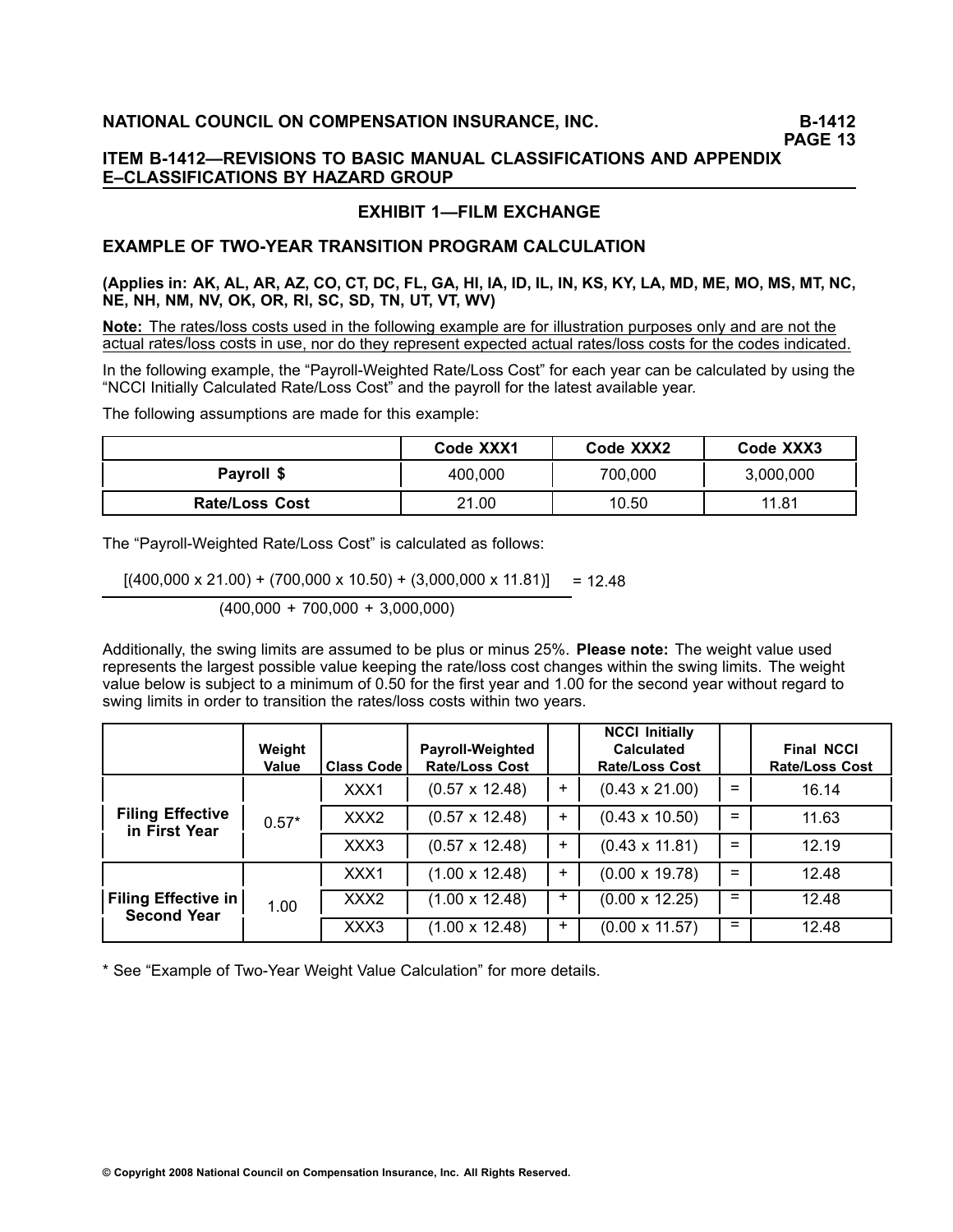## EXHIBIT 1—FILM EXCHANGE

### EXAMPLE OF TWO-YEAR TRANSITION PROGRAM CALCULATION

**(Applies in: AK, AL, AR, AZ, CO, CT, DC, FL, GA, HI, IA, ID, IL, IN, KS, KY, LA, MD, ME, MO, MS, MT, NC, NE, NH, NM, NV, OK, OR, RI, SC, SD, TN, UT, VT, WV)**

**Note:** The rates/loss costs used in the following example are for illustration purposes only and are not the actual rates/loss costs in use, nor do they represent expected actual rates/loss costs for the codes indicated.

In the following example, the "Payroll-Weighted Rate/Loss Cost" for each year can be calculated by using the "NCCI Initially Calculated Rate/Loss Cost" and the payroll for the latest available year.

The following assumptions are made for this example:

| | Code XXX1 | Code XXX2 | Code XXX3 |
|---|---|---|---|
| **Payroll $** | 400,000 | 700,000 | 3,000,000 |
| **Rate/Loss Cost** | 21.00 | 10.50 | 11.81 |

The "Payroll-Weighted Rate/Loss Cost" is calculated as follows:

$$\frac{[(400{,}000 \times 21.00) + (700{,}000 \times 10.50) + (3{,}000{,}000 \times 11.81)]}{(400{,}000 + 700{,}000 + 3{,}000{,}000)} = 12.48$$

Additionally, the swing limits are assumed to be plus or minus 25%. **Please note:** The weight value used represents the largest possible value keeping the rate/loss cost changes within the swing limits. The weight value below is subject to a minimum of 0.50 for the first year and 1.00 for the second year without regard to swing limits in order to transition the rates/loss costs within two years.

| | Weight Value | Class Code | Payroll-Weighted Rate/Loss Cost | | NCCI Initially Calculated Rate/Loss Cost | | Final NCCI Rate/Loss Cost |
|---|---|---|---|---|---|---|---|
| **Filing Effective in First Year** | 0.57* | XXX1 | (0.57 x 12.48) | + | (0.43 x 21.00) | = | 16.14 |
| | | XXX2 | (0.57 x 12.48) | + | (0.43 x 10.50) | = | 11.63 |
| | | XXX3 | (0.57 x 12.48) | + | (0.43 x 11.81) | = | 12.19 |
| **Filing Effective in Second Year** | 1.00 | XXX1 | (1.00 x 12.48) | + | (0.00 x 19.78) | = | 12.48 |
| | | XXX2 | (1.00 x 12.48) | + | (0.00 x 12.25) | = | 12.48 |
| | | XXX3 | (1.00 x 12.48) | + | (0.00 x 11.57) | = | 12.48 |

\* See "Example of Two-Year Weight Value Calculation" for more details.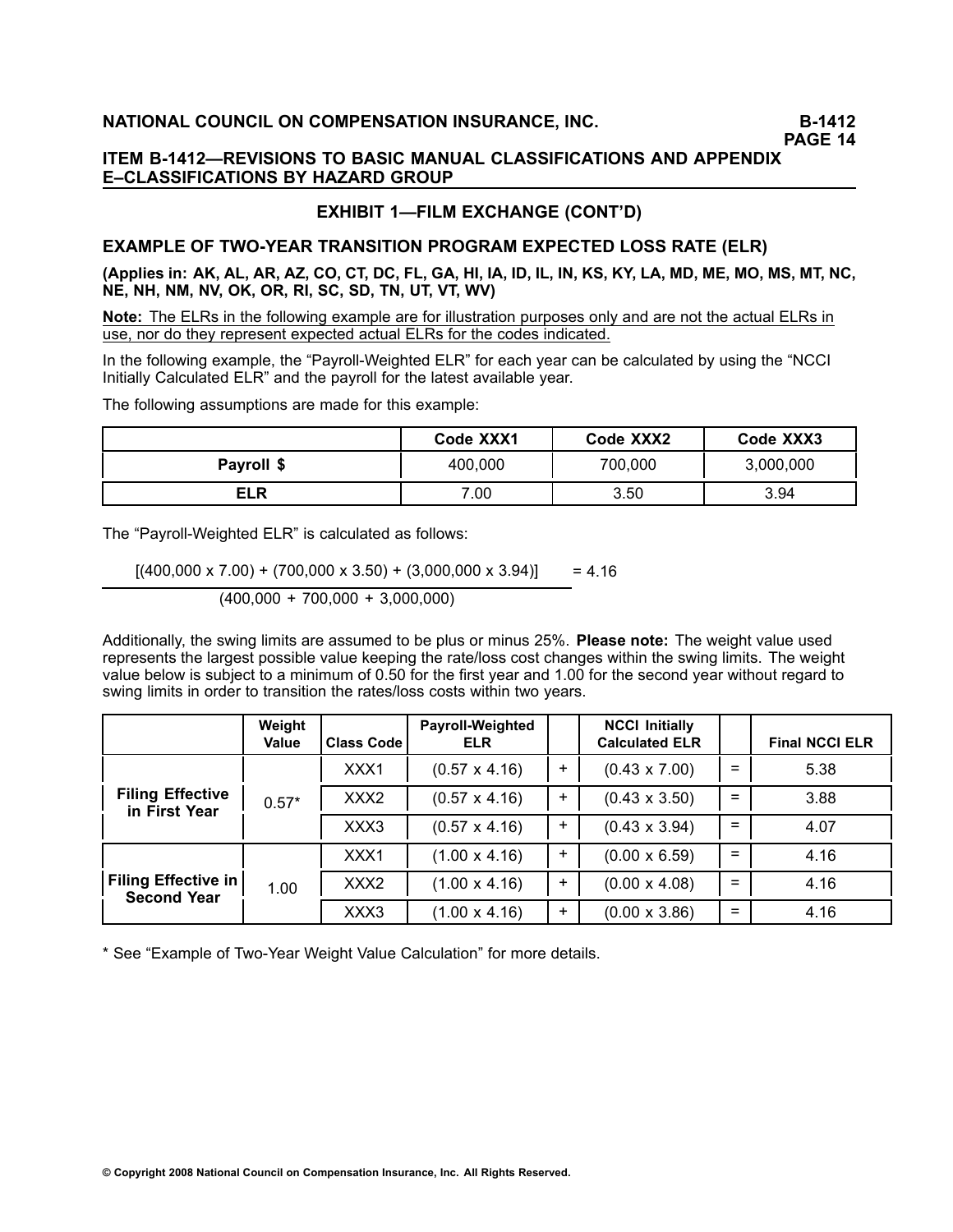## ITEM B-1412—REVISIONS TO BASIC MANUAL CLASSIFICATIONS AND APPENDIX E–CLASSIFICATIONS BY HAZARD GROUP

### EXHIBIT 1—FILM EXCHANGE (CONT'D)

### EXAMPLE OF TWO-YEAR TRANSITION PROGRAM EXPECTED LOSS RATE (ELR)

**(Applies in: AK, AL, AR, AZ, CO, CT, DC, FL, GA, HI, IA, ID, IL, IN, KS, KY, LA, MD, ME, MO, MS, MT, NC, NE, NH, NM, NV, OK, OR, RI, SC, SD, TN, UT, VT, WV)**

**Note:** The ELRs in the following example are for illustration purposes only and are not the actual ELRs in use, nor do they represent expected actual ELRs for the codes indicated.

In the following example, the "Payroll-Weighted ELR" for each year can be calculated by using the "NCCI Initially Calculated ELR" and the payroll for the latest available year.

The following assumptions are made for this example:

| | Code XXX1 | Code XXX2 | Code XXX3 |
|---|---|---|---|
| **Payroll $** | 400,000 | 700,000 | 3,000,000 |
| **ELR** | 7.00 | 3.50 | 3.94 |

The "Payroll-Weighted ELR" is calculated as follows:

$$\frac{[(400{,}000 \times 7.00) + (700{,}000 \times 3.50) + (3{,}000{,}000 \times 3.94)]}{(400{,}000 + 700{,}000 + 3{,}000{,}000)} = 4.16$$

Additionally, the swing limits are assumed to be plus or minus 25%. **Please note:** The weight value used represents the largest possible value keeping the rate/loss cost changes within the swing limits. The weight value below is subject to a minimum of 0.50 for the first year and 1.00 for the second year without regard to swing limits in order to transition the rates/loss costs within two years.

| | Weight Value | Class Code | Payroll-Weighted ELR | | NCCI Initially Calculated ELR | | Final NCCI ELR |
|---|---|---|---|---|---|---|---|
| **Filing Effective in First Year** | 0.57* | XXX1 | (0.57 x 4.16) | + | (0.43 x 7.00) | = | 5.38 |
| | | XXX2 | (0.57 x 4.16) | + | (0.43 x 3.50) | = | 3.88 |
| | | XXX3 | (0.57 x 4.16) | + | (0.43 x 3.94) | = | 4.07 |
| **Filing Effective in Second Year** | 1.00 | XXX1 | (1.00 x 4.16) | + | (0.00 x 6.59) | = | 4.16 |
| | | XXX2 | (1.00 x 4.16) | + | (0.00 x 4.08) | = | 4.16 |
| | | XXX3 | (1.00 x 4.16) | + | (0.00 x 3.86) | = | 4.16 |

* See "Example of Two-Year Weight Value Calculation" for more details.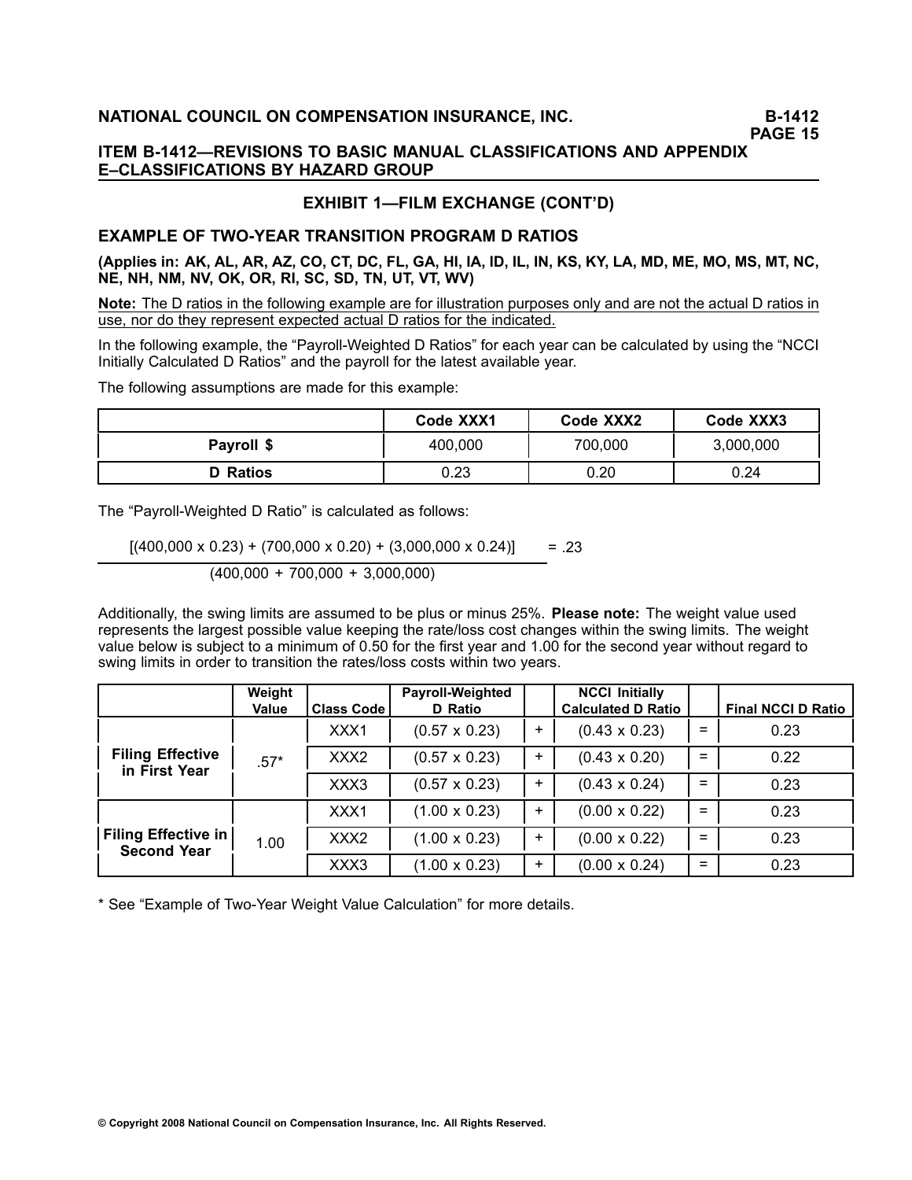## ITEM B-1412—REVISIONS TO BASIC MANUAL CLASSIFICATIONS AND APPENDIX E–CLASSIFICATIONS BY HAZARD GROUP

### EXHIBIT 1—FILM EXCHANGE (CONT'D)

### EXAMPLE OF TWO-YEAR TRANSITION PROGRAM D RATIOS

**(Applies in: AK, AL, AR, AZ, CO, CT, DC, FL, GA, HI, IA, ID, IL, IN, KS, KY, LA, MD, ME, MO, MS, MT, NC, NE, NH, NM, NV, OK, OR, RI, SC, SD, TN, UT, VT, WV)**

**Note:** The D ratios in the following example are for illustration purposes only and are not the actual D ratios in use, nor do they represent expected actual D ratios for the indicated.

In the following example, the "Payroll-Weighted D Ratios" for each year can be calculated by using the "NCCI Initially Calculated D Ratios" and the payroll for the latest available year.

The following assumptions are made for this example:

| | Code XXX1 | Code XXX2 | Code XXX3 |
|---|---|---|---|
| **Payroll $** | 400,000 | 700,000 | 3,000,000 |
| **D Ratios** | 0.23 | 0.20 | 0.24 |

The "Payroll-Weighted D Ratio" is calculated as follows:

$$\frac{[(400{,}000 \times 0.23) + (700{,}000 \times 0.20) + (3{,}000{,}000 \times 0.24)]}{(400{,}000 + 700{,}000 + 3{,}000{,}000)} = .23$$

Additionally, the swing limits are assumed to be plus or minus 25%. **Please note:** The weight value used represents the largest possible value keeping the rate/loss cost changes within the swing limits. The weight value below is subject to a minimum of 0.50 for the first year and 1.00 for the second year without regard to swing limits in order to transition the rates/loss costs within two years.

| | Weight Value | Class Code | Payroll-Weighted D Ratio | | NCCI Initially Calculated D Ratio | | Final NCCI D Ratio |
|---|---|---|---|---|---|---|---|
| **Filing Effective in First Year** | .57* | XXX1 | (0.57 x 0.23) | + | (0.43 x 0.23) | = | 0.23 |
| | | XXX2 | (0.57 x 0.23) | + | (0.43 x 0.20) | = | 0.22 |
| | | XXX3 | (0.57 x 0.23) | + | (0.43 x 0.24) | = | 0.23 |
| **Filing Effective in Second Year** | 1.00 | XXX1 | (1.00 x 0.23) | + | (0.00 x 0.22) | = | 0.23 |
| | | XXX2 | (1.00 x 0.23) | + | (0.00 x 0.22) | = | 0.23 |
| | | XXX3 | (1.00 x 0.23) | + | (0.00 x 0.24) | = | 0.23 |

* See "Example of Two-Year Weight Value Calculation" for more details.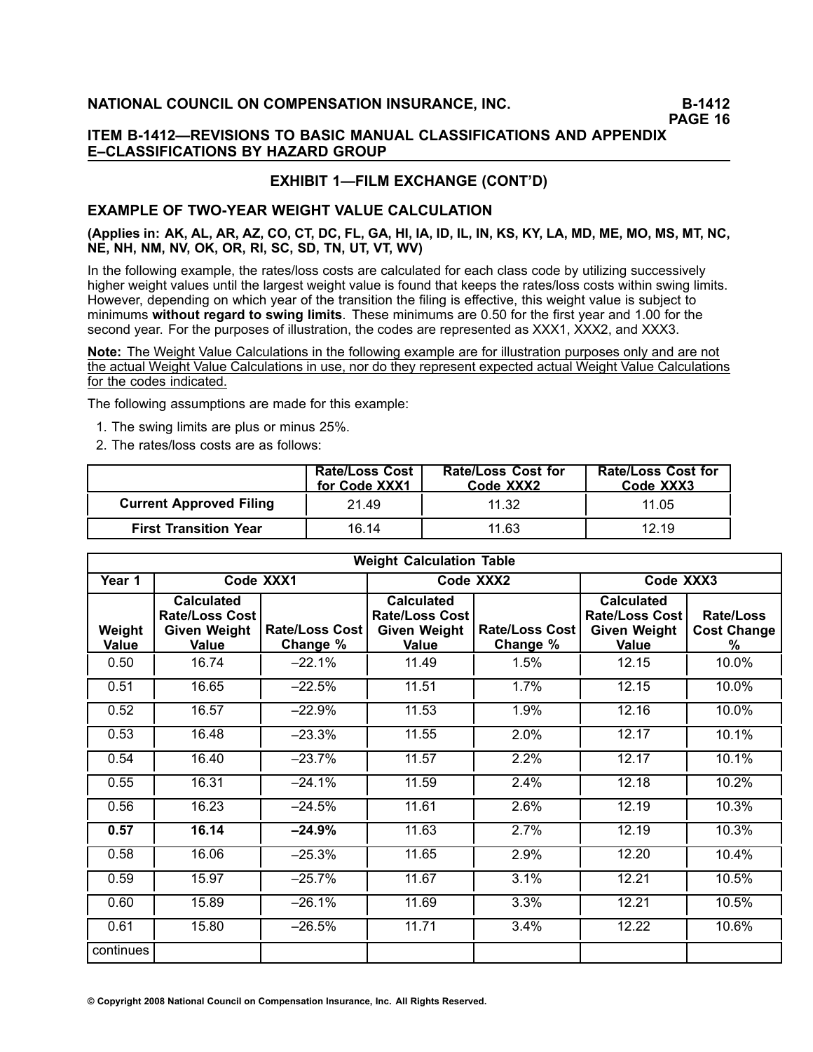## ITEM B-1412—REVISIONS TO BASIC MANUAL CLASSIFICATIONS AND APPENDIX E–CLASSIFICATIONS BY HAZARD GROUP

### EXHIBIT 1—FILM EXCHANGE (CONT'D)

### EXAMPLE OF TWO-YEAR WEIGHT VALUE CALCULATION

**(Applies in: AK, AL, AR, AZ, CO, CT, DC, FL, GA, HI, IA, ID, IL, IN, KS, KY, LA, MD, ME, MO, MS, MT, NC, NE, NH, NM, NV, OK, OR, RI, SC, SD, TN, UT, VT, WV)**

In the following example, the rates/loss costs are calculated for each class code by utilizing successively higher weight values until the largest weight value is found that keeps the rates/loss costs within swing limits. However, depending on which year of the transition the filing is effective, this weight value is subject to minimums **without regard to swing limits**. These minimums are 0.50 for the first year and 1.00 for the second year. For the purposes of illustration, the codes are represented as XXX1, XXX2, and XXX3.

<u>**Note:** The Weight Value Calculations in the following example are for illustration purposes only and are not the actual Weight Value Calculations in use, nor do they represent expected actual Weight Value Calculations for the codes indicated.</u>

The following assumptions are made for this example:

1. The swing limits are plus or minus 25%.
2. The rates/loss costs are as follows:

| | Rate/Loss Cost for Code XXX1 | Rate/Loss Cost for Code XXX2 | Rate/Loss Cost for Code XXX3 |
|---|---|---|---|
| **Current Approved Filing** | 21.49 | 11.32 | 11.05 |
| **First Transition Year** | 16.14 | 11.63 | 12.19 |

| **Weight Calculation Table** | | | | | | |
|---|---|---|---|---|---|---|
| **Year 1** | **Code XXX1** | | **Code XXX2** | | **Code XXX3** | |
| **Weight Value** | **Calculated Rate/Loss Cost Given Weight Value** | **Rate/Loss Cost Change %** | **Calculated Rate/Loss Cost Given Weight Value** | **Rate/Loss Cost Change %** | **Calculated Rate/Loss Cost Given Weight Value** | **Rate/Loss Cost Change %** |
| 0.50 | 16.74 | –22.1% | 11.49 | 1.5% | 12.15 | 10.0% |
| 0.51 | 16.65 | –22.5% | 11.51 | 1.7% | 12.15 | 10.0% |
| 0.52 | 16.57 | –22.9% | 11.53 | 1.9% | 12.16 | 10.0% |
| 0.53 | 16.48 | –23.3% | 11.55 | 2.0% | 12.17 | 10.1% |
| 0.54 | 16.40 | –23.7% | 11.57 | 2.2% | 12.17 | 10.1% |
| 0.55 | 16.31 | –24.1% | 11.59 | 2.4% | 12.18 | 10.2% |
| 0.56 | 16.23 | –24.5% | 11.61 | 2.6% | 12.19 | 10.3% |
| **0.57** | **16.14** | **–24.9%** | 11.63 | 2.7% | 12.19 | 10.3% |
| 0.58 | 16.06 | –25.3% | 11.65 | 2.9% | 12.20 | 10.4% |
| 0.59 | 15.97 | –25.7% | 11.67 | 3.1% | 12.21 | 10.5% |
| 0.60 | 15.89 | –26.1% | 11.69 | 3.3% | 12.21 | 10.5% |
| 0.61 | 15.80 | –26.5% | 11.71 | 3.4% | 12.22 | 10.6% |
| continues | | | | | | |

© Copyright 2008 National Council on Compensation Insurance, Inc. All Rights Reserved.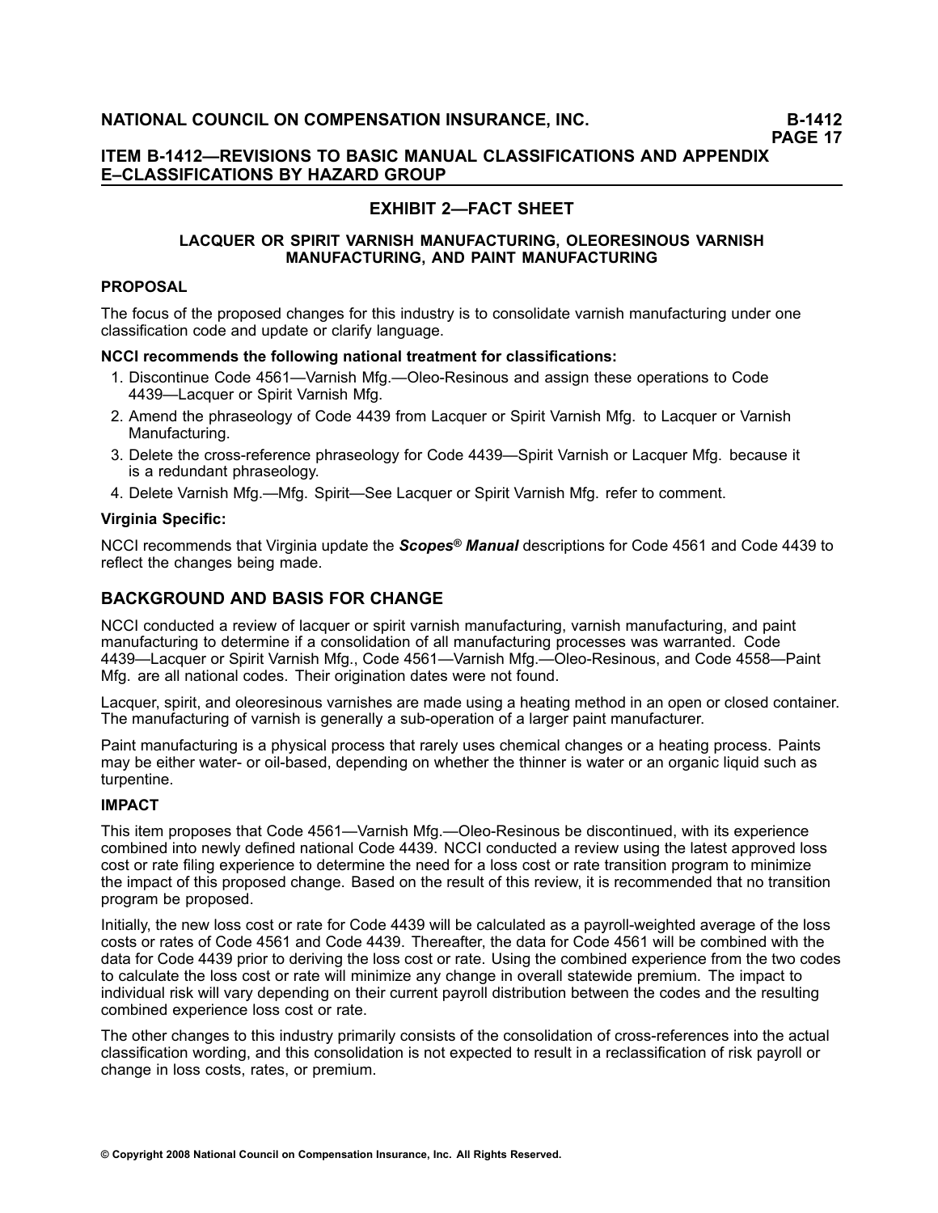# EXHIBIT 2—FACT SHEET

### LACQUER OR SPIRIT VARNISH MANUFACTURING, OLEORESINOUS VARNISH MANUFACTURING, AND PAINT MANUFACTURING

**PROPOSAL**

The focus of the proposed changes for this industry is to consolidate varnish manufacturing under one classification code and update or clarify language.

**NCCI recommends the following national treatment for classifications:**

1. Discontinue Code 4561—Varnish Mfg.—Oleo-Resinous and assign these operations to Code 4439—Lacquer or Spirit Varnish Mfg.
2. Amend the phraseology of Code 4439 from Lacquer or Spirit Varnish Mfg. to Lacquer or Varnish Manufacturing.
3. Delete the cross-reference phraseology for Code 4439—Spirit Varnish or Lacquer Mfg. because it is a redundant phraseology.
4. Delete Varnish Mfg.—Mfg. Spirit—See Lacquer or Spirit Varnish Mfg. refer to comment.

**Virginia Specific:**

NCCI recommends that Virginia update the ***Scopes® Manual*** descriptions for Code 4561 and Code 4439 to reflect the changes being made.

## BACKGROUND AND BASIS FOR CHANGE

NCCI conducted a review of lacquer or spirit varnish manufacturing, varnish manufacturing, and paint manufacturing to determine if a consolidation of all manufacturing processes was warranted. Code 4439—Lacquer or Spirit Varnish Mfg., Code 4561—Varnish Mfg.—Oleo-Resinous, and Code 4558—Paint Mfg. are all national codes. Their origination dates were not found.

Lacquer, spirit, and oleoresinous varnishes are made using a heating method in an open or closed container. The manufacturing of varnish is generally a sub-operation of a larger paint manufacturer.

Paint manufacturing is a physical process that rarely uses chemical changes or a heating process. Paints may be either water- or oil-based, depending on whether the thinner is water or an organic liquid such as turpentine.

**IMPACT**

This item proposes that Code 4561—Varnish Mfg.—Oleo-Resinous be discontinued, with its experience combined into newly defined national Code 4439. NCCI conducted a review using the latest approved loss cost or rate filing experience to determine the need for a loss cost or rate transition program to minimize the impact of this proposed change. Based on the result of this review, it is recommended that no transition program be proposed.

Initially, the new loss cost or rate for Code 4439 will be calculated as a payroll-weighted average of the loss costs or rates of Code 4561 and Code 4439. Thereafter, the data for Code 4561 will be combined with the data for Code 4439 prior to deriving the loss cost or rate. Using the combined experience from the two codes to calculate the loss cost or rate will minimize any change in overall statewide premium. The impact to individual risk will vary depending on their current payroll distribution between the codes and the resulting combined experience loss cost or rate.

The other changes to this industry primarily consists of the consolidation of cross-references into the actual classification wording, and this consolidation is not expected to result in a reclassification of risk payroll or change in loss costs, rates, or premium.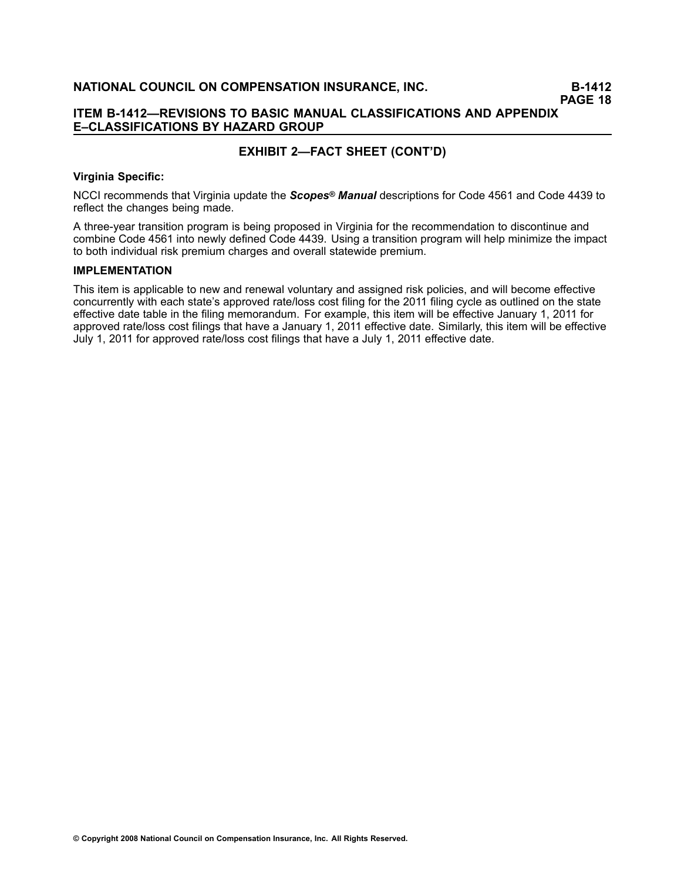## EXHIBIT 2—FACT SHEET (CONT'D)

**Virginia Specific:**

NCCI recommends that Virginia update the ***Scopes® Manual*** descriptions for Code 4561 and Code 4439 to reflect the changes being made.

A three-year transition program is being proposed in Virginia for the recommendation to discontinue and combine Code 4561 into newly defined Code 4439. Using a transition program will help minimize the impact to both individual risk premium charges and overall statewide premium.

**IMPLEMENTATION**

This item is applicable to new and renewal voluntary and assigned risk policies, and will become effective concurrently with each state's approved rate/loss cost filing for the 2011 filing cycle as outlined on the state effective date table in the filing memorandum. For example, this item will be effective January 1, 2011 for approved rate/loss cost filings that have a January 1, 2011 effective date. Similarly, this item will be effective July 1, 2011 for approved rate/loss cost filings that have a July 1, 2011 effective date.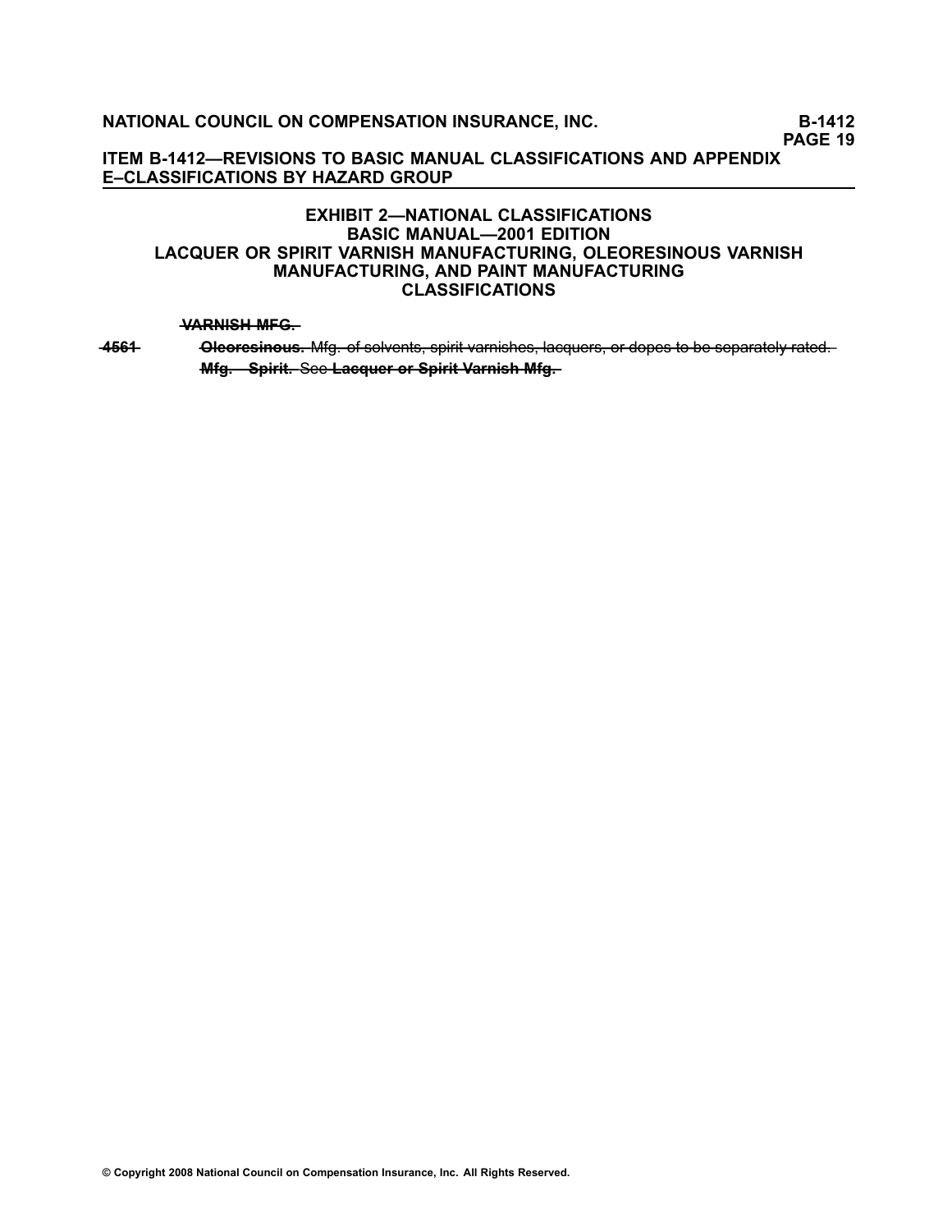ITEM B-1412—REVISIONS TO BASIC MANUAL CLASSIFICATIONS AND APPENDIX E–CLASSIFICATIONS BY HAZARD GROUP

## EXHIBIT 2—NATIONAL CLASSIFICATIONS
## BASIC MANUAL—2001 EDITION
## LACQUER OR SPIRIT VARNISH MANUFACTURING, OLEORESINOUS VARNISH MANUFACTURING, AND PAINT MANUFACTURING CLASSIFICATIONS

~~**VARNISH MFG.**~~

~~4561~~ ~~**Oleoresinous.** Mfg. of solvents, spirit varnishes, lacquers, or dopes to be separately rated.~~

~~**Mfg.—Spirit.** See **Lacquer or Spirit Varnish Mfg.**~~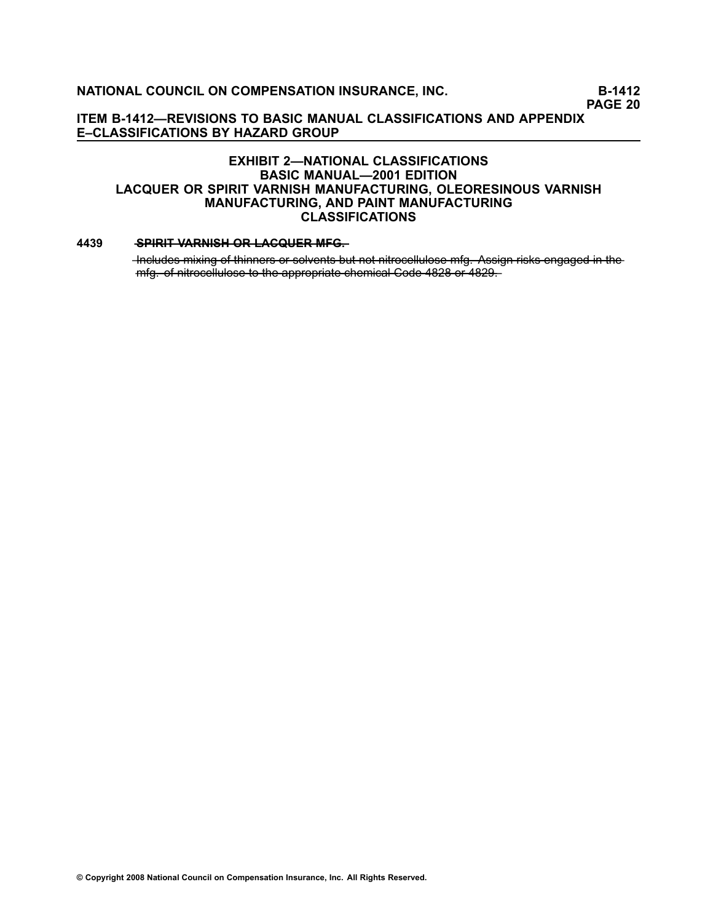## EXHIBIT 2—NATIONAL CLASSIFICATIONS
## BASIC MANUAL—2001 EDITION
## LACQUER OR SPIRIT VARNISH MANUFACTURING, OLEORESINOUS VARNISH MANUFACTURING, AND PAINT MANUFACTURING CLASSIFICATIONS

**4439** ~~**SPIRIT VARNISH OR LACQUER MFG.**~~

~~Includes mixing of thinners or solvents but not nitrocellulose mfg. Assign risks engaged in the mfg. of nitrocellulose to the appropriate chemical Code 4828 or 4829.~~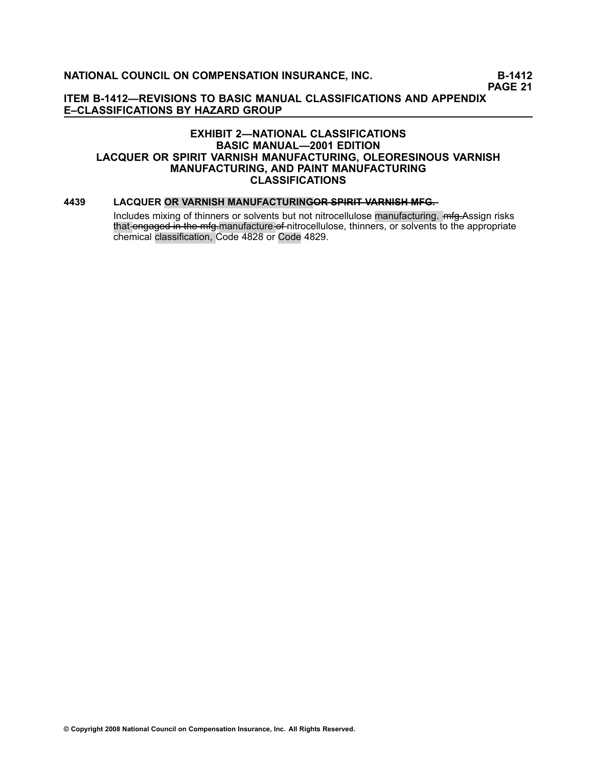## ITEM B-1412—REVISIONS TO BASIC MANUAL CLASSIFICATIONS AND APPENDIX E–CLASSIFICATIONS BY HAZARD GROUP

### EXHIBIT 2—NATIONAL CLASSIFICATIONS
### BASIC MANUAL—2001 EDITION
### LACQUER OR SPIRIT VARNISH MANUFACTURING, OLEORESINOUS VARNISH MANUFACTURING, AND PAINT MANUFACTURING CLASSIFICATIONS

**4439 LACQUER OR VARNISH MANUFACTURING~~OR SPIRIT VARNISH MFG.~~**

Includes mixing of thinners or solvents but not nitrocellulose manufacturing. ~~mfg.~~Assign risks that ~~engaged in the mfg.~~manufacture ~~of~~ nitrocellulose, thinners, or solvents to the appropriate chemical classification, Code 4828 or Code 4829.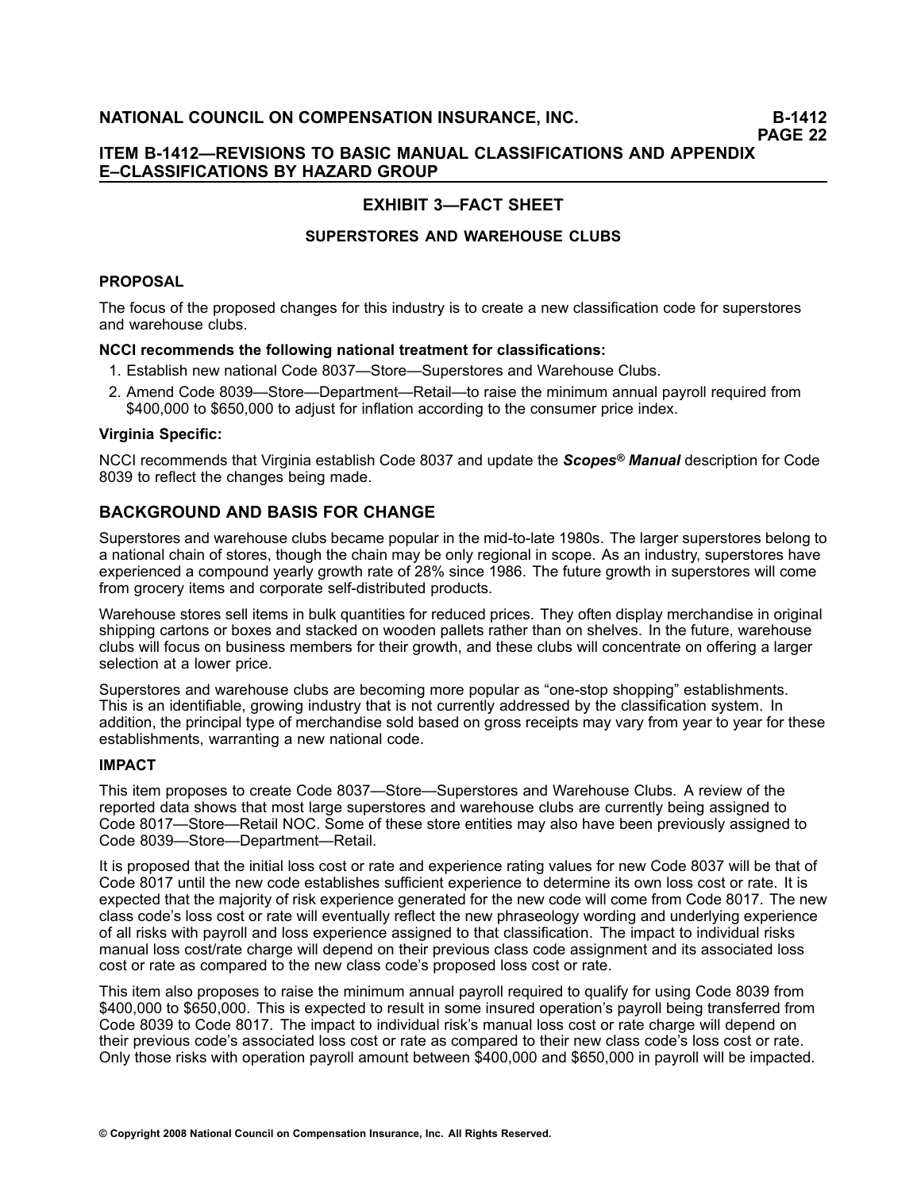## EXHIBIT 3—FACT SHEET

### SUPERSTORES AND WAREHOUSE CLUBS

#### PROPOSAL

The focus of the proposed changes for this industry is to create a new classification code for superstores and warehouse clubs.

**NCCI recommends the following national treatment for classifications:**

1. Establish new national Code 8037—Store—Superstores and Warehouse Clubs.
2. Amend Code 8039—Store—Department—Retail—to raise the minimum annual payroll required from $400,000 to $650,000 to adjust for inflation according to the consumer price index.

**Virginia Specific:**

NCCI recommends that Virginia establish Code 8037 and update the ***Scopes® Manual*** description for Code 8039 to reflect the changes being made.

## BACKGROUND AND BASIS FOR CHANGE

Superstores and warehouse clubs became popular in the mid-to-late 1980s. The larger superstores belong to a national chain of stores, though the chain may be only regional in scope. As an industry, superstores have experienced a compound yearly growth rate of 28% since 1986. The future growth in superstores will come from grocery items and corporate self-distributed products.

Warehouse stores sell items in bulk quantities for reduced prices. They often display merchandise in original shipping cartons or boxes and stacked on wooden pallets rather than on shelves. In the future, warehouse clubs will focus on business members for their growth, and these clubs will concentrate on offering a larger selection at a lower price.

Superstores and warehouse clubs are becoming more popular as "one-stop shopping" establishments. This is an identifiable, growing industry that is not currently addressed by the classification system. In addition, the principal type of merchandise sold based on gross receipts may vary from year to year for these establishments, warranting a new national code.

#### IMPACT

This item proposes to create Code 8037—Store—Superstores and Warehouse Clubs. A review of the reported data shows that most large superstores and warehouse clubs are currently being assigned to Code 8017—Store—Retail NOC. Some of these store entities may also have been previously assigned to Code 8039—Store—Department—Retail.

It is proposed that the initial loss cost or rate and experience rating values for new Code 8037 will be that of Code 8017 until the new code establishes sufficient experience to determine its own loss cost or rate. It is expected that the majority of risk experience generated for the new code will come from Code 8017. The new class code's loss cost or rate will eventually reflect the new phraseology wording and underlying experience of all risks with payroll and loss experience assigned to that classification. The impact to individual risks manual loss cost/rate charge will depend on their previous class code assignment and its associated loss cost or rate as compared to the new class code's proposed loss cost or rate.

This item also proposes to raise the minimum annual payroll required to qualify for using Code 8039 from $400,000 to $650,000. This is expected to result in some insured operation's payroll being transferred from Code 8039 to Code 8017. The impact to individual risk's manual loss cost or rate charge will depend on their previous code's associated loss cost or rate as compared to their new class code's loss cost or rate. Only those risks with operation payroll amount between $400,000 and $650,000 in payroll will be impacted.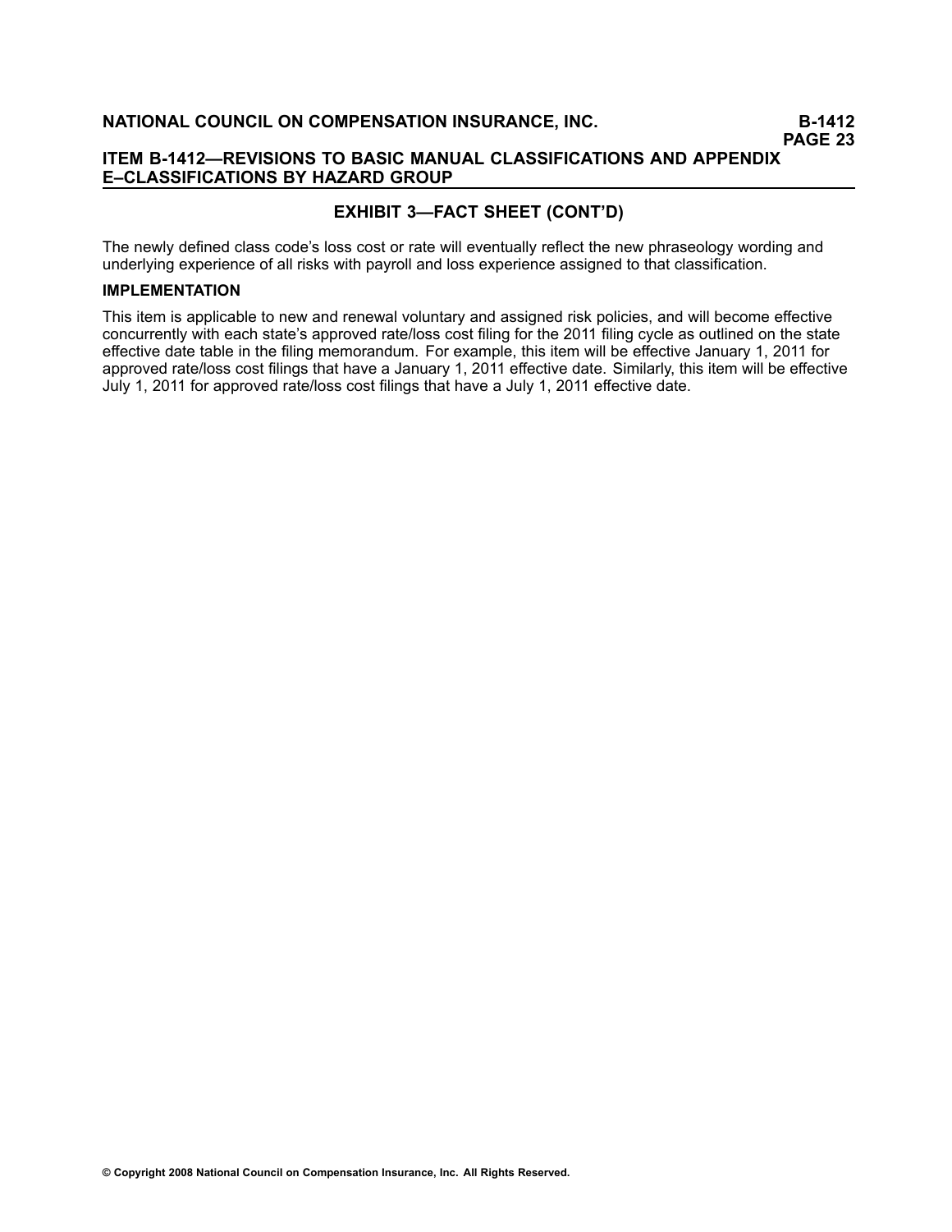## EXHIBIT 3—FACT SHEET (CONT'D)

The newly defined class code's loss cost or rate will eventually reflect the new phraseology wording and underlying experience of all risks with payroll and loss experience assigned to that classification.

**IMPLEMENTATION**

This item is applicable to new and renewal voluntary and assigned risk policies, and will become effective concurrently with each state's approved rate/loss cost filing for the 2011 filing cycle as outlined on the state effective date table in the filing memorandum. For example, this item will be effective January 1, 2011 for approved rate/loss cost filings that have a January 1, 2011 effective date. Similarly, this item will be effective July 1, 2011 for approved rate/loss cost filings that have a July 1, 2011 effective date.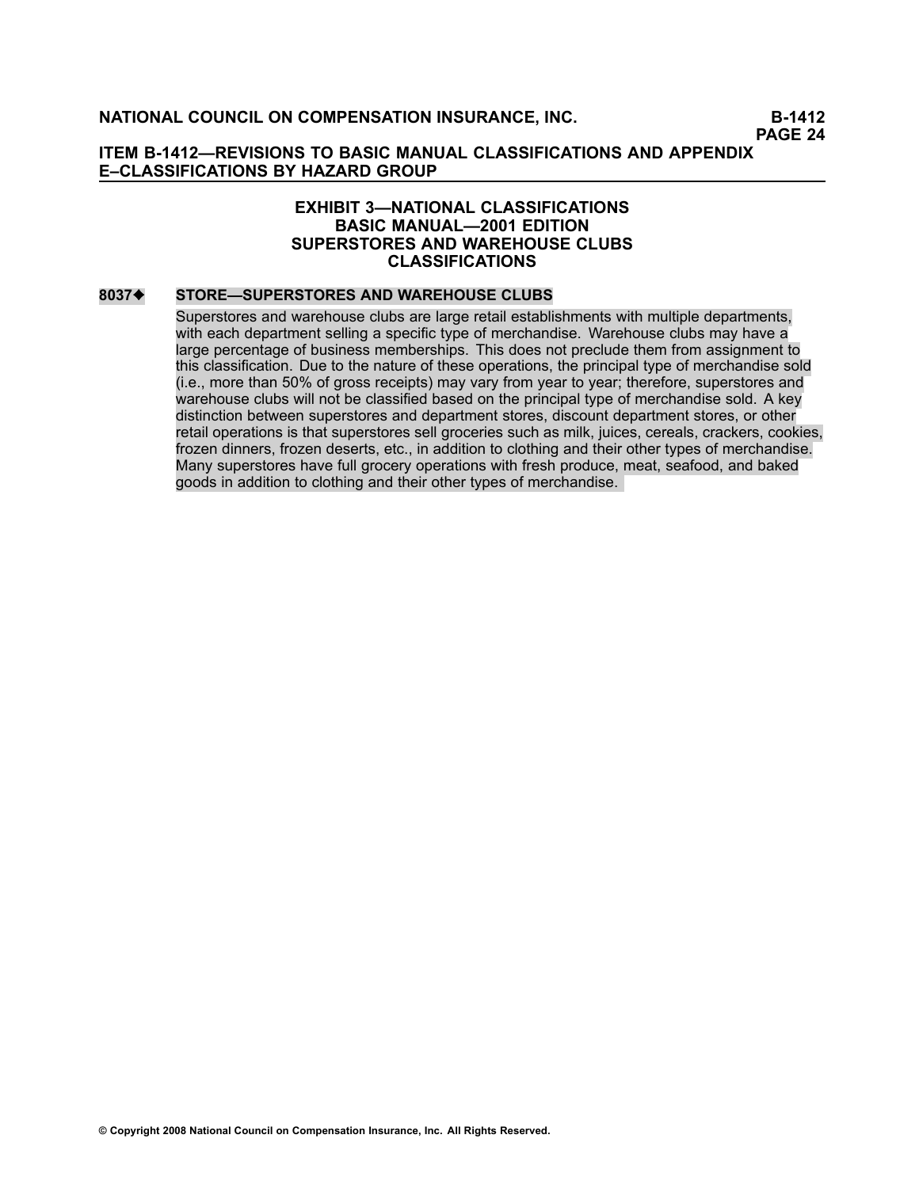## EXHIBIT 3—NATIONAL CLASSIFICATIONS
## BASIC MANUAL—2001 EDITION
## SUPERSTORES AND WAREHOUSE CLUBS
## CLASSIFICATIONS

**8037◆ STORE—SUPERSTORES AND WAREHOUSE CLUBS**

Superstores and warehouse clubs are large retail establishments with multiple departments, with each department selling a specific type of merchandise. Warehouse clubs may have a large percentage of business memberships. This does not preclude them from assignment to this classification. Due to the nature of these operations, the principal type of merchandise sold (i.e., more than 50% of gross receipts) may vary from year to year; therefore, superstores and warehouse clubs will not be classified based on the principal type of merchandise sold. A key distinction between superstores and department stores, discount department stores, or other retail operations is that superstores sell groceries such as milk, juices, cereals, crackers, cookies, frozen dinners, frozen deserts, etc., in addition to clothing and their other types of merchandise. Many superstores have full grocery operations with fresh produce, meat, seafood, and baked goods in addition to clothing and their other types of merchandise.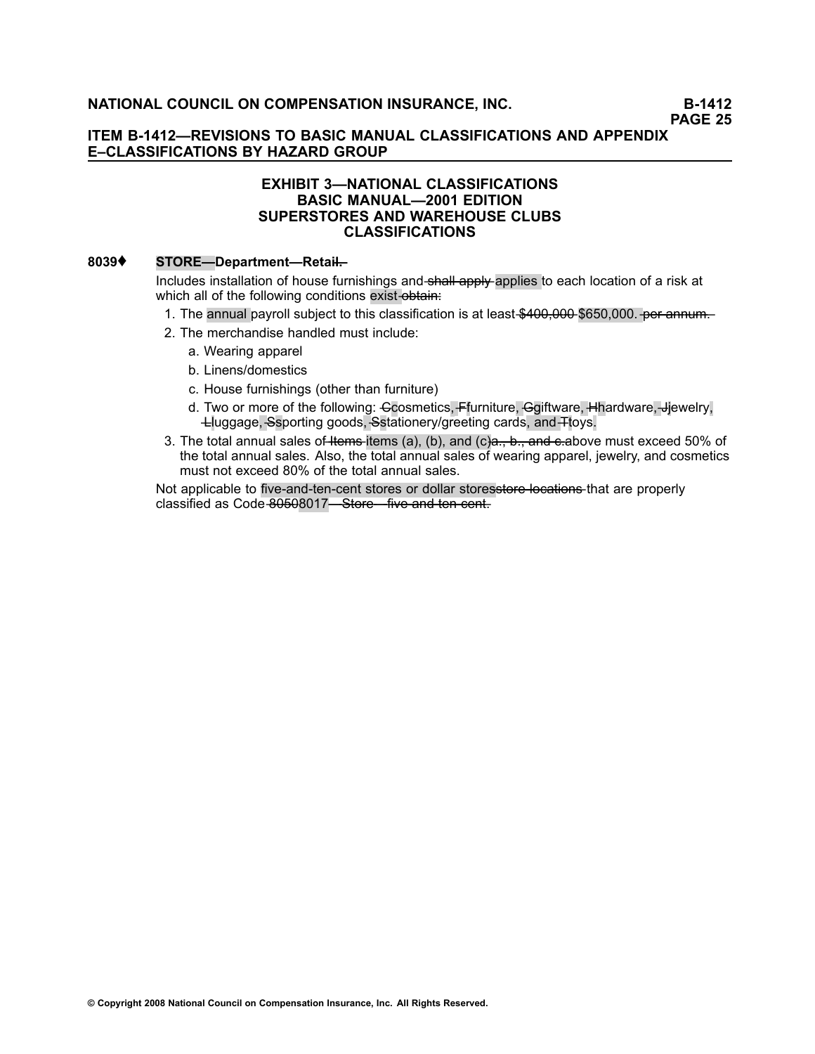## EXHIBIT 3—NATIONAL CLASSIFICATIONS
## BASIC MANUAL—2001 EDITION
## SUPERSTORES AND WAREHOUSE CLUBS
## CLASSIFICATIONS

**8039♦** **STORE—Department—Retail.**

Includes installation of house furnishings and shall apply applies to each location of a risk at which all of the following conditions exist obtain:

1. The annual payroll subject to this classification is at least $400,000 $650,000. per annum.
2. The merchandise handled must include:
   a. Wearing apparel
   b. Linens/domestics
   c. House furnishings (other than furniture)
   d. Two or more of the following: Ccosmetics, Ffurniture, Ggiftware, Hhardware, Jjewelry, Lluggage, Ssporting goods, Sstationery/greeting cards, and Ttoys.
3. The total annual sales of Items items (a), (b), and (c)a., b., and c.above must exceed 50% of the total annual sales. Also, the total annual sales of wearing apparel, jewelry, and cosmetics must not exceed 80% of the total annual sales.

Not applicable to five-and-ten-cent stores or dollar storesstore locations that are properly classified as Code 80508017—Store—five and ten cent.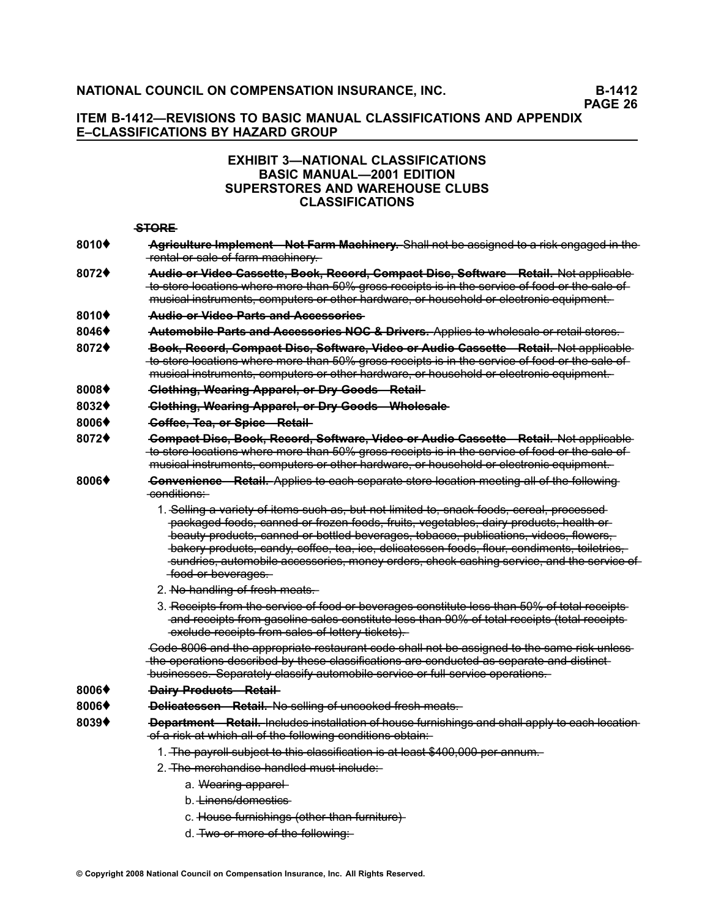# ITEM B-1412—REVISIONS TO BASIC MANUAL CLASSIFICATIONS AND APPENDIX E–CLASSIFICATIONS BY HAZARD GROUP

## EXHIBIT 3—NATIONAL CLASSIFICATIONS BASIC MANUAL—2001 EDITION SUPERSTORES AND WAREHOUSE CLUBS CLASSIFICATIONS

~~**STORE**~~

**8010♦** ~~**Agriculture Implement—Not Farm Machinery.** Shall not be assigned to a risk engaged in the rental or sale of farm machinery.~~

**8072♦** ~~**Audio or Video Cassette, Book, Record, Compact Disc, Software—Retail.** Not applicable to store locations where more than 50% gross receipts is in the service of food or the sale of musical instruments, computers or other hardware, or household or electronic equipment.~~

**8010♦** ~~**Audio or Video Parts and Accessories**~~

**8046♦** ~~**Automobile Parts and Accessories NOC & Drivers.** Applies to wholesale or retail stores.~~

**8072♦** ~~**Book, Record, Compact Disc, Software, Video or Audio Cassette—Retail.** Not applicable to store locations where more than 50% gross receipts is in the service of food or the sale of musical instruments, computers or other hardware, or household or electronic equipment.~~

**8008♦** ~~**Clothing, Wearing Apparel, or Dry Goods—Retail**~~

**8032♦** ~~**Clothing, Wearing Apparel, or Dry Goods—Wholesale**~~

**8006♦** ~~**Coffee, Tea, or Spice—Retail**~~

**8072♦** ~~**Compact Disc, Book, Record, Software, Video or Audio Cassette—Retail.** Not applicable to store locations where more than 50% gross receipts is in the service of food or the sale of musical instruments, computers or other hardware, or household or electronic equipment.~~

**8006♦** ~~**Convenience—Retail.** Applies to each separate store location meeting all of the following conditions:~~

1. ~~Selling a variety of items such as, but not limited to, snack foods, cereal, processed packaged foods, canned or frozen foods, fruits, vegetables, dairy products, health or beauty products, canned or bottled beverages, tobacco, publications, videos, flowers, bakery products, candy, coffee, tea, ice, delicatessen foods, flour, condiments, toiletries, sundries, automobile accessories, money orders, check cashing service, and the service of food or beverages.~~
2. ~~No handling of fresh meats.~~
3. ~~Receipts from the service of food or beverages constitute less than 50% of total receipts and receipts from gasoline sales constitute less than 90% of total receipts (total receipts exclude receipts from sales of lottery tickets).~~

~~Code 8006 and the appropriate restaurant code shall not be assigned to the same risk unless the operations described by these classifications are conducted as separate and distinct businesses. Separately classify automobile service or full service operations.~~

**8006♦** ~~**Dairy Products—Retail**~~

**8006♦** ~~**Delicatessen—Retail.** No selling of uncooked fresh meats.~~

**8039♦** ~~**Department—Retail.** Includes installation of house furnishings and shall apply to each location of a risk at which all of the following conditions obtain:~~

1. ~~The payroll subject to this classification is at least $400,000 per annum.~~
2. ~~The merchandise handled must include:~~
   - a. ~~Wearing apparel~~
   - b. ~~Linens/domestics~~
   - c. ~~House furnishings (other than furniture)~~
   - d. ~~Two or more of the following:~~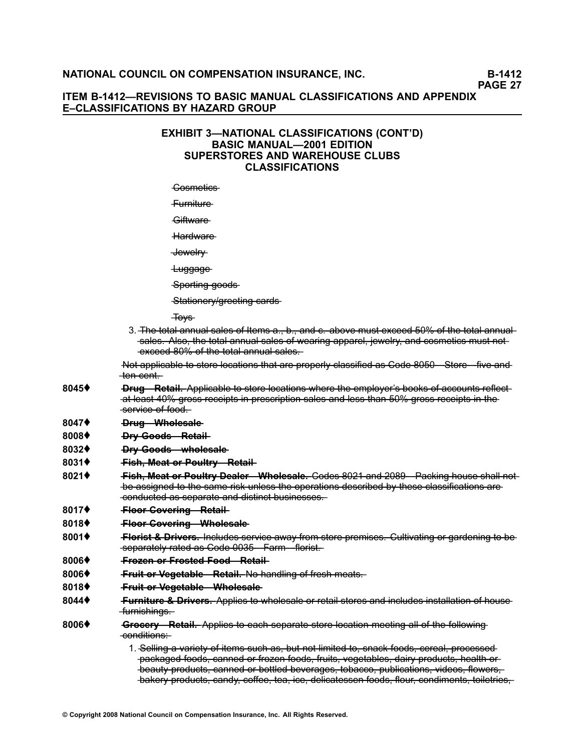## ITEM B-1412—REVISIONS TO BASIC MANUAL CLASSIFICATIONS AND APPENDIX E–CLASSIFICATIONS BY HAZARD GROUP

### EXHIBIT 3—NATIONAL CLASSIFICATIONS (CONT'D)
### BASIC MANUAL—2001 EDITION
### SUPERSTORES AND WAREHOUSE CLUBS
### CLASSIFICATIONS

~~Cosmetics~~

~~Furniture~~

~~Giftware~~

~~Hardware~~

~~Jewelry~~

~~Luggage~~

~~Sporting goods~~

~~Stationery/greeting cards~~

~~Toys~~

3. ~~The total annual sales of Items a., b., and c. above must exceed 50% of the total annual sales. Also, the total annual sales of wearing apparel, jewelry, and cosmetics must not exceed 80% of the total annual sales.~~

~~Not applicable to store locations that are properly classified as Code 8050—Store—five and ten cent.~~

**8045♦** ~~**Drug—Retail.** Applicable to store locations where the employer's books of accounts reflect at least 40% gross receipts in prescription sales and less than 50% gross receipts in the service of food.~~

**8047♦** ~~**Drug—Wholesale**~~

**8008♦** ~~**Dry Goods—Retail**~~

**8032♦** ~~**Dry Goods—wholesale**~~

**8031♦** ~~**Fish, Meat or Poultry—Retail**~~

**8021♦** ~~**Fish, Meat or Poultry Dealer—Wholesale.** Codes 8021 and 2089—Packing house shall not be assigned to the same risk unless the operations described by these classifications are conducted as separate and distinct businesses.~~

**8017♦** ~~**Floor Covering—Retail**~~

**8018♦** ~~**Floor Covering—Wholesale**~~

**8001♦** ~~**Florist & Drivers.** Includes service away from store premises. Cultivating or gardening to be separately rated as Code 0035—Farm—florist.~~

**8006♦** ~~**Frozen or Frosted Food—Retail**~~

**8006♦** ~~**Fruit or Vegetable—Retail.** No handling of fresh meats.~~

**8018♦** ~~**Fruit or Vegetable—Wholesale**~~

**8044♦** ~~**Furniture & Drivers.** Applies to wholesale or retail stores and includes installation of house furnishings.~~

**8006♦** ~~**Grocery—Retail.** Applies to each separate store location meeting all of the following conditions:~~

1. ~~Selling a variety of items such as, but not limited to, snack foods, cereal, processed packaged foods, canned or frozen foods, fruits, vegetables, dairy products, health or beauty products, canned or bottled beverages, tobacco, publications, videos, flowers, bakery products, candy, coffee, tea, ice, delicatessen foods, flour, condiments, toiletries,~~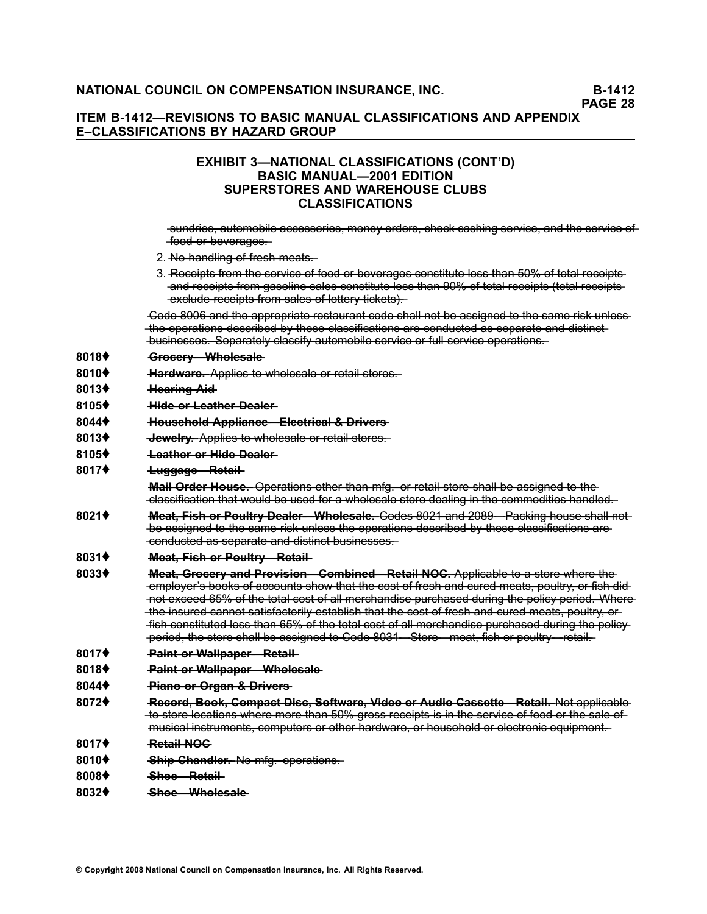## EXHIBIT 3—NATIONAL CLASSIFICATIONS (CONT'D)
## BASIC MANUAL—2001 EDITION
## SUPERSTORES AND WAREHOUSE CLUBS
## CLASSIFICATIONS

~~sundries, automobile accessories, money orders, check cashing service, and the service of food or beverages.~~

2. ~~No handling of fresh meats.~~
3. ~~Receipts from the service of food or beverages constitute less than 50% of total receipts and receipts from gasoline sales constitute less than 90% of total receipts (total receipts exclude receipts from sales of lottery tickets).~~

~~Code 8006 and the appropriate restaurant code shall not be assigned to the same risk unless the operations described by these classifications are conducted as separate and distinct businesses. Separately classify automobile service or full-service operations.~~

**8018♦** ~~**Grocery—Wholesale**~~

**8010♦** ~~**Hardware.** Applies to wholesale or retail stores.~~

**8013♦** ~~**Hearing Aid**~~

**8105♦** ~~**Hide or Leather Dealer**~~

**8044♦** ~~**Household Appliance—Electrical & Drivers**~~

**8013♦** ~~**Jewelry.** Applies to wholesale or retail stores.~~

**8105♦** ~~**Leather or Hide Dealer**~~

**8017♦** ~~**Luggage—Retail**~~

~~**Mail Order House.** Operations other than mfg. or retail store shall be assigned to the classification that would be used for a wholesale store dealing in the commodities handled.~~

**8021♦** ~~**Meat, Fish or Poultry Dealer—Wholesale.** Codes 8021 and 2089—Packing house shall not be assigned to the same risk unless the operations described by these classifications are conducted as separate and distinct businesses.~~

**8031♦** ~~**Meat, Fish or Poultry—Retail**~~

**8033♦** ~~**Meat, Grocery and Provision—Combined—Retail NOC.** Applicable to a store where the employer's books of accounts show that the cost of fresh and cured meats, poultry, or fish did not exceed 65% of the total cost of all merchandise purchased during the policy period. Where the insured cannot satisfactorily establish that the cost of fresh and cured meats, poultry, or fish constituted less than 65% of the total cost of all merchandise purchased during the policy period, the store shall be assigned to Code 8031—Store—meat, fish or poultry—retail.~~

**8017♦** ~~**Paint or Wallpaper—Retail**~~

**8018♦** ~~**Paint or Wallpaper—Wholesale**~~

**8044♦** ~~**Piano or Organ & Drivers**~~

**8072♦** ~~**Record, Book, Compact Disc, Software, Video or Audio Cassette—Retail.** Not applicable to store locations where more than 50% gross receipts is in the service of food or the sale of musical instruments, computers or other hardware, or household or electronic equipment.~~

**8017♦** ~~**Retail NOC**~~

**8010♦** ~~**Ship Chandler.** No mfg. operations.~~

**8008♦** ~~**Shoe—Retail**~~

**8032♦** ~~**Shoe—Wholesale**~~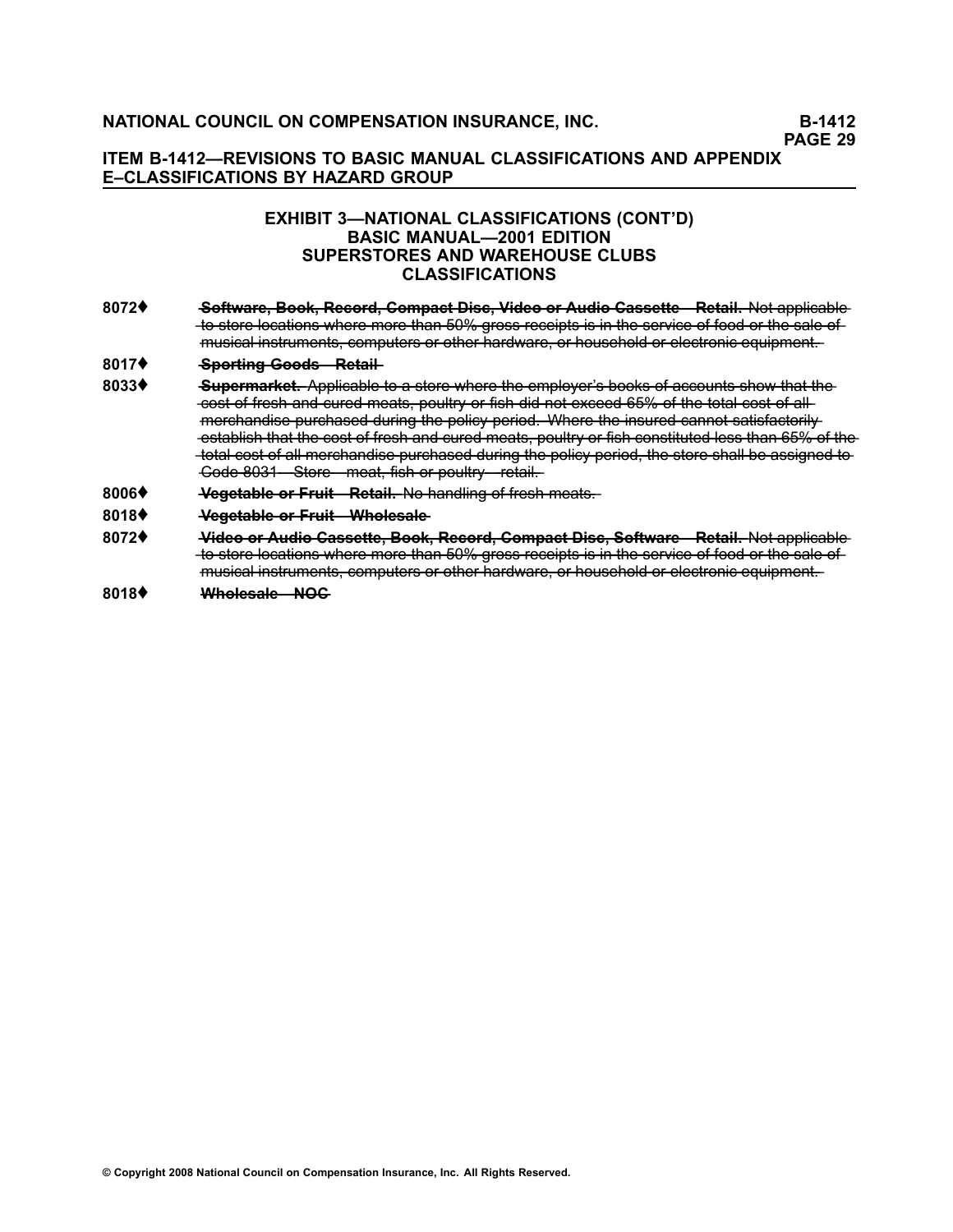## ITEM B-1412—REVISIONS TO BASIC MANUAL CLASSIFICATIONS AND APPENDIX E–CLASSIFICATIONS BY HAZARD GROUP

### EXHIBIT 3—NATIONAL CLASSIFICATIONS (CONT'D)
### BASIC MANUAL—2001 EDITION
### SUPERSTORES AND WAREHOUSE CLUBS
### CLASSIFICATIONS

**8072♦** ~~**Software, Book, Record, Compact Disc, Video or Audio Cassette—Retail.** Not applicable to store locations where more than 50% gross receipts is in the service of food or the sale of musical instruments, computers or other hardware, or household or electronic equipment.~~

**8017♦** ~~**Sporting Goods—Retail**~~

**8033♦** ~~**Supermarket.** Applicable to a store where the employer's books of accounts show that the cost of fresh and cured meats, poultry or fish did not exceed 65% of the total cost of all merchandise purchased during the policy period. Where the insured cannot satisfactorily establish that the cost of fresh and cured meats, poultry or fish constituted less than 65% of the total cost of all merchandise purchased during the policy period, the store shall be assigned to Code 8031—Store—meat, fish or poultry—retail.~~

**8006♦** ~~**Vegetable or Fruit—Retail.** No handling of fresh meats.~~

**8018♦** ~~**Vegetable or Fruit—Wholesale**~~

**8072♦** ~~**Video or Audio Cassette, Book, Record, Compact Disc, Software—Retail.** Not applicable to store locations where more than 50% gross receipts is in the service of food or the sale of musical instruments, computers or other hardware, or household or electronic equipment.~~

**8018♦** ~~**Wholesale—NOC**~~

© Copyright 2008 National Council on Compensation Insurance, Inc. All Rights Reserved.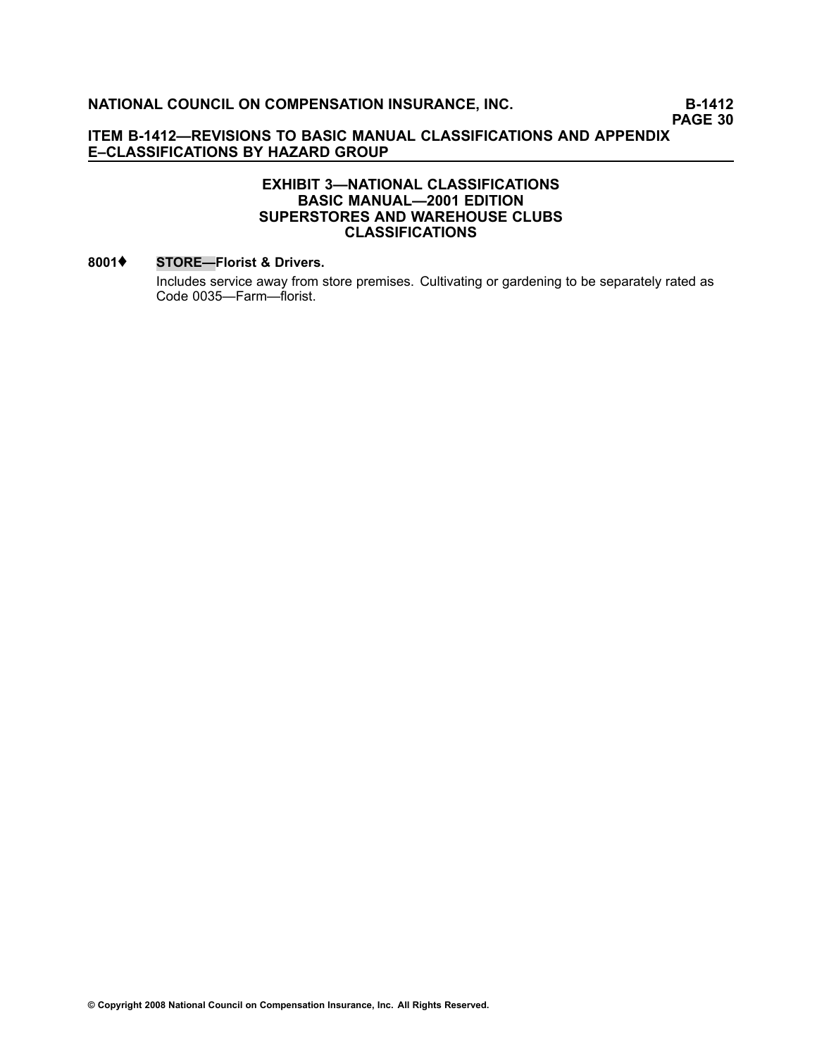## EXHIBIT 3—NATIONAL CLASSIFICATIONS
## BASIC MANUAL—2001 EDITION
## SUPERSTORES AND WAREHOUSE CLUBS
## CLASSIFICATIONS

**8001♦ STORE—Florist & Drivers.**

Includes service away from store premises. Cultivating or gardening to be separately rated as Code 0035—Farm—florist.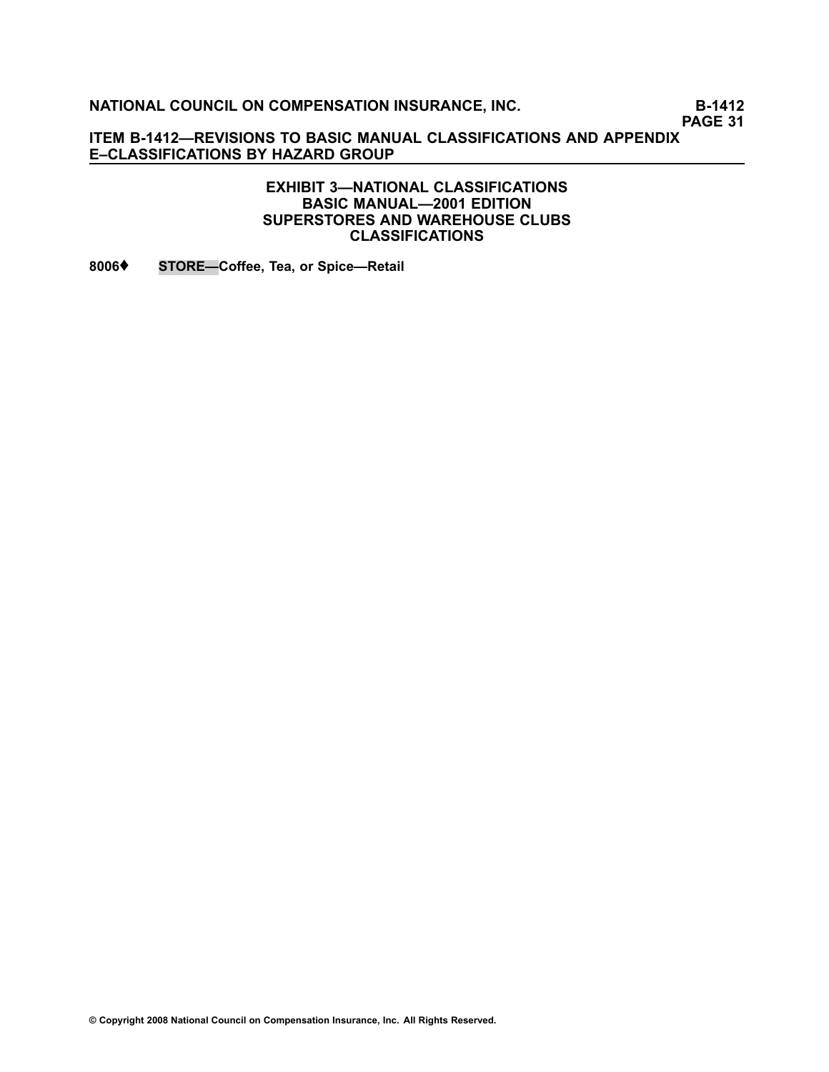## EXHIBIT 3—NATIONAL CLASSIFICATIONS
## BASIC MANUAL—2001 EDITION
## SUPERSTORES AND WAREHOUSE CLUBS
## CLASSIFICATIONS

**8006♦ STORE—Coffee, Tea, or Spice—Retail**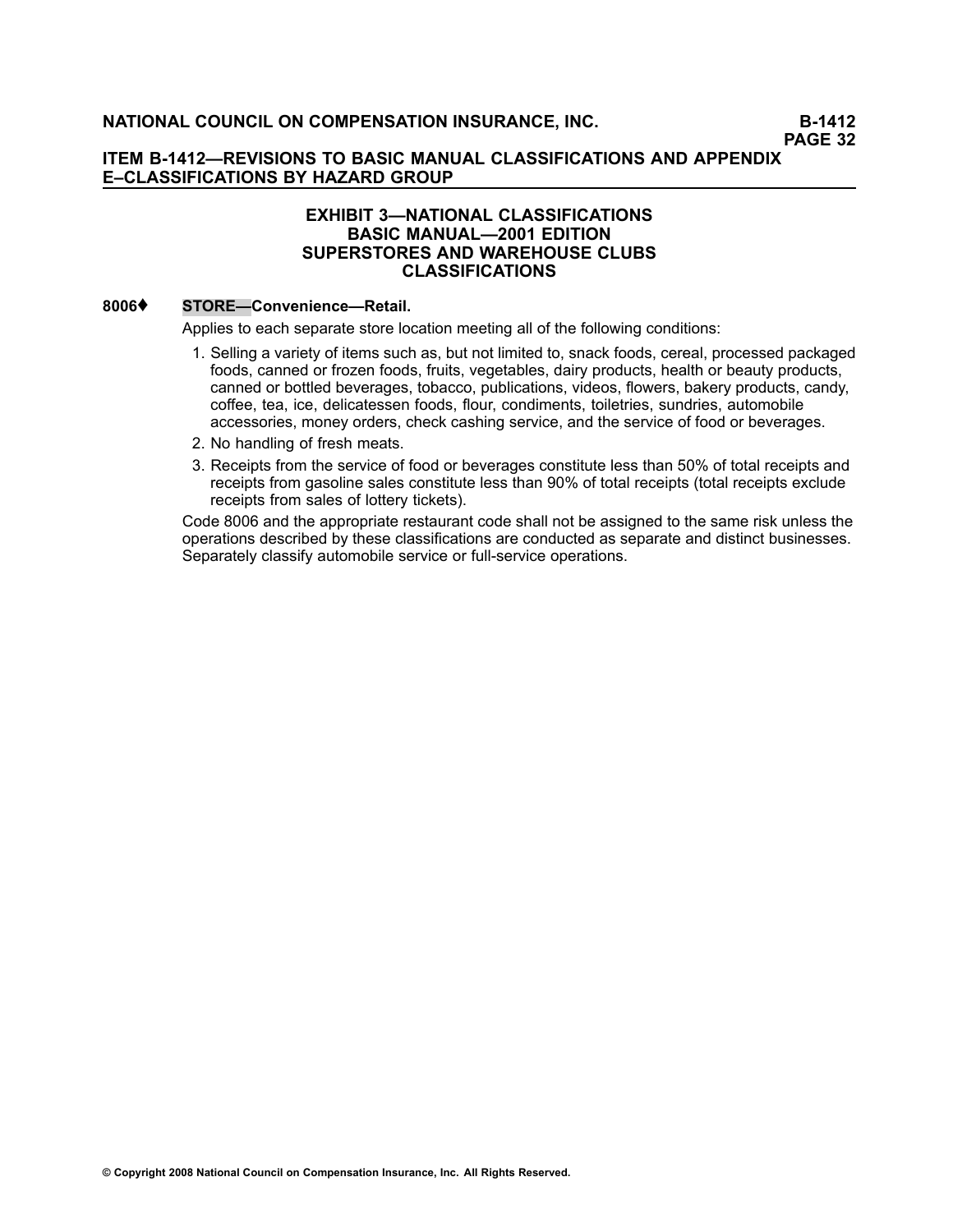## EXHIBIT 3—NATIONAL CLASSIFICATIONS BASIC MANUAL—2001 EDITION SUPERSTORES AND WAREHOUSE CLUBS CLASSIFICATIONS

**8006♦ STORE—Convenience—Retail.**

Applies to each separate store location meeting all of the following conditions:

1. Selling a variety of items such as, but not limited to, snack foods, cereal, processed packaged foods, canned or frozen foods, fruits, vegetables, dairy products, health or beauty products, canned or bottled beverages, tobacco, publications, videos, flowers, bakery products, candy, coffee, tea, ice, delicatessen foods, flour, condiments, toiletries, sundries, automobile accessories, money orders, check cashing service, and the service of food or beverages.
2. No handling of fresh meats.
3. Receipts from the service of food or beverages constitute less than 50% of total receipts and receipts from gasoline sales constitute less than 90% of total receipts (total receipts exclude receipts from sales of lottery tickets).

Code 8006 and the appropriate restaurant code shall not be assigned to the same risk unless the operations described by these classifications are conducted as separate and distinct businesses. Separately classify automobile service or full-service operations.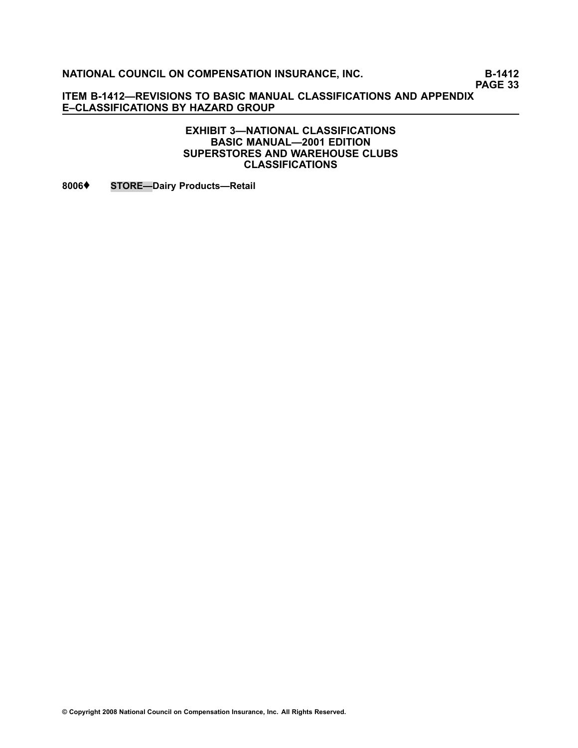## EXHIBIT 3—NATIONAL CLASSIFICATIONS
## BASIC MANUAL—2001 EDITION
## SUPERSTORES AND WAREHOUSE CLUBS
## CLASSIFICATIONS

**8006♦ STORE—Dairy Products—Retail**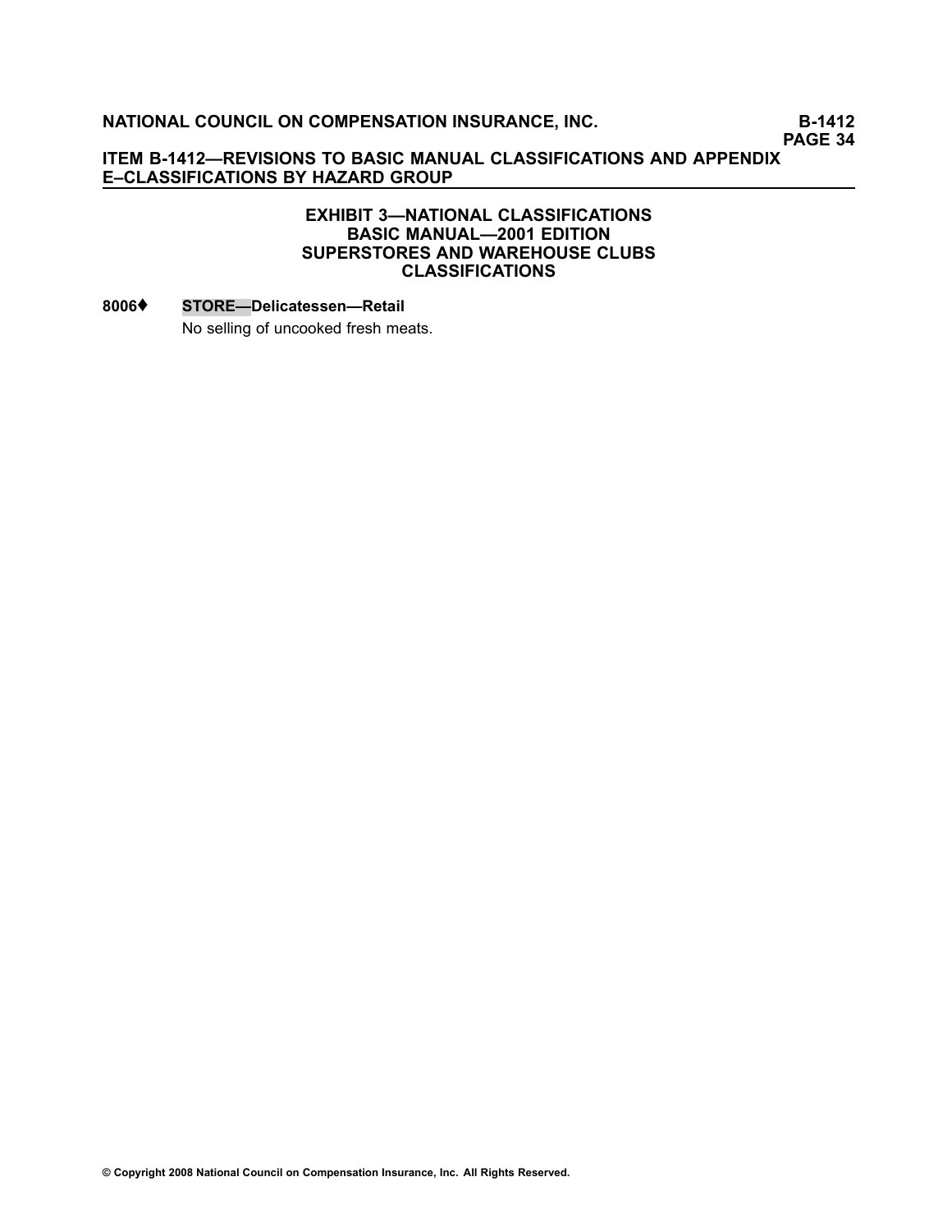## EXHIBIT 3—NATIONAL CLASSIFICATIONS
## BASIC MANUAL—2001 EDITION
## SUPERSTORES AND WAREHOUSE CLUBS
## CLASSIFICATIONS

**8006♦ STORE—Delicatessen—Retail**

No selling of uncooked fresh meats.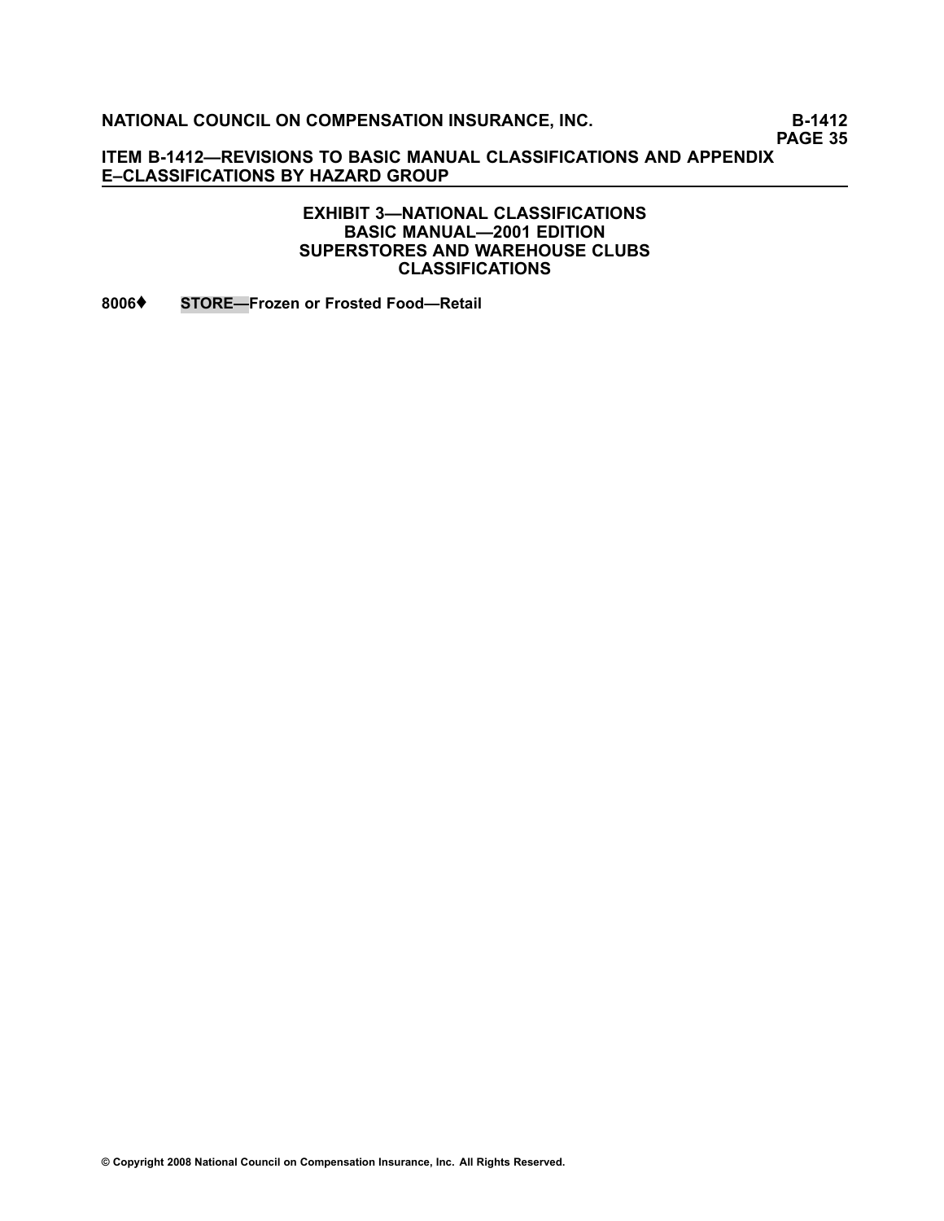## EXHIBIT 3—NATIONAL CLASSIFICATIONS
## BASIC MANUAL—2001 EDITION
## SUPERSTORES AND WAREHOUSE CLUBS
## CLASSIFICATIONS

**8006♦ STORE—Frozen or Frosted Food—Retail**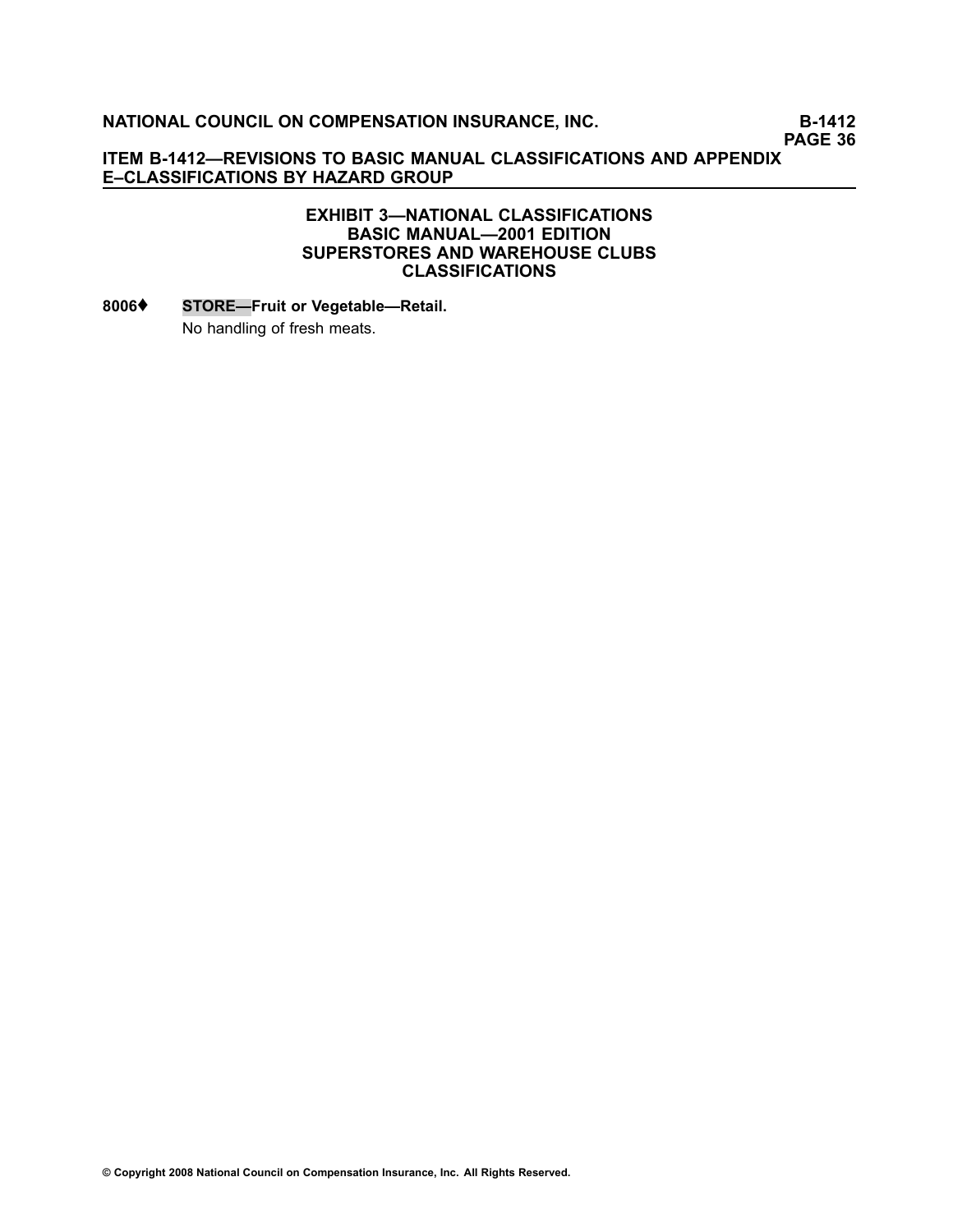## EXHIBIT 3—NATIONAL CLASSIFICATIONS
## BASIC MANUAL—2001 EDITION
## SUPERSTORES AND WAREHOUSE CLUBS
## CLASSIFICATIONS

**8006♦** **STORE—Fruit or Vegetable—Retail.**

No handling of fresh meats.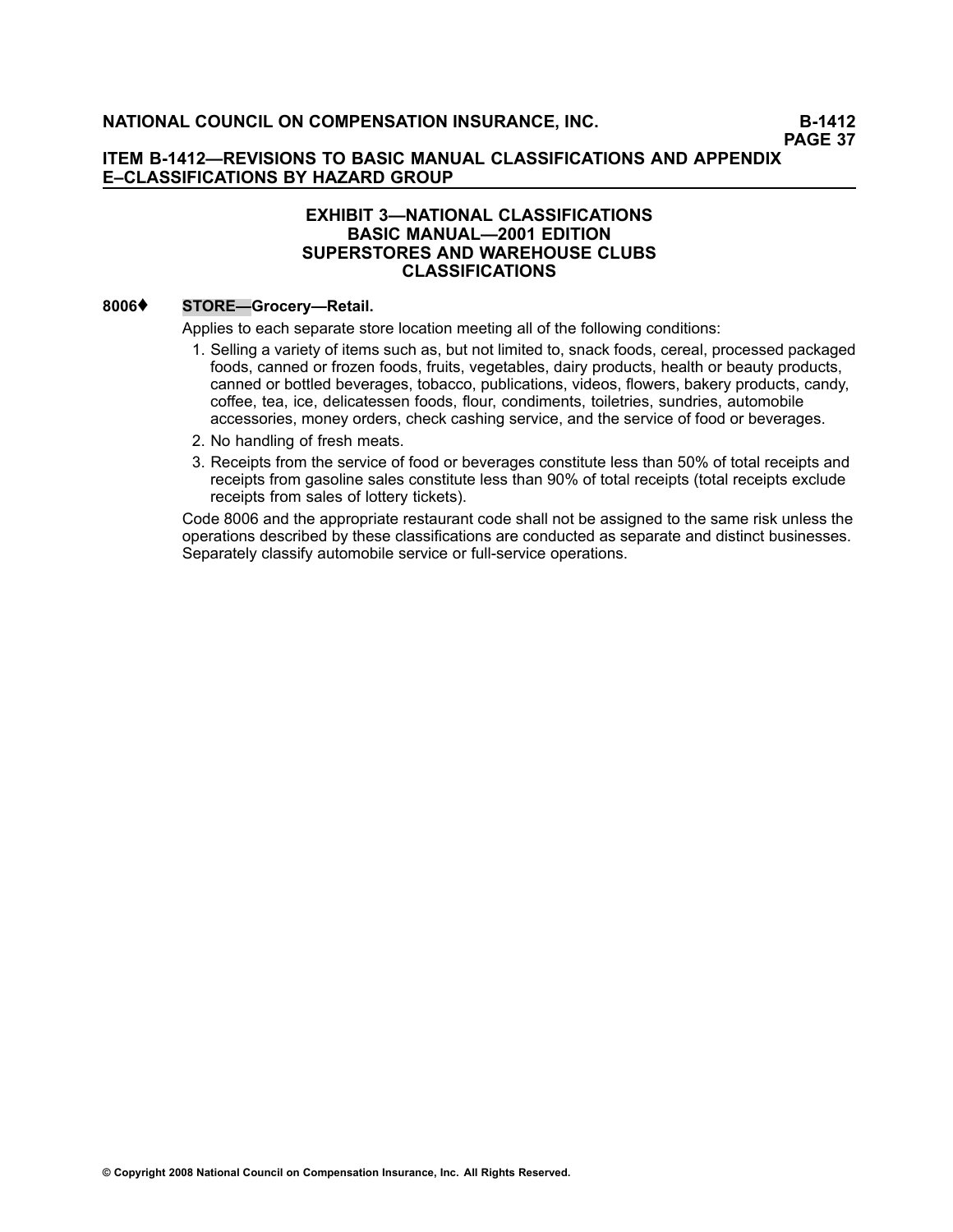### EXHIBIT 3—NATIONAL CLASSIFICATIONS
### BASIC MANUAL—2001 EDITION
### SUPERSTORES AND WAREHOUSE CLUBS
### CLASSIFICATIONS

**8006♦ STORE—Grocery—Retail.**

Applies to each separate store location meeting all of the following conditions:

1. Selling a variety of items such as, but not limited to, snack foods, cereal, processed packaged foods, canned or frozen foods, fruits, vegetables, dairy products, health or beauty products, canned or bottled beverages, tobacco, publications, videos, flowers, bakery products, candy, coffee, tea, ice, delicatessen foods, flour, condiments, toiletries, sundries, automobile accessories, money orders, check cashing service, and the service of food or beverages.
2. No handling of fresh meats.
3. Receipts from the service of food or beverages constitute less than 50% of total receipts and receipts from gasoline sales constitute less than 90% of total receipts (total receipts exclude receipts from sales of lottery tickets).

Code 8006 and the appropriate restaurant code shall not be assigned to the same risk unless the operations described by these classifications are conducted as separate and distinct businesses. Separately classify automobile service or full-service operations.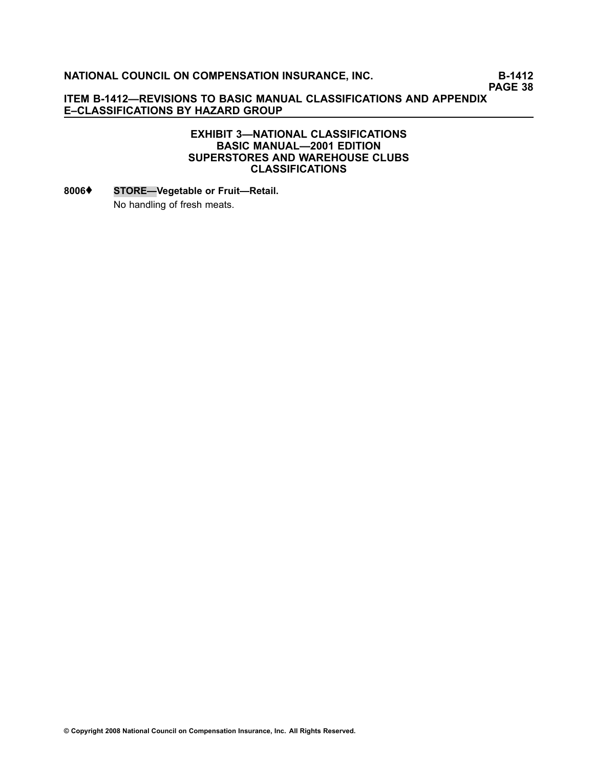## EXHIBIT 3—NATIONAL CLASSIFICATIONS
## BASIC MANUAL—2001 EDITION
## SUPERSTORES AND WAREHOUSE CLUBS
## CLASSIFICATIONS

**8006♦ STORE—Vegetable or Fruit—Retail.**

No handling of fresh meats.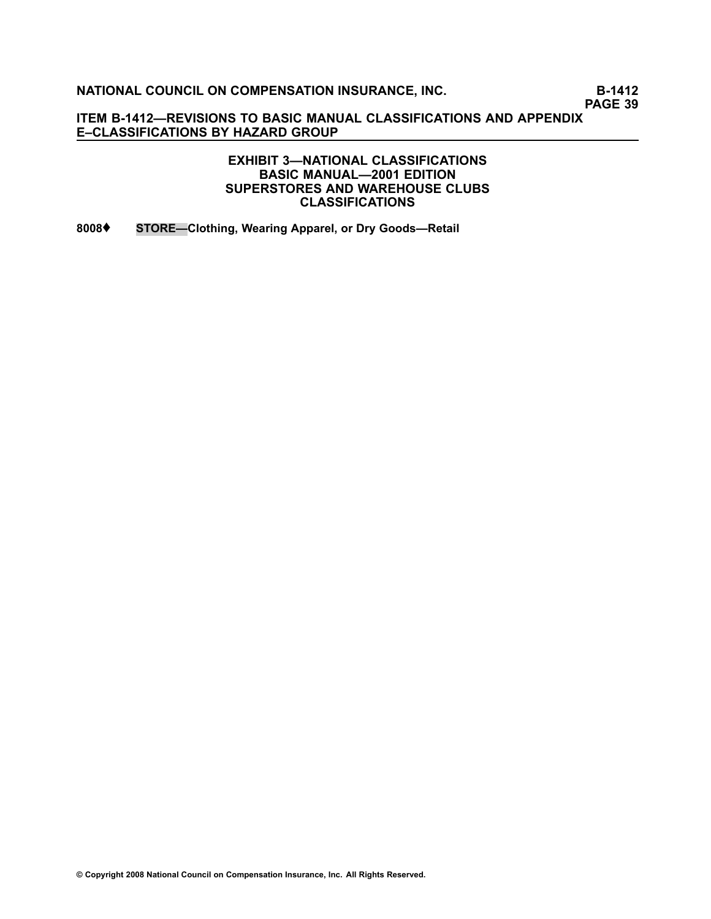# EXHIBIT 3—NATIONAL CLASSIFICATIONS BASIC MANUAL—2001 EDITION SUPERSTORES AND WAREHOUSE CLUBS CLASSIFICATIONS

**8008♦ STORE—Clothing, Wearing Apparel, or Dry Goods—Retail**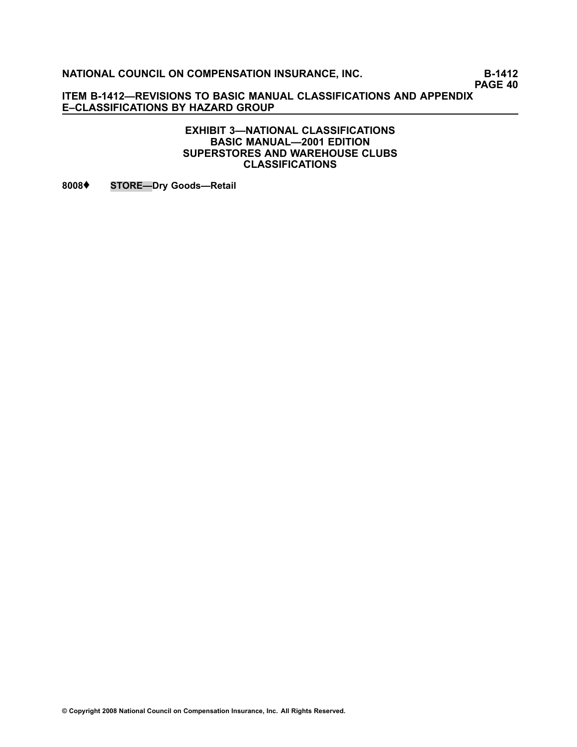### EXHIBIT 3—NATIONAL CLASSIFICATIONS
### BASIC MANUAL—2001 EDITION
### SUPERSTORES AND WAREHOUSE CLUBS
### CLASSIFICATIONS

**8008♦ STORE—Dry Goods—Retail**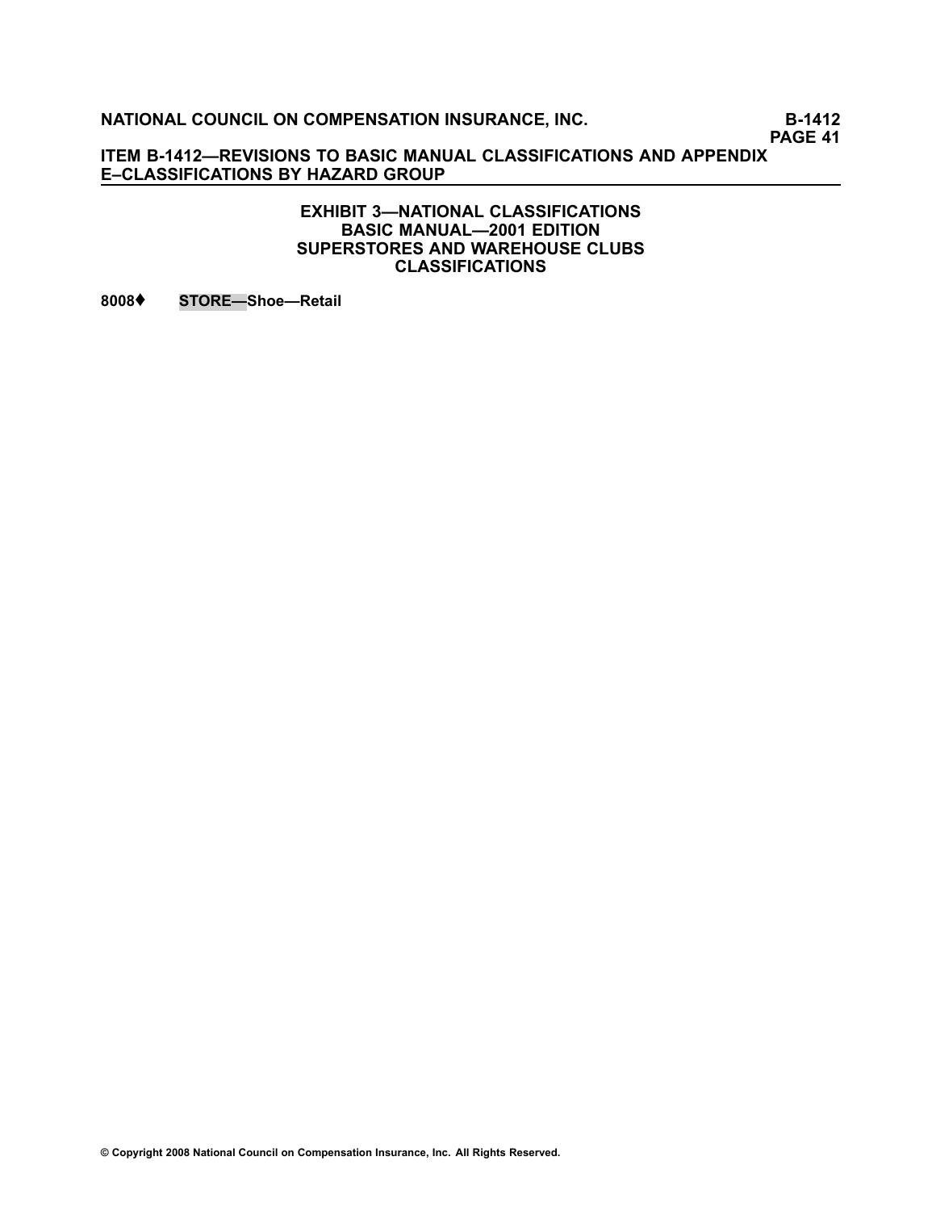## EXHIBIT 3—NATIONAL CLASSIFICATIONS
## BASIC MANUAL—2001 EDITION
## SUPERSTORES AND WAREHOUSE CLUBS
## CLASSIFICATIONS

**8008♦ STORE—Shoe—Retail**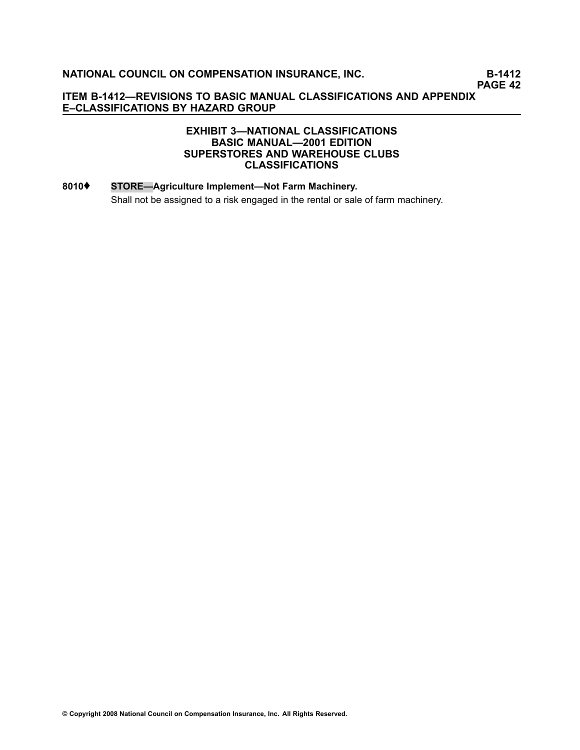## EXHIBIT 3—NATIONAL CLASSIFICATIONS BASIC MANUAL—2001 EDITION SUPERSTORES AND WAREHOUSE CLUBS CLASSIFICATIONS

**8010♦ STORE—Agriculture Implement—Not Farm Machinery.**

Shall not be assigned to a risk engaged in the rental or sale of farm machinery.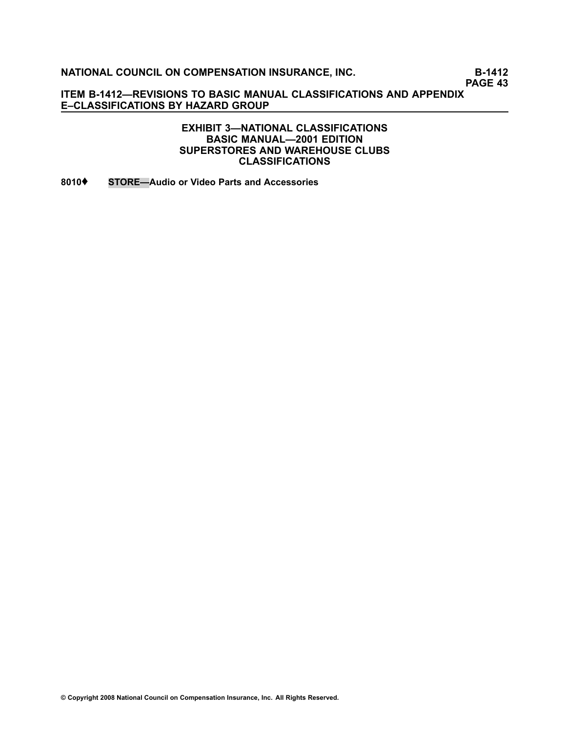## EXHIBIT 3—NATIONAL CLASSIFICATIONS
## BASIC MANUAL—2001 EDITION
## SUPERSTORES AND WAREHOUSE CLUBS
## CLASSIFICATIONS

**8010♦ STORE—Audio or Video Parts and Accessories**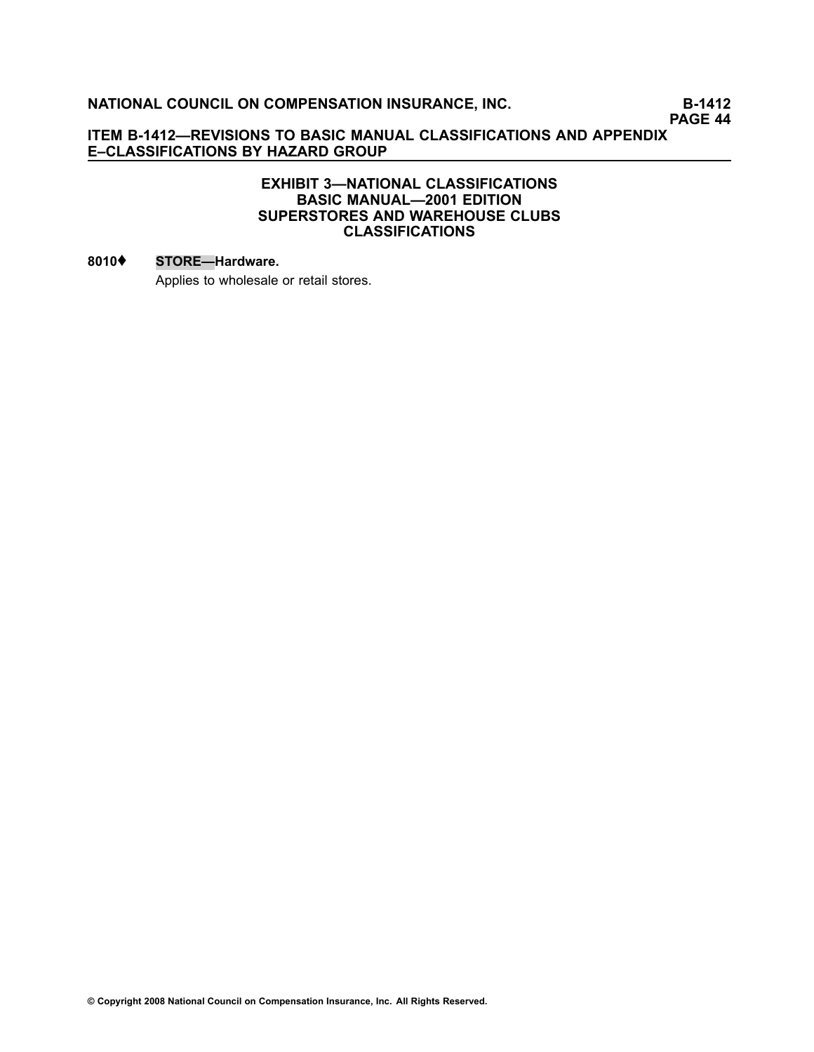### EXHIBIT 3—NATIONAL CLASSIFICATIONS
### BASIC MANUAL—2001 EDITION
### SUPERSTORES AND WAREHOUSE CLUBS
### CLASSIFICATIONS

**8010♦** **STORE—Hardware.**

Applies to wholesale or retail stores.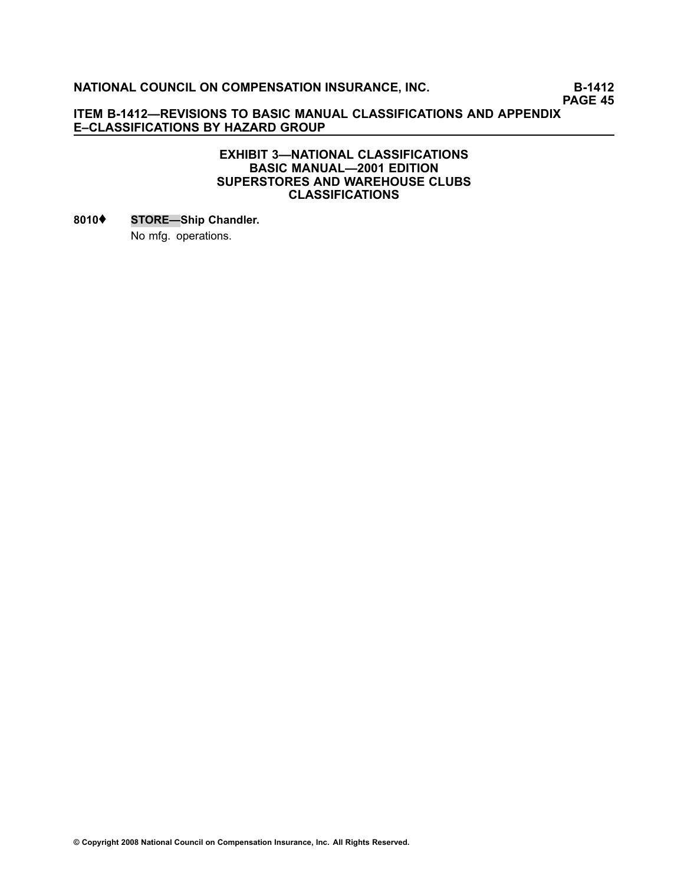## EXHIBIT 3—NATIONAL CLASSIFICATIONS
## BASIC MANUAL—2001 EDITION
## SUPERSTORES AND WAREHOUSE CLUBS
## CLASSIFICATIONS

**8010♦ STORE—Ship Chandler.**

No mfg. operations.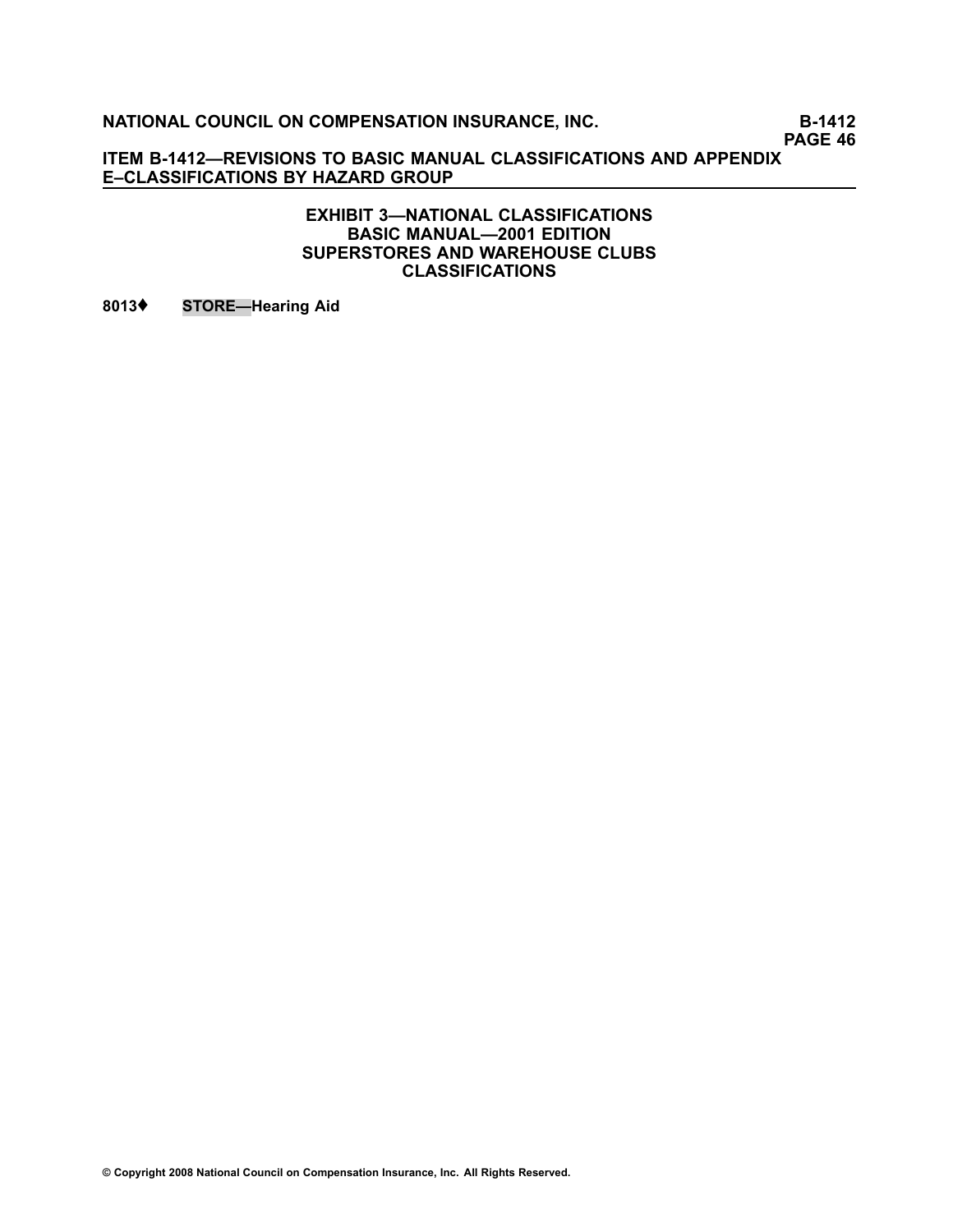## EXHIBIT 3—NATIONAL CLASSIFICATIONS
## BASIC MANUAL—2001 EDITION
## SUPERSTORES AND WAREHOUSE CLUBS
## CLASSIFICATIONS

**8013♦ STORE—Hearing Aid**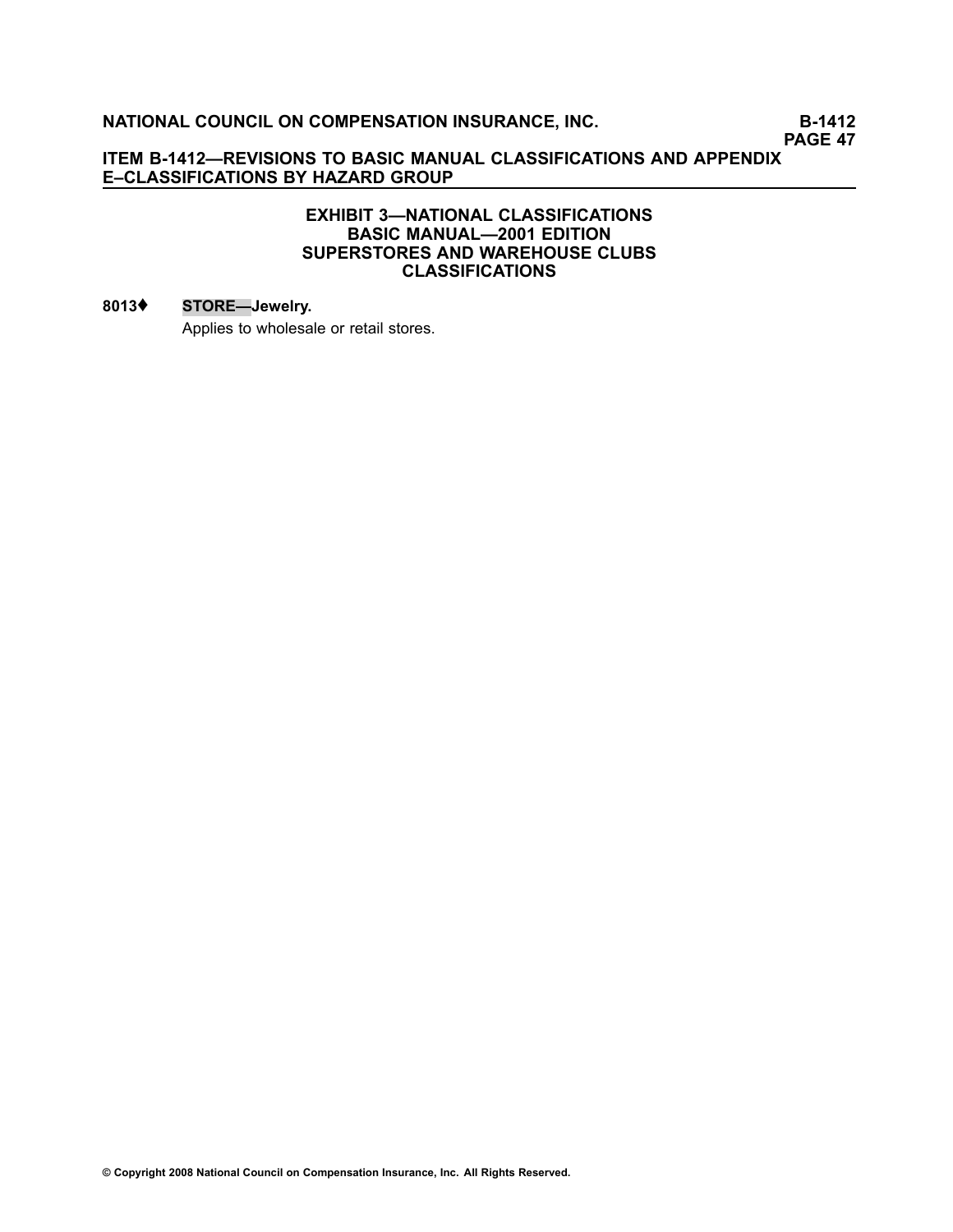## EXHIBIT 3—NATIONAL CLASSIFICATIONS
## BASIC MANUAL—2001 EDITION
## SUPERSTORES AND WAREHOUSE CLUBS
## CLASSIFICATIONS

**8013♦** **STORE—Jewelry.**

Applies to wholesale or retail stores.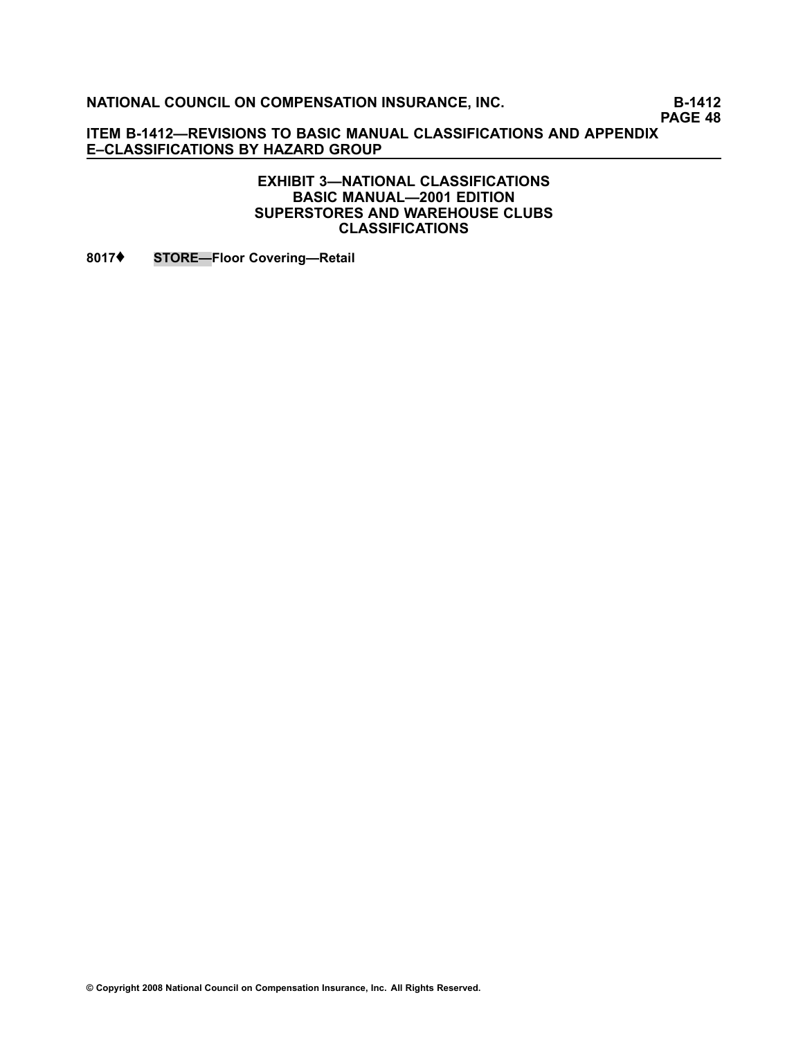## EXHIBIT 3—NATIONAL CLASSIFICATIONS
## BASIC MANUAL—2001 EDITION
## SUPERSTORES AND WAREHOUSE CLUBS
## CLASSIFICATIONS

**8017♦ STORE—Floor Covering—Retail**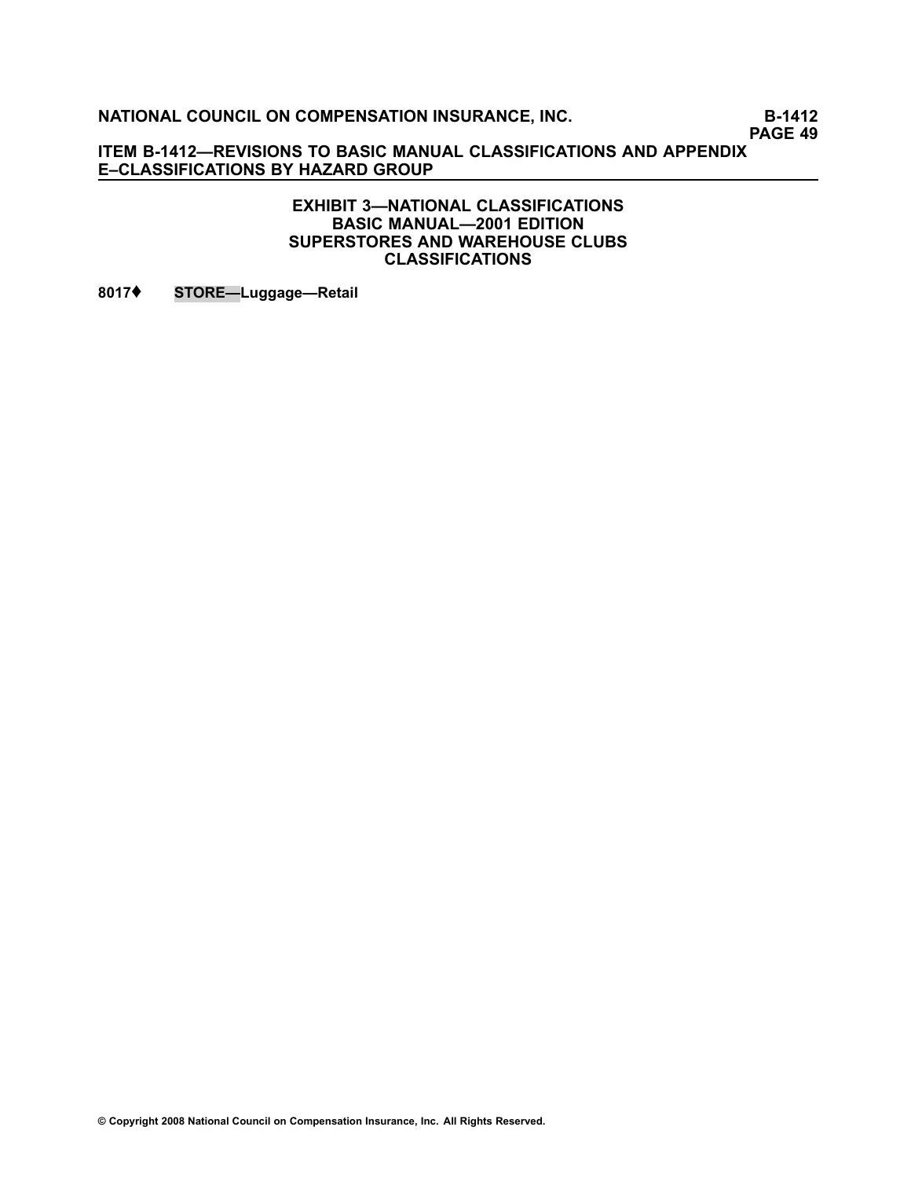## EXHIBIT 3—NATIONAL CLASSIFICATIONS
## BASIC MANUAL—2001 EDITION
## SUPERSTORES AND WAREHOUSE CLUBS
## CLASSIFICATIONS

**8017♦ STORE—Luggage—Retail**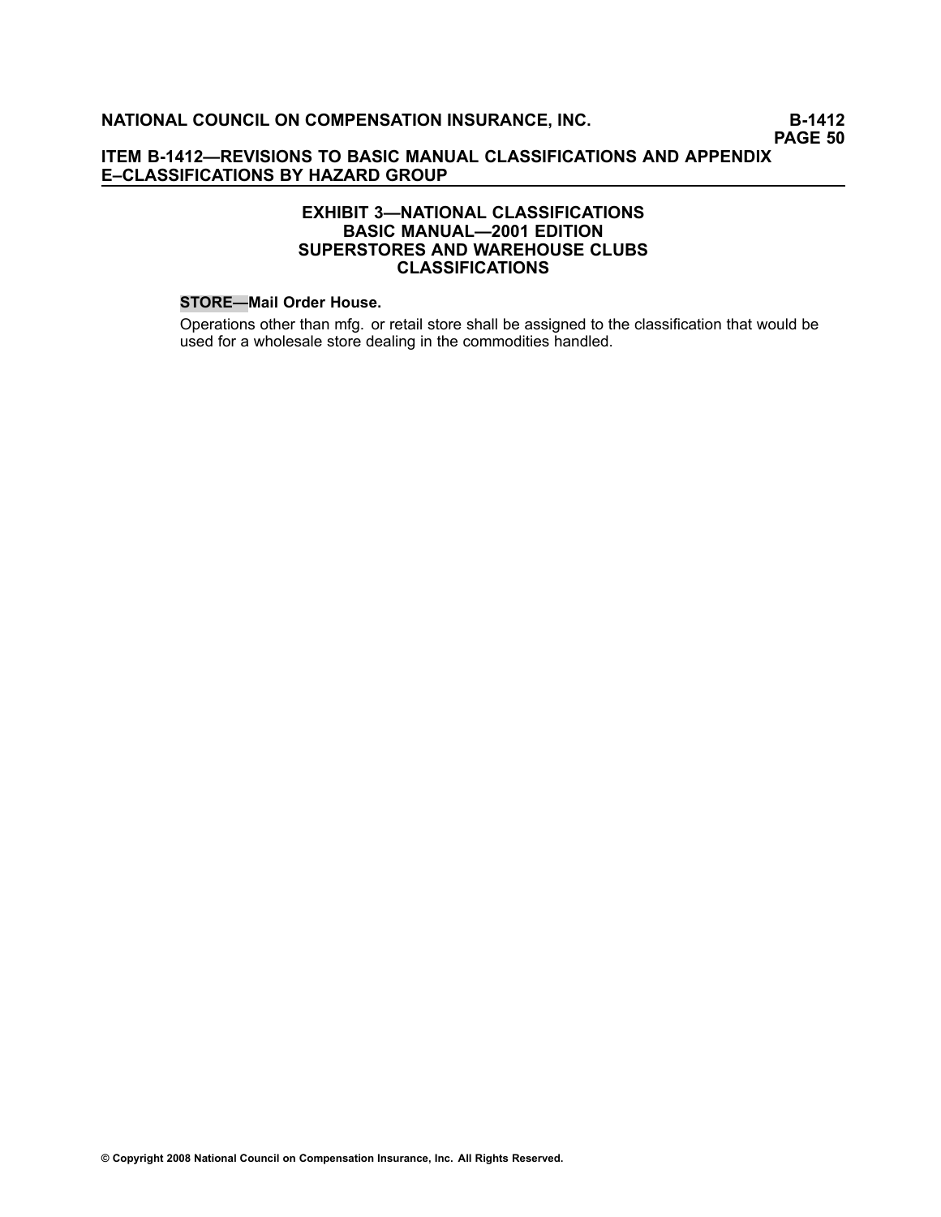## EXHIBIT 3—NATIONAL CLASSIFICATIONS
## BASIC MANUAL—2001 EDITION
## SUPERSTORES AND WAREHOUSE CLUBS
## CLASSIFICATIONS

**STORE—Mail Order House.**

Operations other than mfg. or retail store shall be assigned to the classification that would be used for a wholesale store dealing in the commodities handled.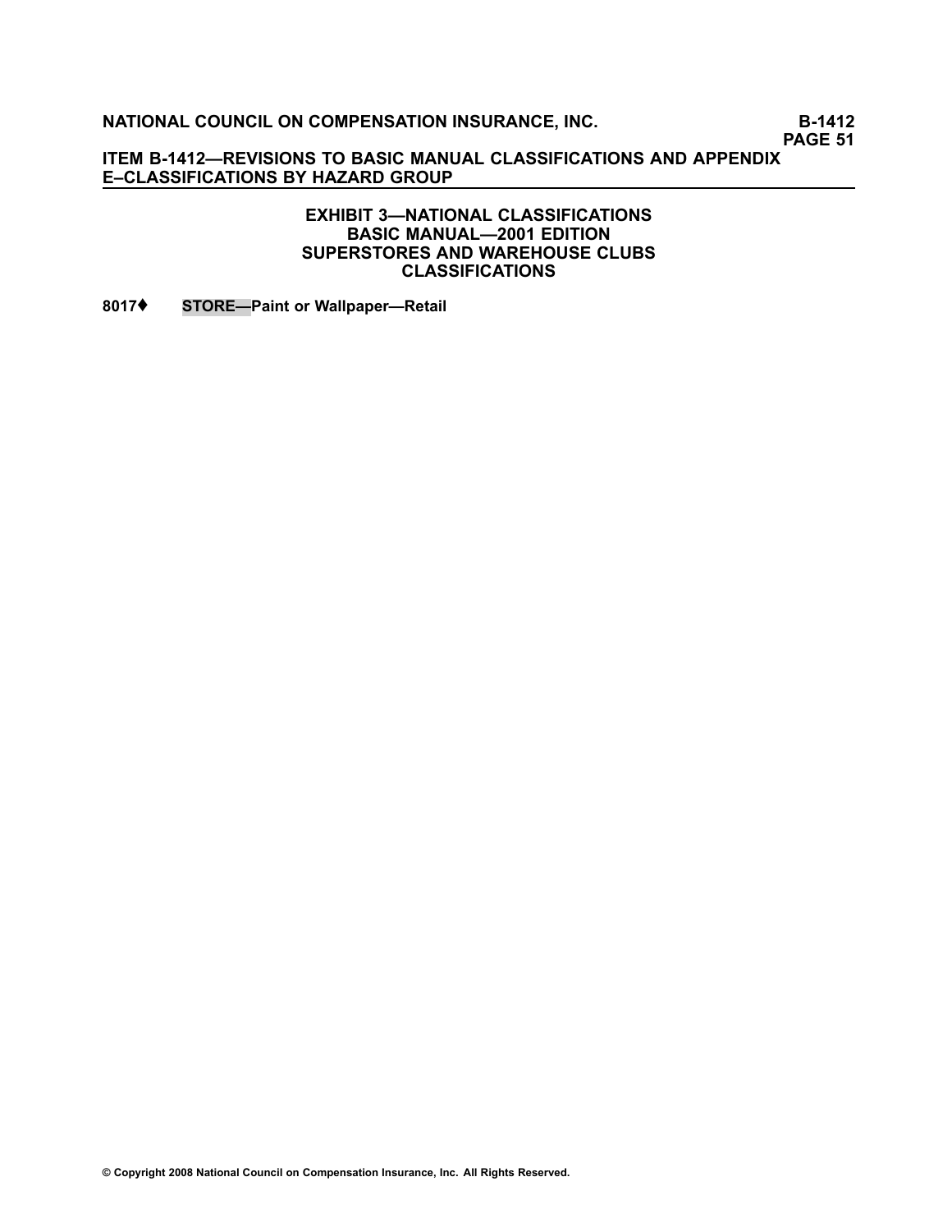## EXHIBIT 3—NATIONAL CLASSIFICATIONS
## BASIC MANUAL—2001 EDITION
## SUPERSTORES AND WAREHOUSE CLUBS
## CLASSIFICATIONS

**8017♦ STORE—Paint or Wallpaper—Retail**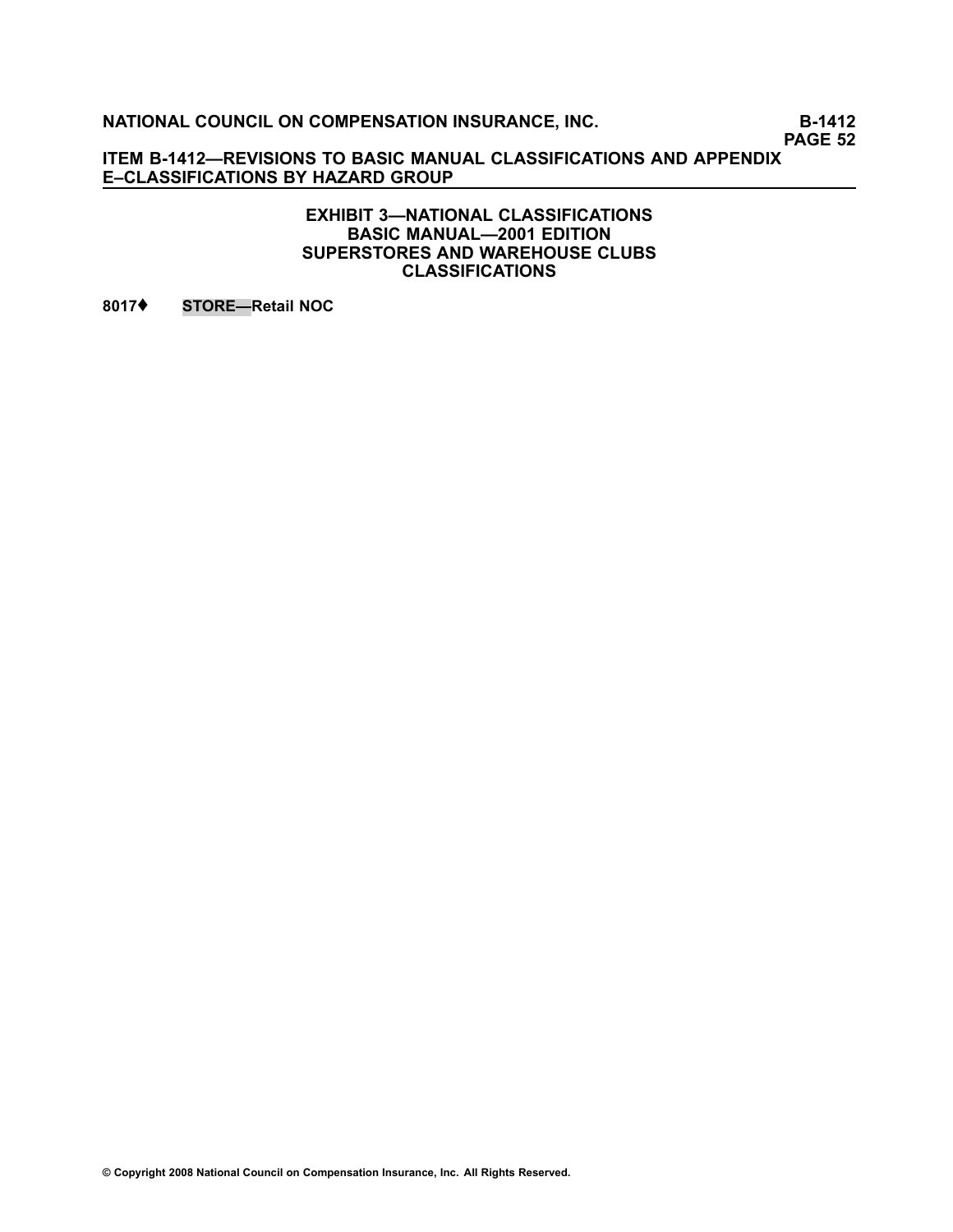## EXHIBIT 3—NATIONAL CLASSIFICATIONS
## BASIC MANUAL—2001 EDITION
## SUPERSTORES AND WAREHOUSE CLUBS
## CLASSIFICATIONS

**8017♦ STORE—Retail NOC**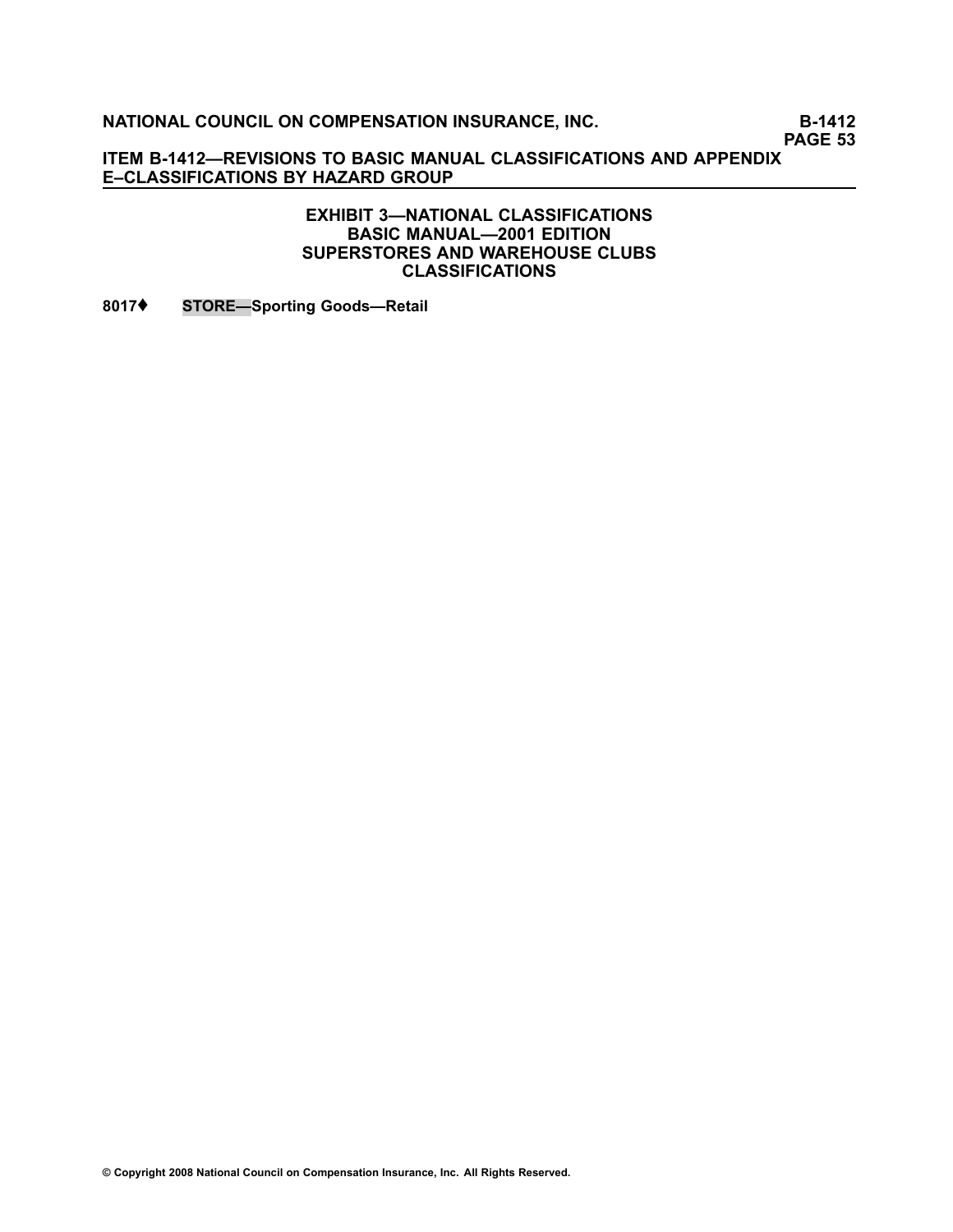## EXHIBIT 3—NATIONAL CLASSIFICATIONS
## BASIC MANUAL—2001 EDITION
## SUPERSTORES AND WAREHOUSE CLUBS
## CLASSIFICATIONS

**8017♦ STORE—Sporting Goods—Retail**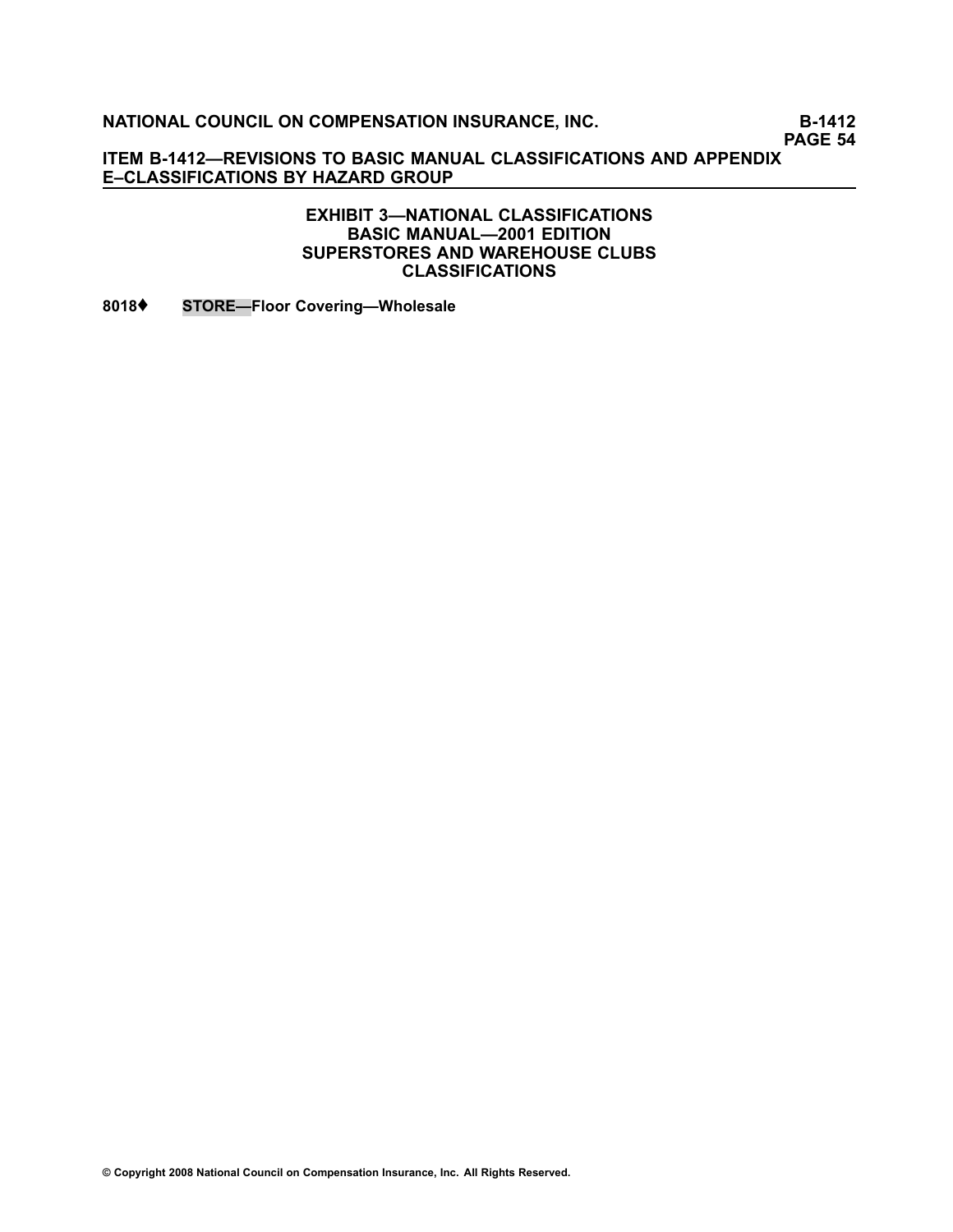## EXHIBIT 3—NATIONAL CLASSIFICATIONS
## BASIC MANUAL—2001 EDITION
## SUPERSTORES AND WAREHOUSE CLUBS
## CLASSIFICATIONS

**8018⧫ STORE—Floor Covering—Wholesale**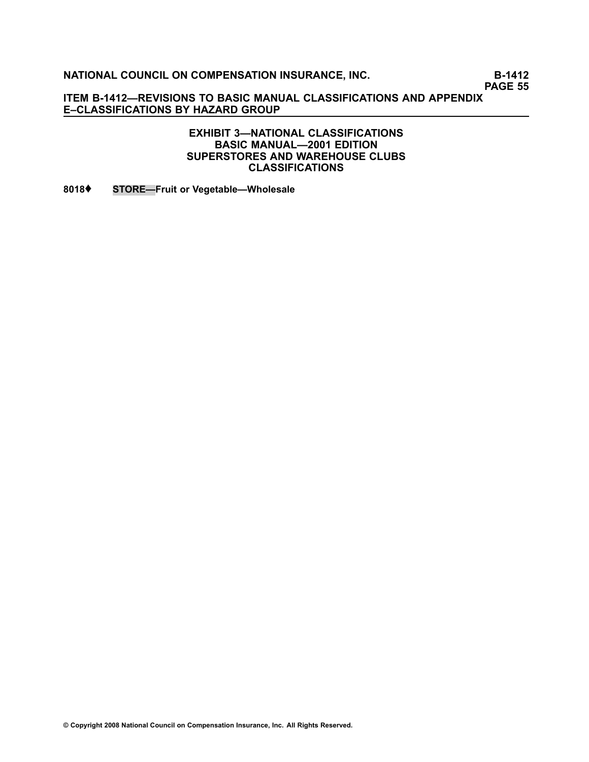## EXHIBIT 3—NATIONAL CLASSIFICATIONS
## BASIC MANUAL—2001 EDITION
## SUPERSTORES AND WAREHOUSE CLUBS
## CLASSIFICATIONS

**8018♦ STORE—Fruit or Vegetable—Wholesale**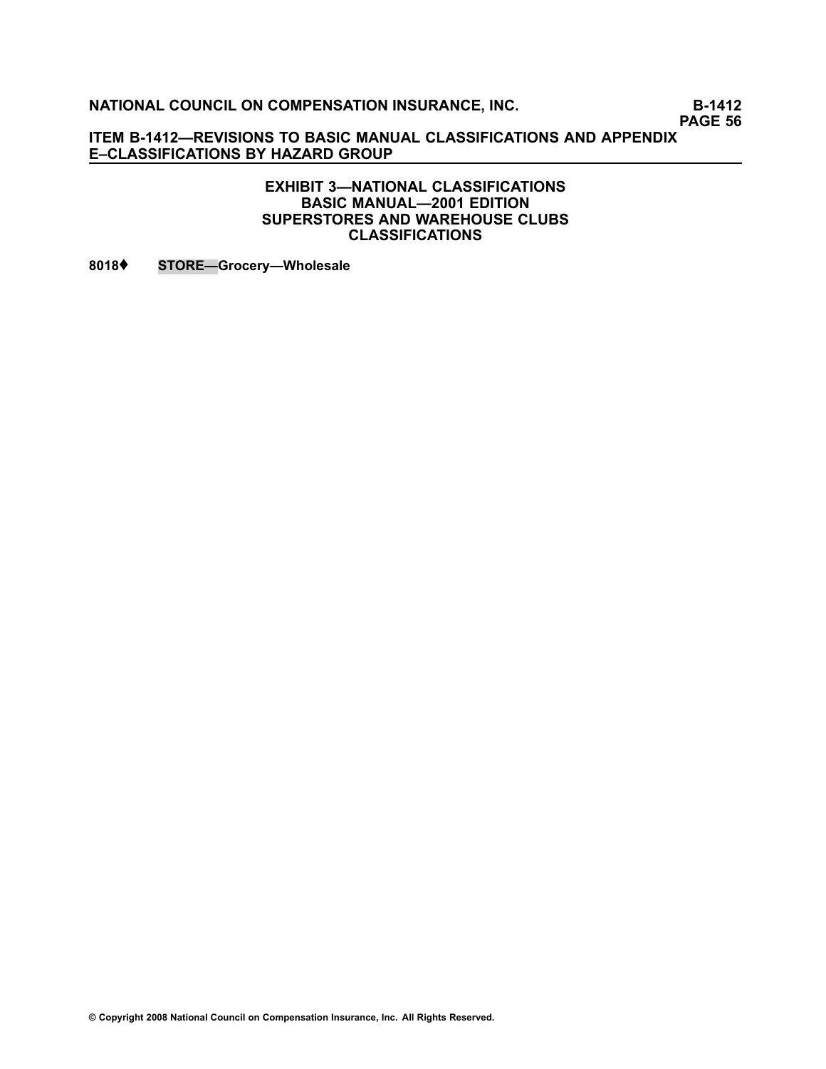## EXHIBIT 3—NATIONAL CLASSIFICATIONS
## BASIC MANUAL—2001 EDITION
## SUPERSTORES AND WAREHOUSE CLUBS
## CLASSIFICATIONS

**8018♦ STORE—Grocery—Wholesale**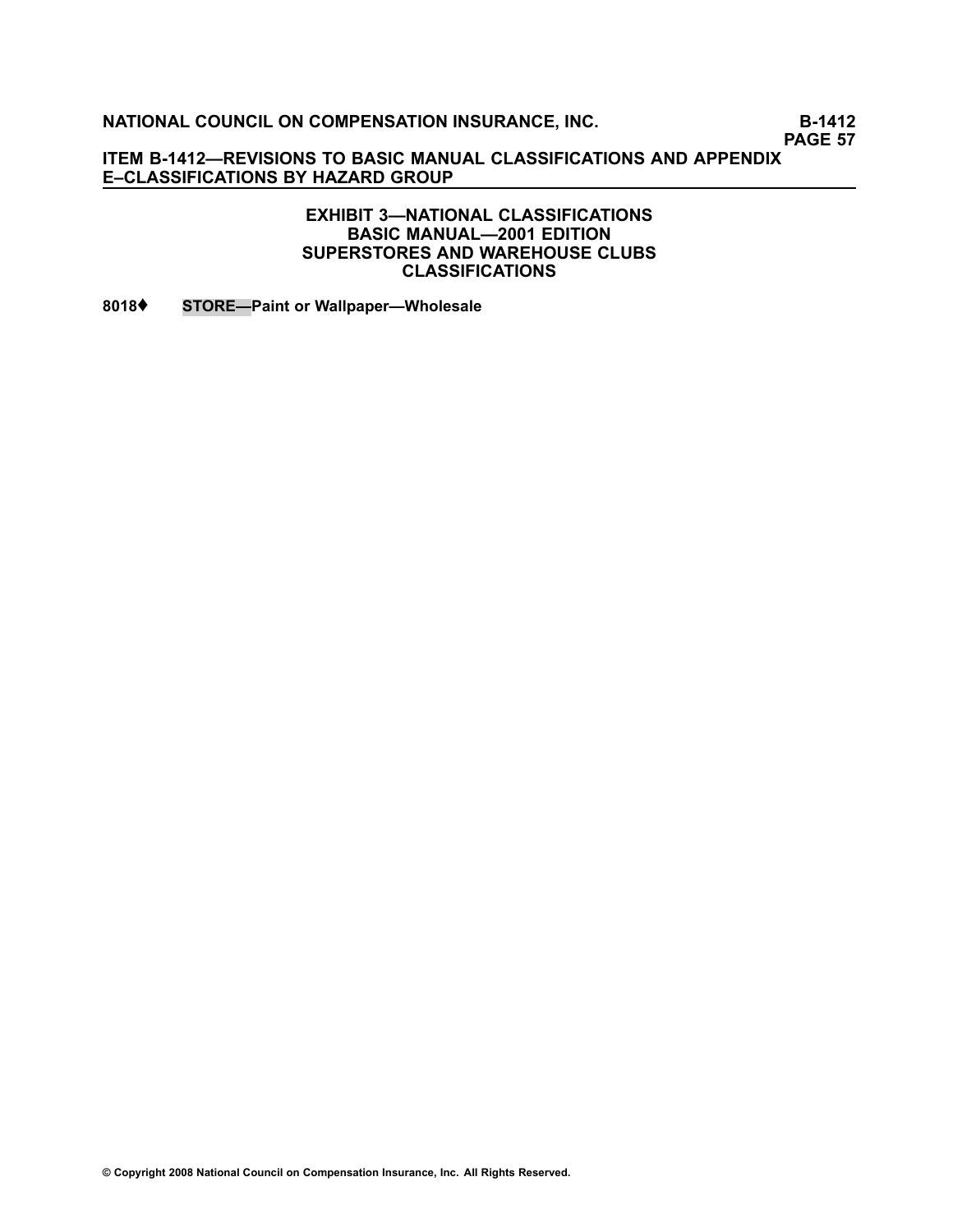## EXHIBIT 3—NATIONAL CLASSIFICATIONS
## BASIC MANUAL—2001 EDITION
## SUPERSTORES AND WAREHOUSE CLUBS
## CLASSIFICATIONS

**8018♦ STORE—Paint or Wallpaper—Wholesale**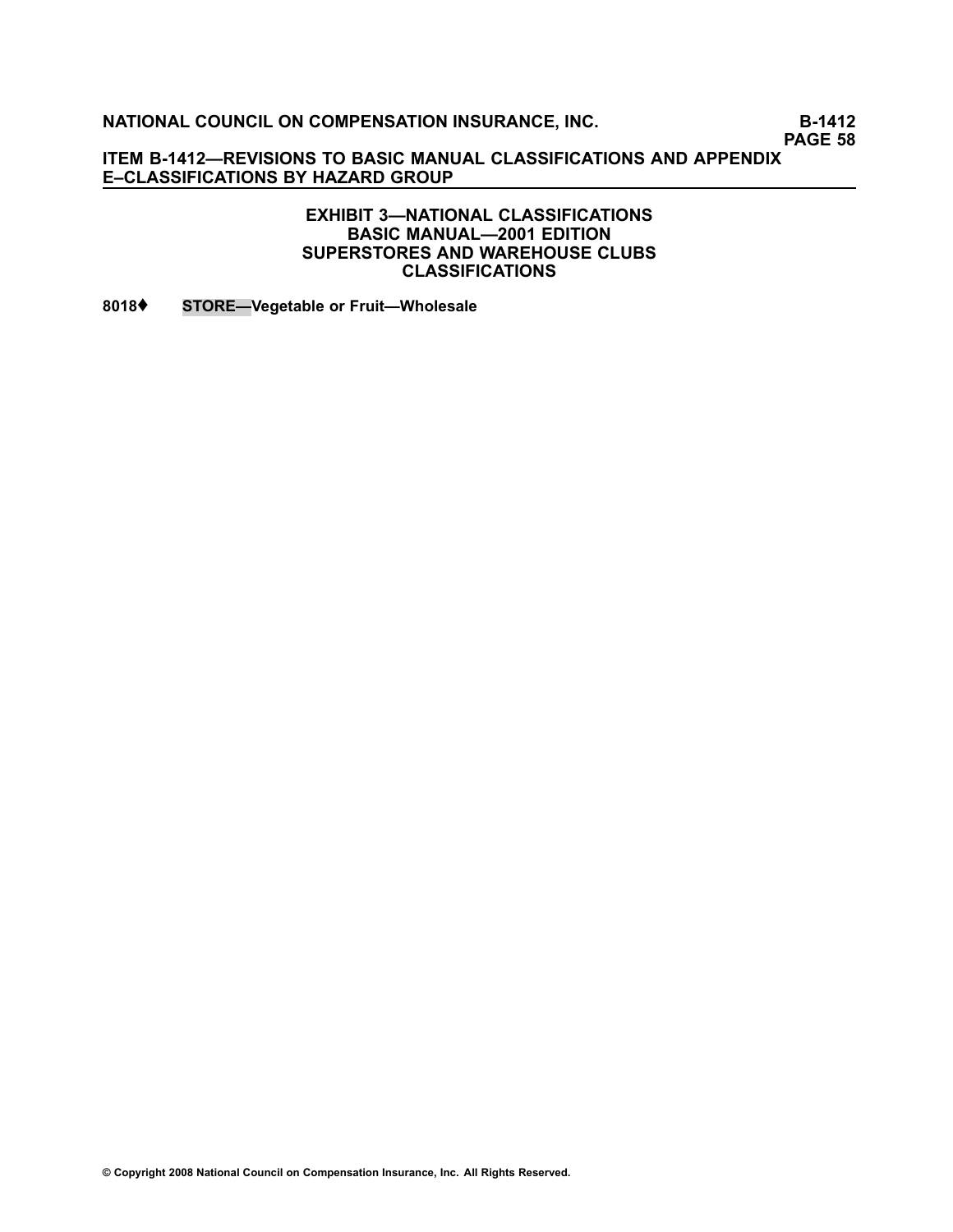## EXHIBIT 3—NATIONAL CLASSIFICATIONS
## BASIC MANUAL—2001 EDITION
## SUPERSTORES AND WAREHOUSE CLUBS
## CLASSIFICATIONS

**8018♦ STORE—Vegetable or Fruit—Wholesale**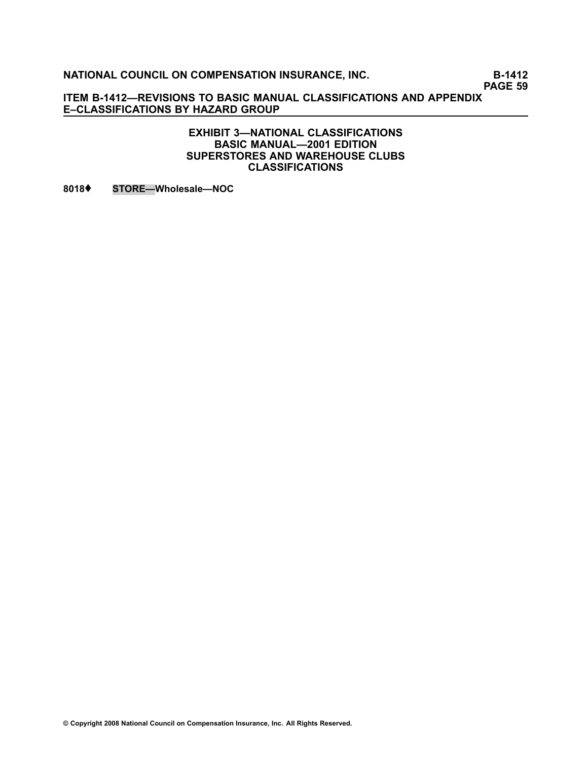## EXHIBIT 3—NATIONAL CLASSIFICATIONS
## BASIC MANUAL—2001 EDITION
## SUPERSTORES AND WAREHOUSE CLUBS
## CLASSIFICATIONS

**8018♦ STORE—Wholesale—NOC**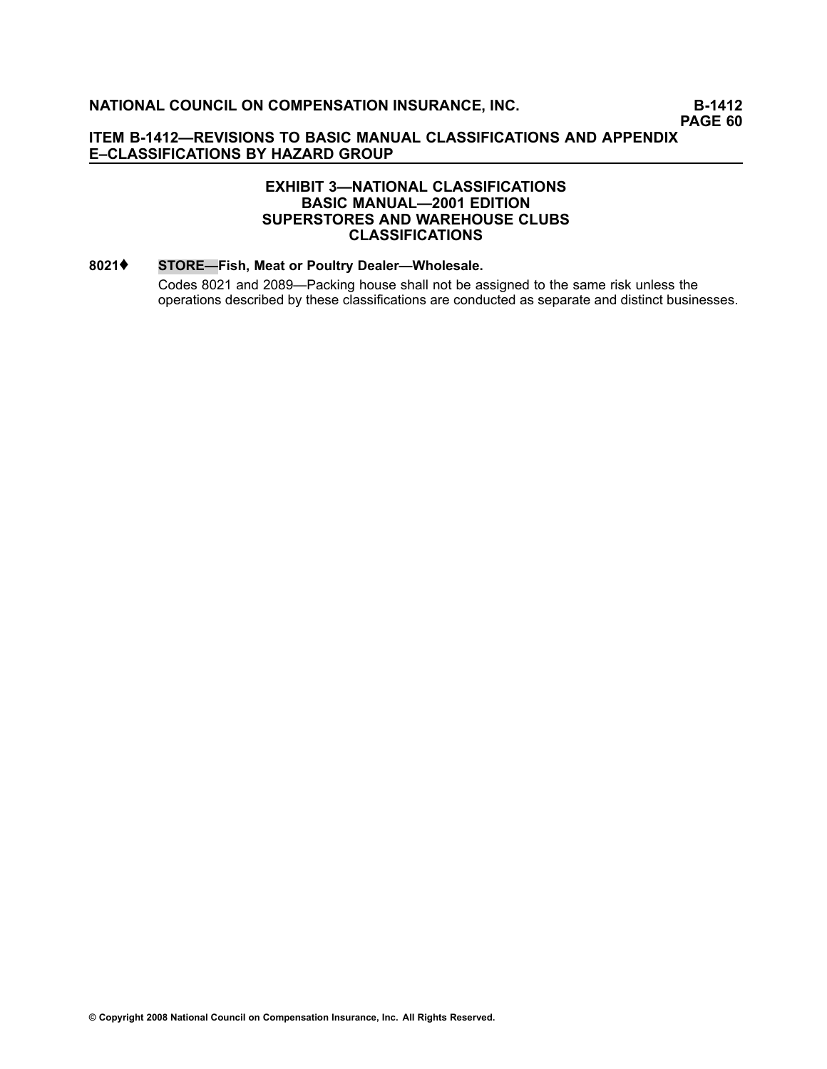## EXHIBIT 3—NATIONAL CLASSIFICATIONS
## BASIC MANUAL—2001 EDITION
## SUPERSTORES AND WAREHOUSE CLUBS
## CLASSIFICATIONS

**8021♦ STORE—Fish, Meat or Poultry Dealer—Wholesale.**

Codes 8021 and 2089—Packing house shall not be assigned to the same risk unless the operations described by these classifications are conducted as separate and distinct businesses.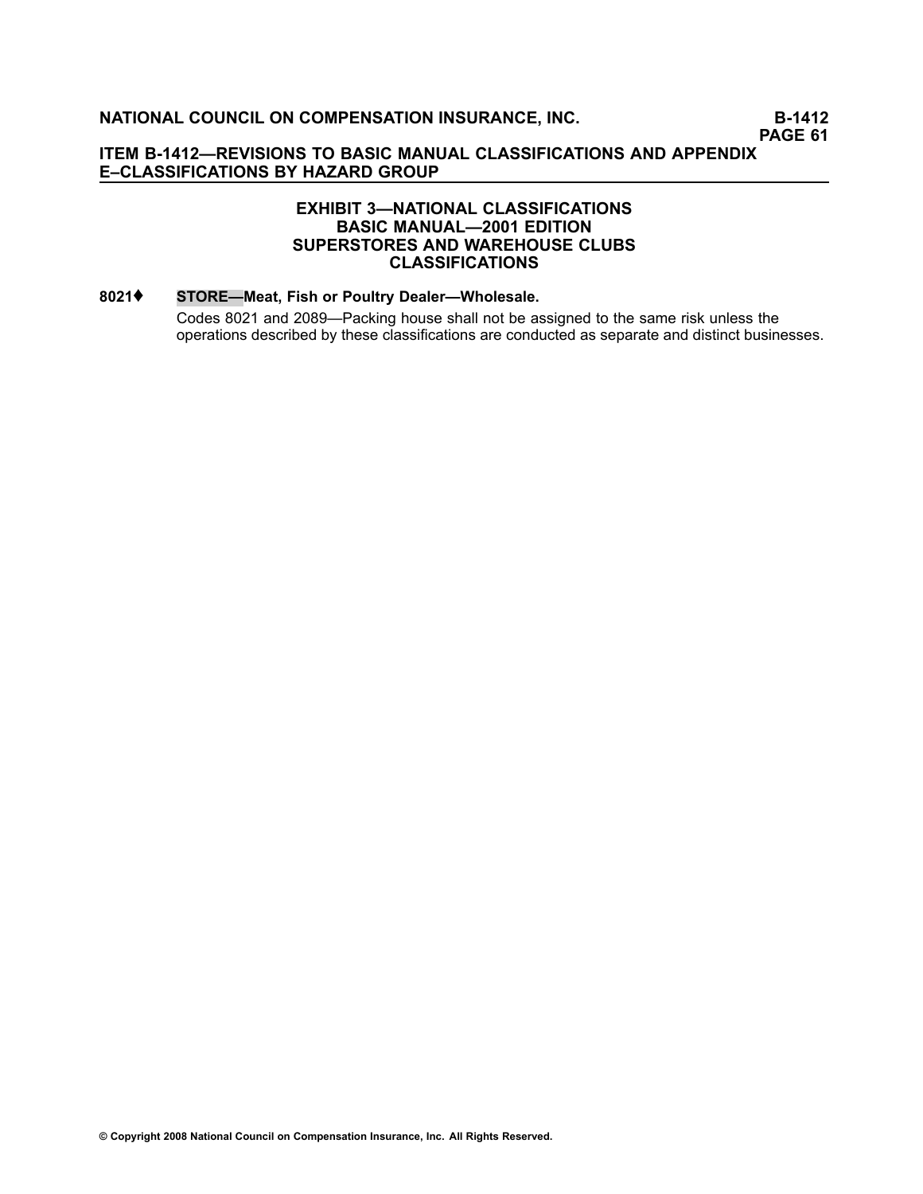## EXHIBIT 3—NATIONAL CLASSIFICATIONS BASIC MANUAL—2001 EDITION SUPERSTORES AND WAREHOUSE CLUBS CLASSIFICATIONS

**8021♦** **STORE—Meat, Fish or Poultry Dealer—Wholesale.**

Codes 8021 and 2089—Packing house shall not be assigned to the same risk unless the operations described by these classifications are conducted as separate and distinct businesses.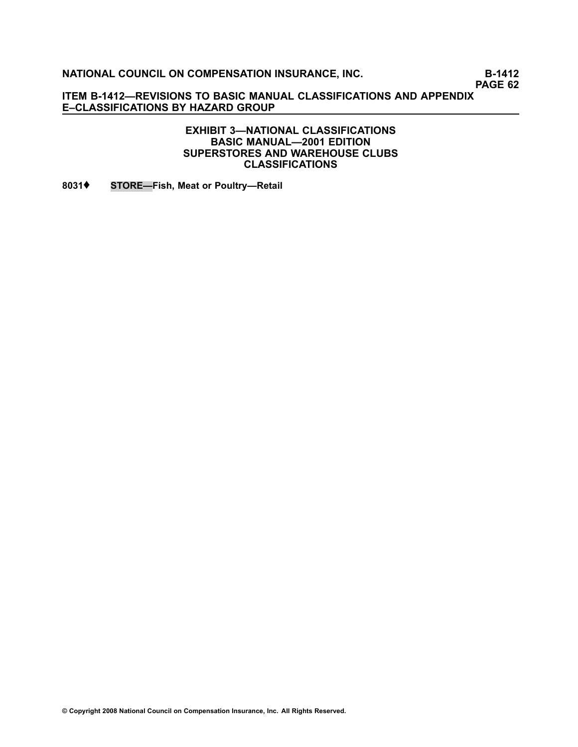### EXHIBIT 3—NATIONAL CLASSIFICATIONS
### BASIC MANUAL—2001 EDITION
### SUPERSTORES AND WAREHOUSE CLUBS
### CLASSIFICATIONS

**8031♦ STORE—Fish, Meat or Poultry—Retail**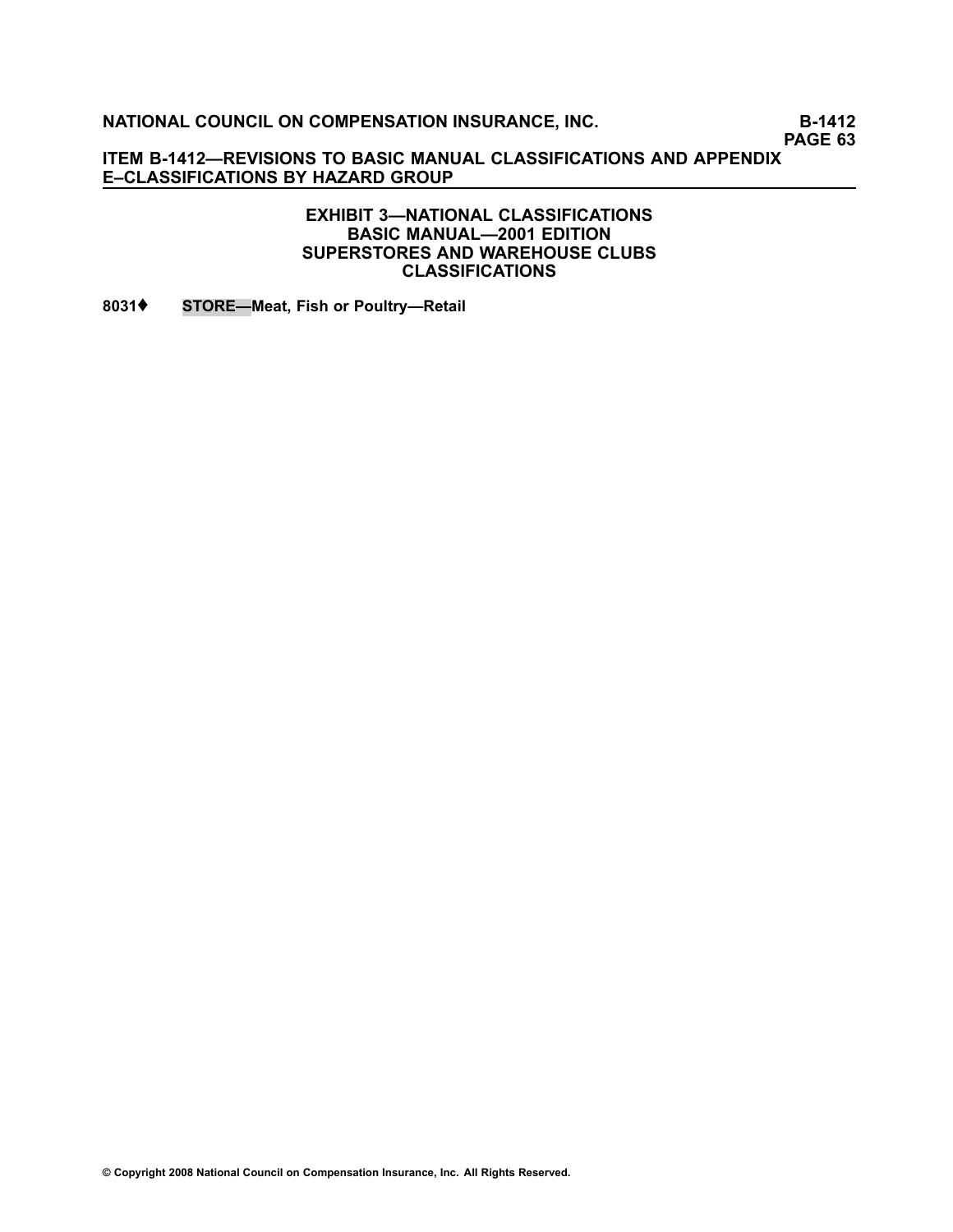## EXHIBIT 3—NATIONAL CLASSIFICATIONS
## BASIC MANUAL—2001 EDITION
## SUPERSTORES AND WAREHOUSE CLUBS
## CLASSIFICATIONS

**8031♦ STORE—Meat, Fish or Poultry—Retail**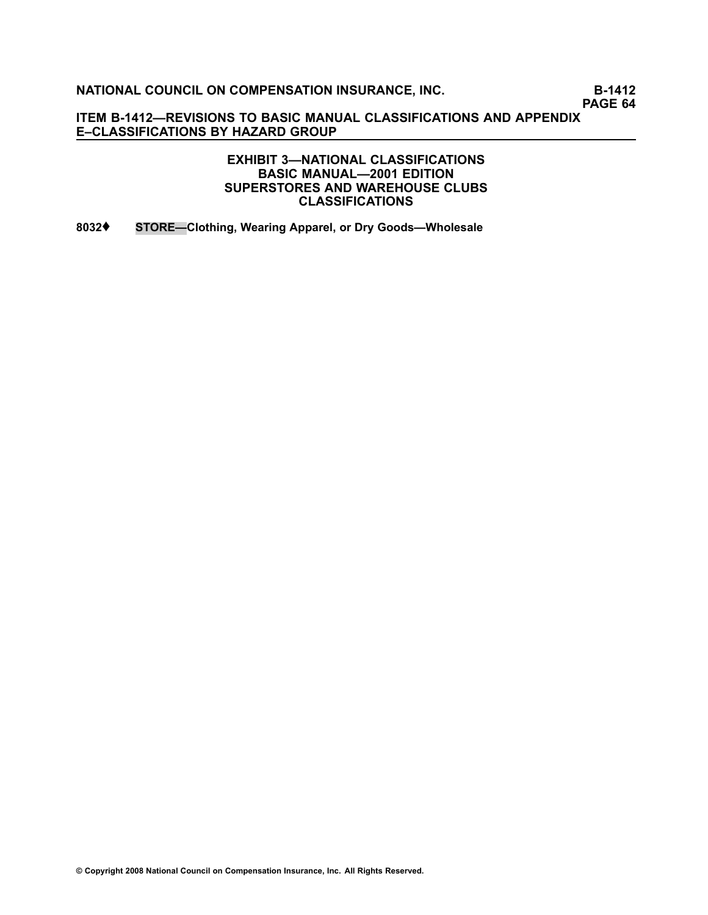## EXHIBIT 3—NATIONAL CLASSIFICATIONS BASIC MANUAL—2001 EDITION SUPERSTORES AND WAREHOUSE CLUBS CLASSIFICATIONS

**8032♦ STORE—Clothing, Wearing Apparel, or Dry Goods—Wholesale**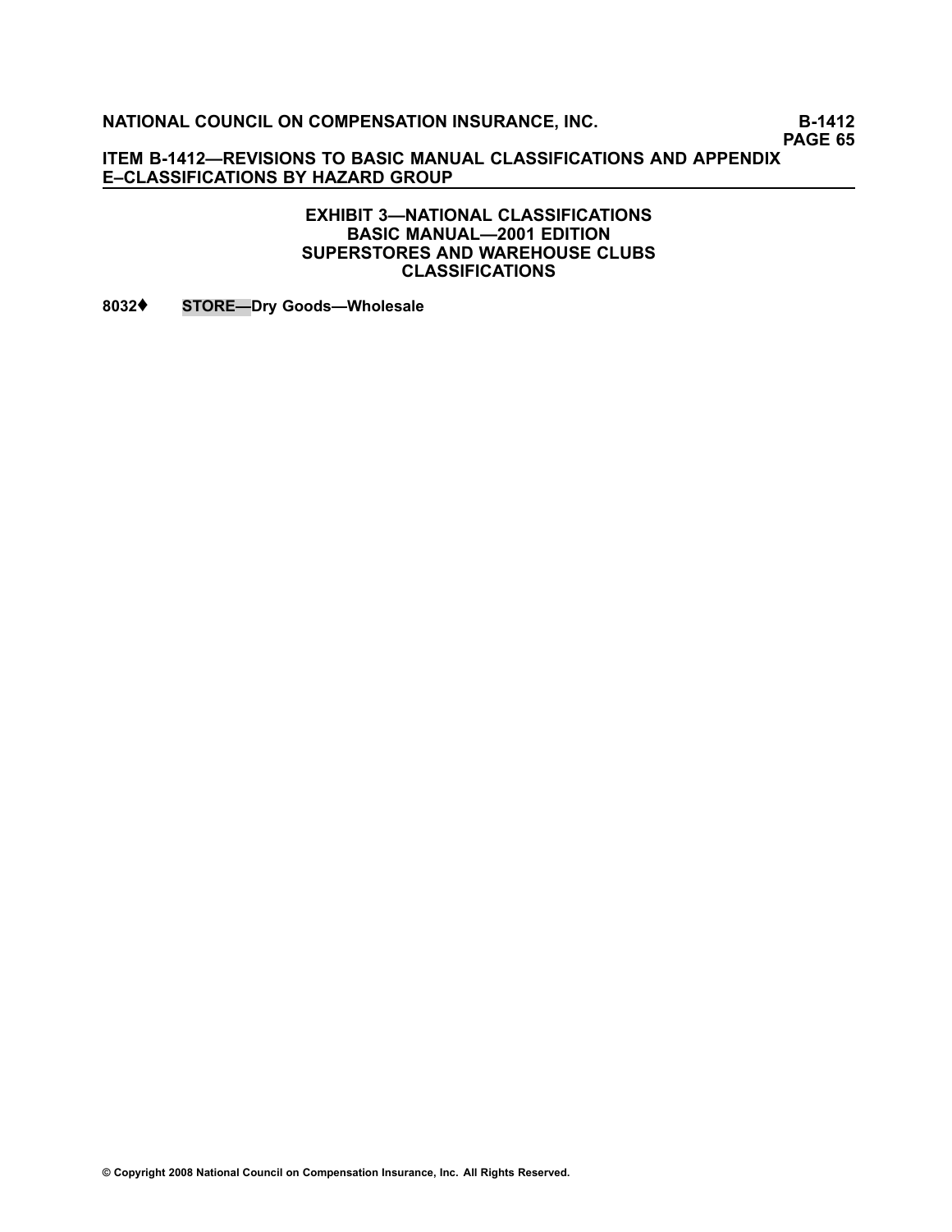## EXHIBIT 3—NATIONAL CLASSIFICATIONS
## BASIC MANUAL—2001 EDITION
## SUPERSTORES AND WAREHOUSE CLUBS
## CLASSIFICATIONS

**8032♦** **STORE—Dry Goods—Wholesale**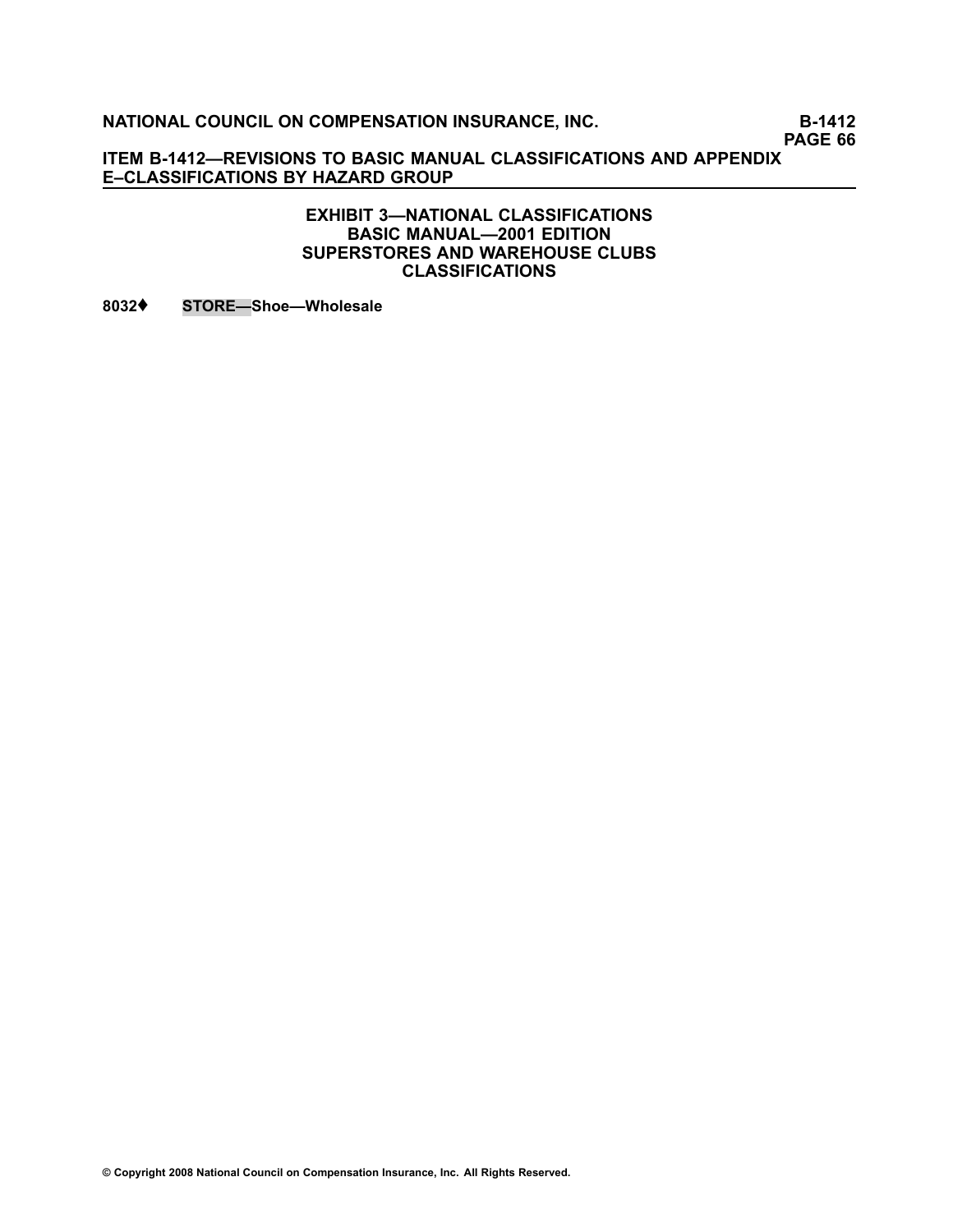## EXHIBIT 3—NATIONAL CLASSIFICATIONS
## BASIC MANUAL—2001 EDITION
## SUPERSTORES AND WAREHOUSE CLUBS
## CLASSIFICATIONS

**8032♦ STORE—Shoe—Wholesale**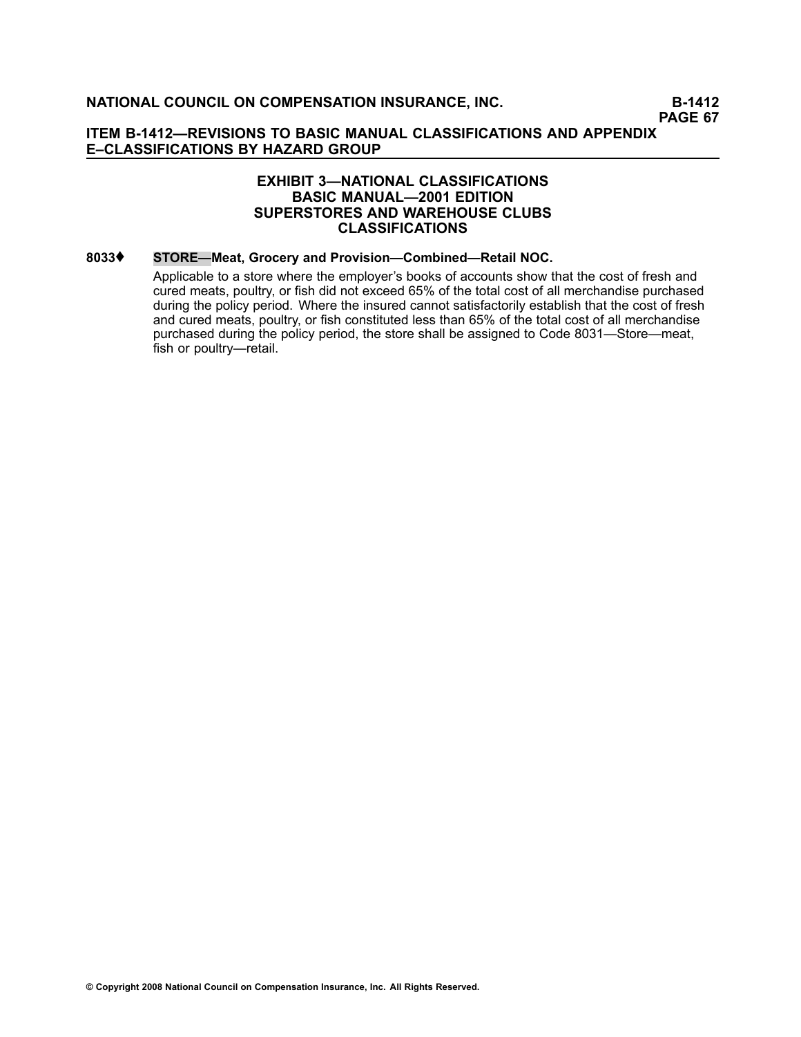## EXHIBIT 3—NATIONAL CLASSIFICATIONS
## BASIC MANUAL—2001 EDITION
## SUPERSTORES AND WAREHOUSE CLUBS
## CLASSIFICATIONS

**8033♦ STORE—Meat, Grocery and Provision—Combined—Retail NOC.**

Applicable to a store where the employer's books of accounts show that the cost of fresh and cured meats, poultry, or fish did not exceed 65% of the total cost of all merchandise purchased during the policy period. Where the insured cannot satisfactorily establish that the cost of fresh and cured meats, poultry, or fish constituted less than 65% of the total cost of all merchandise purchased during the policy period, the store shall be assigned to Code 8031—Store—meat, fish or poultry—retail.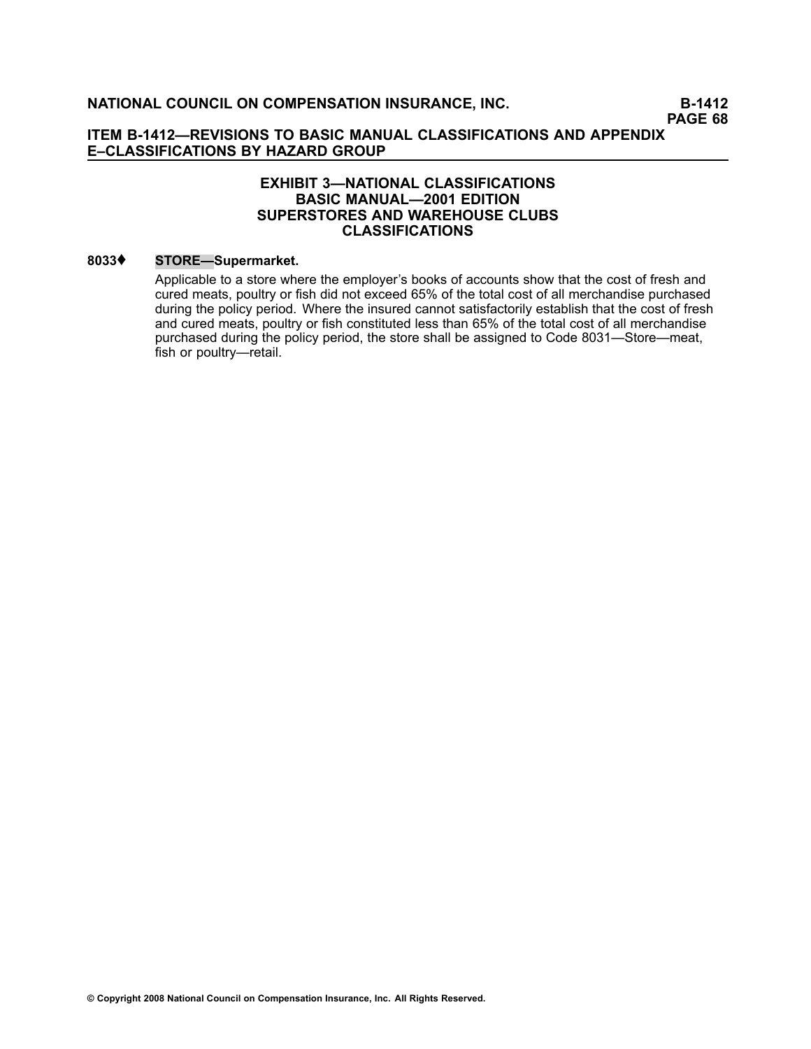## EXHIBIT 3—NATIONAL CLASSIFICATIONS
## BASIC MANUAL—2001 EDITION
## SUPERSTORES AND WAREHOUSE CLUBS
## CLASSIFICATIONS

**8033♦ STORE—Supermarket.**

Applicable to a store where the employer's books of accounts show that the cost of fresh and cured meats, poultry or fish did not exceed 65% of the total cost of all merchandise purchased during the policy period. Where the insured cannot satisfactorily establish that the cost of fresh and cured meats, poultry or fish constituted less than 65% of the total cost of all merchandise purchased during the policy period, the store shall be assigned to Code 8031—Store—meat, fish or poultry—retail.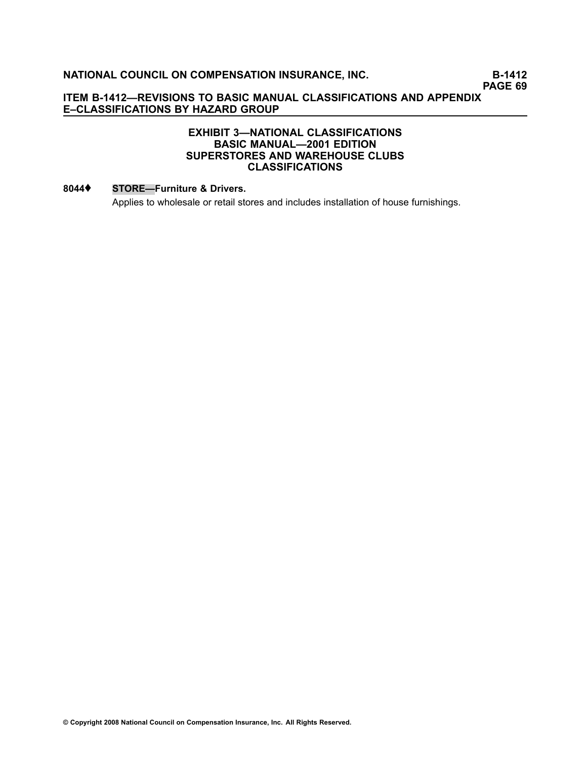# EXHIBIT 3—NATIONAL CLASSIFICATIONS
## BASIC MANUAL—2001 EDITION
## SUPERSTORES AND WAREHOUSE CLUBS
## CLASSIFICATIONS

**8044♦ STORE—Furniture & Drivers.**

Applies to wholesale or retail stores and includes installation of house furnishings.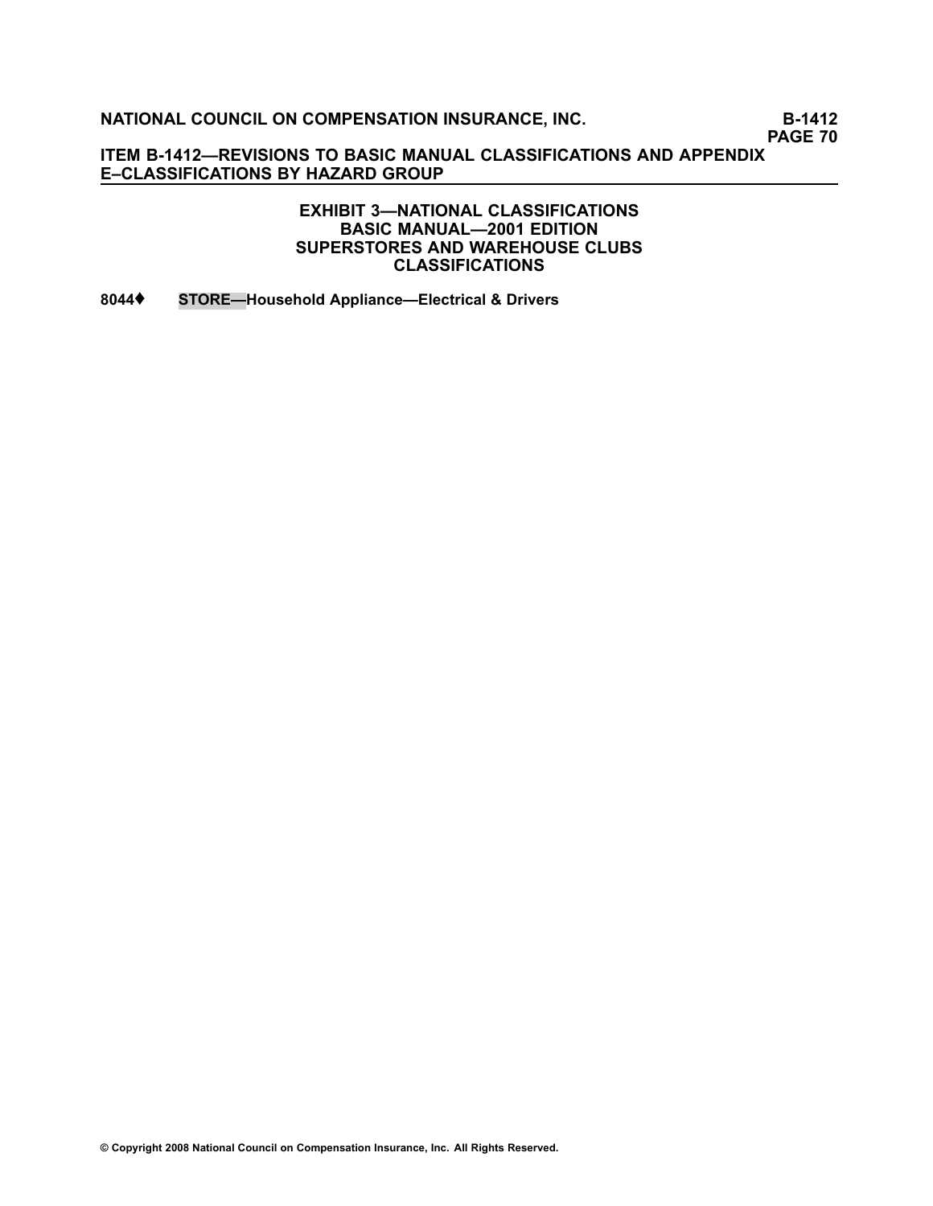## EXHIBIT 3—NATIONAL CLASSIFICATIONS
## BASIC MANUAL—2001 EDITION
## SUPERSTORES AND WAREHOUSE CLUBS
## CLASSIFICATIONS

**8044♦ STORE—Household Appliance—Electrical & Drivers**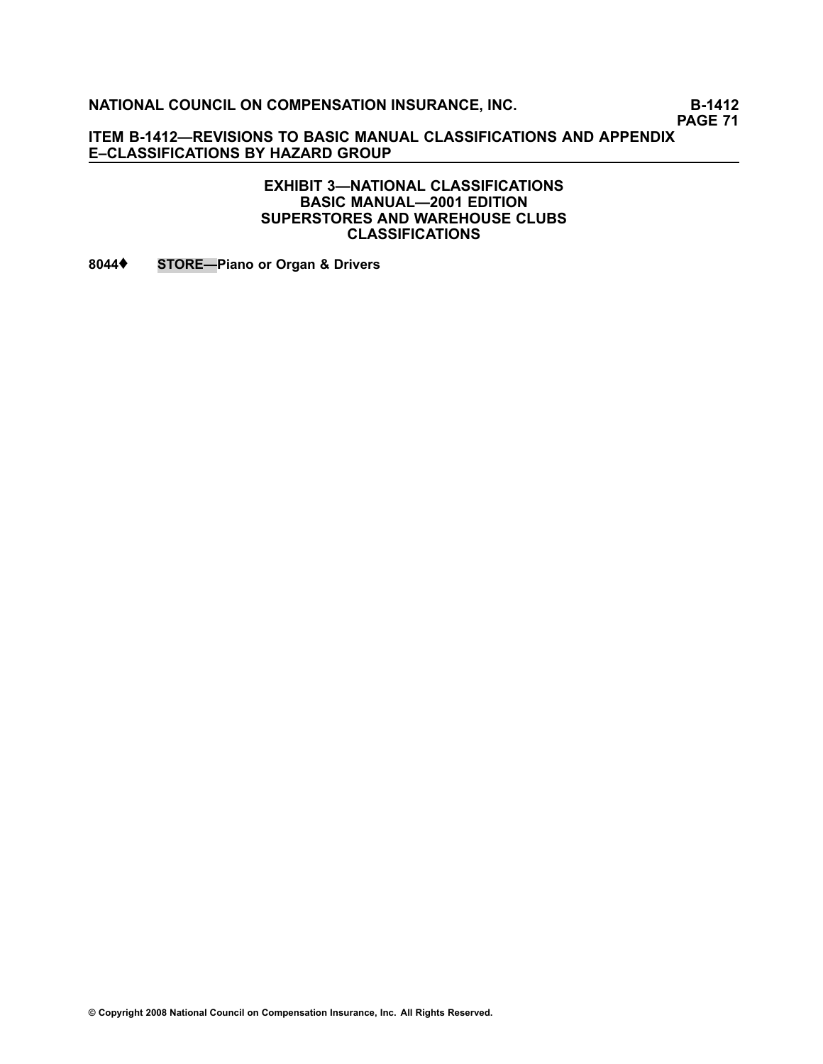## EXHIBIT 3—NATIONAL CLASSIFICATIONS BASIC MANUAL—2001 EDITION SUPERSTORES AND WAREHOUSE CLUBS CLASSIFICATIONS

**8044♦ STORE—Piano or Organ & Drivers**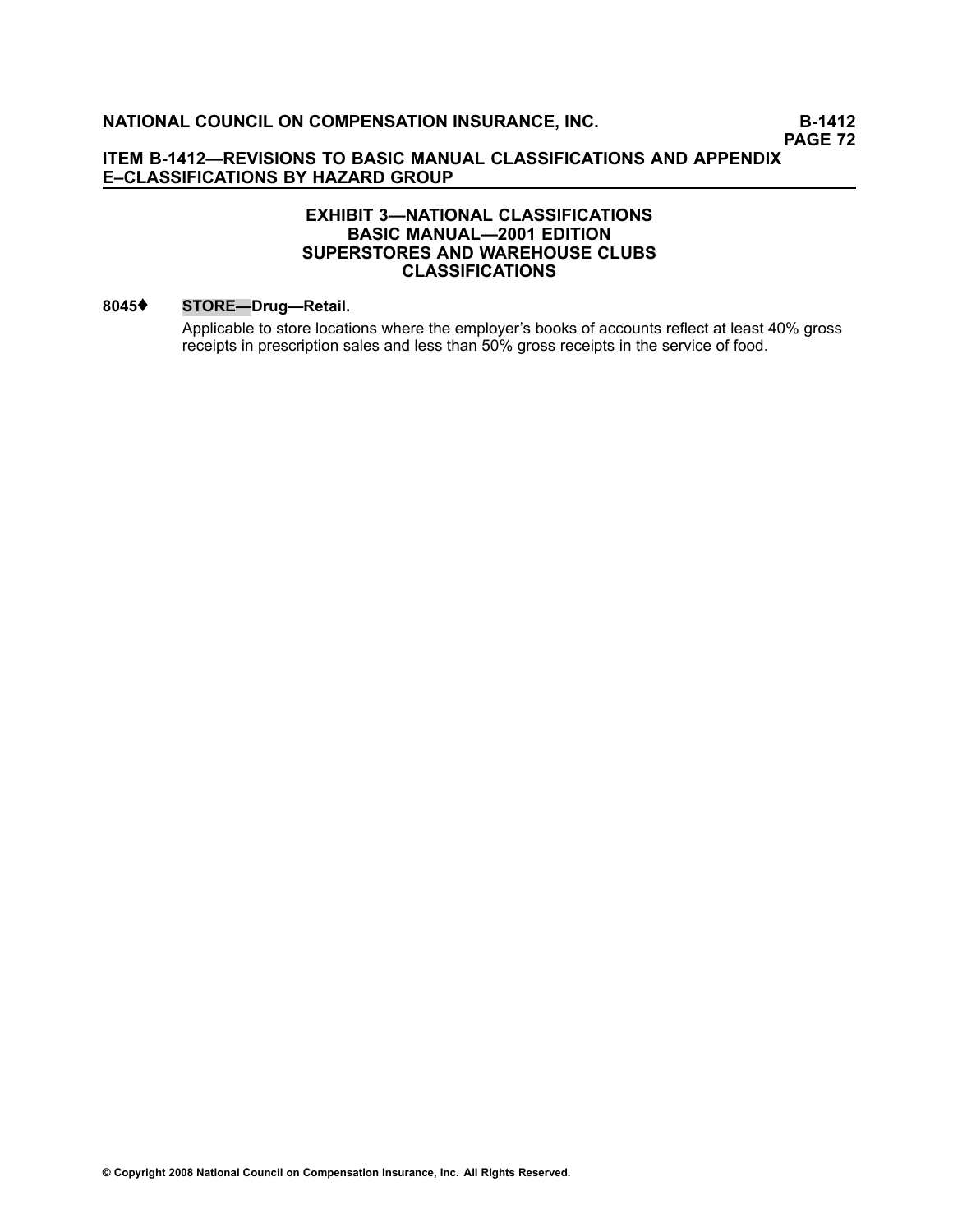## EXHIBIT 3—NATIONAL CLASSIFICATIONS
## BASIC MANUAL—2001 EDITION
## SUPERSTORES AND WAREHOUSE CLUBS
## CLASSIFICATIONS

**8045♦** **STORE—Drug—Retail.**

Applicable to store locations where the employer's books of accounts reflect at least 40% gross receipts in prescription sales and less than 50% gross receipts in the service of food.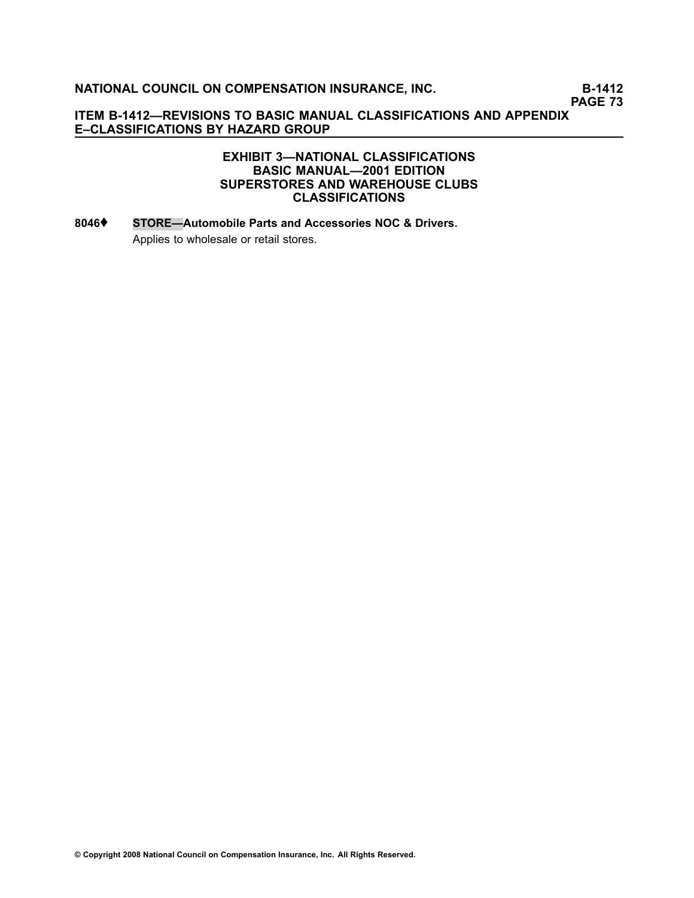## EXHIBIT 3—NATIONAL CLASSIFICATIONS
## BASIC MANUAL—2001 EDITION
## SUPERSTORES AND WAREHOUSE CLUBS
## CLASSIFICATIONS

**8046♦** **STORE—Automobile Parts and Accessories NOC & Drivers.**

Applies to wholesale or retail stores.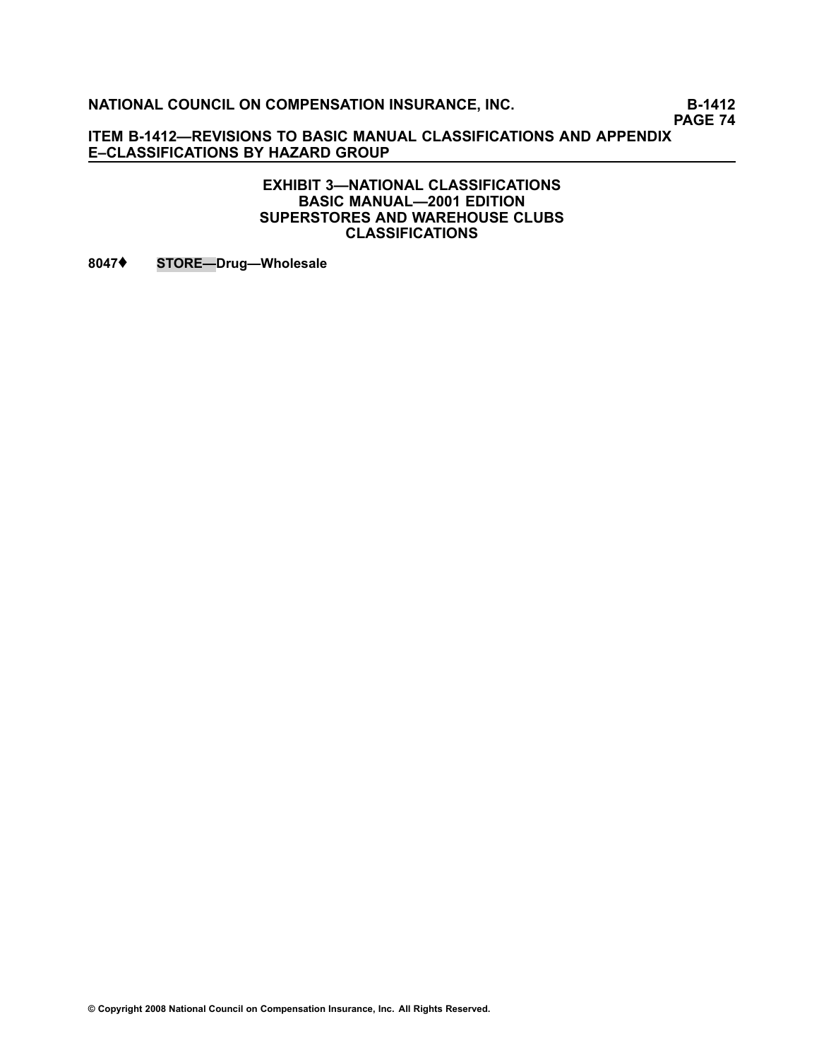## EXHIBIT 3—NATIONAL CLASSIFICATIONS
## BASIC MANUAL—2001 EDITION
## SUPERSTORES AND WAREHOUSE CLUBS
## CLASSIFICATIONS

**8047⧫ STORE—Drug—Wholesale**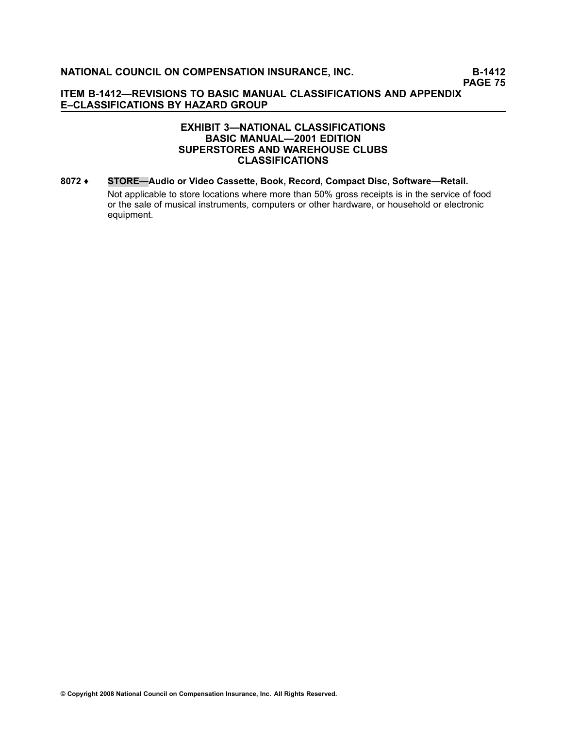## EXHIBIT 3—NATIONAL CLASSIFICATIONS BASIC MANUAL—2001 EDITION SUPERSTORES AND WAREHOUSE CLUBS CLASSIFICATIONS

**8072 ♦** **STORE—Audio or Video Cassette, Book, Record, Compact Disc, Software—Retail.**

Not applicable to store locations where more than 50% gross receipts is in the service of food or the sale of musical instruments, computers or other hardware, or household or electronic equipment.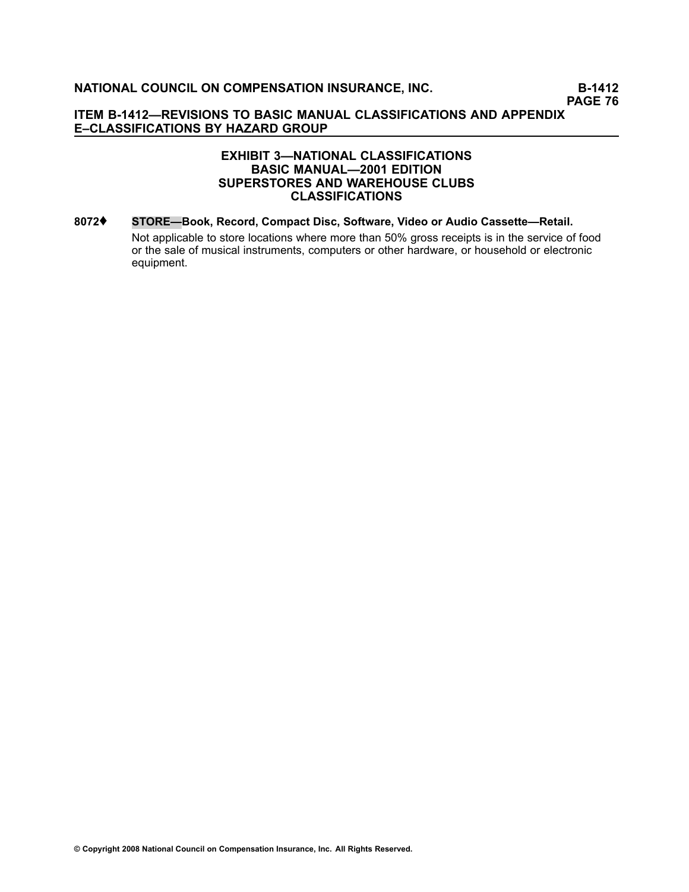## EXHIBIT 3—NATIONAL CLASSIFICATIONS
## BASIC MANUAL—2001 EDITION
## SUPERSTORES AND WAREHOUSE CLUBS
## CLASSIFICATIONS

**8072♦ STORE—Book, Record, Compact Disc, Software, Video or Audio Cassette—Retail.**

Not applicable to store locations where more than 50% gross receipts is in the service of food or the sale of musical instruments, computers or other hardware, or household or electronic equipment.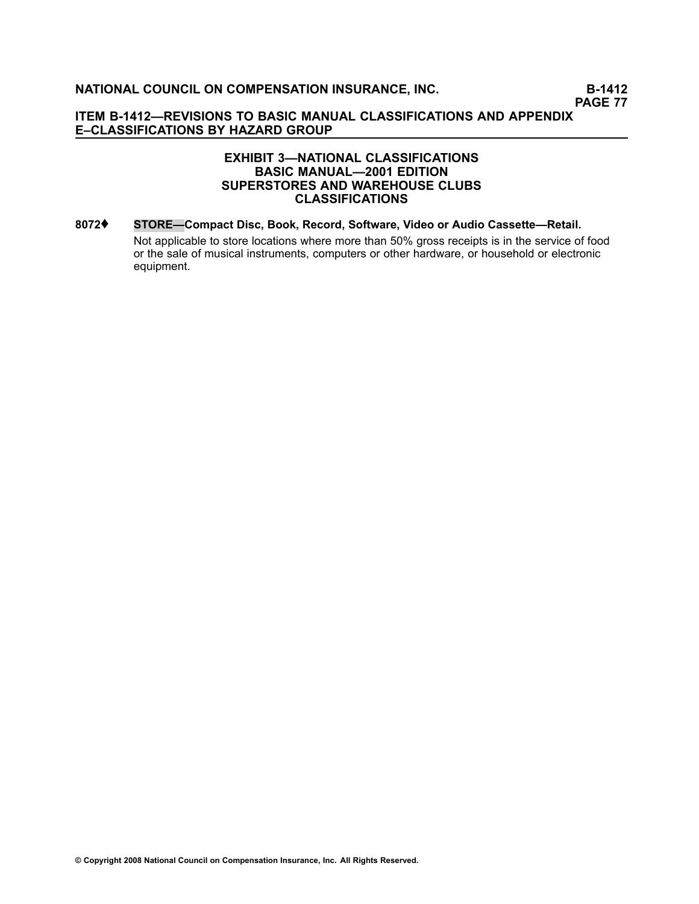## EXHIBIT 3—NATIONAL CLASSIFICATIONS
## BASIC MANUAL—2001 EDITION
## SUPERSTORES AND WAREHOUSE CLUBS
## CLASSIFICATIONS

**8072♦** **STORE—Compact Disc, Book, Record, Software, Video or Audio Cassette—Retail.**

Not applicable to store locations where more than 50% gross receipts is in the service of food or the sale of musical instruments, computers or other hardware, or household or electronic equipment.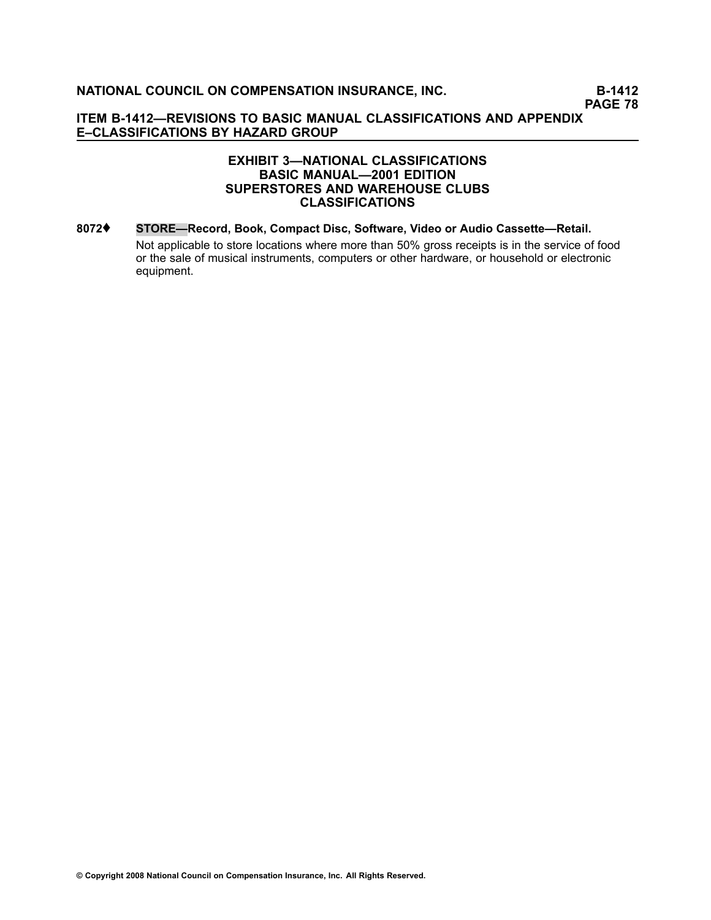## EXHIBIT 3—NATIONAL CLASSIFICATIONS
## BASIC MANUAL—2001 EDITION
## SUPERSTORES AND WAREHOUSE CLUBS
## CLASSIFICATIONS

**8072♦ STORE—Record, Book, Compact Disc, Software, Video or Audio Cassette—Retail.**

Not applicable to store locations where more than 50% gross receipts is in the service of food or the sale of musical instruments, computers or other hardware, or household or electronic equipment.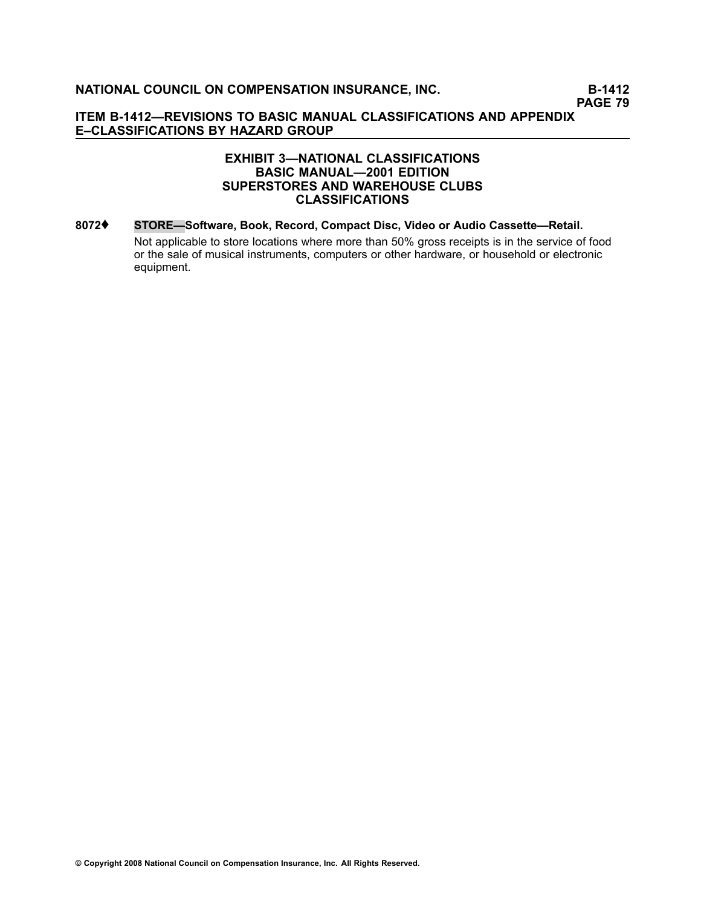## EXHIBIT 3—NATIONAL CLASSIFICATIONS
## BASIC MANUAL—2001 EDITION
## SUPERSTORES AND WAREHOUSE CLUBS
## CLASSIFICATIONS

**8072♦ STORE—Software, Book, Record, Compact Disc, Video or Audio Cassette—Retail.**

Not applicable to store locations where more than 50% gross receipts is in the service of food or the sale of musical instruments, computers or other hardware, or household or electronic equipment.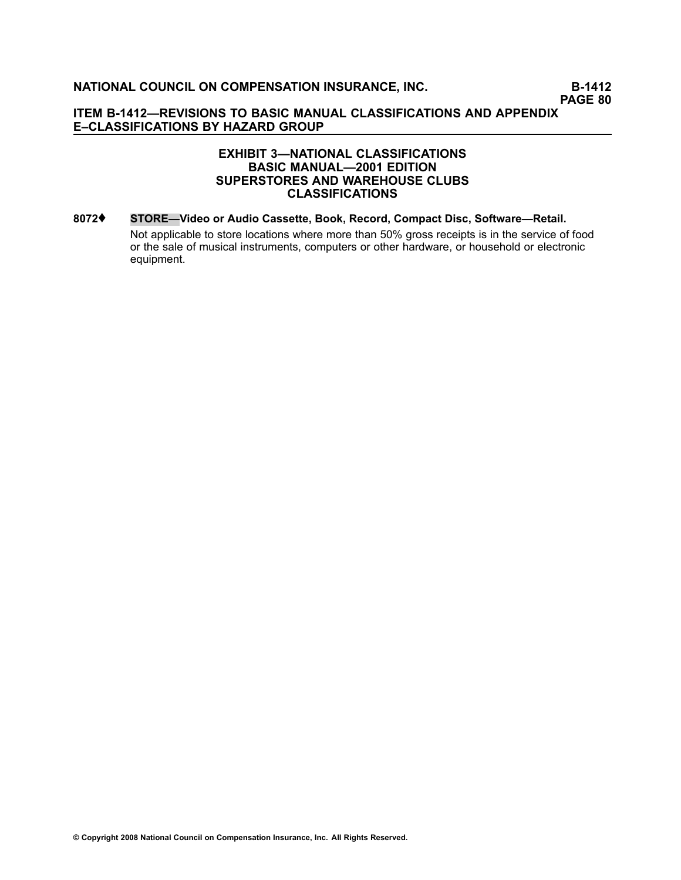## EXHIBIT 3—NATIONAL CLASSIFICATIONS
## BASIC MANUAL—2001 EDITION
## SUPERSTORES AND WAREHOUSE CLUBS
## CLASSIFICATIONS

**8072♦ STORE—Video or Audio Cassette, Book, Record, Compact Disc, Software—Retail.**

Not applicable to store locations where more than 50% gross receipts is in the service of food or the sale of musical instruments, computers or other hardware, or household or electronic equipment.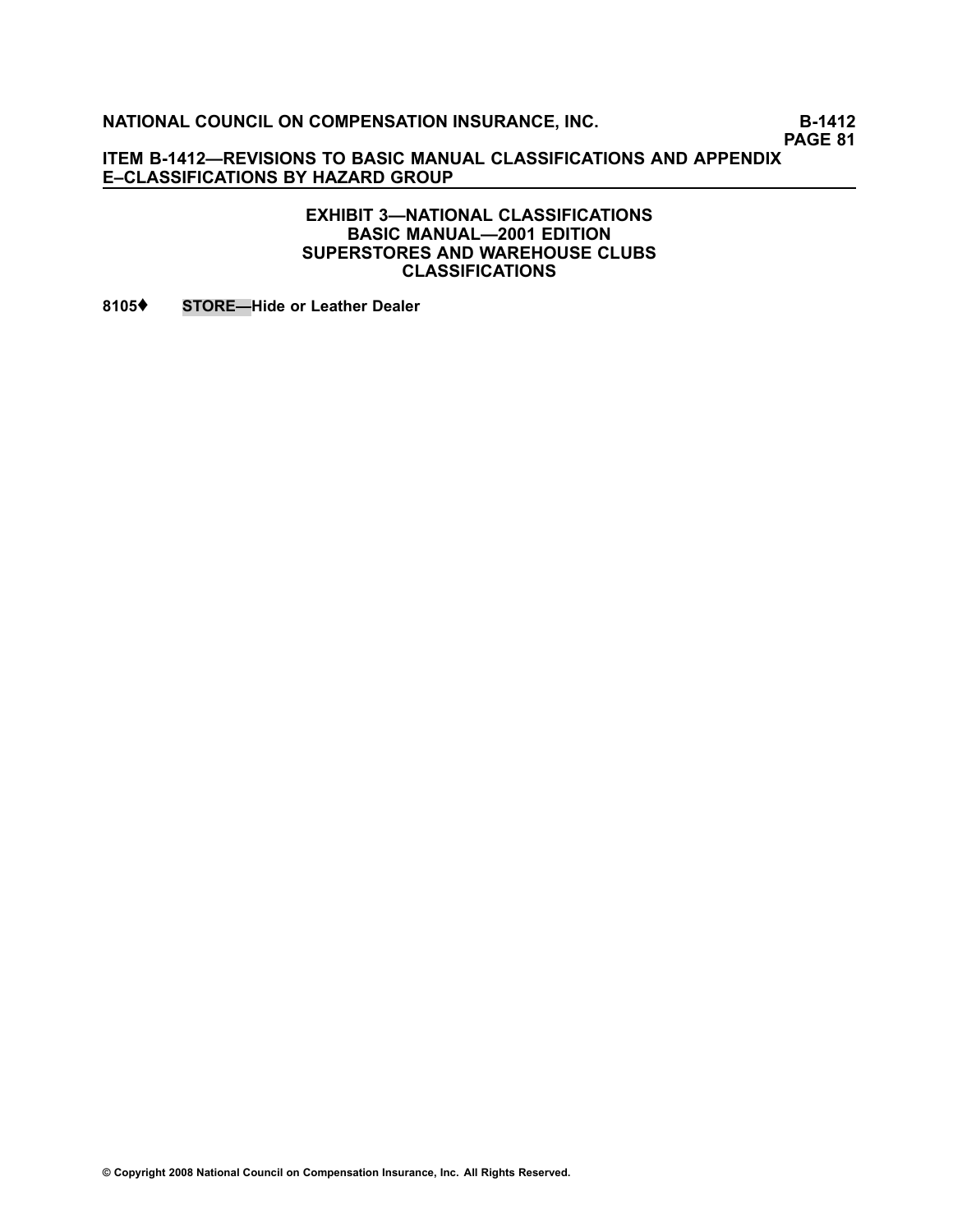**EXHIBIT 3—NATIONAL CLASSIFICATIONS**
**BASIC MANUAL—2001 EDITION**
**SUPERSTORES AND WAREHOUSE CLUBS**
**CLASSIFICATIONS**

**8105♦ STORE—Hide or Leather Dealer**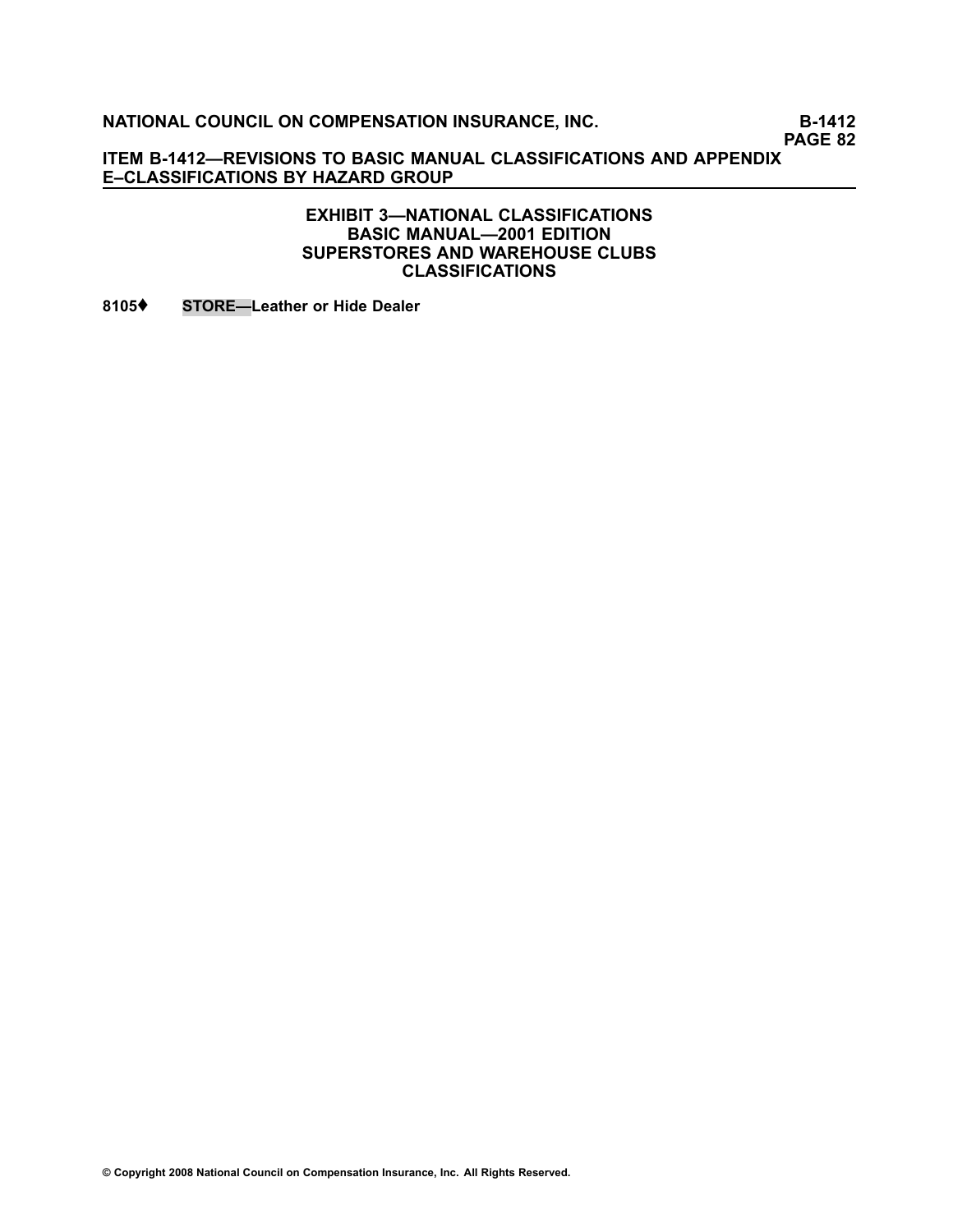### EXHIBIT 3—NATIONAL CLASSIFICATIONS
### BASIC MANUAL—2001 EDITION
### SUPERSTORES AND WAREHOUSE CLUBS
### CLASSIFICATIONS

**8105♦ STORE—Leather or Hide Dealer**

© Copyright 2008 National Council on Compensation Insurance, Inc. All Rights Reserved.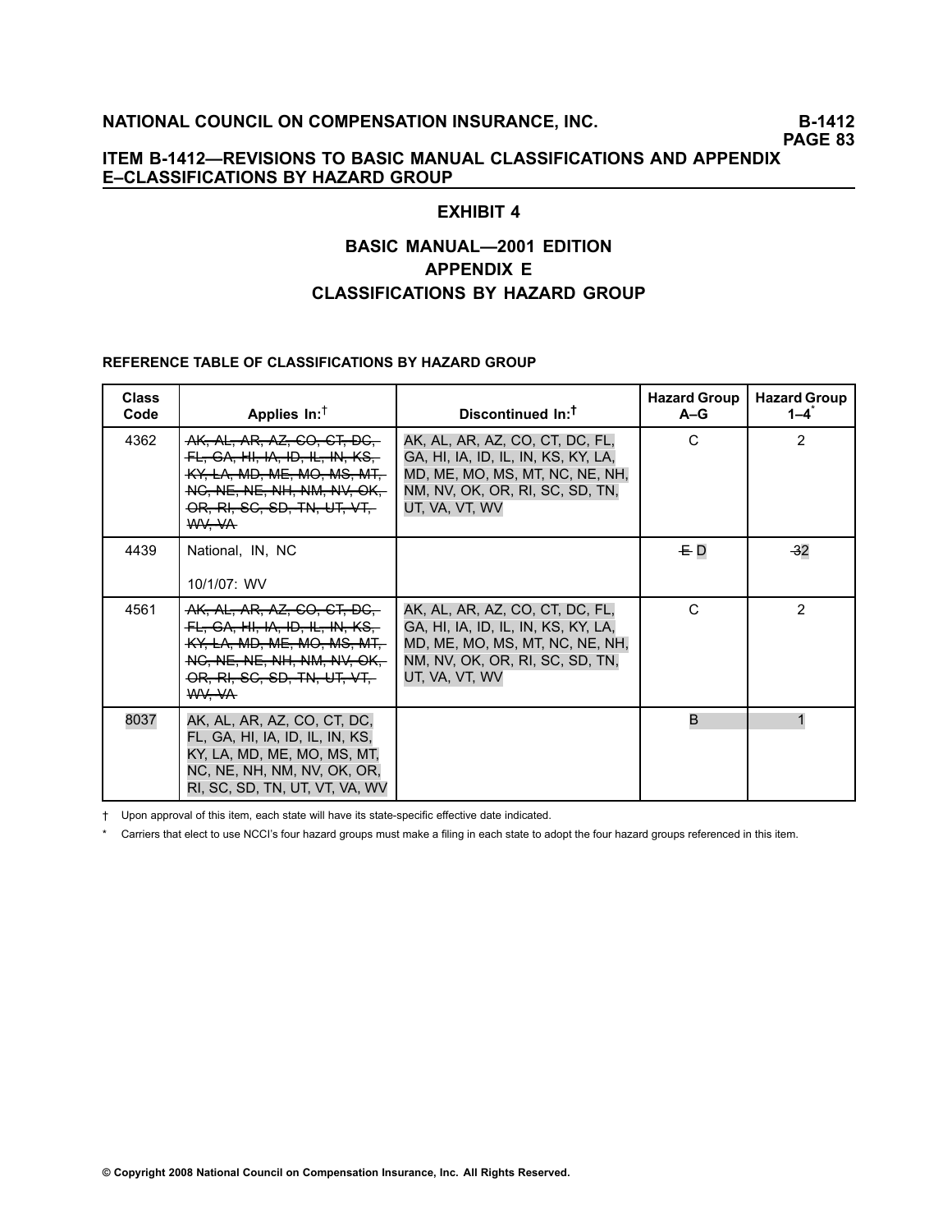ITEM B-1412—REVISIONS TO BASIC MANUAL CLASSIFICATIONS AND APPENDIX E–CLASSIFICATIONS BY HAZARD GROUP

## EXHIBIT 4

## BASIC MANUAL—2001 EDITION
## APPENDIX E
## CLASSIFICATIONS BY HAZARD GROUP

**REFERENCE TABLE OF CLASSIFICATIONS BY HAZARD GROUP**

| Class Code | Applies In:† | Discontinued In:† | Hazard Group A–G | Hazard Group 1–4* |
|---|---|---|---|---|
| 4362 | ~~AK, AL, AR, AZ, CO, CT, DC, FL, GA, HI, IA, ID, IL, IN, KS, KY, LA, MD, ME, MO, MS, MT, NC, NE, NE, NH, NM, NV, OK, OR, RI, SC, SD, TN, UT, VT, WV, VA~~ | AK, AL, AR, AZ, CO, CT, DC, FL, GA, HI, IA, ID, IL, IN, KS, KY, LA, MD, ME, MO, MS, MT, NC, NE, NH, NM, NV, OK, OR, RI, SC, SD, TN, UT, VA, VT, WV | C | 2 |
| 4439 | National, IN, NC<br><br>10/1/07: WV | | ~~E~~ D | ~~3~~2 |
| 4561 | ~~AK, AL, AR, AZ, CO, CT, DC, FL, GA, HI, IA, ID, IL, IN, KS, KY, LA, MD, ME, MO, MS, MT, NC, NE, NE, NH, NM, NV, OK, OR, RI, SC, SD, TN, UT, VT, WV, VA~~ | AK, AL, AR, AZ, CO, CT, DC, FL, GA, HI, IA, ID, IL, IN, KS, KY, LA, MD, ME, MO, MS, MT, NC, NE, NH, NM, NV, OK, OR, RI, SC, SD, TN, UT, VA, VT, WV | C | 2 |
| 8037 | AK, AL, AR, AZ, CO, CT, DC, FL, GA, HI, IA, ID, IL, IN, KS, KY, LA, MD, ME, MO, MS, MT, NC, NE, NH, NM, NV, OK, OR, RI, SC, SD, TN, UT, VT, VA, WV | | B | 1 |

† Upon approval of this item, each state will have its state-specific effective date indicated.

\* Carriers that elect to use NCCI's four hazard groups must make a filing in each state to adopt the four hazard groups referenced in this item.

© Copyright 2008 National Council on Compensation Insurance, Inc. All Rights Reserved.